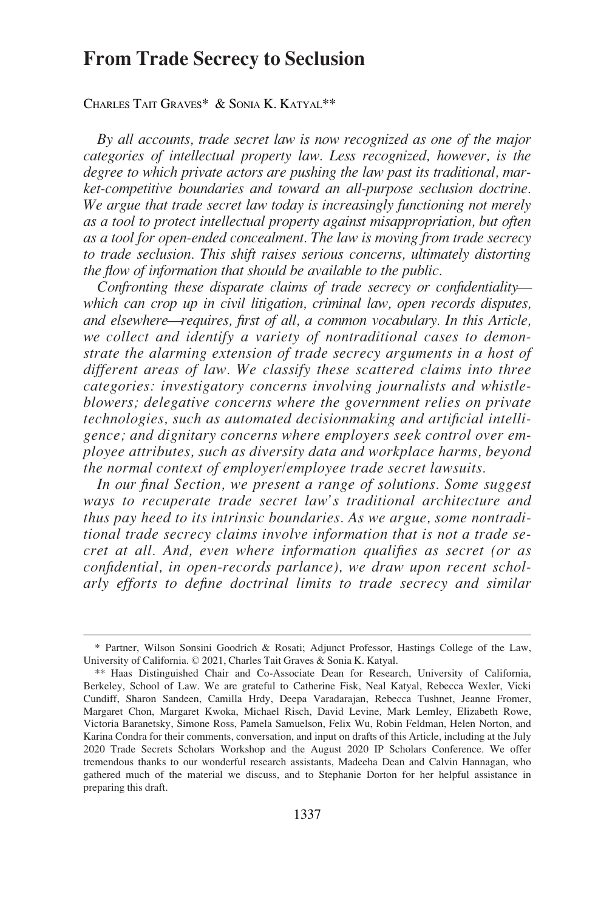# From Trade Secrecy to Seclusion

CHARLES TAIT GRAVES* & SONIA K. KATYAL**

*By all accounts, trade secret law is now recognized as one of the major categories of intellectual property law. Less recognized, however, is the degree to which private actors are pushing the law past its traditional, market-competitive boundaries and toward an all-purpose seclusion doctrine. We argue that trade secret law today is increasingly functioning not merely as a tool to protect intellectual property against misappropriation, but often as a tool for open-ended concealment. The law is moving from trade secrecy to trade seclusion. This shift raises serious concerns, ultimately distorting the flow of information that should be available to the public.*

*Confronting these disparate claims of trade secrecy or confidentiality—which can crop up in civil litigation, criminal law, open records disputes, and elsewhere—requires, first of all, a common vocabulary. In this Article, we collect and identify a variety of nontraditional cases to demonstrate the alarming extension of trade secrecy arguments in a host of different areas of law. We classify these scattered claims into three categories: investigatory concerns involving journalists and whistleblowers; delegative concerns where the government relies on private technologies, such as automated decisionmaking and artificial intelligence; and dignitary concerns where employers seek control over employee attributes, such as diversity data and workplace harms, beyond the normal context of employer/employee trade secret lawsuits.*

*In our final Section, we present a range of solutions. Some suggest ways to recuperate trade secret law's traditional architecture and thus pay heed to its intrinsic boundaries. As we argue, some nontraditional trade secrecy claims involve information that is not a trade secret at all. And, even where information qualifies as secret (or as confidential, in open-records parlance), we draw upon recent scholarly efforts to define doctrinal limits to trade secrecy and similar*

---

\* Partner, Wilson Sonsini Goodrich & Rosati; Adjunct Professor, Hastings College of the Law, University of California. © 2021, Charles Tait Graves & Sonia K. Katyal.

\** Haas Distinguished Chair and Co-Associate Dean for Research, University of California, Berkeley, School of Law. We are grateful to Catherine Fisk, Neal Katyal, Rebecca Wexler, Vicki Cundiff, Sharon Sandeen, Camilla Hrdy, Deepa Varadarajan, Rebecca Tushnet, Jeanne Fromer, Margaret Chon, Margaret Kwoka, Michael Risch, David Levine, Mark Lemley, Elizabeth Rowe, Victoria Baranetsky, Simone Ross, Pamela Samuelson, Felix Wu, Robin Feldman, Helen Norton, and Karina Condra for their comments, conversation, and input on drafts of this Article, including at the July 2020 Trade Secrets Scholars Workshop and the August 2020 IP Scholars Conference. We offer tremendous thanks to our wonderful research assistants, Madeeha Dean and Calvin Hannagan, who gathered much of the material we discuss, and to Stephanie Dorton for her helpful assistance in preparing this draft.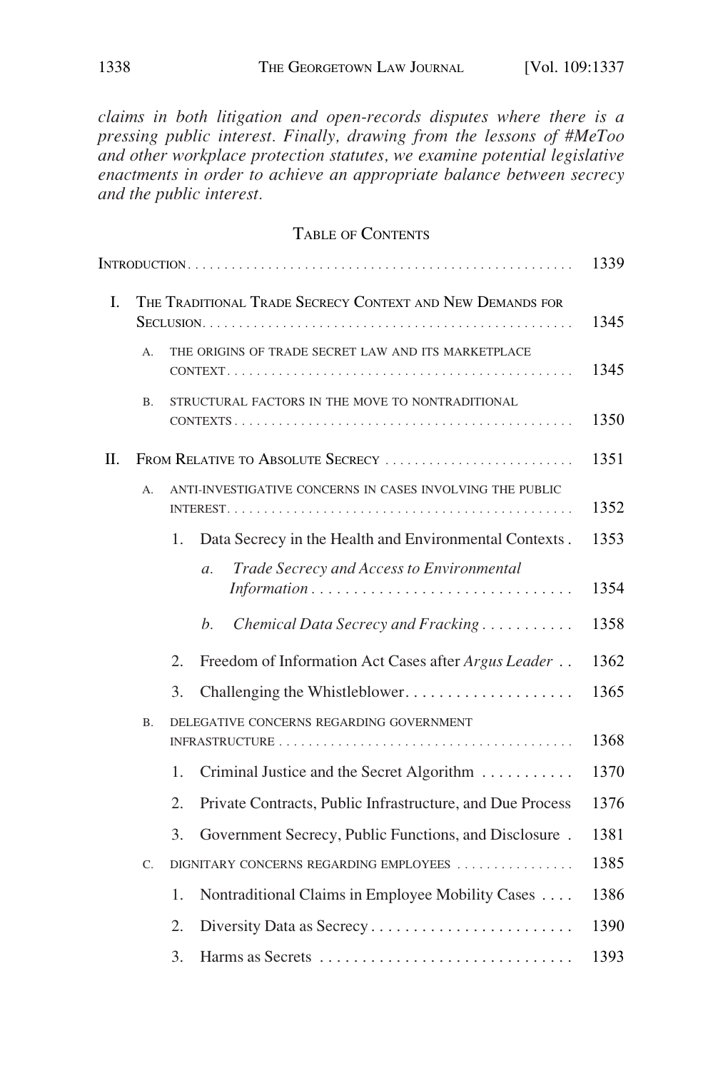*claims in both litigation and open-records disputes where there is a pressing public interest. Finally, drawing from the lessons of #MeToo and other workplace protection statutes, we examine potential legislative enactments in order to achieve an appropriate balance between secrecy and the public interest.*

## Table of Contents

| | |
|---|---|
| Introduction | 1339 |
| I. The Traditional Trade Secrecy Context and New Demands for Seclusion | 1345 |
| A. The origins of trade secret law and its marketplace context | 1345 |
| B. Structural factors in the move to nontraditional contexts | 1350 |
| II. From Relative to Absolute Secrecy | 1351 |
| A. Anti-investigative concerns in cases involving the public interest | 1352 |
| 1. Data Secrecy in the Health and Environmental Contexts | 1353 |
| *a. Trade Secrecy and Access to Environmental Information* | 1354 |
| *b. Chemical Data Secrecy and Fracking* | 1358 |
| 2. Freedom of Information Act Cases after *Argus Leader* | 1362 |
| 3. Challenging the Whistleblower | 1365 |
| B. Delegative concerns regarding government infrastructure | 1368 |
| 1. Criminal Justice and the Secret Algorithm | 1370 |
| 2. Private Contracts, Public Infrastructure, and Due Process | 1376 |
| 3. Government Secrecy, Public Functions, and Disclosure | 1381 |
| C. Dignitary concerns regarding employees | 1385 |
| 1. Nontraditional Claims in Employee Mobility Cases | 1386 |
| 2. Diversity Data as Secrecy | 1390 |
| 3. Harms as Secrets | 1393 |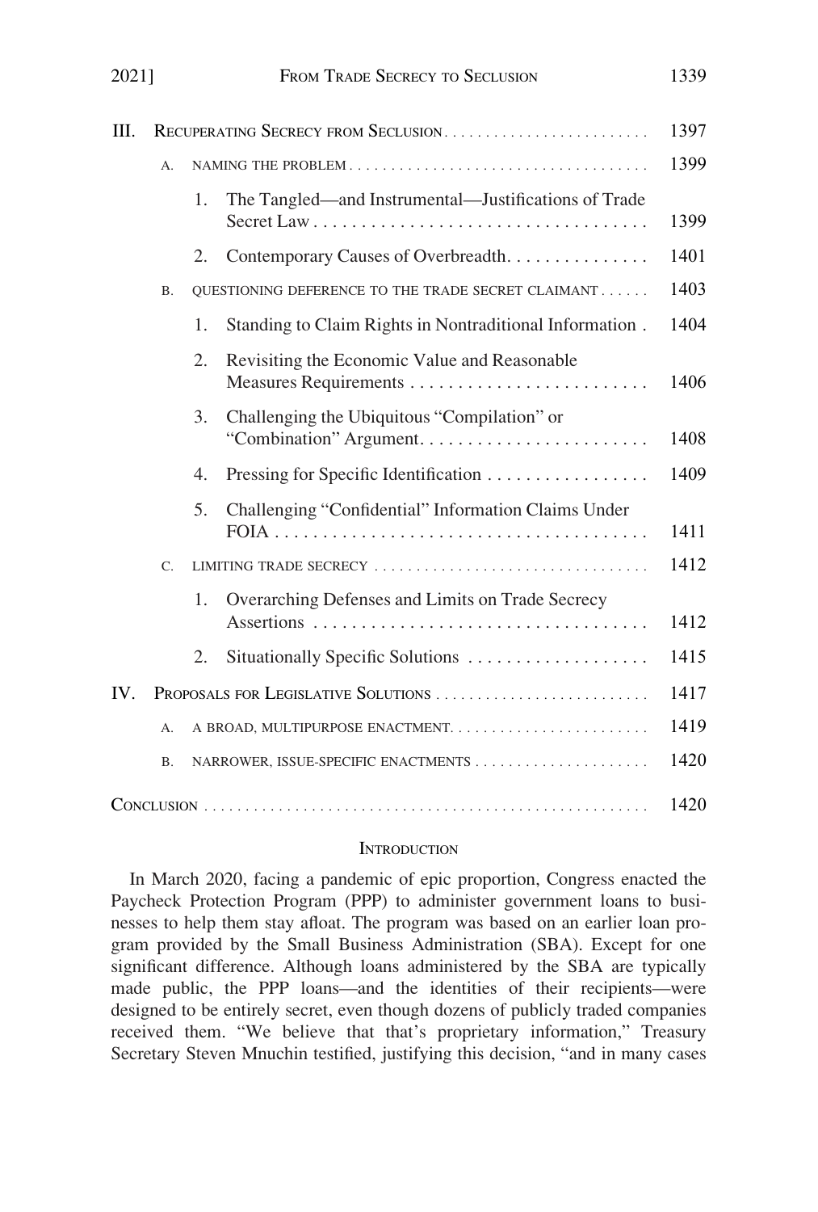III. RECUPERATING SECRECY FROM SECLUSION . . . . . . . . . . . . . . . . . . . . . . . . . 1397

A. NAMING THE PROBLEM . . . . . . . . . . . . . . . . . . . . . . . . . . . . . . . . . . . 1399

1. The Tangled—and Instrumental—Justifications of Trade Secret Law . . . . . . . . . . . . . . . . . . . . . . . . . . . . . . . . . . . 1399

2. Contemporary Causes of Overbreadth. . . . . . . . . . . . . . . 1401

B. QUESTIONING DEFERENCE TO THE TRADE SECRET CLAIMANT . . . . . . 1403

1. Standing to Claim Rights in Nontraditional Information . 1404

2. Revisiting the Economic Value and Reasonable Measures Requirements . . . . . . . . . . . . . . . . . . . . . . . . . 1406

3. Challenging the Ubiquitous "Compilation" or "Combination" Argument. . . . . . . . . . . . . . . . . . . . . . . . 1408

4. Pressing for Specific Identification . . . . . . . . . . . . . . . . . 1409

5. Challenging "Confidential" Information Claims Under FOIA . . . . . . . . . . . . . . . . . . . . . . . . . . . . . . . . . . . . . . . 1411

C. LIMITING TRADE SECRECY . . . . . . . . . . . . . . . . . . . . . . . . . . . . . . . . 1412

1. Overarching Defenses and Limits on Trade Secrecy Assertions . . . . . . . . . . . . . . . . . . . . . . . . . . . . . . . . . . . 1412

2. Situationally Specific Solutions . . . . . . . . . . . . . . . . . . . 1415

IV. PROPOSALS FOR LEGISLATIVE SOLUTIONS . . . . . . . . . . . . . . . . . . . . . . . . . . 1417

A. A BROAD, MULTIPURPOSE ENACTMENT. . . . . . . . . . . . . . . . . . . . . . . 1419

B. NARROWER, ISSUE-SPECIFIC ENACTMENTS . . . . . . . . . . . . . . . . . . . . 1420

CONCLUSION . . . . . . . . . . . . . . . . . . . . . . . . . . . . . . . . . . . . . . . . . . . . . . . . . . . . . 1420

## INTRODUCTION

In March 2020, facing a pandemic of epic proportion, Congress enacted the Paycheck Protection Program (PPP) to administer government loans to businesses to help them stay afloat. The program was based on an earlier loan program provided by the Small Business Administration (SBA). Except for one significant difference. Although loans administered by the SBA are typically made public, the PPP loans—and the identities of their recipients—were designed to be entirely secret, even though dozens of publicly traded companies received them. "We believe that that's proprietary information," Treasury Secretary Steven Mnuchin testified, justifying this decision, "and in many cases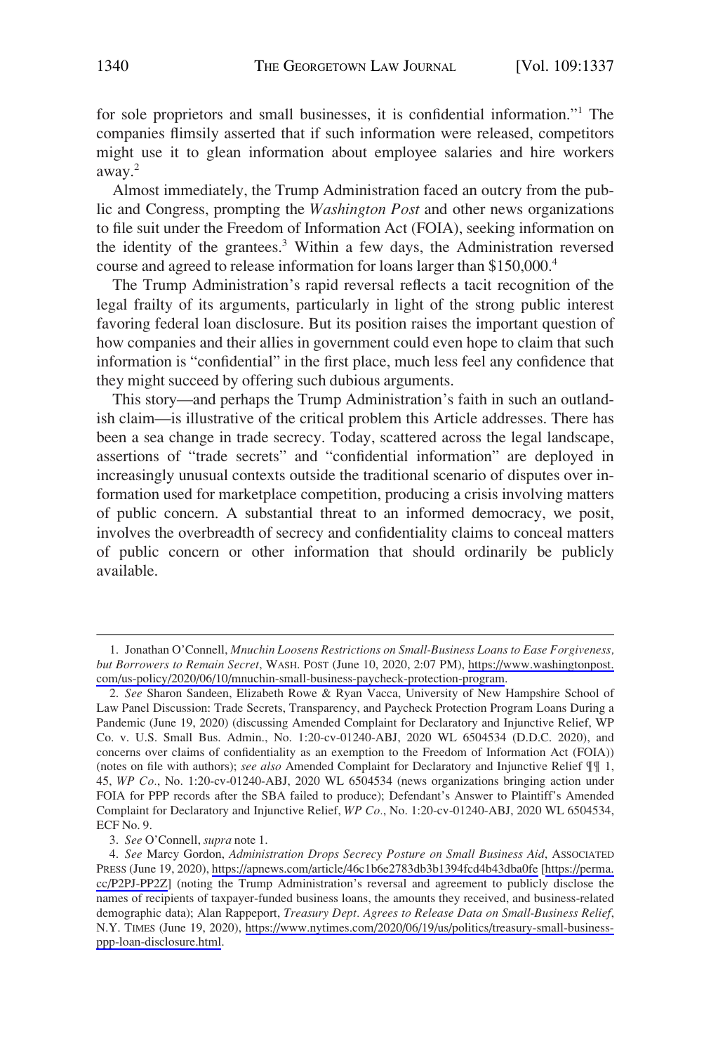for sole proprietors and small businesses, it is confidential information."[1] The companies flimsily asserted that if such information were released, competitors might use it to glean information about employee salaries and hire workers away.[2]

Almost immediately, the Trump Administration faced an outcry from the public and Congress, prompting the *Washington Post* and other news organizations to file suit under the Freedom of Information Act (FOIA), seeking information on the identity of the grantees.[3] Within a few days, the Administration reversed course and agreed to release information for loans larger than $150,000.[4]

The Trump Administration's rapid reversal reflects a tacit recognition of the legal frailty of its arguments, particularly in light of the strong public interest favoring federal loan disclosure. But its position raises the important question of how companies and their allies in government could even hope to claim that such information is "confidential" in the first place, much less feel any confidence that they might succeed by offering such dubious arguments.

This story—and perhaps the Trump Administration's faith in such an outlandish claim—is illustrative of the critical problem this Article addresses. There has been a sea change in trade secrecy. Today, scattered across the legal landscape, assertions of "trade secrets" and "confidential information" are deployed in increasingly unusual contexts outside the traditional scenario of disputes over information used for marketplace competition, producing a crisis involving matters of public concern. A substantial threat to an informed democracy, we posit, involves the overbreadth of secrecy and confidentiality claims to conceal matters of public concern or other information that should ordinarily be publicly available.

---

1. Jonathan O'Connell, *Mnuchin Loosens Restrictions on Small-Business Loans to Ease Forgiveness, but Borrowers to Remain Secret*, WASH. POST (June 10, 2020, 2:07 PM), https://www.washingtonpost.com/us-policy/2020/06/10/mnuchin-small-business-paycheck-protection-program.

2. *See* Sharon Sandeen, Elizabeth Rowe & Ryan Vacca, University of New Hampshire School of Law Panel Discussion: Trade Secrets, Transparency, and Paycheck Protection Program Loans During a Pandemic (June 19, 2020) (discussing Amended Complaint for Declaratory and Injunctive Relief, WP Co. v. U.S. Small Bus. Admin., No. 1:20-cv-01240-ABJ, 2020 WL 6504534 (D.D.C. 2020), and concerns over claims of confidentiality as an exemption to the Freedom of Information Act (FOIA)) (notes on file with authors); *see also* Amended Complaint for Declaratory and Injunctive Relief ¶¶ 1, 45, *WP Co.*, No. 1:20-cv-01240-ABJ, 2020 WL 6504534 (news organizations bringing action under FOIA for PPP records after the SBA failed to produce); Defendant's Answer to Plaintiff's Amended Complaint for Declaratory and Injunctive Relief, *WP Co.*, No. 1:20-cv-01240-ABJ, 2020 WL 6504534, ECF No. 9.

3. *See* O'Connell, *supra* note 1.

4. *See* Marcy Gordon, *Administration Drops Secrecy Posture on Small Business Aid*, ASSOCIATED PRESS (June 19, 2020), https://apnews.com/article/46c1b6e2783db3b1394fcd4b43dba0fe [https://perma.cc/P2PJ-PP2Z] (noting the Trump Administration's reversal and agreement to publicly disclose the names of recipients of taxpayer-funded business loans, the amounts they received, and business-related demographic data); Alan Rappeport, *Treasury Dept. Agrees to Release Data on Small-Business Relief*, N.Y. TIMES (June 19, 2020), https://www.nytimes.com/2020/06/19/us/politics/treasury-small-business-ppp-loan-disclosure.html.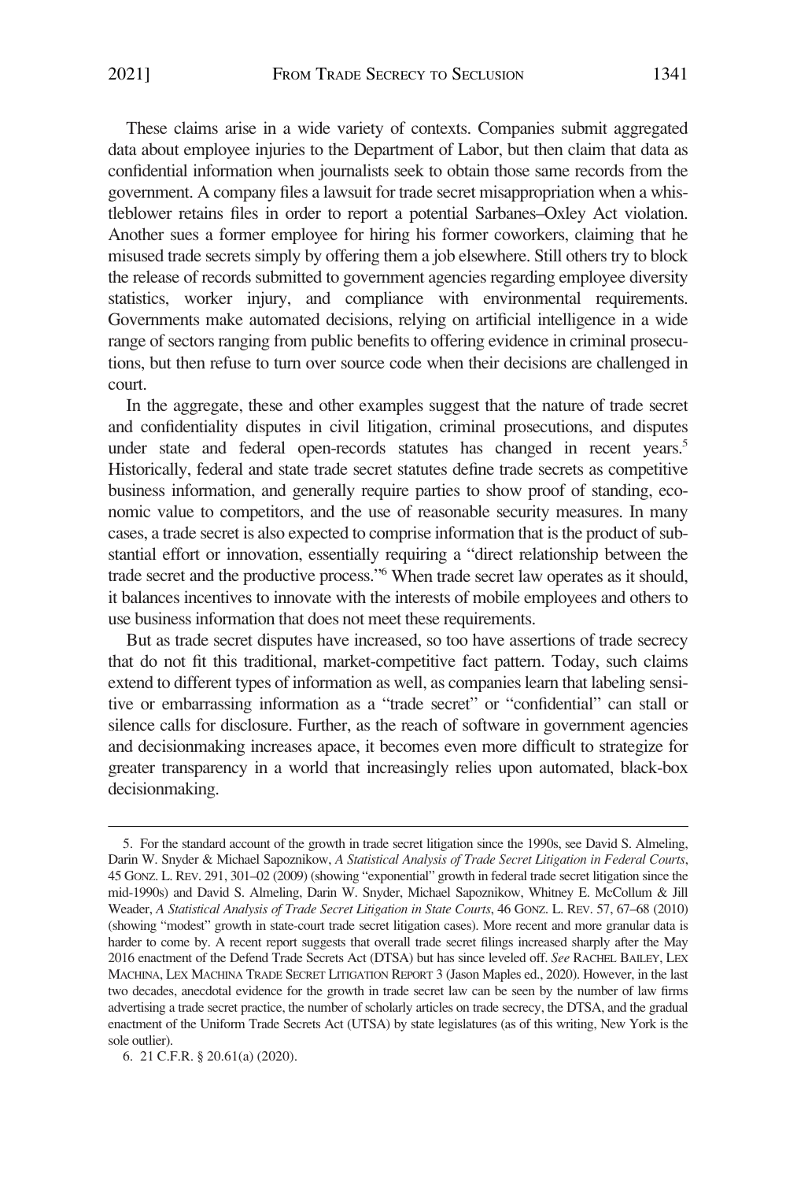These claims arise in a wide variety of contexts. Companies submit aggregated data about employee injuries to the Department of Labor, but then claim that data as confidential information when journalists seek to obtain those same records from the government. A company files a lawsuit for trade secret misappropriation when a whistleblower retains files in order to report a potential Sarbanes–Oxley Act violation. Another sues a former employee for hiring his former coworkers, claiming that he misused trade secrets simply by offering them a job elsewhere. Still others try to block the release of records submitted to government agencies regarding employee diversity statistics, worker injury, and compliance with environmental requirements. Governments make automated decisions, relying on artificial intelligence in a wide range of sectors ranging from public benefits to offering evidence in criminal prosecutions, but then refuse to turn over source code when their decisions are challenged in court.

In the aggregate, these and other examples suggest that the nature of trade secret and confidentiality disputes in civil litigation, criminal prosecutions, and disputes under state and federal open-records statutes has changed in recent years.[5] Historically, federal and state trade secret statutes define trade secrets as competitive business information, and generally require parties to show proof of standing, economic value to competitors, and the use of reasonable security measures. In many cases, a trade secret is also expected to comprise information that is the product of substantial effort or innovation, essentially requiring a "direct relationship between the trade secret and the productive process."[6] When trade secret law operates as it should, it balances incentives to innovate with the interests of mobile employees and others to use business information that does not meet these requirements.

But as trade secret disputes have increased, so too have assertions of trade secrecy that do not fit this traditional, market-competitive fact pattern. Today, such claims extend to different types of information as well, as companies learn that labeling sensitive or embarrassing information as a "trade secret" or "confidential" can stall or silence calls for disclosure. Further, as the reach of software in government agencies and decisionmaking increases apace, it becomes even more difficult to strategize for greater transparency in a world that increasingly relies upon automated, black-box decisionmaking.

---

5. For the standard account of the growth in trade secret litigation since the 1990s, see David S. Almeling, Darin W. Snyder & Michael Sapoznikow, *A Statistical Analysis of Trade Secret Litigation in Federal Courts*, 45 GONZ. L. REV. 291, 301–02 (2009) (showing "exponential" growth in federal trade secret litigation since the mid-1990s) and David S. Almeling, Darin W. Snyder, Michael Sapoznikow, Whitney E. McCollum & Jill Weader, *A Statistical Analysis of Trade Secret Litigation in State Courts*, 46 GONZ. L. REV. 57, 67–68 (2010) (showing "modest" growth in state-court trade secret litigation cases). More recent and more granular data is harder to come by. A recent report suggests that overall trade secret filings increased sharply after the May 2016 enactment of the Defend Trade Secrets Act (DTSA) but has since leveled off. *See* RACHEL BAILEY, LEX MACHINA, LEX MACHINA TRADE SECRET LITIGATION REPORT 3 (Jason Maples ed., 2020). However, in the last two decades, anecdotal evidence for the growth in trade secret law can be seen by the number of law firms advertising a trade secret practice, the number of scholarly articles on trade secrecy, the DTSA, and the gradual enactment of the Uniform Trade Secrets Act (UTSA) by state legislatures (as of this writing, New York is the sole outlier).

6. 21 C.F.R. § 20.61(a) (2020).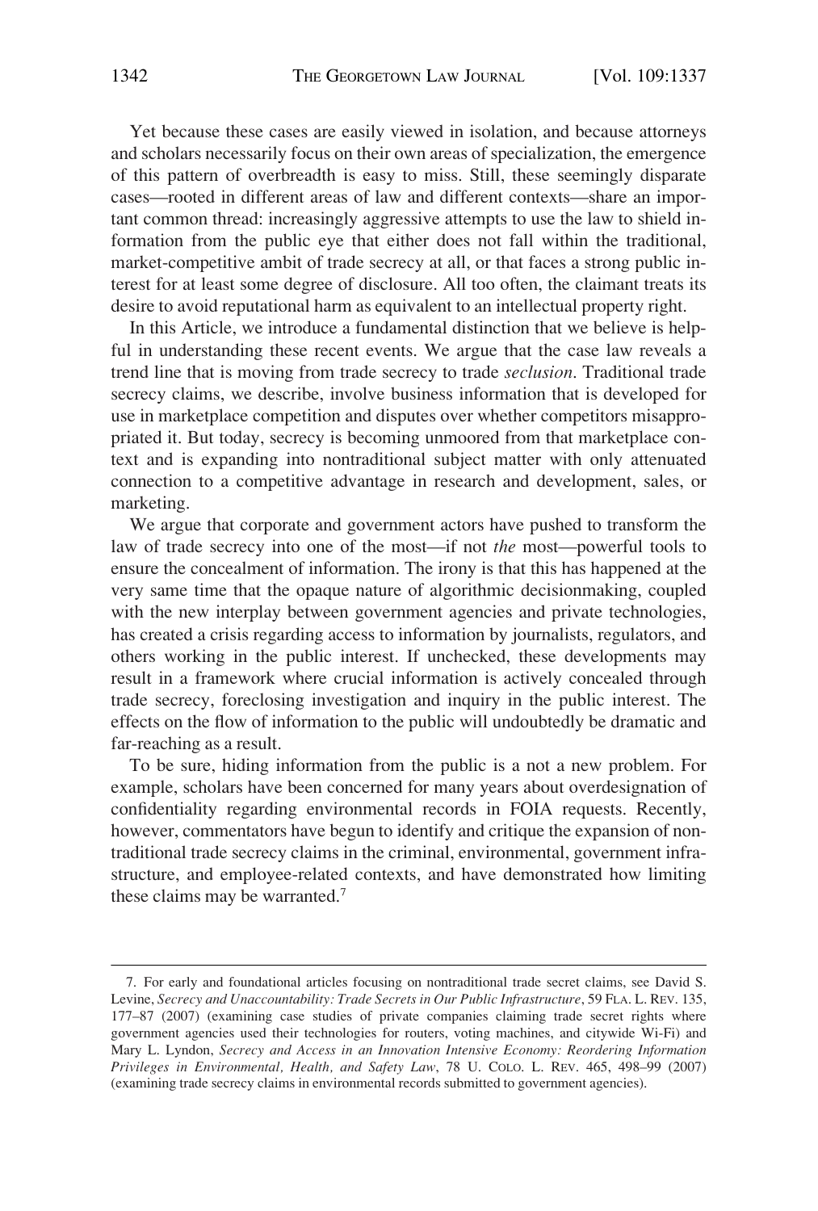Yet because these cases are easily viewed in isolation, and because attorneys and scholars necessarily focus on their own areas of specialization, the emergence of this pattern of overbreadth is easy to miss. Still, these seemingly disparate cases—rooted in different areas of law and different contexts—share an important common thread: increasingly aggressive attempts to use the law to shield information from the public eye that either does not fall within the traditional, market-competitive ambit of trade secrecy at all, or that faces a strong public interest for at least some degree of disclosure. All too often, the claimant treats its desire to avoid reputational harm as equivalent to an intellectual property right.

In this Article, we introduce a fundamental distinction that we believe is helpful in understanding these recent events. We argue that the case law reveals a trend line that is moving from trade secrecy to trade *seclusion*. Traditional trade secrecy claims, we describe, involve business information that is developed for use in marketplace competition and disputes over whether competitors misappropriated it. But today, secrecy is becoming unmoored from that marketplace context and is expanding into nontraditional subject matter with only attenuated connection to a competitive advantage in research and development, sales, or marketing.

We argue that corporate and government actors have pushed to transform the law of trade secrecy into one of the most—if not *the* most—powerful tools to ensure the concealment of information. The irony is that this has happened at the very same time that the opaque nature of algorithmic decisionmaking, coupled with the new interplay between government agencies and private technologies, has created a crisis regarding access to information by journalists, regulators, and others working in the public interest. If unchecked, these developments may result in a framework where crucial information is actively concealed through trade secrecy, foreclosing investigation and inquiry in the public interest. The effects on the flow of information to the public will undoubtedly be dramatic and far-reaching as a result.

To be sure, hiding information from the public is a not a new problem. For example, scholars have been concerned for many years about overdesignation of confidentiality regarding environmental records in FOIA requests. Recently, however, commentators have begun to identify and critique the expansion of nontraditional trade secrecy claims in the criminal, environmental, government infrastructure, and employee-related contexts, and have demonstrated how limiting these claims may be warranted.[7]

---

7. For early and foundational articles focusing on nontraditional trade secret claims, see David S. Levine, *Secrecy and Unaccountability: Trade Secrets in Our Public Infrastructure*, 59 FLA. L. REV. 135, 177–87 (2007) (examining case studies of private companies claiming trade secret rights where government agencies used their technologies for routers, voting machines, and citywide Wi-Fi) and Mary L. Lyndon, *Secrecy and Access in an Innovation Intensive Economy: Reordering Information Privileges in Environmental, Health, and Safety Law*, 78 U. COLO. L. REV. 465, 498–99 (2007) (examining trade secrecy claims in environmental records submitted to government agencies).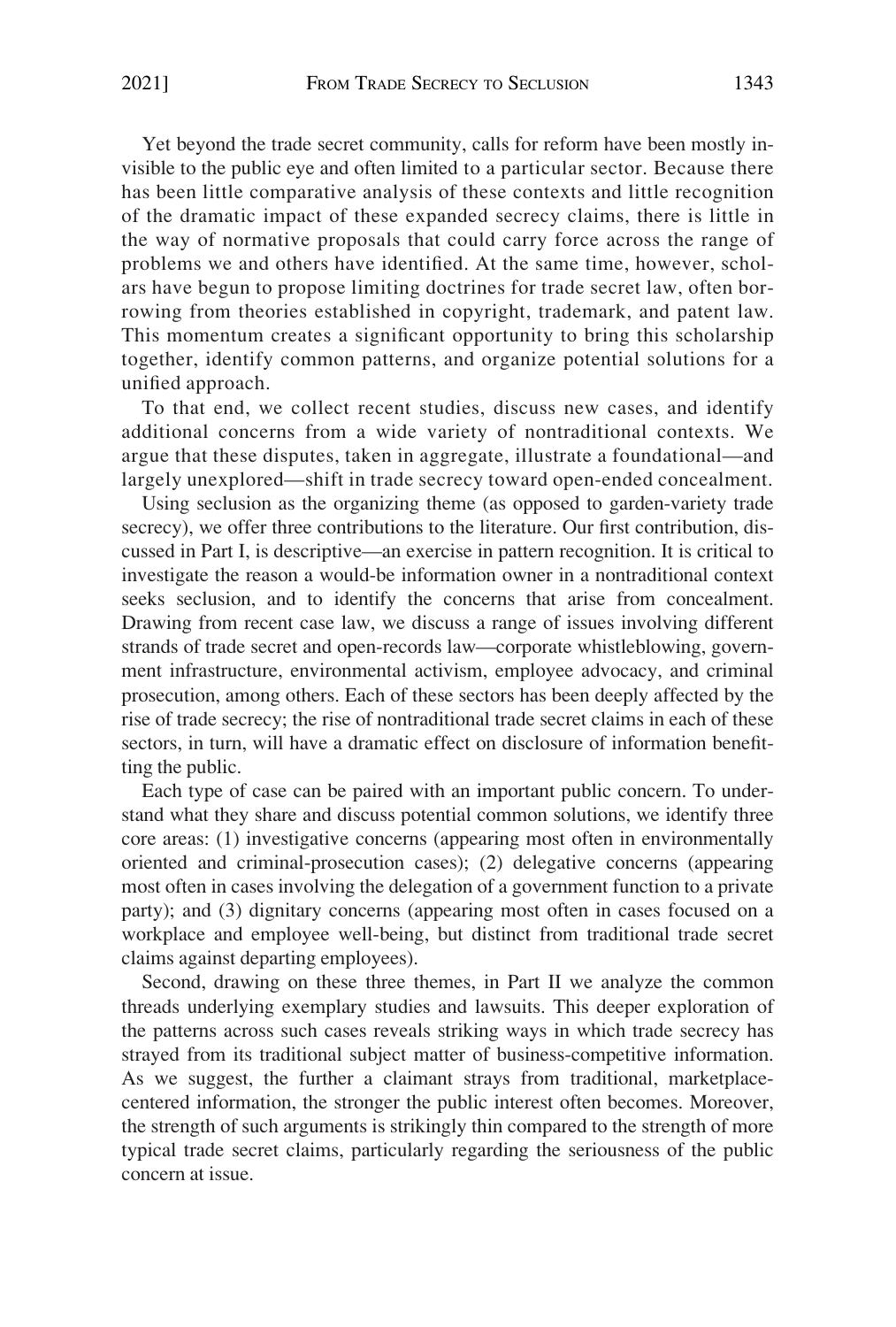Yet beyond the trade secret community, calls for reform have been mostly invisible to the public eye and often limited to a particular sector. Because there has been little comparative analysis of these contexts and little recognition of the dramatic impact of these expanded secrecy claims, there is little in the way of normative proposals that could carry force across the range of problems we and others have identified. At the same time, however, scholars have begun to propose limiting doctrines for trade secret law, often borrowing from theories established in copyright, trademark, and patent law. This momentum creates a significant opportunity to bring this scholarship together, identify common patterns, and organize potential solutions for a unified approach.

To that end, we collect recent studies, discuss new cases, and identify additional concerns from a wide variety of nontraditional contexts. We argue that these disputes, taken in aggregate, illustrate a foundational—and largely unexplored—shift in trade secrecy toward open-ended concealment.

Using seclusion as the organizing theme (as opposed to garden-variety trade secrecy), we offer three contributions to the literature. Our first contribution, discussed in Part I, is descriptive—an exercise in pattern recognition. It is critical to investigate the reason a would-be information owner in a nontraditional context seeks seclusion, and to identify the concerns that arise from concealment. Drawing from recent case law, we discuss a range of issues involving different strands of trade secret and open-records law—corporate whistleblowing, government infrastructure, environmental activism, employee advocacy, and criminal prosecution, among others. Each of these sectors has been deeply affected by the rise of trade secrecy; the rise of nontraditional trade secret claims in each of these sectors, in turn, will have a dramatic effect on disclosure of information benefitting the public.

Each type of case can be paired with an important public concern. To understand what they share and discuss potential common solutions, we identify three core areas: (1) investigative concerns (appearing most often in environmentally oriented and criminal-prosecution cases); (2) delegative concerns (appearing most often in cases involving the delegation of a government function to a private party); and (3) dignitary concerns (appearing most often in cases focused on a workplace and employee well-being, but distinct from traditional trade secret claims against departing employees).

Second, drawing on these three themes, in Part II we analyze the common threads underlying exemplary studies and lawsuits. This deeper exploration of the patterns across such cases reveals striking ways in which trade secrecy has strayed from its traditional subject matter of business-competitive information. As we suggest, the further a claimant strays from traditional, marketplace-centered information, the stronger the public interest often becomes. Moreover, the strength of such arguments is strikingly thin compared to the strength of more typical trade secret claims, particularly regarding the seriousness of the public concern at issue.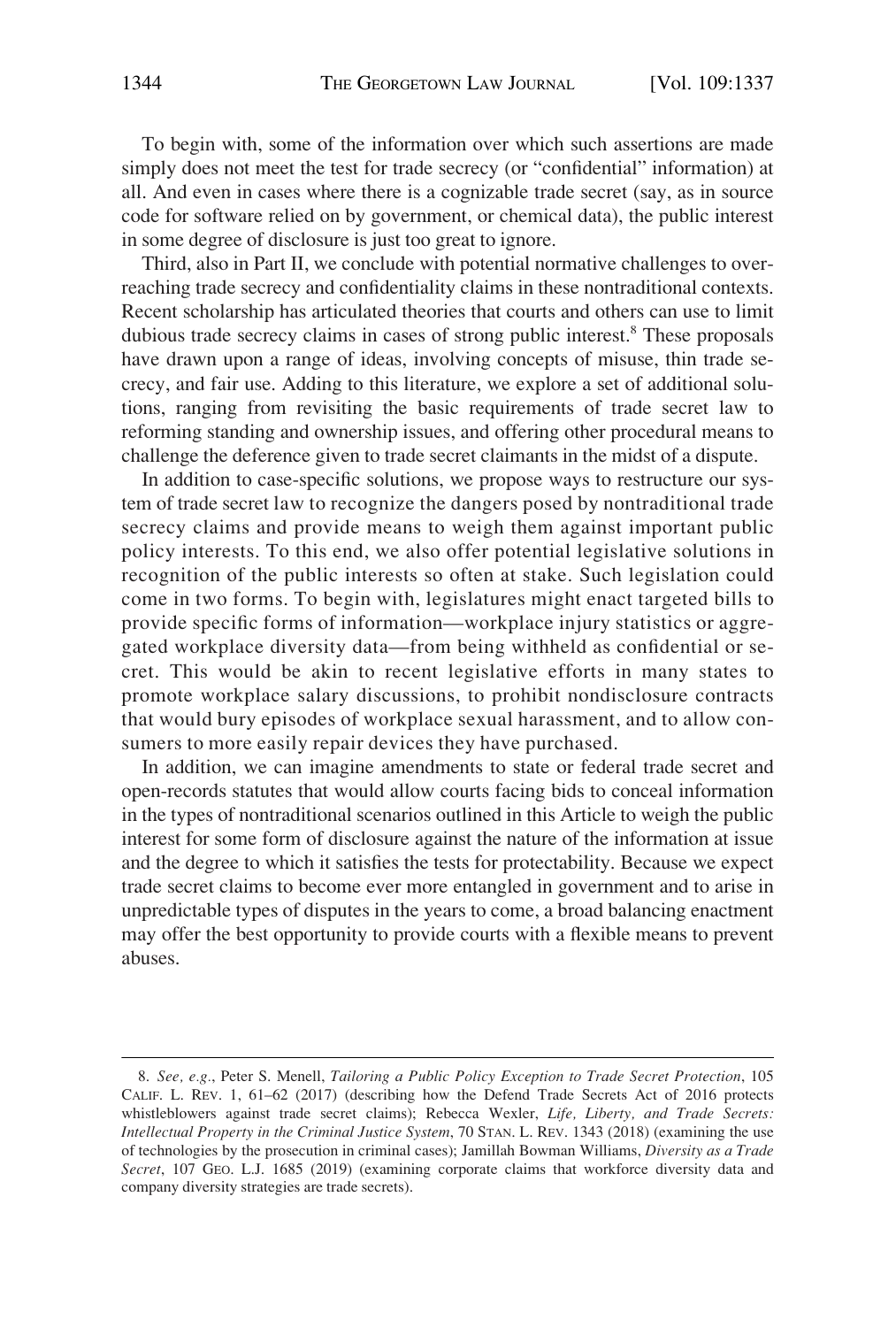To begin with, some of the information over which such assertions are made simply does not meet the test for trade secrecy (or "confidential" information) at all. And even in cases where there is a cognizable trade secret (say, as in source code for software relied on by government, or chemical data), the public interest in some degree of disclosure is just too great to ignore.

Third, also in Part II, we conclude with potential normative challenges to overreaching trade secrecy and confidentiality claims in these nontraditional contexts. Recent scholarship has articulated theories that courts and others can use to limit dubious trade secrecy claims in cases of strong public interest.[8] These proposals have drawn upon a range of ideas, involving concepts of misuse, thin trade secrecy, and fair use. Adding to this literature, we explore a set of additional solutions, ranging from revisiting the basic requirements of trade secret law to reforming standing and ownership issues, and offering other procedural means to challenge the deference given to trade secret claimants in the midst of a dispute.

In addition to case-specific solutions, we propose ways to restructure our system of trade secret law to recognize the dangers posed by nontraditional trade secrecy claims and provide means to weigh them against important public policy interests. To this end, we also offer potential legislative solutions in recognition of the public interests so often at stake. Such legislation could come in two forms. To begin with, legislatures might enact targeted bills to provide specific forms of information—workplace injury statistics or aggregated workplace diversity data—from being withheld as confidential or secret. This would be akin to recent legislative efforts in many states to promote workplace salary discussions, to prohibit nondisclosure contracts that would bury episodes of workplace sexual harassment, and to allow consumers to more easily repair devices they have purchased.

In addition, we can imagine amendments to state or federal trade secret and open-records statutes that would allow courts facing bids to conceal information in the types of nontraditional scenarios outlined in this Article to weigh the public interest for some form of disclosure against the nature of the information at issue and the degree to which it satisfies the tests for protectability. Because we expect trade secret claims to become ever more entangled in government and to arise in unpredictable types of disputes in the years to come, a broad balancing enactment may offer the best opportunity to provide courts with a flexible means to prevent abuses.

---

8. *See, e.g.*, Peter S. Menell, *Tailoring a Public Policy Exception to Trade Secret Protection*, 105 CALIF. L. REV. 1, 61–62 (2017) (describing how the Defend Trade Secrets Act of 2016 protects whistleblowers against trade secret claims); Rebecca Wexler, *Life, Liberty, and Trade Secrets: Intellectual Property in the Criminal Justice System*, 70 STAN. L. REV. 1343 (2018) (examining the use of technologies by the prosecution in criminal cases); Jamillah Bowman Williams, *Diversity as a Trade Secret*, 107 GEO. L.J. 1685 (2019) (examining corporate claims that workforce diversity data and company diversity strategies are trade secrets).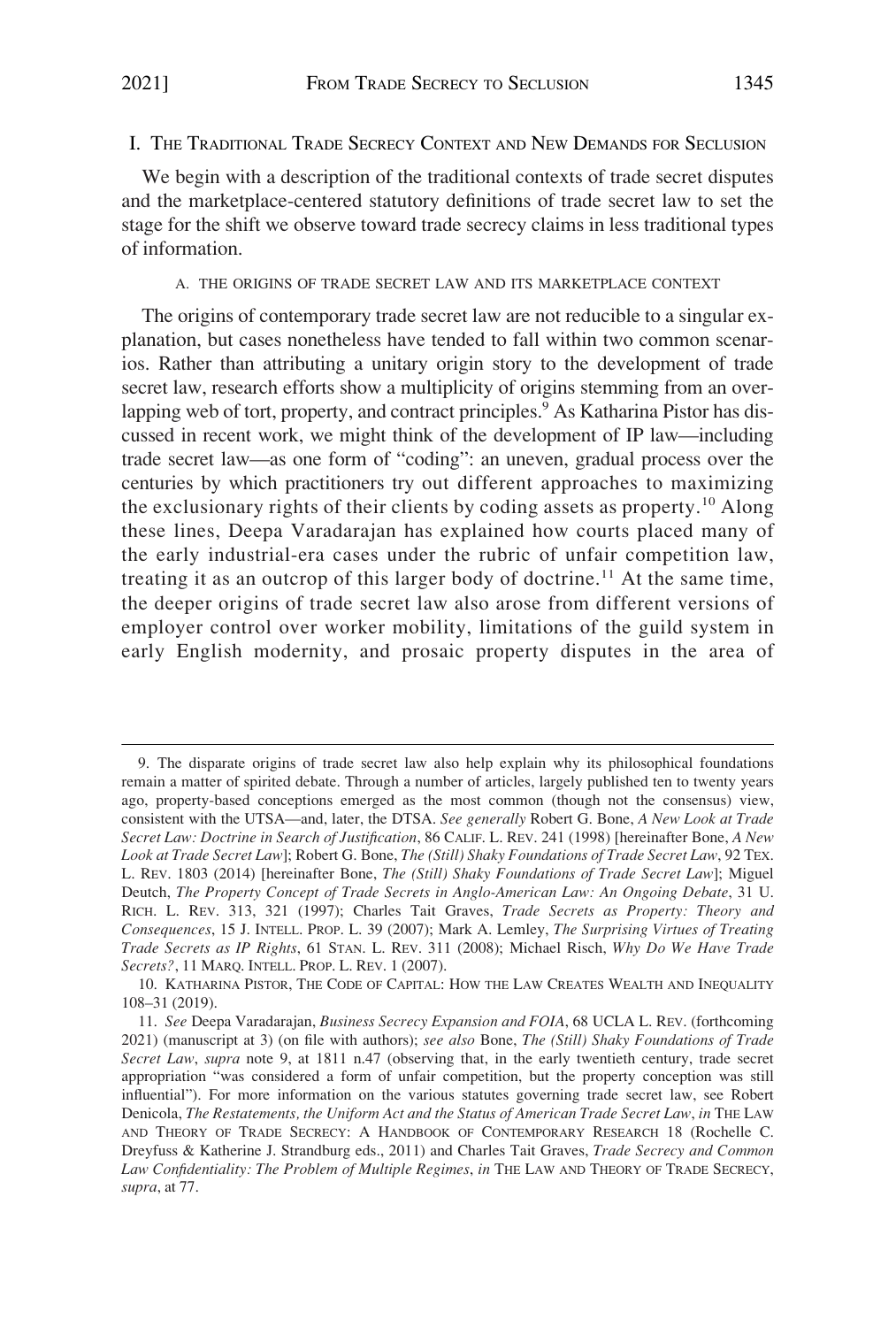## I. THE TRADITIONAL TRADE SECRECY CONTEXT AND NEW DEMANDS FOR SECLUSION

We begin with a description of the traditional contexts of trade secret disputes and the marketplace-centered statutory definitions of trade secret law to set the stage for the shift we observe toward trade secrecy claims in less traditional types of information.

### A. THE ORIGINS OF TRADE SECRET LAW AND ITS MARKETPLACE CONTEXT

The origins of contemporary trade secret law are not reducible to a singular explanation, but cases nonetheless have tended to fall within two common scenarios. Rather than attributing a unitary origin story to the development of trade secret law, research efforts show a multiplicity of origins stemming from an overlapping web of tort, property, and contract principles.[9] As Katharina Pistor has discussed in recent work, we might think of the development of IP law—including trade secret law—as one form of "coding": an uneven, gradual process over the centuries by which practitioners try out different approaches to maximizing the exclusionary rights of their clients by coding assets as property.[10] Along these lines, Deepa Varadarajan has explained how courts placed many of the early industrial-era cases under the rubric of unfair competition law, treating it as an outcrop of this larger body of doctrine.[11] At the same time, the deeper origins of trade secret law also arose from different versions of employer control over worker mobility, limitations of the guild system in early English modernity, and prosaic property disputes in the area of

---

9. The disparate origins of trade secret law also help explain why its philosophical foundations remain a matter of spirited debate. Through a number of articles, largely published ten to twenty years ago, property-based conceptions emerged as the most common (though not the consensus) view, consistent with the UTSA—and, later, the DTSA. *See generally* Robert G. Bone, *A New Look at Trade Secret Law: Doctrine in Search of Justification*, 86 CALIF. L. REV. 241 (1998) [hereinafter Bone, *A New Look at Trade Secret Law*]; Robert G. Bone, *The (Still) Shaky Foundations of Trade Secret Law*, 92 TEX. L. REV. 1803 (2014) [hereinafter Bone, *The (Still) Shaky Foundations of Trade Secret Law*]; Miguel Deutch, *The Property Concept of Trade Secrets in Anglo-American Law: An Ongoing Debate*, 31 U. RICH. L. REV. 313, 321 (1997); Charles Tait Graves, *Trade Secrets as Property: Theory and Consequences*, 15 J. INTELL. PROP. L. 39 (2007); Mark A. Lemley, *The Surprising Virtues of Treating Trade Secrets as IP Rights*, 61 STAN. L. REV. 311 (2008); Michael Risch, *Why Do We Have Trade Secrets?*, 11 MARQ. INTELL. PROP. L. REV. 1 (2007).

10. KATHARINA PISTOR, THE CODE OF CAPITAL: HOW THE LAW CREATES WEALTH AND INEQUALITY 108–31 (2019).

11. *See* Deepa Varadarajan, *Business Secrecy Expansion and FOIA*, 68 UCLA L. REV. (forthcoming 2021) (manuscript at 3) (on file with authors); *see also* Bone, *The (Still) Shaky Foundations of Trade Secret Law*, *supra* note 9, at 1811 n.47 (observing that, in the early twentieth century, trade secret appropriation "was considered a form of unfair competition, but the property conception was still influential"). For more information on the various statutes governing trade secret law, see Robert Denicola, *The Restatements, the Uniform Act and the Status of American Trade Secret Law*, *in* THE LAW AND THEORY OF TRADE SECRECY: A HANDBOOK OF CONTEMPORARY RESEARCH 18 (Rochelle C. Dreyfuss & Katherine J. Strandburg eds., 2011) and Charles Tait Graves, *Trade Secrecy and Common Law Confidentiality: The Problem of Multiple Regimes*, *in* THE LAW AND THEORY OF TRADE SECRECY, *supra*, at 77.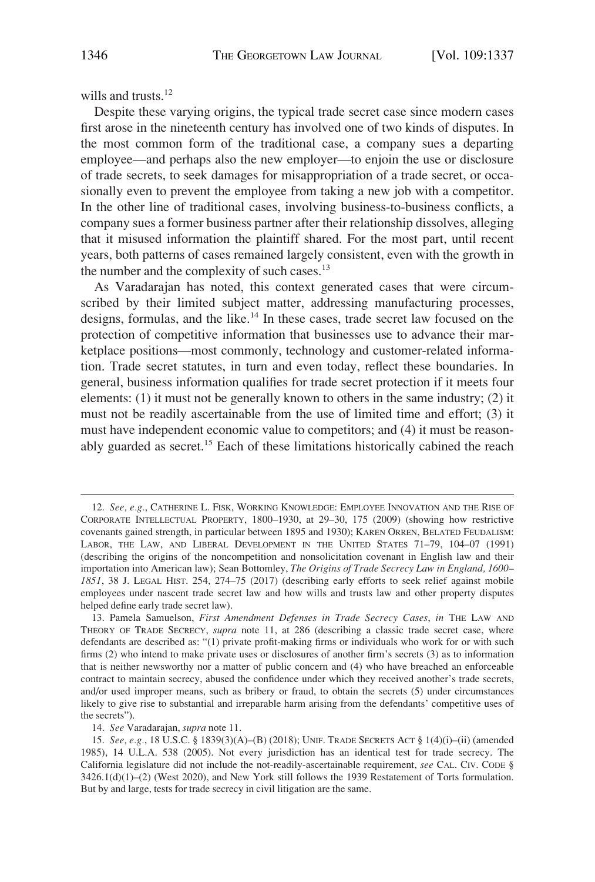wills and trusts.[12]

Despite these varying origins, the typical trade secret case since modern cases first arose in the nineteenth century has involved one of two kinds of disputes. In the most common form of the traditional case, a company sues a departing employee—and perhaps also the new employer—to enjoin the use or disclosure of trade secrets, to seek damages for misappropriation of a trade secret, or occasionally even to prevent the employee from taking a new job with a competitor. In the other line of traditional cases, involving business-to-business conflicts, a company sues a former business partner after their relationship dissolves, alleging that it misused information the plaintiff shared. For the most part, until recent years, both patterns of cases remained largely consistent, even with the growth in the number and the complexity of such cases.[13]

As Varadarajan has noted, this context generated cases that were circumscribed by their limited subject matter, addressing manufacturing processes, designs, formulas, and the like.[14] In these cases, trade secret law focused on the protection of competitive information that businesses use to advance their marketplace positions—most commonly, technology and customer-related information. Trade secret statutes, in turn and even today, reflect these boundaries. In general, business information qualifies for trade secret protection if it meets four elements: (1) it must not be generally known to others in the same industry; (2) it must not be readily ascertainable from the use of limited time and effort; (3) it must have independent economic value to competitors; and (4) it must be reasonably guarded as secret.[15] Each of these limitations historically cabined the reach

---

12. *See, e.g.*, CATHERINE L. FISK, WORKING KNOWLEDGE: EMPLOYEE INNOVATION AND THE RISE OF CORPORATE INTELLECTUAL PROPERTY, 1800–1930, at 29–30, 175 (2009) (showing how restrictive covenants gained strength, in particular between 1895 and 1930); KAREN ORREN, BELATED FEUDALISM: LABOR, THE LAW, AND LIBERAL DEVELOPMENT IN THE UNITED STATES 71–79, 104–07 (1991) (describing the origins of the noncompetition and nonsolicitation covenant in English law and their importation into American law); Sean Bottomley, *The Origins of Trade Secrecy Law in England, 1600–1851*, 38 J. LEGAL HIST. 254, 274–75 (2017) (describing early efforts to seek relief against mobile employees under nascent trade secret law and how wills and trusts law and other property disputes helped define early trade secret law).

13. Pamela Samuelson, *First Amendment Defenses in Trade Secrecy Cases*, *in* THE LAW AND THEORY OF TRADE SECRECY, *supra* note 11, at 286 (describing a classic trade secret case, where defendants are described as: "(1) private profit-making firms or individuals who work for or with such firms (2) who intend to make private uses or disclosures of another firm's secrets (3) as to information that is neither newsworthy nor a matter of public concern and (4) who have breached an enforceable contract to maintain secrecy, abused the confidence under which they received another's trade secrets, and/or used improper means, such as bribery or fraud, to obtain the secrets (5) under circumstances likely to give rise to substantial and irreparable harm arising from the defendants' competitive uses of the secrets").

14. *See* Varadarajan, *supra* note 11.

15. *See, e.g.*, 18 U.S.C. § 1839(3)(A)–(B) (2018); UNIF. TRADE SECRETS ACT § 1(4)(i)–(ii) (amended 1985), 14 U.L.A. 538 (2005). Not every jurisdiction has an identical test for trade secrecy. The California legislature did not include the not-readily-ascertainable requirement, *see* CAL. CIV. CODE § 3426.1(d)(1)–(2) (West 2020), and New York still follows the 1939 Restatement of Torts formulation. But by and large, tests for trade secrecy in civil litigation are the same.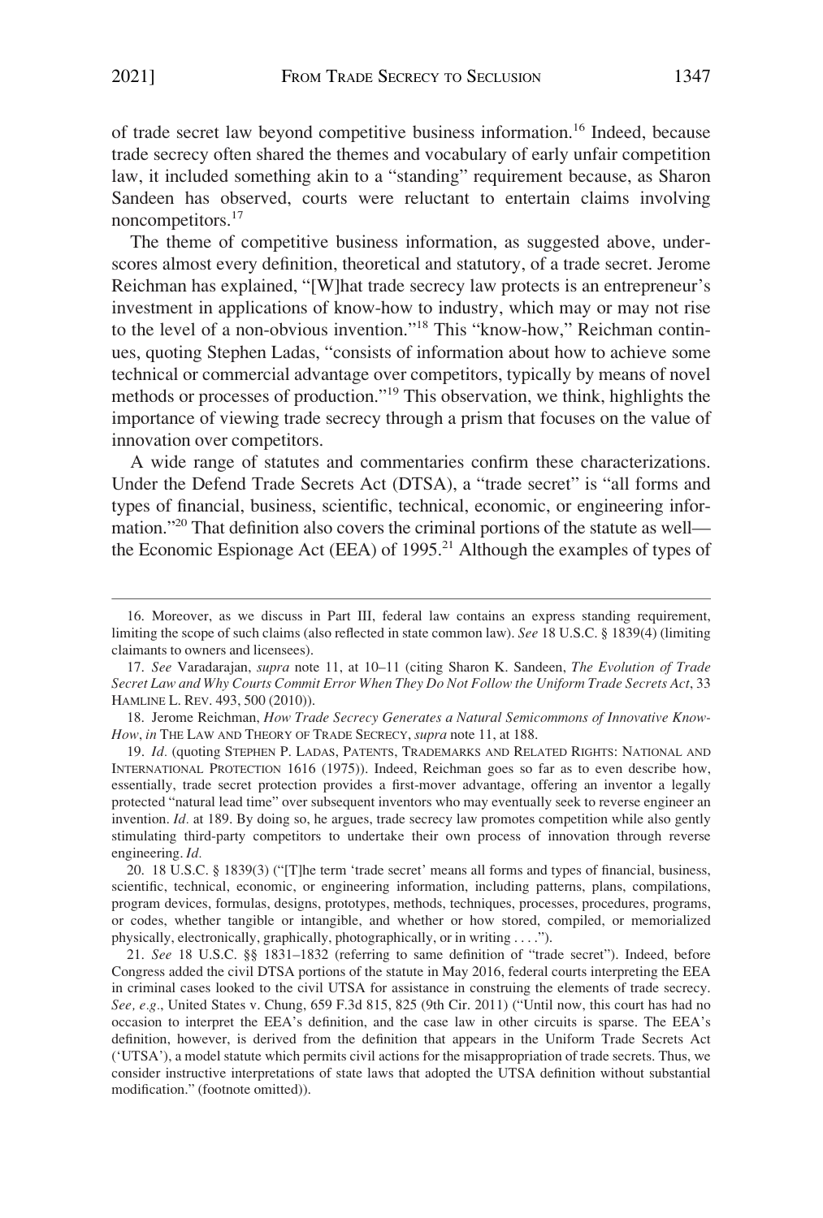of trade secret law beyond competitive business information.[16] Indeed, because trade secrecy often shared the themes and vocabulary of early unfair competition law, it included something akin to a "standing" requirement because, as Sharon Sandeen has observed, courts were reluctant to entertain claims involving noncompetitors.[17]

The theme of competitive business information, as suggested above, underscores almost every definition, theoretical and statutory, of a trade secret. Jerome Reichman has explained, "[W]hat trade secrecy law protects is an entrepreneur's investment in applications of know-how to industry, which may or may not rise to the level of a non-obvious invention."[18] This "know-how," Reichman continues, quoting Stephen Ladas, "consists of information about how to achieve some technical or commercial advantage over competitors, typically by means of novel methods or processes of production."[19] This observation, we think, highlights the importance of viewing trade secrecy through a prism that focuses on the value of innovation over competitors.

A wide range of statutes and commentaries confirm these characterizations. Under the Defend Trade Secrets Act (DTSA), a "trade secret" is "all forms and types of financial, business, scientific, technical, economic, or engineering information."[20] That definition also covers the criminal portions of the statute as well—the Economic Espionage Act (EEA) of 1995.[21] Although the examples of types of

---

16. Moreover, as we discuss in Part III, federal law contains an express standing requirement, limiting the scope of such claims (also reflected in state common law). *See* 18 U.S.C. § 1839(4) (limiting claimants to owners and licensees).

17. *See* Varadarajan, *supra* note 11, at 10–11 (citing Sharon K. Sandeen, *The Evolution of Trade Secret Law and Why Courts Commit Error When They Do Not Follow the Uniform Trade Secrets Act*, 33 HAMLINE L. REV. 493, 500 (2010)).

18. Jerome Reichman, *How Trade Secrecy Generates a Natural Semicommons of Innovative Know-How*, *in* THE LAW AND THEORY OF TRADE SECRECY, *supra* note 11, at 188.

19. *Id.* (quoting STEPHEN P. LADAS, PATENTS, TRADEMARKS AND RELATED RIGHTS: NATIONAL AND INTERNATIONAL PROTECTION 1616 (1975)). Indeed, Reichman goes so far as to even describe how, essentially, trade secret protection provides a first-mover advantage, offering an inventor a legally protected "natural lead time" over subsequent inventors who may eventually seek to reverse engineer an invention. *Id.* at 189. By doing so, he argues, trade secrecy law promotes competition while also gently stimulating third-party competitors to undertake their own process of innovation through reverse engineering. *Id.*

20. 18 U.S.C. § 1839(3) ("[T]he term 'trade secret' means all forms and types of financial, business, scientific, technical, economic, or engineering information, including patterns, plans, compilations, program devices, formulas, designs, prototypes, methods, techniques, processes, procedures, programs, or codes, whether tangible or intangible, and whether or how stored, compiled, or memorialized physically, electronically, graphically, photographically, or in writing . . . .").

21. *See* 18 U.S.C. §§ 1831–1832 (referring to same definition of "trade secret"). Indeed, before Congress added the civil DTSA portions of the statute in May 2016, federal courts interpreting the EEA in criminal cases looked to the civil UTSA for assistance in construing the elements of trade secrecy. *See, e.g.*, United States v. Chung, 659 F.3d 815, 825 (9th Cir. 2011) ("Until now, this court has had no occasion to interpret the EEA's definition, and the case law in other circuits is sparse. The EEA's definition, however, is derived from the definition that appears in the Uniform Trade Secrets Act ('UTSA'), a model statute which permits civil actions for the misappropriation of trade secrets. Thus, we consider instructive interpretations of state laws that adopted the UTSA definition without substantial modification." (footnote omitted)).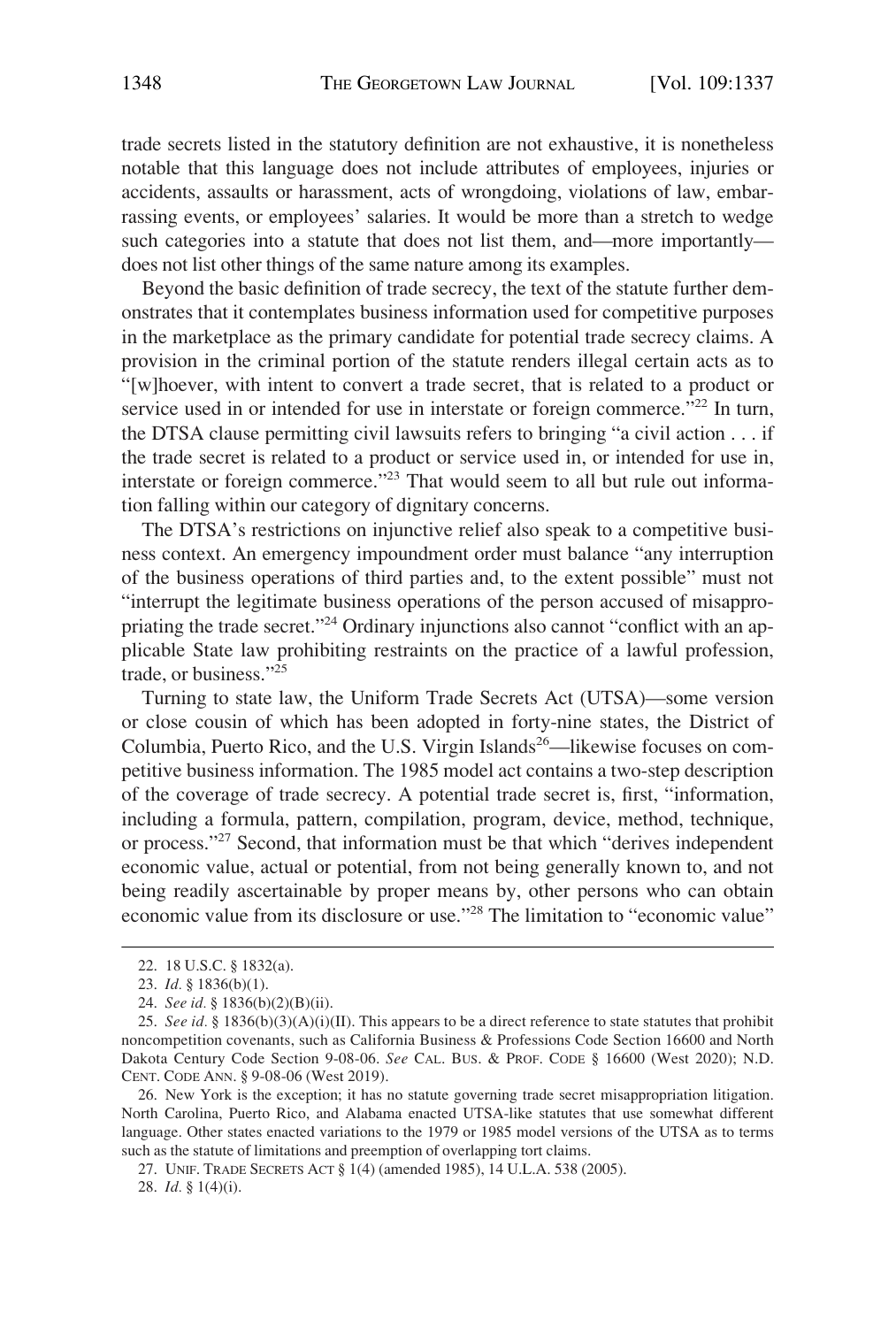trade secrets listed in the statutory definition are not exhaustive, it is nonetheless notable that this language does not include attributes of employees, injuries or accidents, assaults or harassment, acts of wrongdoing, violations of law, embarrassing events, or employees' salaries. It would be more than a stretch to wedge such categories into a statute that does not list them, and—more importantly—does not list other things of the same nature among its examples.

Beyond the basic definition of trade secrecy, the text of the statute further demonstrates that it contemplates business information used for competitive purposes in the marketplace as the primary candidate for potential trade secrecy claims. A provision in the criminal portion of the statute renders illegal certain acts as to "[w]hoever, with intent to convert a trade secret, that is related to a product or service used in or intended for use in interstate or foreign commerce."[22] In turn, the DTSA clause permitting civil lawsuits refers to bringing "a civil action . . . if the trade secret is related to a product or service used in, or intended for use in, interstate or foreign commerce."[23] That would seem to all but rule out information falling within our category of dignitary concerns.

The DTSA's restrictions on injunctive relief also speak to a competitive business context. An emergency impoundment order must balance "any interruption of the business operations of third parties and, to the extent possible" must not "interrupt the legitimate business operations of the person accused of misappropriating the trade secret."[24] Ordinary injunctions also cannot "conflict with an applicable State law prohibiting restraints on the practice of a lawful profession, trade, or business."[25]

Turning to state law, the Uniform Trade Secrets Act (UTSA)—some version or close cousin of which has been adopted in forty-nine states, the District of Columbia, Puerto Rico, and the U.S. Virgin Islands[26]—likewise focuses on competitive business information. The 1985 model act contains a two-step description of the coverage of trade secrecy. A potential trade secret is, first, "information, including a formula, pattern, compilation, program, device, method, technique, or process."[27] Second, that information must be that which "derives independent economic value, actual or potential, from not being generally known to, and not being readily ascertainable by proper means by, other persons who can obtain economic value from its disclosure or use."[28] The limitation to "economic value"

---

22. 18 U.S.C. § 1832(a).

23. *Id.* § 1836(b)(1).

24. *See id.* § 1836(b)(2)(B)(ii).

25. *See id.* § 1836(b)(3)(A)(i)(II). This appears to be a direct reference to state statutes that prohibit noncompetition covenants, such as California Business & Professions Code Section 16600 and North Dakota Century Code Section 9-08-06. *See* CAL. BUS. & PROF. CODE § 16600 (West 2020); N.D. CENT. CODE ANN. § 9-08-06 (West 2019).

26. New York is the exception; it has no statute governing trade secret misappropriation litigation. North Carolina, Puerto Rico, and Alabama enacted UTSA-like statutes that use somewhat different language. Other states enacted variations to the 1979 or 1985 model versions of the UTSA as to terms such as the statute of limitations and preemption of overlapping tort claims.

27. UNIF. TRADE SECRETS ACT § 1(4) (amended 1985), 14 U.L.A. 538 (2005).

28. *Id.* § 1(4)(i).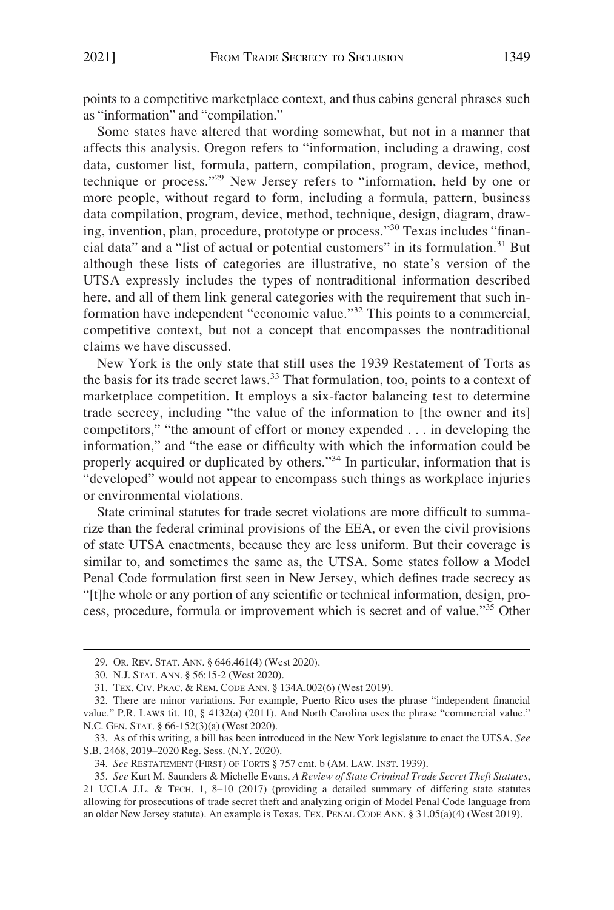points to a competitive marketplace context, and thus cabins general phrases such as "information" and "compilation."

Some states have altered that wording somewhat, but not in a manner that affects this analysis. Oregon refers to "information, including a drawing, cost data, customer list, formula, pattern, compilation, program, device, method, technique or process."[29] New Jersey refers to "information, held by one or more people, without regard to form, including a formula, pattern, business data compilation, program, device, method, technique, design, diagram, drawing, invention, plan, procedure, prototype or process."[30] Texas includes "financial data" and a "list of actual or potential customers" in its formulation.[31] But although these lists of categories are illustrative, no state's version of the UTSA expressly includes the types of nontraditional information described here, and all of them link general categories with the requirement that such information have independent "economic value."[32] This points to a commercial, competitive context, but not a concept that encompasses the nontraditional claims we have discussed.

New York is the only state that still uses the 1939 Restatement of Torts as the basis for its trade secret laws.[33] That formulation, too, points to a context of marketplace competition. It employs a six-factor balancing test to determine trade secrecy, including "the value of the information to [the owner and its] competitors," "the amount of effort or money expended . . . in developing the information," and "the ease or difficulty with which the information could be properly acquired or duplicated by others."[34] In particular, information that is "developed" would not appear to encompass such things as workplace injuries or environmental violations.

State criminal statutes for trade secret violations are more difficult to summarize than the federal criminal provisions of the EEA, or even the civil provisions of state UTSA enactments, because they are less uniform. But their coverage is similar to, and sometimes the same as, the UTSA. Some states follow a Model Penal Code formulation first seen in New Jersey, which defines trade secrecy as "[t]he whole or any portion of any scientific or technical information, design, process, procedure, formula or improvement which is secret and of value."[35] Other

---

29. OR. REV. STAT. ANN. § 646.461(4) (West 2020).

30. N.J. STAT. ANN. § 56:15-2 (West 2020).

31. TEX. CIV. PRAC. & REM. CODE ANN. § 134A.002(6) (West 2019).

32. There are minor variations. For example, Puerto Rico uses the phrase "independent financial value." P.R. LAWS tit. 10, § 4132(a) (2011). And North Carolina uses the phrase "commercial value." N.C. GEN. STAT. § 66-152(3)(a) (West 2020).

33. As of this writing, a bill has been introduced in the New York legislature to enact the UTSA. *See* S.B. 2468, 2019–2020 Reg. Sess. (N.Y. 2020).

34. *See* RESTATEMENT (FIRST) OF TORTS § 757 cmt. b (AM. LAW. INST. 1939).

35. *See* Kurt M. Saunders & Michelle Evans, *A Review of State Criminal Trade Secret Theft Statutes*, 21 UCLA J.L. & TECH. 1, 8–10 (2017) (providing a detailed summary of differing state statutes allowing for prosecutions of trade secret theft and analyzing origin of Model Penal Code language from an older New Jersey statute). An example is Texas. TEX. PENAL CODE ANN. § 31.05(a)(4) (West 2019).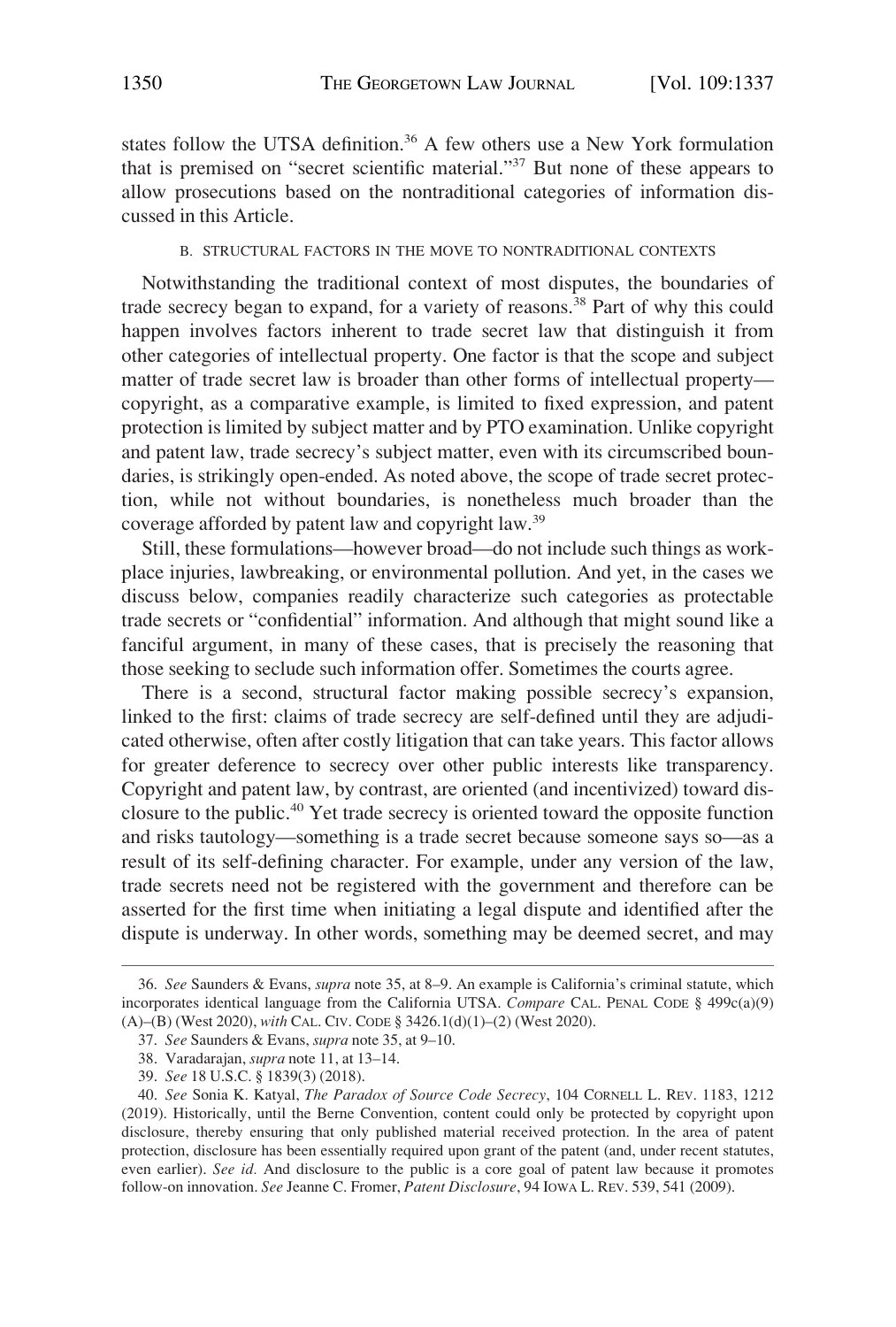states follow the UTSA definition.[36] A few others use a New York formulation that is premised on "secret scientific material."[37] But none of these appears to allow prosecutions based on the nontraditional categories of information discussed in this Article.

### B. STRUCTURAL FACTORS IN THE MOVE TO NONTRADITIONAL CONTEXTS

Notwithstanding the traditional context of most disputes, the boundaries of trade secrecy began to expand, for a variety of reasons.[38] Part of why this could happen involves factors inherent to trade secret law that distinguish it from other categories of intellectual property. One factor is that the scope and subject matter of trade secret law is broader than other forms of intellectual property—copyright, as a comparative example, is limited to fixed expression, and patent protection is limited by subject matter and by PTO examination. Unlike copyright and patent law, trade secrecy's subject matter, even with its circumscribed boundaries, is strikingly open-ended. As noted above, the scope of trade secret protection, while not without boundaries, is nonetheless much broader than the coverage afforded by patent law and copyright law.[39]

Still, these formulations—however broad—do not include such things as workplace injuries, lawbreaking, or environmental pollution. And yet, in the cases we discuss below, companies readily characterize such categories as protectable trade secrets or "confidential" information. And although that might sound like a fanciful argument, in many of these cases, that is precisely the reasoning that those seeking to seclude such information offer. Sometimes the courts agree.

There is a second, structural factor making possible secrecy's expansion, linked to the first: claims of trade secrecy are self-defined until they are adjudicated otherwise, often after costly litigation that can take years. This factor allows for greater deference to secrecy over other public interests like transparency. Copyright and patent law, by contrast, are oriented (and incentivized) toward disclosure to the public.[40] Yet trade secrecy is oriented toward the opposite function and risks tautology—something is a trade secret because someone says so—as a result of its self-defining character. For example, under any version of the law, trade secrets need not be registered with the government and therefore can be asserted for the first time when initiating a legal dispute and identified after the dispute is underway. In other words, something may be deemed secret, and may

---

36. *See* Saunders & Evans, *supra* note 35, at 8–9. An example is California's criminal statute, which incorporates identical language from the California UTSA. *Compare* CAL. PENAL CODE § 499c(a)(9)(A)–(B) (West 2020), *with* CAL. CIV. CODE § 3426.1(d)(1)–(2) (West 2020).

37. *See* Saunders & Evans, *supra* note 35, at 9–10.

38. Varadarajan, *supra* note 11, at 13–14.

39. *See* 18 U.S.C. § 1839(3) (2018).

40. *See* Sonia K. Katyal, *The Paradox of Source Code Secrecy*, 104 CORNELL L. REV. 1183, 1212 (2019). Historically, until the Berne Convention, content could only be protected by copyright upon disclosure, thereby ensuring that only published material received protection. In the area of patent protection, disclosure has been essentially required upon grant of the patent (and, under recent statutes, even earlier). *See id.* And disclosure to the public is a core goal of patent law because it promotes follow-on innovation. *See* Jeanne C. Fromer, *Patent Disclosure*, 94 IOWA L. REV. 539, 541 (2009).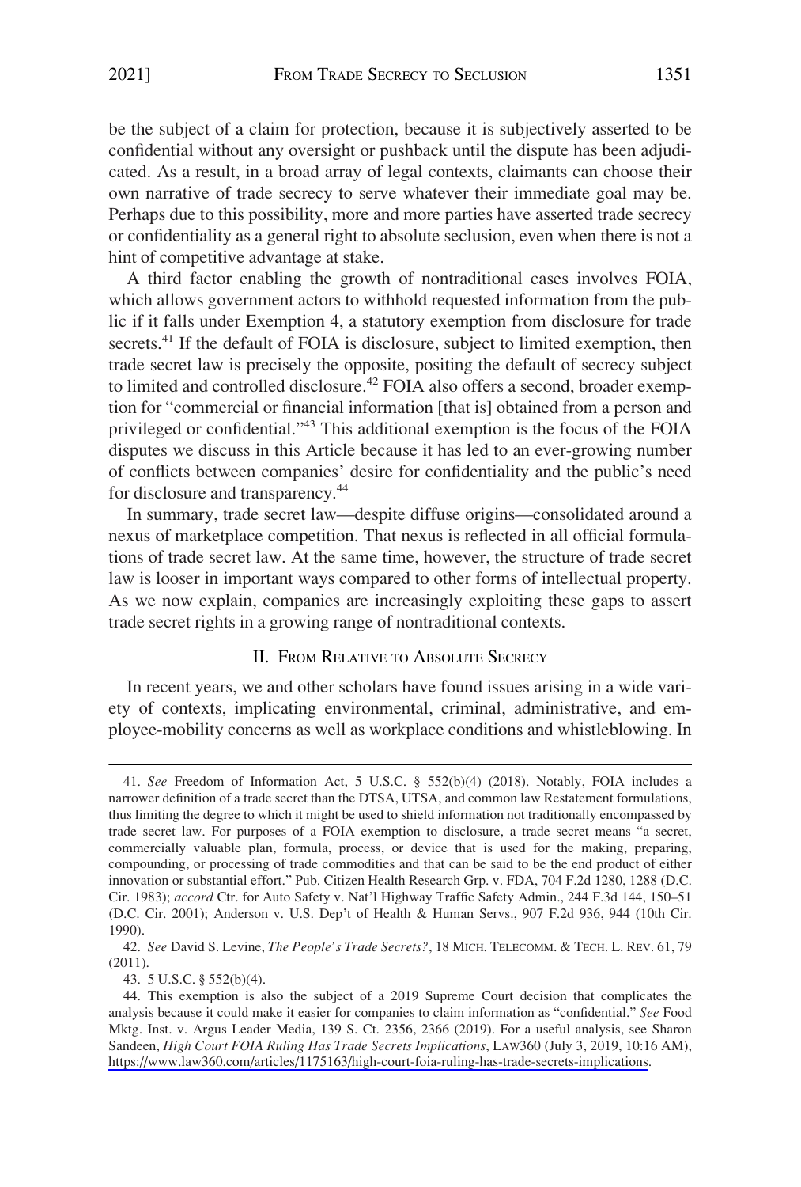be the subject of a claim for protection, because it is subjectively asserted to be confidential without any oversight or pushback until the dispute has been adjudicated. As a result, in a broad array of legal contexts, claimants can choose their own narrative of trade secrecy to serve whatever their immediate goal may be. Perhaps due to this possibility, more and more parties have asserted trade secrecy or confidentiality as a general right to absolute seclusion, even when there is not a hint of competitive advantage at stake.

A third factor enabling the growth of nontraditional cases involves FOIA, which allows government actors to withhold requested information from the public if it falls under Exemption 4, a statutory exemption from disclosure for trade secrets.[41] If the default of FOIA is disclosure, subject to limited exemption, then trade secret law is precisely the opposite, positing the default of secrecy subject to limited and controlled disclosure.[42] FOIA also offers a second, broader exemption for "commercial or financial information [that is] obtained from a person and privileged or confidential."[43] This additional exemption is the focus of the FOIA disputes we discuss in this Article because it has led to an ever-growing number of conflicts between companies' desire for confidentiality and the public's need for disclosure and transparency.[44]

In summary, trade secret law—despite diffuse origins—consolidated around a nexus of marketplace competition. That nexus is reflected in all official formulations of trade secret law. At the same time, however, the structure of trade secret law is looser in important ways compared to other forms of intellectual property. As we now explain, companies are increasingly exploiting these gaps to assert trade secret rights in a growing range of nontraditional contexts.

## II. From Relative to Absolute Secrecy

In recent years, we and other scholars have found issues arising in a wide variety of contexts, implicating environmental, criminal, administrative, and employee-mobility concerns as well as workplace conditions and whistleblowing. In

---

41. *See* Freedom of Information Act, 5 U.S.C. § 552(b)(4) (2018). Notably, FOIA includes a narrower definition of a trade secret than the DTSA, UTSA, and common law Restatement formulations, thus limiting the degree to which it might be used to shield information not traditionally encompassed by trade secret law. For purposes of a FOIA exemption to disclosure, a trade secret means "a secret, commercially valuable plan, formula, process, or device that is used for the making, preparing, compounding, or processing of trade commodities and that can be said to be the end product of either innovation or substantial effort." Pub. Citizen Health Research Grp. v. FDA, 704 F.2d 1280, 1288 (D.C. Cir. 1983); *accord* Ctr. for Auto Safety v. Nat'l Highway Traffic Safety Admin., 244 F.3d 144, 150–51 (D.C. Cir. 2001); Anderson v. U.S. Dep't of Health & Human Servs., 907 F.2d 936, 944 (10th Cir. 1990).

42. *See* David S. Levine, *The People's Trade Secrets?*, 18 MICH. TELECOMM. & TECH. L. REV. 61, 79 (2011).

43. 5 U.S.C. § 552(b)(4).

44. This exemption is also the subject of a 2019 Supreme Court decision that complicates the analysis because it could make it easier for companies to claim information as "confidential." *See* Food Mktg. Inst. v. Argus Leader Media, 139 S. Ct. 2356, 2366 (2019). For a useful analysis, see Sharon Sandeen, *High Court FOIA Ruling Has Trade Secrets Implications*, LAW360 (July 3, 2019, 10:16 AM), https://www.law360.com/articles/1175163/high-court-foia-ruling-has-trade-secrets-implications.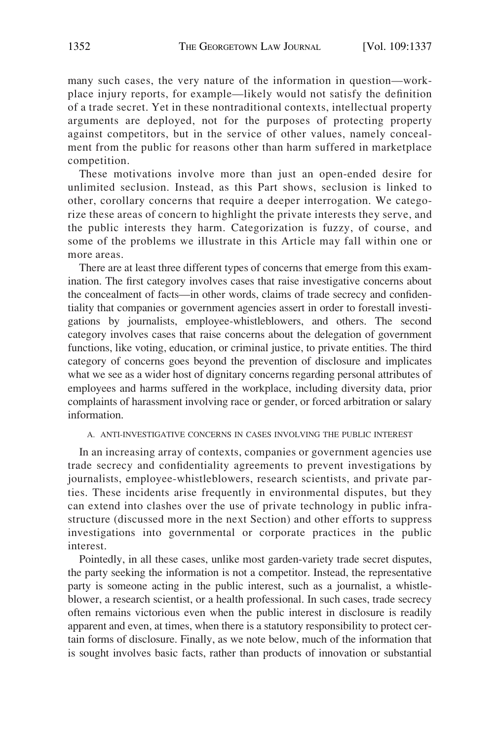many such cases, the very nature of the information in question—workplace injury reports, for example—likely would not satisfy the definition of a trade secret. Yet in these nontraditional contexts, intellectual property arguments are deployed, not for the purposes of protecting property against competitors, but in the service of other values, namely concealment from the public for reasons other than harm suffered in marketplace competition.

These motivations involve more than just an open-ended desire for unlimited seclusion. Instead, as this Part shows, seclusion is linked to other, corollary concerns that require a deeper interrogation. We categorize these areas of concern to highlight the private interests they serve, and the public interests they harm. Categorization is fuzzy, of course, and some of the problems we illustrate in this Article may fall within one or more areas.

There are at least three different types of concerns that emerge from this examination. The first category involves cases that raise investigative concerns about the concealment of facts—in other words, claims of trade secrecy and confidentiality that companies or government agencies assert in order to forestall investigations by journalists, employee-whistleblowers, and others. The second category involves cases that raise concerns about the delegation of government functions, like voting, education, or criminal justice, to private entities. The third category of concerns goes beyond the prevention of disclosure and implicates what we see as a wider host of dignitary concerns regarding personal attributes of employees and harms suffered in the workplace, including diversity data, prior complaints of harassment involving race or gender, or forced arbitration or salary information.

### A. ANTI-INVESTIGATIVE CONCERNS IN CASES INVOLVING THE PUBLIC INTEREST

In an increasing array of contexts, companies or government agencies use trade secrecy and confidentiality agreements to prevent investigations by journalists, employee-whistleblowers, research scientists, and private parties. These incidents arise frequently in environmental disputes, but they can extend into clashes over the use of private technology in public infrastructure (discussed more in the next Section) and other efforts to suppress investigations into governmental or corporate practices in the public interest.

Pointedly, in all these cases, unlike most garden-variety trade secret disputes, the party seeking the information is not a competitor. Instead, the representative party is someone acting in the public interest, such as a journalist, a whistleblower, a research scientist, or a health professional. In such cases, trade secrecy often remains victorious even when the public interest in disclosure is readily apparent and even, at times, when there is a statutory responsibility to protect certain forms of disclosure. Finally, as we note below, much of the information that is sought involves basic facts, rather than products of innovation or substantial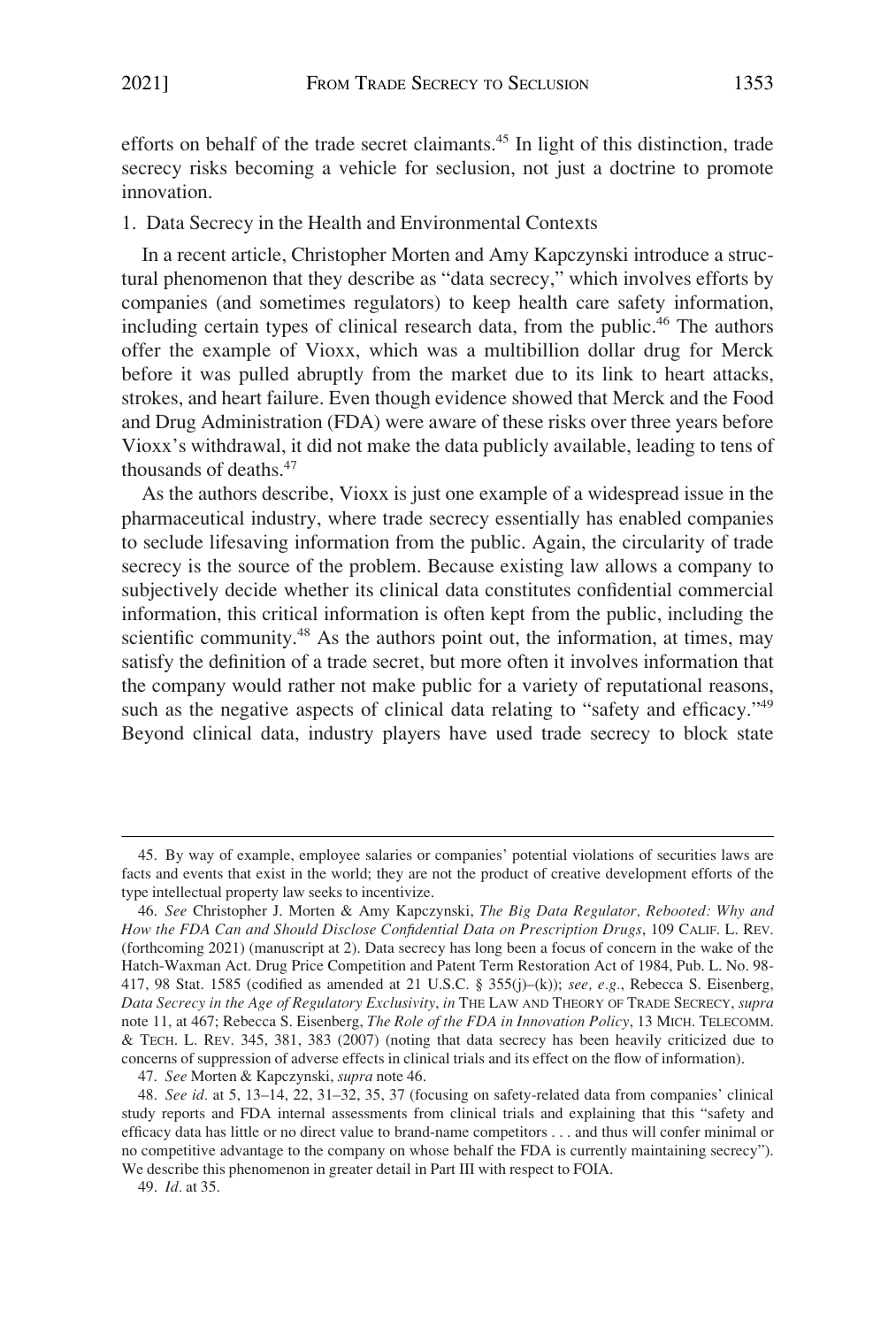efforts on behalf of the trade secret claimants.[45] In light of this distinction, trade secrecy risks becoming a vehicle for seclusion, not just a doctrine to promote innovation.

### 1. Data Secrecy in the Health and Environmental Contexts

In a recent article, Christopher Morten and Amy Kapczynski introduce a structural phenomenon that they describe as "data secrecy," which involves efforts by companies (and sometimes regulators) to keep health care safety information, including certain types of clinical research data, from the public.[46] The authors offer the example of Vioxx, which was a multibillion dollar drug for Merck before it was pulled abruptly from the market due to its link to heart attacks, strokes, and heart failure. Even though evidence showed that Merck and the Food and Drug Administration (FDA) were aware of these risks over three years before Vioxx's withdrawal, it did not make the data publicly available, leading to tens of thousands of deaths.[47]

As the authors describe, Vioxx is just one example of a widespread issue in the pharmaceutical industry, where trade secrecy essentially has enabled companies to seclude lifesaving information from the public. Again, the circularity of trade secrecy is the source of the problem. Because existing law allows a company to subjectively decide whether its clinical data constitutes confidential commercial information, this critical information is often kept from the public, including the scientific community.[48] As the authors point out, the information, at times, may satisfy the definition of a trade secret, but more often it involves information that the company would rather not make public for a variety of reputational reasons, such as the negative aspects of clinical data relating to "safety and efficacy."[49] Beyond clinical data, industry players have used trade secrecy to block state

---

45. By way of example, employee salaries or companies' potential violations of securities laws are facts and events that exist in the world; they are not the product of creative development efforts of the type intellectual property law seeks to incentivize.

46. *See* Christopher J. Morten & Amy Kapczynski, *The Big Data Regulator, Rebooted: Why and How the FDA Can and Should Disclose Confidential Data on Prescription Drugs*, 109 CALIF. L. REV. (forthcoming 2021) (manuscript at 2). Data secrecy has long been a focus of concern in the wake of the Hatch-Waxman Act. Drug Price Competition and Patent Term Restoration Act of 1984, Pub. L. No. 98-417, 98 Stat. 1585 (codified as amended at 21 U.S.C. § 355(j)–(k)); *see, e.g.*, Rebecca S. Eisenberg, *Data Secrecy in the Age of Regulatory Exclusivity*, *in* THE LAW AND THEORY OF TRADE SECRECY, *supra* note 11, at 467; Rebecca S. Eisenberg, *The Role of the FDA in Innovation Policy*, 13 MICH. TELECOMM. & TECH. L. REV. 345, 381, 383 (2007) (noting that data secrecy has been heavily criticized due to concerns of suppression of adverse effects in clinical trials and its effect on the flow of information).

47. *See* Morten & Kapczynski, *supra* note 46.

48. *See id.* at 5, 13–14, 22, 31–32, 35, 37 (focusing on safety-related data from companies' clinical study reports and FDA internal assessments from clinical trials and explaining that this "safety and efficacy data has little or no direct value to brand-name competitors . . . and thus will confer minimal or no competitive advantage to the company on whose behalf the FDA is currently maintaining secrecy"). We describe this phenomenon in greater detail in Part III with respect to FOIA.

49. *Id.* at 35.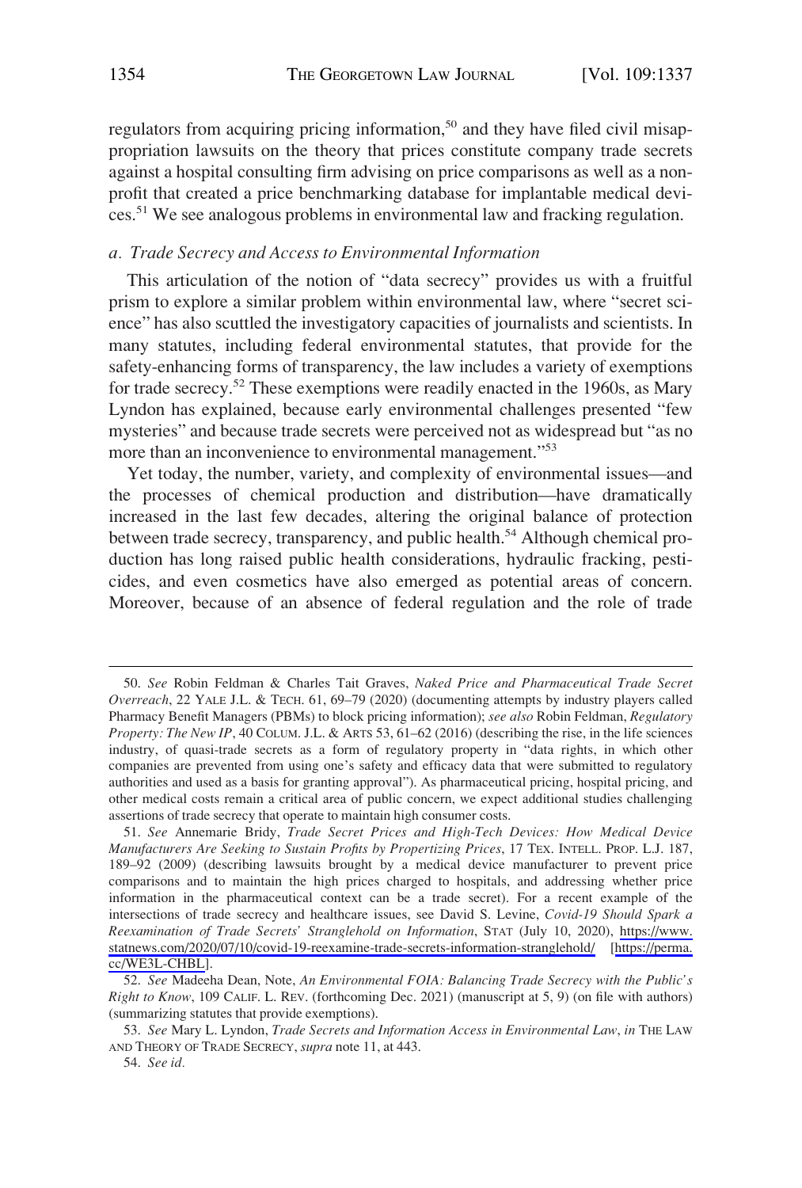regulators from acquiring pricing information,[50] and they have filed civil misappropriation lawsuits on the theory that prices constitute company trade secrets against a hospital consulting firm advising on price comparisons as well as a nonprofit that created a price benchmarking database for implantable medical devices.[51] We see analogous problems in environmental law and fracking regulation.

### *a. Trade Secrecy and Access to Environmental Information*

This articulation of the notion of "data secrecy" provides us with a fruitful prism to explore a similar problem within environmental law, where "secret science" has also scuttled the investigatory capacities of journalists and scientists. In many statutes, including federal environmental statutes, that provide for the safety-enhancing forms of transparency, the law includes a variety of exemptions for trade secrecy.[52] These exemptions were readily enacted in the 1960s, as Mary Lyndon has explained, because early environmental challenges presented "few mysteries" and because trade secrets were perceived not as widespread but "as no more than an inconvenience to environmental management."[53]

Yet today, the number, variety, and complexity of environmental issues—and the processes of chemical production and distribution—have dramatically increased in the last few decades, altering the original balance of protection between trade secrecy, transparency, and public health.[54] Although chemical production has long raised public health considerations, hydraulic fracking, pesticides, and even cosmetics have also emerged as potential areas of concern. Moreover, because of an absence of federal regulation and the role of trade

---

50. *See* Robin Feldman & Charles Tait Graves, *Naked Price and Pharmaceutical Trade Secret Overreach*, 22 YALE J.L. & TECH. 61, 69–79 (2020) (documenting attempts by industry players called Pharmacy Benefit Managers (PBMs) to block pricing information); *see also* Robin Feldman, *Regulatory Property: The New IP*, 40 COLUM. J.L. & ARTS 53, 61–62 (2016) (describing the rise, in the life sciences industry, of quasi-trade secrets as a form of regulatory property in "data rights, in which other companies are prevented from using one's safety and efficacy data that were submitted to regulatory authorities and used as a basis for granting approval"). As pharmaceutical pricing, hospital pricing, and other medical costs remain a critical area of public concern, we expect additional studies challenging assertions of trade secrecy that operate to maintain high consumer costs.

51. *See* Annemarie Bridy, *Trade Secret Prices and High-Tech Devices: How Medical Device Manufacturers Are Seeking to Sustain Profits by Propertizing Prices*, 17 TEX. INTELL. PROP. L.J. 187, 189–92 (2009) (describing lawsuits brought by a medical device manufacturer to prevent price comparisons and to maintain the high prices charged to hospitals, and addressing whether price information in the pharmaceutical context can be a trade secret). For a recent example of the intersections of trade secrecy and healthcare issues, see David S. Levine, *Covid-19 Should Spark a Reexamination of Trade Secrets' Stranglehold on Information*, STAT (July 10, 2020), https://www.statnews.com/2020/07/10/covid-19-reexamine-trade-secrets-information-stranglehold/ [https://perma.cc/WE3L-CHBL].

52. *See* Madeeha Dean, Note, *An Environmental FOIA: Balancing Trade Secrecy with the Public's Right to Know*, 109 CALIF. L. REV. (forthcoming Dec. 2021) (manuscript at 5, 9) (on file with authors) (summarizing statutes that provide exemptions).

53. *See* Mary L. Lyndon, *Trade Secrets and Information Access in Environmental Law*, *in* THE LAW AND THEORY OF TRADE SECRECY, *supra* note 11, at 443.

54. *See id.*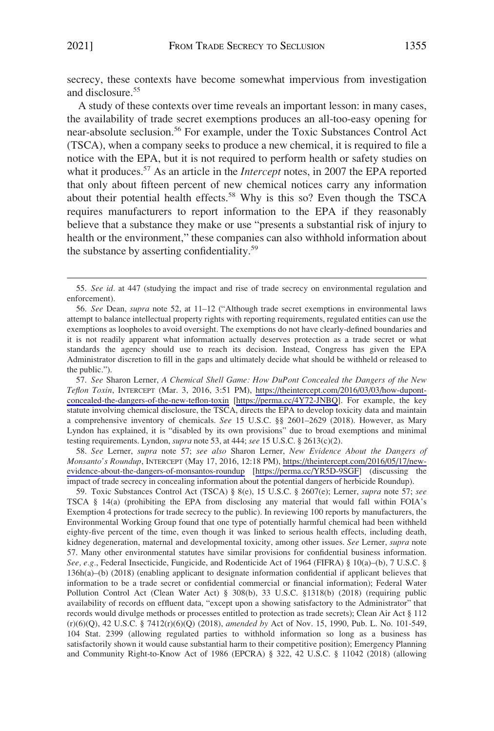secrecy, these contexts have become somewhat impervious from investigation and disclosure.[55]

A study of these contexts over time reveals an important lesson: in many cases, the availability of trade secret exemptions produces an all-too-easy opening for near-absolute seclusion.[56] For example, under the Toxic Substances Control Act (TSCA), when a company seeks to produce a new chemical, it is required to file a notice with the EPA, but it is not required to perform health or safety studies on what it produces.[57] As an article in the *Intercept* notes, in 2007 the EPA reported that only about fifteen percent of new chemical notices carry any information about their potential health effects.[58] Why is this so? Even though the TSCA requires manufacturers to report information to the EPA if they reasonably believe that a substance they make or use "presents a substantial risk of injury to health or the environment," these companies can also withhold information about the substance by asserting confidentiality.[59]

---

55. *See id.* at 447 (studying the impact and rise of trade secrecy on environmental regulation and enforcement).

56. *See* Dean, *supra* note 52, at 11–12 ("Although trade secret exemptions in environmental laws attempt to balance intellectual property rights with reporting requirements, regulated entities can use the exemptions as loopholes to avoid oversight. The exemptions do not have clearly-defined boundaries and it is not readily apparent what information actually deserves protection as a trade secret or what standards the agency should use to reach its decision. Instead, Congress has given the EPA Administrator discretion to fill in the gaps and ultimately decide what should be withheld or released to the public.").

57. *See* Sharon Lerner, *A Chemical Shell Game: How DuPont Concealed the Dangers of the New Teflon Toxin*, INTERCEPT (Mar. 3, 2016, 3:51 PM), https://theintercept.com/2016/03/03/how-dupont-concealed-the-dangers-of-the-new-teflon-toxin [https://perma.cc/4Y72-JNBQ]. For example, the key statute involving chemical disclosure, the TSCA, directs the EPA to develop toxicity data and maintain a comprehensive inventory of chemicals. *See* 15 U.S.C. §§ 2601–2629 (2018). However, as Mary Lyndon has explained, it is "disabled by its own provisions" due to broad exemptions and minimal testing requirements. Lyndon, *supra* note 53, at 444; *see* 15 U.S.C. § 2613(c)(2).

58. *See* Lerner, *supra* note 57; *see also* Sharon Lerner, *New Evidence About the Dangers of Monsanto's Roundup*, INTERCEPT (May 17, 2016, 12:18 PM), https://theintercept.com/2016/05/17/new-evidence-about-the-dangers-of-monsantos-roundup [https://perma.cc/YR5D-9SGF] (discussing the impact of trade secrecy in concealing information about the potential dangers of herbicide Roundup).

59. Toxic Substances Control Act (TSCA) § 8(e), 15 U.S.C. § 2607(e); Lerner, *supra* note 57; *see* TSCA § 14(a) (prohibiting the EPA from disclosing any material that would fall within FOIA's Exemption 4 protections for trade secrecy to the public). In reviewing 100 reports by manufacturers, the Environmental Working Group found that one type of potentially harmful chemical had been withheld eighty-five percent of the time, even though it was linked to serious health effects, including death, kidney degeneration, maternal and developmental toxicity, among other issues. *See* Lerner, *supra* note 57. Many other environmental statutes have similar provisions for confidential business information. *See, e.g.*, Federal Insecticide, Fungicide, and Rodenticide Act of 1964 (FIFRA) § 10(a)–(b), 7 U.S.C. § 136h(a)–(b) (2018) (enabling applicant to designate information confidential if applicant believes that information to be a trade secret or confidential commercial or financial information); Federal Water Pollution Control Act (Clean Water Act) § 308(b), 33 U.S.C. §1318(b) (2018) (requiring public availability of records on effluent data, "except upon a showing satisfactory to the Administrator" that records would divulge methods or processes entitled to protection as trade secrets); Clean Air Act § 112 (r)(6)(Q), 42 U.S.C. § 7412(r)(6)(Q) (2018), *amended by* Act of Nov. 15, 1990, Pub. L. No. 101-549, 104 Stat. 2399 (allowing regulated parties to withhold information so long as a business has satisfactorily shown it would cause substantial harm to their competitive position); Emergency Planning and Community Right-to-Know Act of 1986 (EPCRA) § 322, 42 U.S.C. § 11042 (2018) (allowing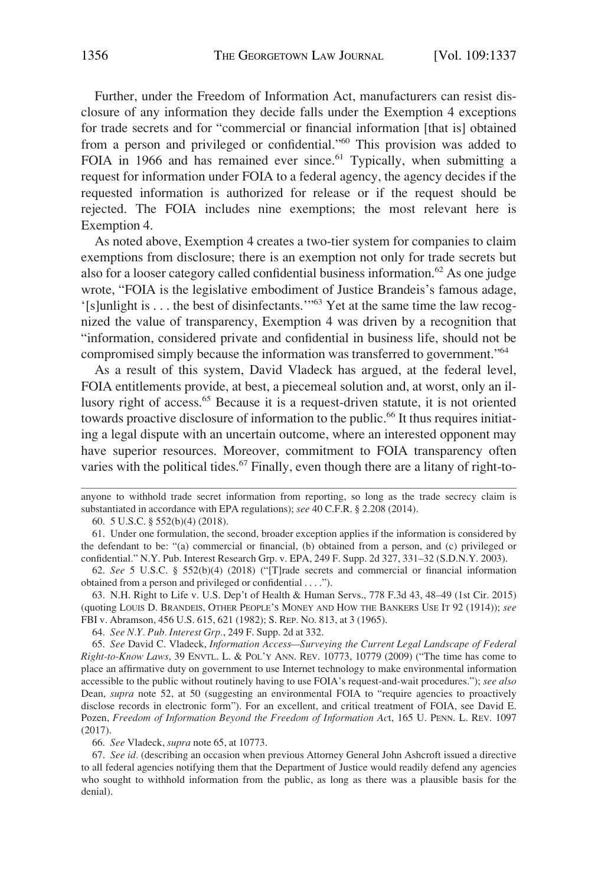Further, under the Freedom of Information Act, manufacturers can resist disclosure of any information they decide falls under the Exemption 4 exceptions for trade secrets and for "commercial or financial information [that is] obtained from a person and privileged or confidential."[60] This provision was added to FOIA in 1966 and has remained ever since.[61] Typically, when submitting a request for information under FOIA to a federal agency, the agency decides if the requested information is authorized for release or if the request should be rejected. The FOIA includes nine exemptions; the most relevant here is Exemption 4.

As noted above, Exemption 4 creates a two-tier system for companies to claim exemptions from disclosure; there is an exemption not only for trade secrets but also for a looser category called confidential business information.[62] As one judge wrote, "FOIA is the legislative embodiment of Justice Brandeis's famous adage, '[s]unlight is . . . the best of disinfectants.'"[63] Yet at the same time the law recognized the value of transparency, Exemption 4 was driven by a recognition that "information, considered private and confidential in business life, should not be compromised simply because the information was transferred to government."[64]

As a result of this system, David Vladeck has argued, at the federal level, FOIA entitlements provide, at best, a piecemeal solution and, at worst, only an illusory right of access.[65] Because it is a request-driven statute, it is not oriented towards proactive disclosure of information to the public.[66] It thus requires initiating a legal dispute with an uncertain outcome, where an interested opponent may have superior resources. Moreover, commitment to FOIA transparency often varies with the political tides.[67] Finally, even though there are a litany of right-to-

---

anyone to withhold trade secret information from reporting, so long as the trade secrecy claim is substantiated in accordance with EPA regulations); *see* 40 C.F.R. § 2.208 (2014).

60. 5 U.S.C. § 552(b)(4) (2018).

61. Under one formulation, the second, broader exception applies if the information is considered by the defendant to be: "(a) commercial or financial, (b) obtained from a person, and (c) privileged or confidential." N.Y. Pub. Interest Research Grp. v. EPA, 249 F. Supp. 2d 327, 331–32 (S.D.N.Y. 2003).

62. *See* 5 U.S.C. § 552(b)(4) (2018) ("[T]rade secrets and commercial or financial information obtained from a person and privileged or confidential . . . .").

63. N.H. Right to Life v. U.S. Dep't of Health & Human Servs., 778 F.3d 43, 48–49 (1st Cir. 2015) (quoting LOUIS D. BRANDEIS, OTHER PEOPLE'S MONEY AND HOW THE BANKERS USE IT 92 (1914)); *see* FBI v. Abramson, 456 U.S. 615, 621 (1982); S. REP. NO. 813, at 3 (1965).

64. *See N.Y. Pub. Interest Grp.*, 249 F. Supp. 2d at 332.

65. *See* David C. Vladeck, *Information Access—Surveying the Current Legal Landscape of Federal Right-to-Know Laws*, 39 ENVTL. L. & POL'Y ANN. REV. 10773, 10779 (2009) ("The time has come to place an affirmative duty on government to use Internet technology to make environmental information accessible to the public without routinely having to use FOIA's request-and-wait procedures."); *see also* Dean, *supra* note 52, at 50 (suggesting an environmental FOIA to "require agencies to proactively disclose records in electronic form"). For an excellent, and critical treatment of FOIA, see David E. Pozen, *Freedom of Information Beyond the Freedom of Information Act*, 165 U. PENN. L. REV. 1097 (2017).

66. *See* Vladeck, *supra* note 65, at 10773.

67. *See id.* (describing an occasion when previous Attorney General John Ashcroft issued a directive to all federal agencies notifying them that the Department of Justice would readily defend any agencies who sought to withhold information from the public, as long as there was a plausible basis for the denial).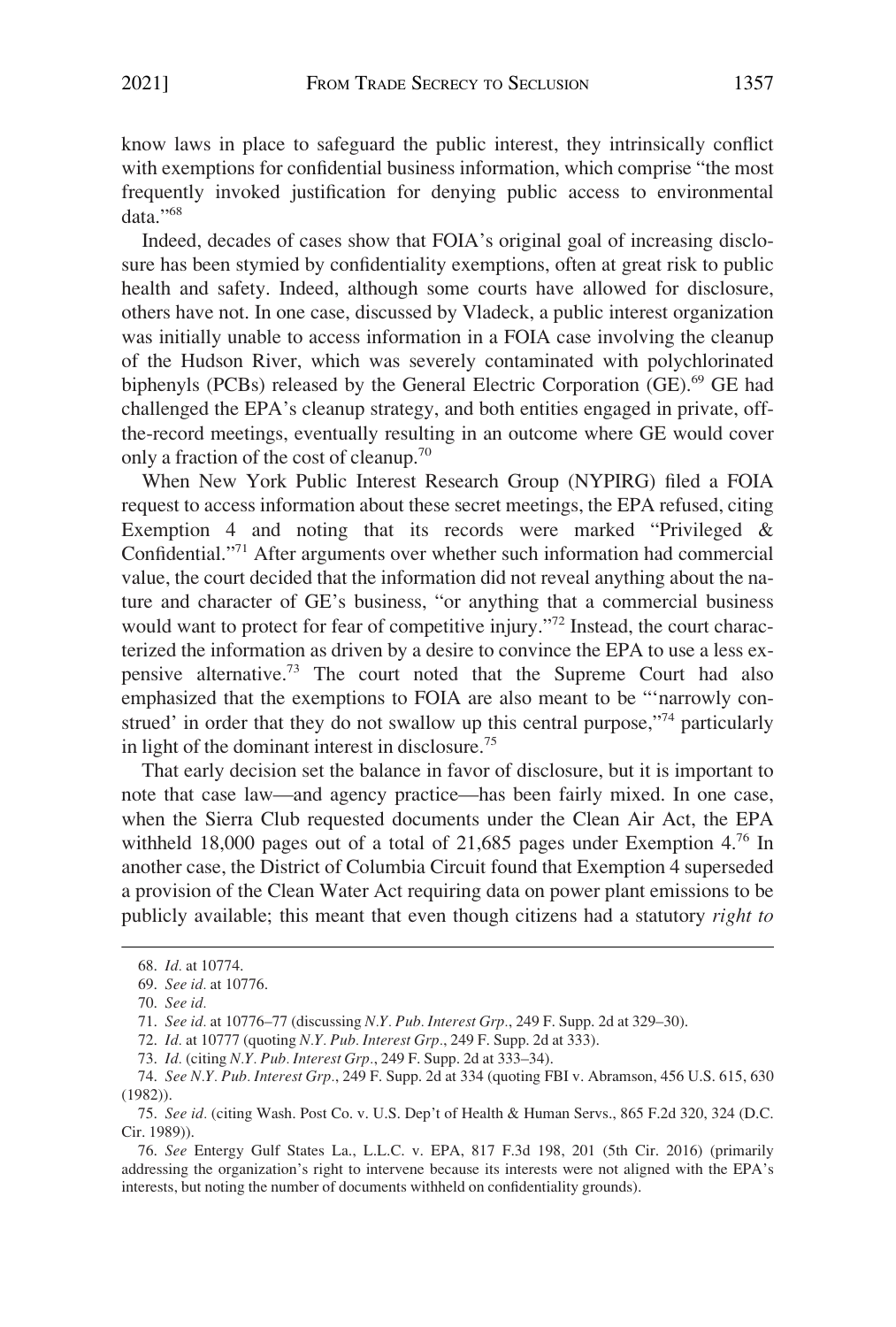know laws in place to safeguard the public interest, they intrinsically conflict with exemptions for confidential business information, which comprise "the most frequently invoked justification for denying public access to environmental data."[68]

Indeed, decades of cases show that FOIA's original goal of increasing disclosure has been stymied by confidentiality exemptions, often at great risk to public health and safety. Indeed, although some courts have allowed for disclosure, others have not. In one case, discussed by Vladeck, a public interest organization was initially unable to access information in a FOIA case involving the cleanup of the Hudson River, which was severely contaminated with polychlorinated biphenyls (PCBs) released by the General Electric Corporation (GE).[69] GE had challenged the EPA's cleanup strategy, and both entities engaged in private, off-the-record meetings, eventually resulting in an outcome where GE would cover only a fraction of the cost of cleanup.[70]

When New York Public Interest Research Group (NYPIRG) filed a FOIA request to access information about these secret meetings, the EPA refused, citing Exemption 4 and noting that its records were marked "Privileged & Confidential."[71] After arguments over whether such information had commercial value, the court decided that the information did not reveal anything about the nature and character of GE's business, "or anything that a commercial business would want to protect for fear of competitive injury."[72] Instead, the court characterized the information as driven by a desire to convince the EPA to use a less expensive alternative.[73] The court noted that the Supreme Court had also emphasized that the exemptions to FOIA are also meant to be "'narrowly construed' in order that they do not swallow up this central purpose,"[74] particularly in light of the dominant interest in disclosure.[75]

That early decision set the balance in favor of disclosure, but it is important to note that case law—and agency practice—has been fairly mixed. In one case, when the Sierra Club requested documents under the Clean Air Act, the EPA withheld 18,000 pages out of a total of 21,685 pages under Exemption 4.[76] In another case, the District of Columbia Circuit found that Exemption 4 superseded a provision of the Clean Water Act requiring data on power plant emissions to be publicly available; this meant that even though citizens had a statutory *right to*

---

68. *Id.* at 10774.

69. *See id.* at 10776.

70. *See id.*

71. *See id.* at 10776–77 (discussing *N.Y. Pub. Interest Grp.*, 249 F. Supp. 2d at 329–30).

72. *Id.* at 10777 (quoting *N.Y. Pub. Interest Grp.*, 249 F. Supp. 2d at 333).

73. *Id.* (citing *N.Y. Pub. Interest Grp.*, 249 F. Supp. 2d at 333–34).

74. *See N.Y. Pub. Interest Grp.*, 249 F. Supp. 2d at 334 (quoting FBI v. Abramson, 456 U.S. 615, 630 (1982)).

75. *See id.* (citing Wash. Post Co. v. U.S. Dep't of Health & Human Servs., 865 F.2d 320, 324 (D.C. Cir. 1989)).

76. *See* Entergy Gulf States La., L.L.C. v. EPA, 817 F.3d 198, 201 (5th Cir. 2016) (primarily addressing the organization's right to intervene because its interests were not aligned with the EPA's interests, but noting the number of documents withheld on confidentiality grounds).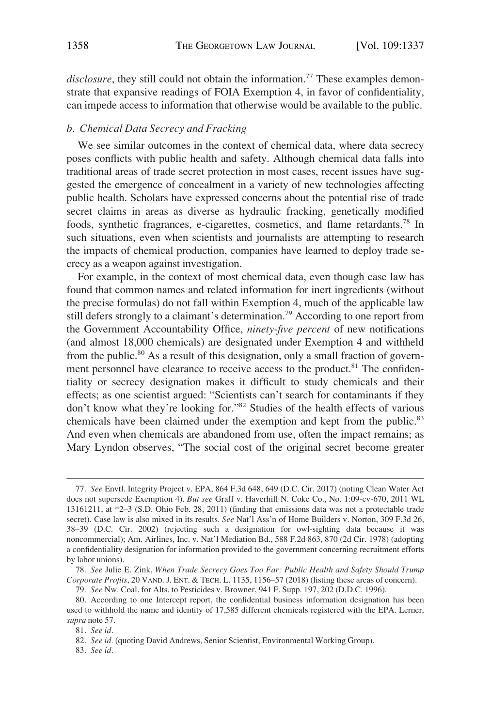*disclosure*, they still could not obtain the information.[77] These examples demonstrate that expansive readings of FOIA Exemption 4, in favor of confidentiality, can impede access to information that otherwise would be available to the public.

#### *b. Chemical Data Secrecy and Fracking*

We see similar outcomes in the context of chemical data, where data secrecy poses conflicts with public health and safety. Although chemical data falls into traditional areas of trade secret protection in most cases, recent issues have suggested the emergence of concealment in a variety of new technologies affecting public health. Scholars have expressed concerns about the potential rise of trade secret claims in areas as diverse as hydraulic fracking, genetically modified foods, synthetic fragrances, e-cigarettes, cosmetics, and flame retardants.[78] In such situations, even when scientists and journalists are attempting to research the impacts of chemical production, companies have learned to deploy trade secrecy as a weapon against investigation.

For example, in the context of most chemical data, even though case law has found that common names and related information for inert ingredients (without the precise formulas) do not fall within Exemption 4, much of the applicable law still defers strongly to a claimant's determination.[79] According to one report from the Government Accountability Office, *ninety-five percent* of new notifications (and almost 18,000 chemicals) are designated under Exemption 4 and withheld from the public.[80] As a result of this designation, only a small fraction of government personnel have clearance to receive access to the product.[81] The confidentiality or secrecy designation makes it difficult to study chemicals and their effects; as one scientist argued: "Scientists can't search for contaminants if they don't know what they're looking for."[82] Studies of the health effects of various chemicals have been claimed under the exemption and kept from the public.[83] And even when chemicals are abandoned from use, often the impact remains; as Mary Lyndon observes, "The social cost of the original secret become greater

---

77. *See* Envtl. Integrity Project v. EPA, 864 F.3d 648, 649 (D.C. Cir. 2017) (noting Clean Water Act does not supersede Exemption 4). *But see* Graff v. Haverhill N. Coke Co., No. 1:09-cv-670, 2011 WL 13161211, at *2–3 (S.D. Ohio Feb. 28, 2011) (finding that emissions data was not a protectable trade secret). Case law is also mixed in its results. *See* Nat'l Ass'n of Home Builders v. Norton, 309 F.3d 26, 38–39 (D.C. Cir. 2002) (rejecting such a designation for owl-sighting data because it was noncommercial); Am. Airlines, Inc. v. Nat'l Mediation Bd., 588 F.2d 863, 870 (2d Cir. 1978) (adopting a confidentiality designation for information provided to the government concerning recruitment efforts by labor unions).

78. *See* Julie E. Zink, *When Trade Secrecy Goes Too Far: Public Health and Safety Should Trump Corporate Profits*, 20 VAND. J. ENT. & TECH. L. 1135, 1156–57 (2018) (listing these areas of concern).

79. *See* Nw. Coal. for Alts. to Pesticides v. Browner, 941 F. Supp. 197, 202 (D.D.C. 1996).

80. According to one Intercept report, the confidential business information designation has been used to withhold the name and identity of 17,585 different chemicals registered with the EPA. Lerner, *supra* note 57.

81. *See id.*

82. *See id.* (quoting David Andrews, Senior Scientist, Environmental Working Group).

83. *See id.*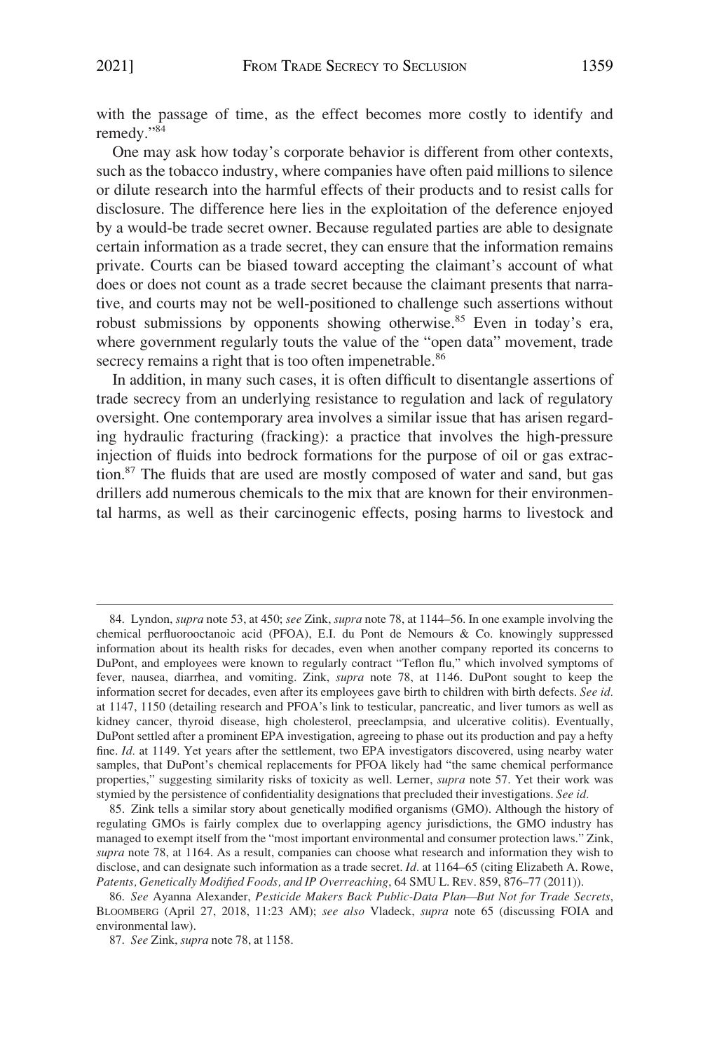with the passage of time, as the effect becomes more costly to identify and remedy."[84]

One may ask how today's corporate behavior is different from other contexts, such as the tobacco industry, where companies have often paid millions to silence or dilute research into the harmful effects of their products and to resist calls for disclosure. The difference here lies in the exploitation of the deference enjoyed by a would-be trade secret owner. Because regulated parties are able to designate certain information as a trade secret, they can ensure that the information remains private. Courts can be biased toward accepting the claimant's account of what does or does not count as a trade secret because the claimant presents that narrative, and courts may not be well-positioned to challenge such assertions without robust submissions by opponents showing otherwise.[85] Even in today's era, where government regularly touts the value of the "open data" movement, trade secrecy remains a right that is too often impenetrable.[86]

In addition, in many such cases, it is often difficult to disentangle assertions of trade secrecy from an underlying resistance to regulation and lack of regulatory oversight. One contemporary area involves a similar issue that has arisen regarding hydraulic fracturing (fracking): a practice that involves the high-pressure injection of fluids into bedrock formations for the purpose of oil or gas extraction.[87] The fluids that are used are mostly composed of water and sand, but gas drillers add numerous chemicals to the mix that are known for their environmental harms, as well as their carcinogenic effects, posing harms to livestock and

---

84. Lyndon, *supra* note 53, at 450; *see* Zink, *supra* note 78, at 1144–56. In one example involving the chemical perfluorooctanoic acid (PFOA), E.I. du Pont de Nemours & Co. knowingly suppressed information about its health risks for decades, even when another company reported its concerns to DuPont, and employees were known to regularly contract "Teflon flu," which involved symptoms of fever, nausea, diarrhea, and vomiting. Zink, *supra* note 78, at 1146. DuPont sought to keep the information secret for decades, even after its employees gave birth to children with birth defects. *See id.* at 1147, 1150 (detailing research and PFOA's link to testicular, pancreatic, and liver tumors as well as kidney cancer, thyroid disease, high cholesterol, preeclampsia, and ulcerative colitis). Eventually, DuPont settled after a prominent EPA investigation, agreeing to phase out its production and pay a hefty fine. *Id.* at 1149. Yet years after the settlement, two EPA investigators discovered, using nearby water samples, that DuPont's chemical replacements for PFOA likely had "the same chemical performance properties," suggesting similarity risks of toxicity as well. Lerner, *supra* note 57. Yet their work was stymied by the persistence of confidentiality designations that precluded their investigations. *See id.*

85. Zink tells a similar story about genetically modified organisms (GMO). Although the history of regulating GMOs is fairly complex due to overlapping agency jurisdictions, the GMO industry has managed to exempt itself from the "most important environmental and consumer protection laws." Zink, *supra* note 78, at 1164. As a result, companies can choose what research and information they wish to disclose, and can designate such information as a trade secret. *Id.* at 1164–65 (citing Elizabeth A. Rowe, *Patents, Genetically Modified Foods, and IP Overreaching*, 64 SMU L. REV. 859, 876–77 (2011)).

86. *See* Ayanna Alexander, *Pesticide Makers Back Public-Data Plan—But Not for Trade Secrets*, BLOOMBERG (April 27, 2018, 11:23 AM); *see also* Vladeck, *supra* note 65 (discussing FOIA and environmental law).

87. *See* Zink, *supra* note 78, at 1158.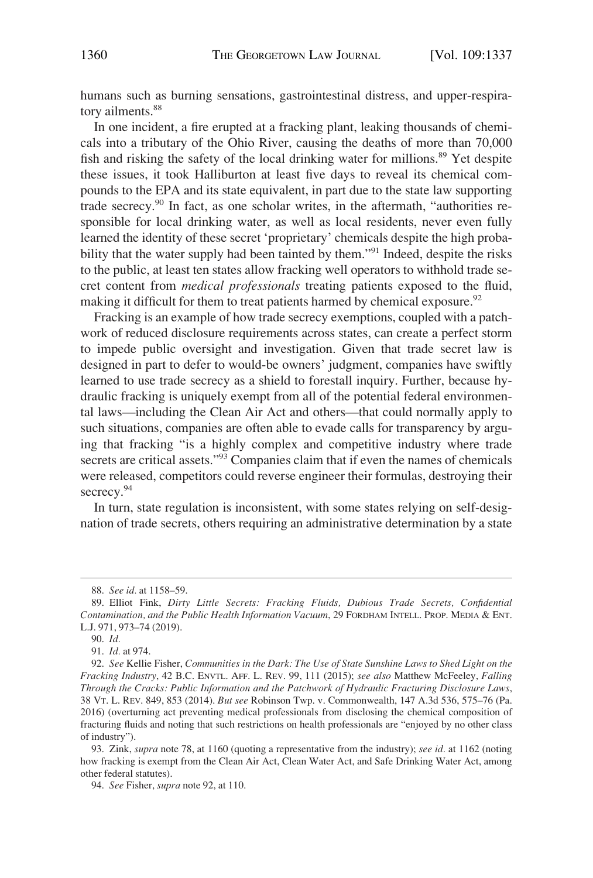humans such as burning sensations, gastrointestinal distress, and upper-respiratory ailments.[88]

In one incident, a fire erupted at a fracking plant, leaking thousands of chemicals into a tributary of the Ohio River, causing the deaths of more than 70,000 fish and risking the safety of the local drinking water for millions.[89] Yet despite these issues, it took Halliburton at least five days to reveal its chemical compounds to the EPA and its state equivalent, in part due to the state law supporting trade secrecy.[90] In fact, as one scholar writes, in the aftermath, "authorities responsible for local drinking water, as well as local residents, never even fully learned the identity of these secret 'proprietary' chemicals despite the high probability that the water supply had been tainted by them."[91] Indeed, despite the risks to the public, at least ten states allow fracking well operators to withhold trade secret content from *medical professionals* treating patients exposed to the fluid, making it difficult for them to treat patients harmed by chemical exposure.[92]

Fracking is an example of how trade secrecy exemptions, coupled with a patchwork of reduced disclosure requirements across states, can create a perfect storm to impede public oversight and investigation. Given that trade secret law is designed in part to defer to would-be owners' judgment, companies have swiftly learned to use trade secrecy as a shield to forestall inquiry. Further, because hydraulic fracking is uniquely exempt from all of the potential federal environmental laws—including the Clean Air Act and others—that could normally apply to such situations, companies are often able to evade calls for transparency by arguing that fracking "is a highly complex and competitive industry where trade secrets are critical assets."[93] Companies claim that if even the names of chemicals were released, competitors could reverse engineer their formulas, destroying their secrecy.[94]

In turn, state regulation is inconsistent, with some states relying on self-designation of trade secrets, others requiring an administrative determination by a state

---

88. *See id.* at 1158–59.

89. Elliot Fink, *Dirty Little Secrets: Fracking Fluids, Dubious Trade Secrets, Confidential Contamination, and the Public Health Information Vacuum*, 29 FORDHAM INTELL. PROP. MEDIA & ENT. L.J. 971, 973–74 (2019).

90. *Id.*

91. *Id.* at 974.

92. *See* Kellie Fisher, *Communities in the Dark: The Use of State Sunshine Laws to Shed Light on the Fracking Industry*, 42 B.C. ENVTL. AFF. L. REV. 99, 111 (2015); *see also* Matthew McFeeley, *Falling Through the Cracks: Public Information and the Patchwork of Hydraulic Fracturing Disclosure Laws*, 38 VT. L. REV. 849, 853 (2014). *But see* Robinson Twp. v. Commonwealth, 147 A.3d 536, 575–76 (Pa. 2016) (overturning act preventing medical professionals from disclosing the chemical composition of fracturing fluids and noting that such restrictions on health professionals are "enjoyed by no other class of industry").

93. Zink, *supra* note 78, at 1160 (quoting a representative from the industry); *see id.* at 1162 (noting how fracking is exempt from the Clean Air Act, Clean Water Act, and Safe Drinking Water Act, among other federal statutes).

94. *See* Fisher, *supra* note 92, at 110.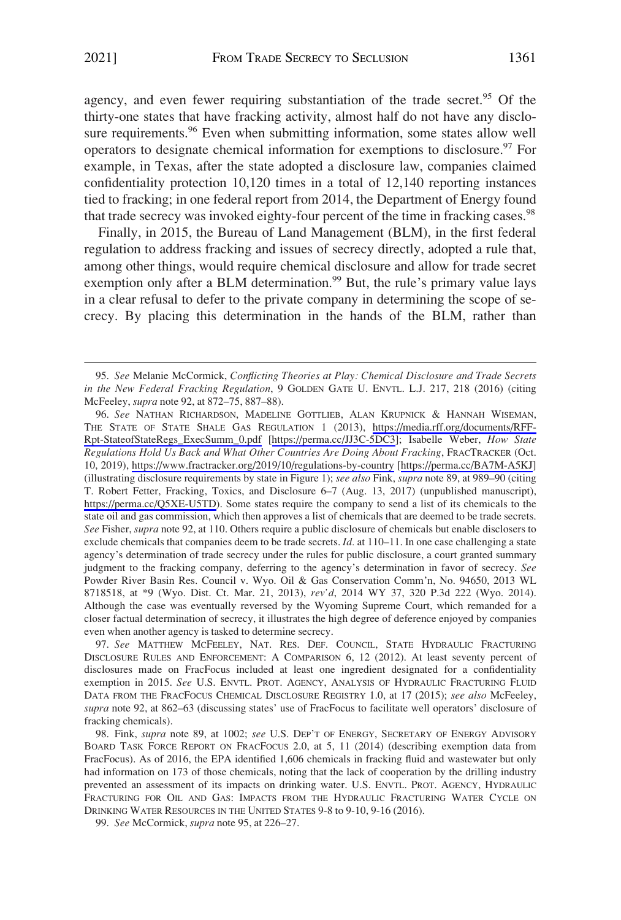agency, and even fewer requiring substantiation of the trade secret.[95] Of the thirty-one states that have fracking activity, almost half do not have any disclosure requirements.[96] Even when submitting information, some states allow well operators to designate chemical information for exemptions to disclosure.[97] For example, in Texas, after the state adopted a disclosure law, companies claimed confidentiality protection 10,120 times in a total of 12,140 reporting instances tied to fracking; in one federal report from 2014, the Department of Energy found that trade secrecy was invoked eighty-four percent of the time in fracking cases.[98]

Finally, in 2015, the Bureau of Land Management (BLM), in the first federal regulation to address fracking and issues of secrecy directly, adopted a rule that, among other things, would require chemical disclosure and allow for trade secret exemption only after a BLM determination.[99] But, the rule's primary value lays in a clear refusal to defer to the private company in determining the scope of secrecy. By placing this determination in the hands of the BLM, rather than

---

95. *See* Melanie McCormick, *Conflicting Theories at Play: Chemical Disclosure and Trade Secrets in the New Federal Fracking Regulation*, 9 GOLDEN GATE U. ENVTL. L.J. 217, 218 (2016) (citing McFeeley, *supra* note 92, at 872–75, 887–88).

96. *See* NATHAN RICHARDSON, MADELINE GOTTLIEB, ALAN KRUPNICK & HANNAH WISEMAN, THE STATE OF STATE SHALE GAS REGULATION 1 (2013), https://media.rff.org/documents/RFF-Rpt-StateofStateRegs_ExecSumm_0.pdf [https://perma.cc/JJ3C-5DC3]; Isabelle Weber, *How State Regulations Hold Us Back and What Other Countries Are Doing About Fracking*, FRACTRACKER (Oct. 10, 2019), https://www.fractracker.org/2019/10/regulations-by-country [https://perma.cc/BA7M-A5KJ] (illustrating disclosure requirements by state in Figure 1); *see also* Fink, *supra* note 89, at 989–90 (citing T. Robert Fetter, Fracking, Toxics, and Disclosure 6–7 (Aug. 13, 2017) (unpublished manuscript), https://perma.cc/Q5XE-U5TD). Some states require the company to send a list of its chemicals to the state oil and gas commission, which then approves a list of chemicals that are deemed to be trade secrets. *See* Fisher, *supra* note 92, at 110. Others require a public disclosure of chemicals but enable disclosers to exclude chemicals that companies deem to be trade secrets. *Id.* at 110–11. In one case challenging a state agency's determination of trade secrecy under the rules for public disclosure, a court granted summary judgment to the fracking company, deferring to the agency's determination in favor of secrecy. *See* Powder River Basin Res. Council v. Wyo. Oil & Gas Conservation Comm'n, No. 94650, 2013 WL 8718518, at *9 (Wyo. Dist. Ct. Mar. 21, 2013), *rev'd*, 2014 WY 37, 320 P.3d 222 (Wyo. 2014). Although the case was eventually reversed by the Wyoming Supreme Court, which remanded for a closer factual determination of secrecy, it illustrates the high degree of deference enjoyed by companies even when another agency is tasked to determine secrecy.

97. *See* MATTHEW MCFEELEY, NAT. RES. DEF. COUNCIL, STATE HYDRAULIC FRACTURING DISCLOSURE RULES AND ENFORCEMENT: A COMPARISON 6, 12 (2012). At least seventy percent of disclosures made on FracFocus included at least one ingredient designated for a confidentiality exemption in 2015. *See* U.S. ENVTL. PROT. AGENCY, ANALYSIS OF HYDRAULIC FRACTURING FLUID DATA FROM THE FRACFOCUS CHEMICAL DISCLOSURE REGISTRY 1.0, at 17 (2015); *see also* McFeeley, *supra* note 92, at 862–63 (discussing states' use of FracFocus to facilitate well operators' disclosure of fracking chemicals).

98. Fink, *supra* note 89, at 1002; *see* U.S. DEP'T OF ENERGY, SECRETARY OF ENERGY ADVISORY BOARD TASK FORCE REPORT ON FRACFOCUS 2.0, at 5, 11 (2014) (describing exemption data from FracFocus). As of 2016, the EPA identified 1,606 chemicals in fracking fluid and wastewater but only had information on 173 of those chemicals, noting that the lack of cooperation by the drilling industry prevented an assessment of its impacts on drinking water. U.S. ENVTL. PROT. AGENCY, HYDRAULIC FRACTURING FOR OIL AND GAS: IMPACTS FROM THE HYDRAULIC FRACTURING WATER CYCLE ON DRINKING WATER RESOURCES IN THE UNITED STATES 9-8 to 9-10, 9-16 (2016).

99. *See* McCormick, *supra* note 95, at 226–27.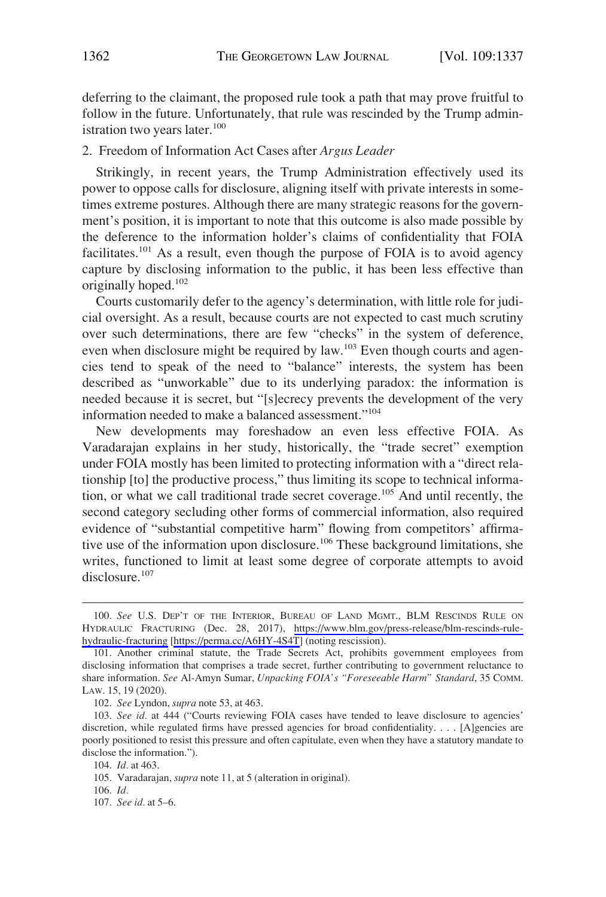deferring to the claimant, the proposed rule took a path that may prove fruitful to follow in the future. Unfortunately, that rule was rescinded by the Trump administration two years later.[100]

2. Freedom of Information Act Cases after *Argus Leader*

Strikingly, in recent years, the Trump Administration effectively used its power to oppose calls for disclosure, aligning itself with private interests in sometimes extreme postures. Although there are many strategic reasons for the government's position, it is important to note that this outcome is also made possible by the deference to the information holder's claims of confidentiality that FOIA facilitates.[101] As a result, even though the purpose of FOIA is to avoid agency capture by disclosing information to the public, it has been less effective than originally hoped.[102]

Courts customarily defer to the agency's determination, with little role for judicial oversight. As a result, because courts are not expected to cast much scrutiny over such determinations, there are few "checks" in the system of deference, even when disclosure might be required by law.[103] Even though courts and agencies tend to speak of the need to "balance" interests, the system has been described as "unworkable" due to its underlying paradox: the information is needed because it is secret, but "[s]ecrecy prevents the development of the very information needed to make a balanced assessment."[104]

New developments may foreshadow an even less effective FOIA. As Varadarajan explains in her study, historically, the "trade secret" exemption under FOIA mostly has been limited to protecting information with a "direct relationship [to] the productive process," thus limiting its scope to technical information, or what we call traditional trade secret coverage.[105] And until recently, the second category secluding other forms of commercial information, also required evidence of "substantial competitive harm" flowing from competitors' affirmative use of the information upon disclosure.[106] These background limitations, she writes, functioned to limit at least some degree of corporate attempts to avoid disclosure.[107]

---

100. *See* U.S. DEP'T OF THE INTERIOR, BUREAU OF LAND MGMT., BLM RESCINDS RULE ON HYDRAULIC FRACTURING (Dec. 28, 2017), https://www.blm.gov/press-release/blm-rescinds-rule-hydraulic-fracturing [https://perma.cc/A6HY-4S4T] (noting rescission).

101. Another criminal statute, the Trade Secrets Act, prohibits government employees from disclosing information that comprises a trade secret, further contributing to government reluctance to share information. *See* Al-Amyn Sumar, *Unpacking FOIA's "Foreseeable Harm" Standard*, 35 COMM. LAW. 15, 19 (2020).

102. *See* Lyndon, *supra* note 53, at 463.

103. *See id.* at 444 ("Courts reviewing FOIA cases have tended to leave disclosure to agencies' discretion, while regulated firms have pressed agencies for broad confidentiality. . . . [A]gencies are poorly positioned to resist this pressure and often capitulate, even when they have a statutory mandate to disclose the information.").

104. *Id.* at 463.

105. Varadarajan, *supra* note 11, at 5 (alteration in original).

106. *Id.*

107. *See id.* at 5–6.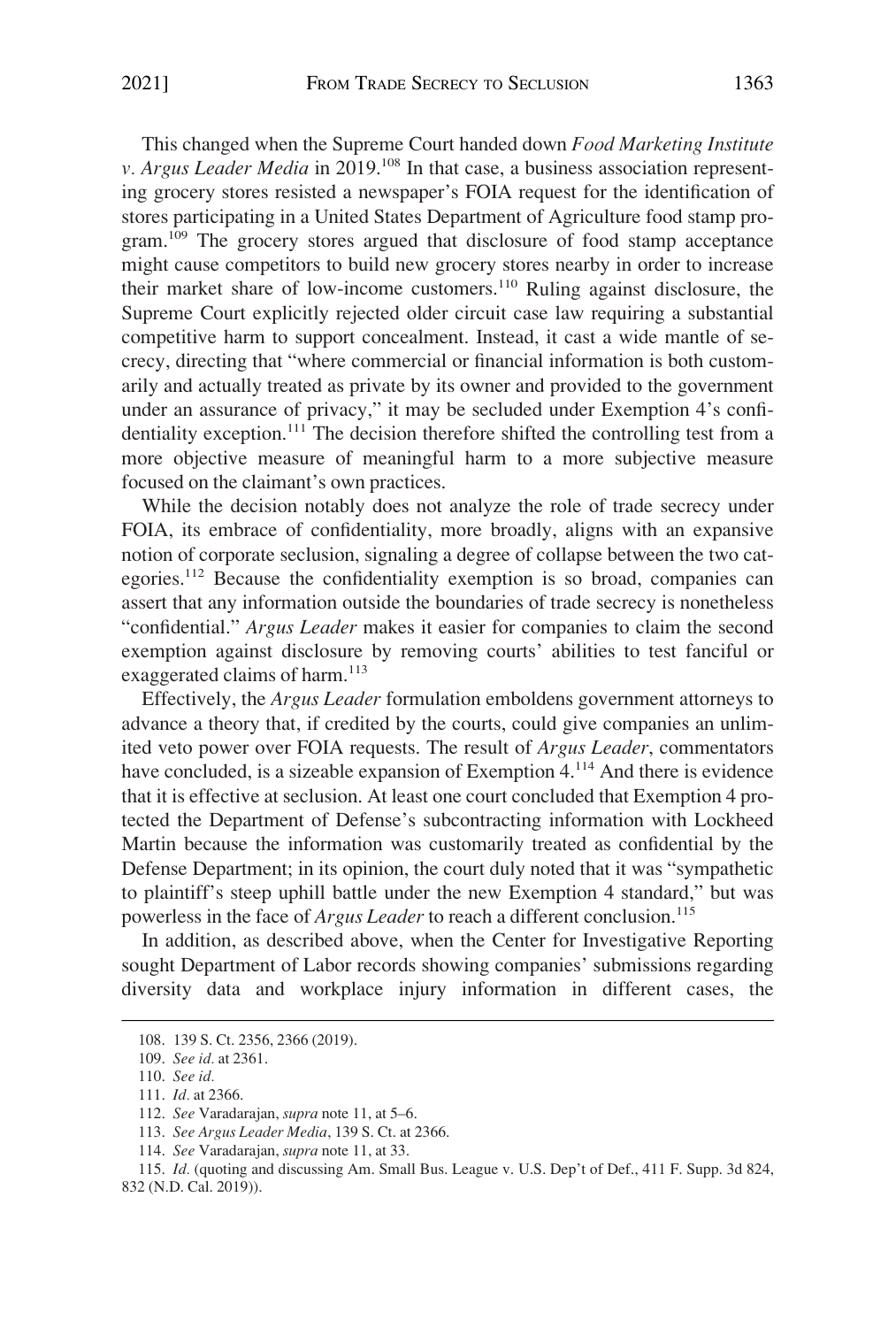This changed when the Supreme Court handed down *Food Marketing Institute v. Argus Leader Media* in 2019.[108] In that case, a business association representing grocery stores resisted a newspaper's FOIA request for the identification of stores participating in a United States Department of Agriculture food stamp program.[109] The grocery stores argued that disclosure of food stamp acceptance might cause competitors to build new grocery stores nearby in order to increase their market share of low-income customers.[110] Ruling against disclosure, the Supreme Court explicitly rejected older circuit case law requiring a substantial competitive harm to support concealment. Instead, it cast a wide mantle of secrecy, directing that "where commercial or financial information is both customarily and actually treated as private by its owner and provided to the government under an assurance of privacy," it may be secluded under Exemption 4's confidentiality exception.[111] The decision therefore shifted the controlling test from a more objective measure of meaningful harm to a more subjective measure focused on the claimant's own practices.

While the decision notably does not analyze the role of trade secrecy under FOIA, its embrace of confidentiality, more broadly, aligns with an expansive notion of corporate seclusion, signaling a degree of collapse between the two categories.[112] Because the confidentiality exemption is so broad, companies can assert that any information outside the boundaries of trade secrecy is nonetheless "confidential." *Argus Leader* makes it easier for companies to claim the second exemption against disclosure by removing courts' abilities to test fanciful or exaggerated claims of harm.[113]

Effectively, the *Argus Leader* formulation emboldens government attorneys to advance a theory that, if credited by the courts, could give companies an unlimited veto power over FOIA requests. The result of *Argus Leader*, commentators have concluded, is a sizeable expansion of Exemption 4.[114] And there is evidence that it is effective at seclusion. At least one court concluded that Exemption 4 protected the Department of Defense's subcontracting information with Lockheed Martin because the information was customarily treated as confidential by the Defense Department; in its opinion, the court duly noted that it was "sympathetic to plaintiff's steep uphill battle under the new Exemption 4 standard," but was powerless in the face of *Argus Leader* to reach a different conclusion.[115]

In addition, as described above, when the Center for Investigative Reporting sought Department of Labor records showing companies' submissions regarding diversity data and workplace injury information in different cases, the

---

108. 139 S. Ct. 2356, 2366 (2019).

109. *See id.* at 2361.

110. *See id.*

111. *Id.* at 2366.

112. *See* Varadarajan, *supra* note 11, at 5–6.

113. *See Argus Leader Media*, 139 S. Ct. at 2366.

114. *See* Varadarajan, *supra* note 11, at 33.

115. *Id.* (quoting and discussing Am. Small Bus. League v. U.S. Dep't of Def., 411 F. Supp. 3d 824, 832 (N.D. Cal. 2019)).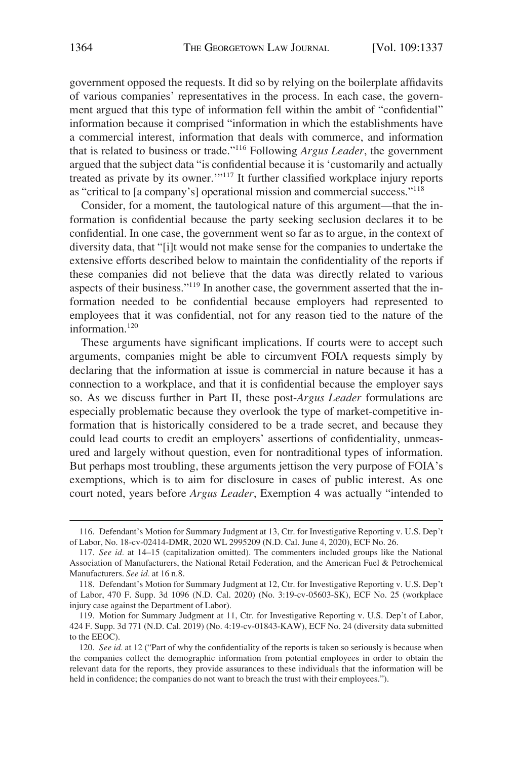government opposed the requests. It did so by relying on the boilerplate affidavits of various companies' representatives in the process. In each case, the government argued that this type of information fell within the ambit of "confidential" information because it comprised "information in which the establishments have a commercial interest, information that deals with commerce, and information that is related to business or trade."[116] Following *Argus Leader*, the government argued that the subject data "is confidential because it is 'customarily and actually treated as private by its owner.'"[117] It further classified workplace injury reports as "critical to [a company's] operational mission and commercial success."[118]

Consider, for a moment, the tautological nature of this argument—that the information is confidential because the party seeking seclusion declares it to be confidential. In one case, the government went so far as to argue, in the context of diversity data, that "[i]t would not make sense for the companies to undertake the extensive efforts described below to maintain the confidentiality of the reports if these companies did not believe that the data was directly related to various aspects of their business."[119] In another case, the government asserted that the information needed to be confidential because employers had represented to employees that it was confidential, not for any reason tied to the nature of the information.[120]

These arguments have significant implications. If courts were to accept such arguments, companies might be able to circumvent FOIA requests simply by declaring that the information at issue is commercial in nature because it has a connection to a workplace, and that it is confidential because the employer says so. As we discuss further in Part II, these post-*Argus Leader* formulations are especially problematic because they overlook the type of market-competitive information that is historically considered to be a trade secret, and because they could lead courts to credit an employers' assertions of confidentiality, unmeasured and largely without question, even for nontraditional types of information. But perhaps most troubling, these arguments jettison the very purpose of FOIA's exemptions, which is to aim for disclosure in cases of public interest. As one court noted, years before *Argus Leader*, Exemption 4 was actually "intended to

---

116. Defendant's Motion for Summary Judgment at 13, Ctr. for Investigative Reporting v. U.S. Dep't of Labor, No. 18-cv-02414-DMR, 2020 WL 2995209 (N.D. Cal. June 4, 2020), ECF No. 26.

117. *See id.* at 14–15 (capitalization omitted). The commenters included groups like the National Association of Manufacturers, the National Retail Federation, and the American Fuel & Petrochemical Manufacturers. *See id.* at 16 n.8.

118. Defendant's Motion for Summary Judgment at 12, Ctr. for Investigative Reporting v. U.S. Dep't of Labor, 470 F. Supp. 3d 1096 (N.D. Cal. 2020) (No. 3:19-cv-05603-SK), ECF No. 25 (workplace injury case against the Department of Labor).

119. Motion for Summary Judgment at 11, Ctr. for Investigative Reporting v. U.S. Dep't of Labor, 424 F. Supp. 3d 771 (N.D. Cal. 2019) (No. 4:19-cv-01843-KAW), ECF No. 24 (diversity data submitted to the EEOC).

120. *See id.* at 12 ("Part of why the confidentiality of the reports is taken so seriously is because when the companies collect the demographic information from potential employees in order to obtain the relevant data for the reports, they provide assurances to these individuals that the information will be held in confidence; the companies do not want to breach the trust with their employees.").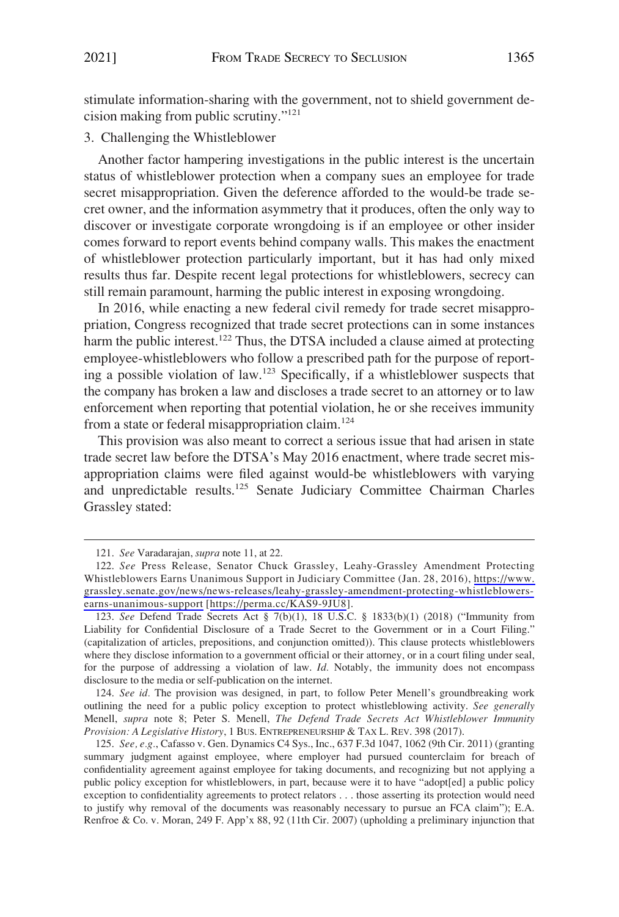stimulate information-sharing with the government, not to shield government decision making from public scrutiny."[121]

### 3. Challenging the Whistleblower

Another factor hampering investigations in the public interest is the uncertain status of whistleblower protection when a company sues an employee for trade secret misappropriation. Given the deference afforded to the would-be trade secret owner, and the information asymmetry that it produces, often the only way to discover or investigate corporate wrongdoing is if an employee or other insider comes forward to report events behind company walls. This makes the enactment of whistleblower protection particularly important, but it has had only mixed results thus far. Despite recent legal protections for whistleblowers, secrecy can still remain paramount, harming the public interest in exposing wrongdoing.

In 2016, while enacting a new federal civil remedy for trade secret misappropriation, Congress recognized that trade secret protections can in some instances harm the public interest.[122] Thus, the DTSA included a clause aimed at protecting employee-whistleblowers who follow a prescribed path for the purpose of reporting a possible violation of law.[123] Specifically, if a whistleblower suspects that the company has broken a law and discloses a trade secret to an attorney or to law enforcement when reporting that potential violation, he or she receives immunity from a state or federal misappropriation claim.[124]

This provision was also meant to correct a serious issue that had arisen in state trade secret law before the DTSA's May 2016 enactment, where trade secret misappropriation claims were filed against would-be whistleblowers with varying and unpredictable results.[125] Senate Judiciary Committee Chairman Charles Grassley stated:

---

121. *See* Varadarajan, *supra* note 11, at 22.

122. *See* Press Release, Senator Chuck Grassley, Leahy-Grassley Amendment Protecting Whistleblowers Earns Unanimous Support in Judiciary Committee (Jan. 28, 2016), https://www.grassley.senate.gov/news/news-releases/leahy-grassley-amendment-protecting-whistleblowers-earns-unanimous-support [https://perma.cc/KAS9-9JU8].

123. *See* Defend Trade Secrets Act § 7(b)(1), 18 U.S.C. § 1833(b)(1) (2018) ("Immunity from Liability for Confidential Disclosure of a Trade Secret to the Government or in a Court Filing." (capitalization of articles, prepositions, and conjunction omitted)). This clause protects whistleblowers where they disclose information to a government official or their attorney, or in a court filing under seal, for the purpose of addressing a violation of law. *Id.* Notably, the immunity does not encompass disclosure to the media or self-publication on the internet.

124. *See id.* The provision was designed, in part, to follow Peter Menell's groundbreaking work outlining the need for a public policy exception to protect whistleblowing activity. *See generally* Menell, *supra* note 8; Peter S. Menell, *The Defend Trade Secrets Act Whistleblower Immunity Provision: A Legislative History*, 1 BUS. ENTREPRENEURSHIP & TAX L. REV. 398 (2017).

125. *See, e.g.*, Cafasso v. Gen. Dynamics C4 Sys., Inc., 637 F.3d 1047, 1062 (9th Cir. 2011) (granting summary judgment against employee, where employer had pursued counterclaim for breach of confidentiality agreement against employee for taking documents, and recognizing but not applying a public policy exception for whistleblowers, in part, because were it to have "adopt[ed] a public policy exception to confidentiality agreements to protect relators . . . those asserting its protection would need to justify why removal of the documents was reasonably necessary to pursue an FCA claim"); E.A. Renfroe & Co. v. Moran, 249 F. App'x 88, 92 (11th Cir. 2007) (upholding a preliminary injunction that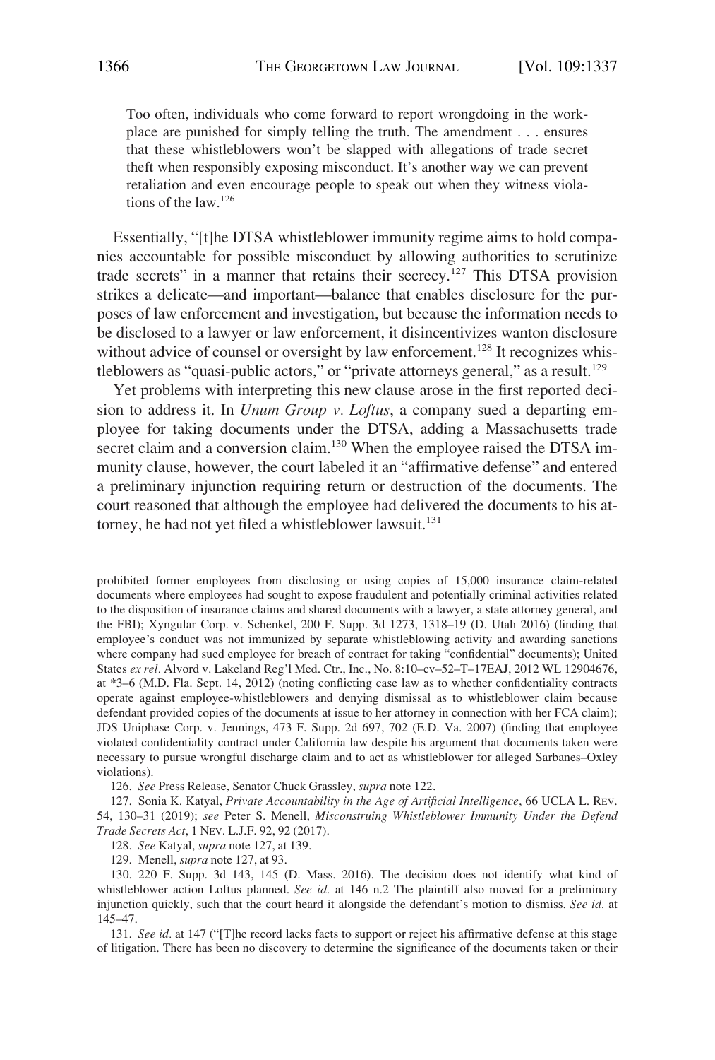> Too often, individuals who come forward to report wrongdoing in the workplace are punished for simply telling the truth. The amendment . . . ensures that these whistleblowers won't be slapped with allegations of trade secret theft when responsibly exposing misconduct. It's another way we can prevent retaliation and even encourage people to speak out when they witness violations of the law.[126]

Essentially, "[t]he DTSA whistleblower immunity regime aims to hold companies accountable for possible misconduct by allowing authorities to scrutinize trade secrets" in a manner that retains their secrecy.[127] This DTSA provision strikes a delicate—and important—balance that enables disclosure for the purposes of law enforcement and investigation, but because the information needs to be disclosed to a lawyer or law enforcement, it disincentivizes wanton disclosure without advice of counsel or oversight by law enforcement.[128] It recognizes whistleblowers as "quasi-public actors," or "private attorneys general," as a result.[129]

Yet problems with interpreting this new clause arose in the first reported decision to address it. In *Unum Group v. Loftus*, a company sued a departing employee for taking documents under the DTSA, adding a Massachusetts trade secret claim and a conversion claim.[130] When the employee raised the DTSA immunity clause, however, the court labeled it an "affirmative defense" and entered a preliminary injunction requiring return or destruction of the documents. The court reasoned that although the employee had delivered the documents to his attorney, he had not yet filed a whistleblower lawsuit.[131]

---

prohibited former employees from disclosing or using copies of 15,000 insurance claim-related documents where employees had sought to expose fraudulent and potentially criminal activities related to the disposition of insurance claims and shared documents with a lawyer, a state attorney general, and the FBI); Xyngular Corp. v. Schenkel, 200 F. Supp. 3d 1273, 1318–19 (D. Utah 2016) (finding that employee's conduct was not immunized by separate whistleblowing activity and awarding sanctions where company had sued employee for breach of contract for taking "confidential" documents); United States *ex rel.* Alvord v. Lakeland Reg'l Med. Ctr., Inc., No. 8:10–cv–52–T–17EAJ, 2012 WL 12904676, at *3–6 (M.D. Fla. Sept. 14, 2012) (noting conflicting case law as to whether confidentiality contracts operate against employee-whistleblowers and denying dismissal as to whistleblower claim because defendant provided copies of the documents at issue to her attorney in connection with her FCA claim); JDS Uniphase Corp. v. Jennings, 473 F. Supp. 2d 697, 702 (E.D. Va. 2007) (finding that employee violated confidentiality contract under California law despite his argument that documents taken were necessary to pursue wrongful discharge claim and to act as whistleblower for alleged Sarbanes–Oxley violations).

126. *See* Press Release, Senator Chuck Grassley, *supra* note 122.

127. Sonia K. Katyal, *Private Accountability in the Age of Artificial Intelligence*, 66 UCLA L. REV. 54, 130–31 (2019); *see* Peter S. Menell, *Misconstruing Whistleblower Immunity Under the Defend Trade Secrets Act*, 1 NEV. L.J.F. 92, 92 (2017).

128. *See* Katyal, *supra* note 127, at 139.

129. Menell, *supra* note 127, at 93.

130. 220 F. Supp. 3d 143, 145 (D. Mass. 2016). The decision does not identify what kind of whistleblower action Loftus planned. *See id.* at 146 n.2 The plaintiff also moved for a preliminary injunction quickly, such that the court heard it alongside the defendant's motion to dismiss. *See id.* at 145–47.

131. *See id.* at 147 ("[T]he record lacks facts to support or reject his affirmative defense at this stage of litigation. There has been no discovery to determine the significance of the documents taken or their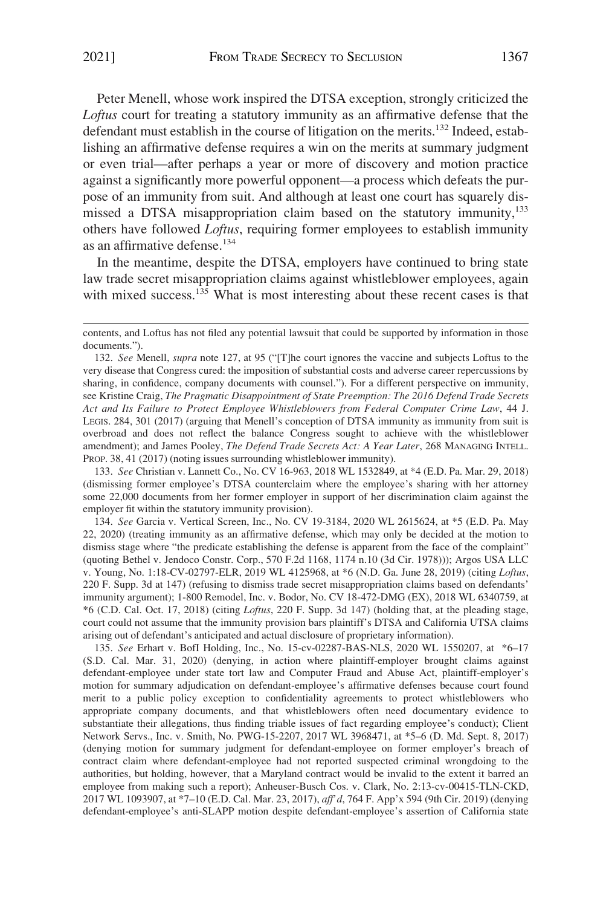Peter Menell, whose work inspired the DTSA exception, strongly criticized the *Loftus* court for treating a statutory immunity as an affirmative defense that the defendant must establish in the course of litigation on the merits.[132] Indeed, establishing an affirmative defense requires a win on the merits at summary judgment or even trial—after perhaps a year or more of discovery and motion practice against a significantly more powerful opponent—a process which defeats the purpose of an immunity from suit. And although at least one court has squarely dismissed a DTSA misappropriation claim based on the statutory immunity,[133] others have followed *Loftus*, requiring former employees to establish immunity as an affirmative defense.[134]

In the meantime, despite the DTSA, employers have continued to bring state law trade secret misappropriation claims against whistleblower employees, again with mixed success.[135] What is most interesting about these recent cases is that

---

contents, and Loftus has not filed any potential lawsuit that could be supported by information in those documents.").

132. *See* Menell, *supra* note 127, at 95 ("[T]he court ignores the vaccine and subjects Loftus to the very disease that Congress cured: the imposition of substantial costs and adverse career repercussions by sharing, in confidence, company documents with counsel."). For a different perspective on immunity, see Kristine Craig, *The Pragmatic Disappointment of State Preemption: The 2016 Defend Trade Secrets Act and Its Failure to Protect Employee Whistleblowers from Federal Computer Crime Law*, 44 J. LEGIS. 284, 301 (2017) (arguing that Menell's conception of DTSA immunity as immunity from suit is overbroad and does not reflect the balance Congress sought to achieve with the whistleblower amendment); and James Pooley, *The Defend Trade Secrets Act: A Year Later*, 268 MANAGING INTELL. PROP. 38, 41 (2017) (noting issues surrounding whistleblower immunity).

133. *See* Christian v. Lannett Co., No. CV 16-963, 2018 WL 1532849, at *4 (E.D. Pa. Mar. 29, 2018) (dismissing former employee's DTSA counterclaim where the employee's sharing with her attorney some 22,000 documents from her former employer in support of her discrimination claim against the employer fit within the statutory immunity provision).

134. *See* Garcia v. Vertical Screen, Inc., No. CV 19-3184, 2020 WL 2615624, at *5 (E.D. Pa. May 22, 2020) (treating immunity as an affirmative defense, which may only be decided at the motion to dismiss stage where "the predicate establishing the defense is apparent from the face of the complaint" (quoting Bethel v. Jendoco Constr. Corp., 570 F.2d 1168, 1174 n.10 (3d Cir. 1978))); Argos USA LLC v. Young, No. 1:18-CV-02797-ELR, 2019 WL 4125968, at *6 (N.D. Ga. June 28, 2019) (citing *Loftus*, 220 F. Supp. 3d at 147) (refusing to dismiss trade secret misappropriation claims based on defendants' immunity argument); 1-800 Remodel, Inc. v. Bodor, No. CV 18-472-DMG (EX), 2018 WL 6340759, at *6 (C.D. Cal. Oct. 17, 2018) (citing *Loftus*, 220 F. Supp. 3d 147) (holding that, at the pleading stage, court could not assume that the immunity provision bars plaintiff's DTSA and California UTSA claims arising out of defendant's anticipated and actual disclosure of proprietary information).

135. *See* Erhart v. BofI Holding, Inc., No. 15-cv-02287-BAS-NLS, 2020 WL 1550207, at *6–17 (S.D. Cal. Mar. 31, 2020) (denying, in action where plaintiff-employer brought claims against defendant-employee under state tort law and Computer Fraud and Abuse Act, plaintiff-employer's motion for summary adjudication on defendant-employee's affirmative defenses because court found merit to a public policy exception to confidentiality agreements to protect whistleblowers who appropriate company documents, and that whistleblowers often need documentary evidence to substantiate their allegations, thus finding triable issues of fact regarding employee's conduct); Client Network Servs., Inc. v. Smith, No. PWG-15-2207, 2017 WL 3968471, at *5–6 (D. Md. Sept. 8, 2017) (denying motion for summary judgment for defendant-employee on former employer's breach of contract claim where defendant-employee had not reported suspected criminal wrongdoing to the authorities, but holding, however, that a Maryland contract would be invalid to the extent it barred an employee from making such a report); Anheuser-Busch Cos. v. Clark, No. 2:13-cv-00415-TLN-CKD, 2017 WL 1093907, at *7–10 (E.D. Cal. Mar. 23, 2017), *aff'd*, 764 F. App'x 594 (9th Cir. 2019) (denying defendant-employee's anti-SLAPP motion despite defendant-employee's assertion of California state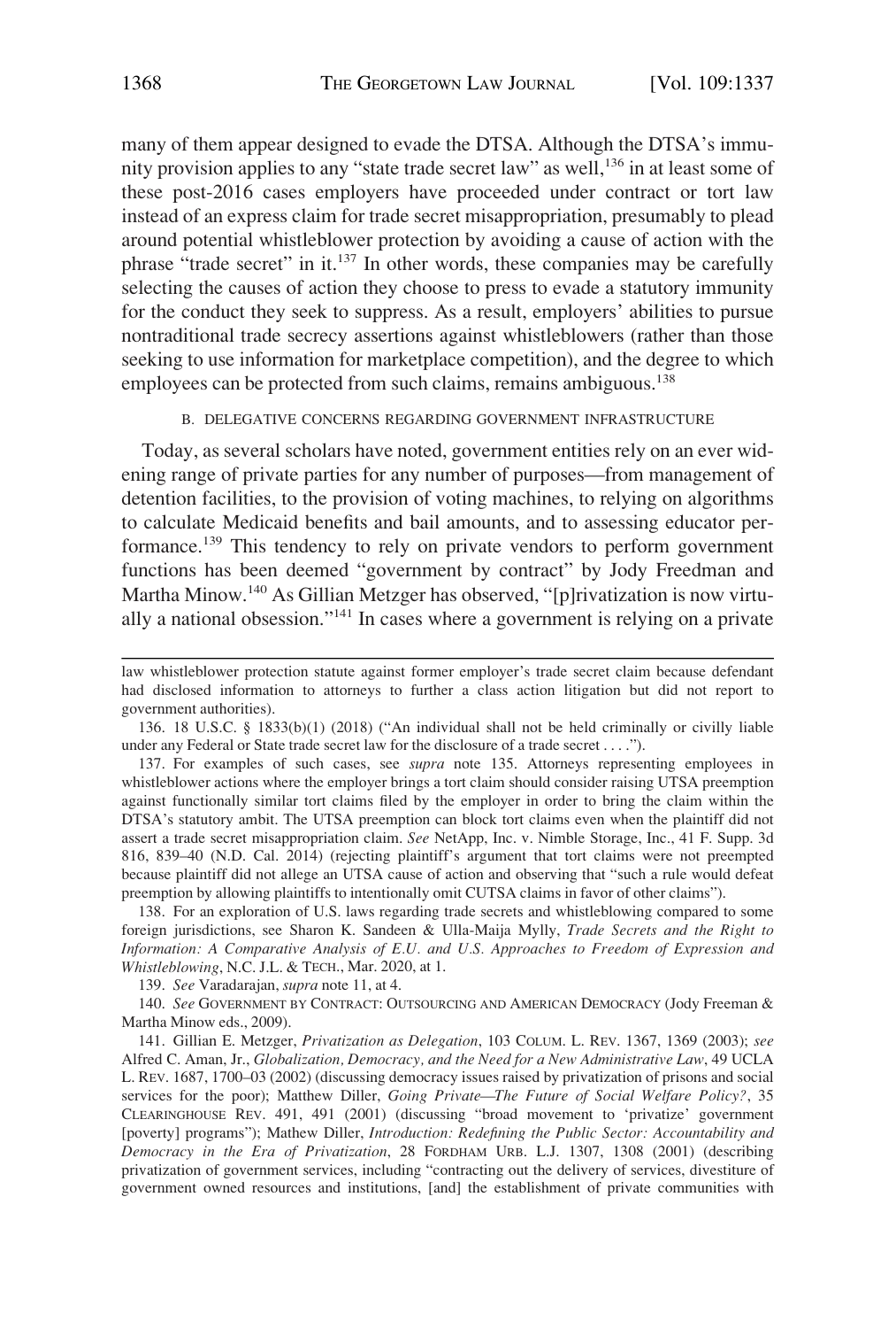many of them appear designed to evade the DTSA. Although the DTSA's immunity provision applies to any "state trade secret law" as well,[136] in at least some of these post-2016 cases employers have proceeded under contract or tort law instead of an express claim for trade secret misappropriation, presumably to plead around potential whistleblower protection by avoiding a cause of action with the phrase "trade secret" in it.[137] In other words, these companies may be carefully selecting the causes of action they choose to press to evade a statutory immunity for the conduct they seek to suppress. As a result, employers' abilities to pursue nontraditional trade secrecy assertions against whistleblowers (rather than those seeking to use information for marketplace competition), and the degree to which employees can be protected from such claims, remains ambiguous.[138]

### B. DELEGATIVE CONCERNS REGARDING GOVERNMENT INFRASTRUCTURE

Today, as several scholars have noted, government entities rely on an ever widening range of private parties for any number of purposes—from management of detention facilities, to the provision of voting machines, to relying on algorithms to calculate Medicaid benefits and bail amounts, and to assessing educator performance.[139] This tendency to rely on private vendors to perform government functions has been deemed "government by contract" by Jody Freedman and Martha Minow.[140] As Gillian Metzger has observed, "[p]rivatization is now virtually a national obsession."[141] In cases where a government is relying on a private

---

law whistleblower protection statute against former employer's trade secret claim because defendant had disclosed information to attorneys to further a class action litigation but did not report to government authorities).

136. 18 U.S.C. § 1833(b)(1) (2018) ("An individual shall not be held criminally or civilly liable under any Federal or State trade secret law for the disclosure of a trade secret . . . .").

137. For examples of such cases, see *supra* note 135. Attorneys representing employees in whistleblower actions where the employer brings a tort claim should consider raising UTSA preemption against functionally similar tort claims filed by the employer in order to bring the claim within the DTSA's statutory ambit. The UTSA preemption can block tort claims even when the plaintiff did not assert a trade secret misappropriation claim. *See* NetApp, Inc. v. Nimble Storage, Inc., 41 F. Supp. 3d 816, 839–40 (N.D. Cal. 2014) (rejecting plaintiff's argument that tort claims were not preempted because plaintiff did not allege an UTSA cause of action and observing that "such a rule would defeat preemption by allowing plaintiffs to intentionally omit CUTSA claims in favor of other claims").

138. For an exploration of U.S. laws regarding trade secrets and whistleblowing compared to some foreign jurisdictions, see Sharon K. Sandeen & Ulla-Maija Mylly, *Trade Secrets and the Right to Information: A Comparative Analysis of E.U. and U.S. Approaches to Freedom of Expression and Whistleblowing*, N.C. J.L. & TECH., Mar. 2020, at 1.

139. *See* Varadarajan, *supra* note 11, at 4.

140. *See* GOVERNMENT BY CONTRACT: OUTSOURCING AND AMERICAN DEMOCRACY (Jody Freeman & Martha Minow eds., 2009).

141. Gillian E. Metzger, *Privatization as Delegation*, 103 COLUM. L. REV. 1367, 1369 (2003); *see* Alfred C. Aman, Jr., *Globalization, Democracy, and the Need for a New Administrative Law*, 49 UCLA L. REV. 1687, 1700–03 (2002) (discussing democracy issues raised by privatization of prisons and social services for the poor); Matthew Diller, *Going Private—The Future of Social Welfare Policy?*, 35 CLEARINGHOUSE REV. 491, 491 (2001) (discussing "broad movement to 'privatize' government [poverty] programs"); Mathew Diller, *Introduction: Redefining the Public Sector: Accountability and Democracy in the Era of Privatization*, 28 FORDHAM URB. L.J. 1307, 1308 (2001) (describing privatization of government services, including "contracting out the delivery of services, divestiture of government owned resources and institutions, [and] the establishment of private communities with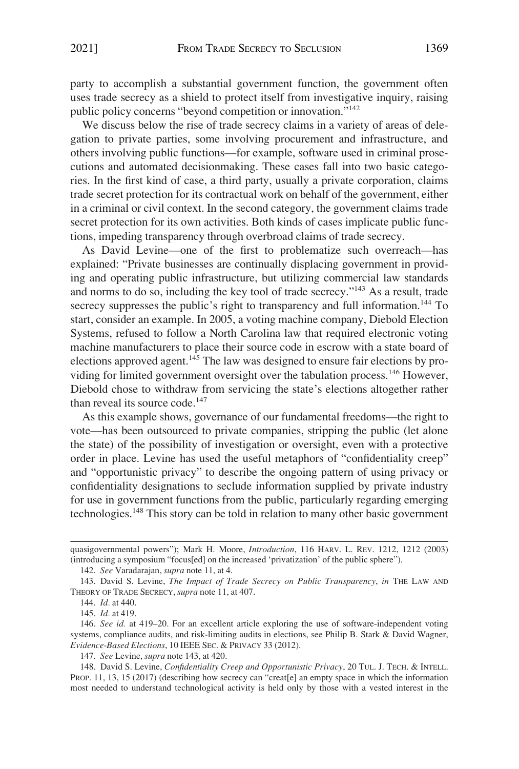party to accomplish a substantial government function, the government often uses trade secrecy as a shield to protect itself from investigative inquiry, raising public policy concerns "beyond competition or innovation."[142]

We discuss below the rise of trade secrecy claims in a variety of areas of delegation to private parties, some involving procurement and infrastructure, and others involving public functions—for example, software used in criminal prosecutions and automated decisionmaking. These cases fall into two basic categories. In the first kind of case, a third party, usually a private corporation, claims trade secret protection for its contractual work on behalf of the government, either in a criminal or civil context. In the second category, the government claims trade secret protection for its own activities. Both kinds of cases implicate public functions, impeding transparency through overbroad claims of trade secrecy.

As David Levine—one of the first to problematize such overreach—has explained: "Private businesses are continually displacing government in providing and operating public infrastructure, but utilizing commercial law standards and norms to do so, including the key tool of trade secrecy."[143] As a result, trade secrecy suppresses the public's right to transparency and full information.[144] To start, consider an example. In 2005, a voting machine company, Diebold Election Systems, refused to follow a North Carolina law that required electronic voting machine manufacturers to place their source code in escrow with a state board of elections approved agent.[145] The law was designed to ensure fair elections by providing for limited government oversight over the tabulation process.[146] However, Diebold chose to withdraw from servicing the state's elections altogether rather than reveal its source code.[147]

As this example shows, governance of our fundamental freedoms—the right to vote—has been outsourced to private companies, stripping the public (let alone the state) of the possibility of investigation or oversight, even with a protective order in place. Levine has used the useful metaphors of "confidentiality creep" and "opportunistic privacy" to describe the ongoing pattern of using privacy or confidentiality designations to seclude information supplied by private industry for use in government functions from the public, particularly regarding emerging technologies.[148] This story can be told in relation to many other basic government

---

quasigovernmental powers"); Mark H. Moore, *Introduction*, 116 HARV. L. REV. 1212, 1212 (2003) (introducing a symposium "focus[ed] on the increased 'privatization' of the public sphere").

142. *See* Varadarajan, *supra* note 11, at 4.

143. David S. Levine, *The Impact of Trade Secrecy on Public Transparency*, *in* THE LAW AND THEORY OF TRADE SECRECY, *supra* note 11, at 407.

144. *Id.* at 440.

145. *Id.* at 419.

146. *See id.* at 419–20. For an excellent article exploring the use of software-independent voting systems, compliance audits, and risk-limiting audits in elections, see Philip B. Stark & David Wagner, *Evidence-Based Elections*, 10 IEEE SEC. & PRIVACY 33 (2012).

147. *See* Levine, *supra* note 143, at 420.

148. David S. Levine, *Confidentiality Creep and Opportunistic Privacy*, 20 TUL. J. TECH. & INTELL. PROP. 11, 13, 15 (2017) (describing how secrecy can "creat[e] an empty space in which the information most needed to understand technological activity is held only by those with a vested interest in the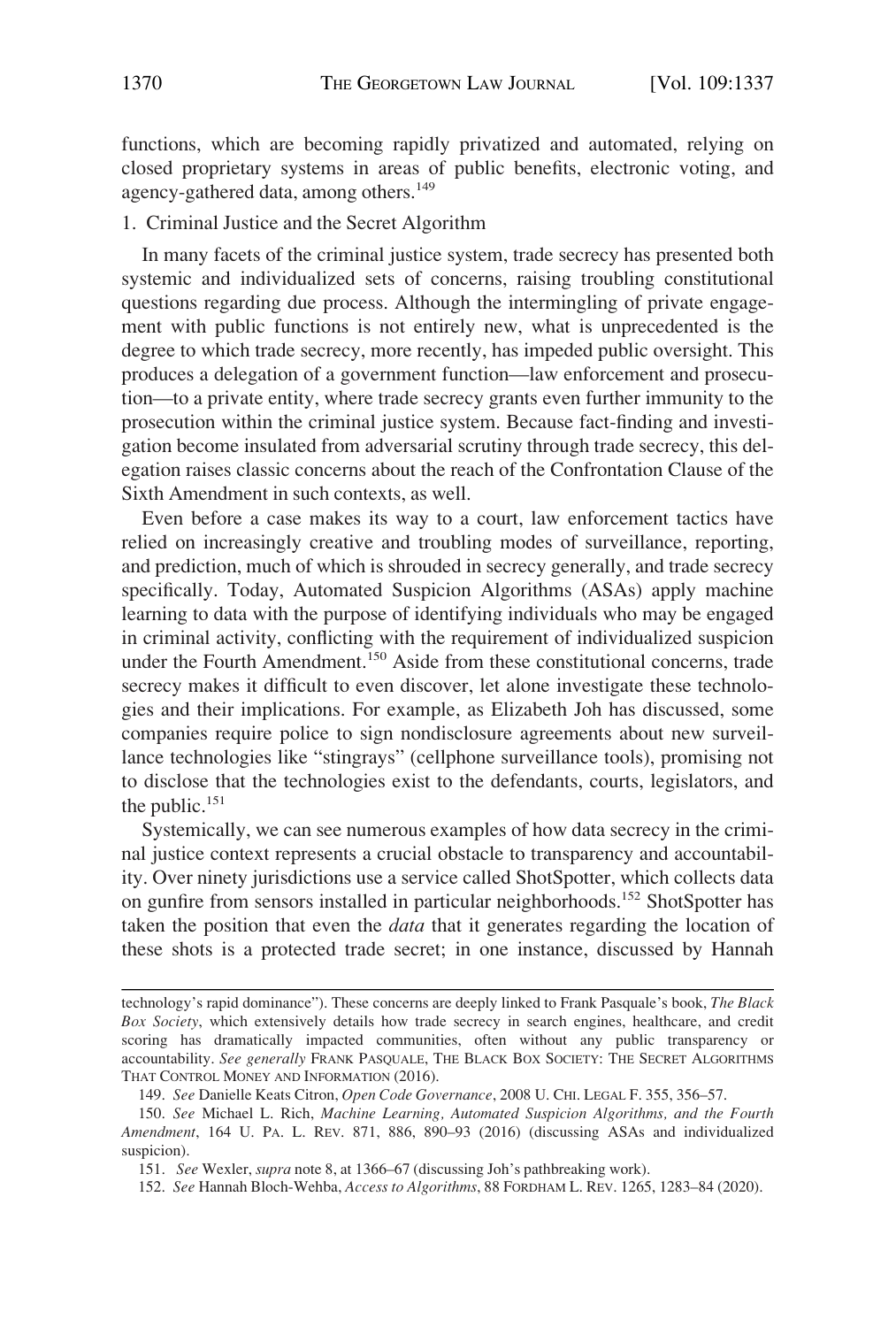functions, which are becoming rapidly privatized and automated, relying on closed proprietary systems in areas of public benefits, electronic voting, and agency-gathered data, among others.[149]

### 1. Criminal Justice and the Secret Algorithm

In many facets of the criminal justice system, trade secrecy has presented both systemic and individualized sets of concerns, raising troubling constitutional questions regarding due process. Although the intermingling of private engagement with public functions is not entirely new, what is unprecedented is the degree to which trade secrecy, more recently, has impeded public oversight. This produces a delegation of a government function—law enforcement and prosecution—to a private entity, where trade secrecy grants even further immunity to the prosecution within the criminal justice system. Because fact-finding and investigation become insulated from adversarial scrutiny through trade secrecy, this delegation raises classic concerns about the reach of the Confrontation Clause of the Sixth Amendment in such contexts, as well.

Even before a case makes its way to a court, law enforcement tactics have relied on increasingly creative and troubling modes of surveillance, reporting, and prediction, much of which is shrouded in secrecy generally, and trade secrecy specifically. Today, Automated Suspicion Algorithms (ASAs) apply machine learning to data with the purpose of identifying individuals who may be engaged in criminal activity, conflicting with the requirement of individualized suspicion under the Fourth Amendment.[150] Aside from these constitutional concerns, trade secrecy makes it difficult to even discover, let alone investigate these technologies and their implications. For example, as Elizabeth Joh has discussed, some companies require police to sign nondisclosure agreements about new surveillance technologies like "stingrays" (cellphone surveillance tools), promising not to disclose that the technologies exist to the defendants, courts, legislators, and the public.[151]

Systemically, we can see numerous examples of how data secrecy in the criminal justice context represents a crucial obstacle to transparency and accountability. Over ninety jurisdictions use a service called ShotSpotter, which collects data on gunfire from sensors installed in particular neighborhoods.[152] ShotSpotter has taken the position that even the *data* that it generates regarding the location of these shots is a protected trade secret; in one instance, discussed by Hannah

---

technology's rapid dominance"). These concerns are deeply linked to Frank Pasquale's book, *The Black Box Society*, which extensively details how trade secrecy in search engines, healthcare, and credit scoring has dramatically impacted communities, often without any public transparency or accountability. *See generally* FRANK PASQUALE, THE BLACK BOX SOCIETY: THE SECRET ALGORITHMS THAT CONTROL MONEY AND INFORMATION (2016).

149. *See* Danielle Keats Citron, *Open Code Governance*, 2008 U. CHI. LEGAL F. 355, 356–57.

150. *See* Michael L. Rich, *Machine Learning, Automated Suspicion Algorithms, and the Fourth Amendment*, 164 U. PA. L. REV. 871, 886, 890–93 (2016) (discussing ASAs and individualized suspicion).

151. *See* Wexler, *supra* note 8, at 1366–67 (discussing Joh's pathbreaking work).

152. *See* Hannah Bloch-Wehba, *Access to Algorithms*, 88 FORDHAM L. REV. 1265, 1283–84 (2020).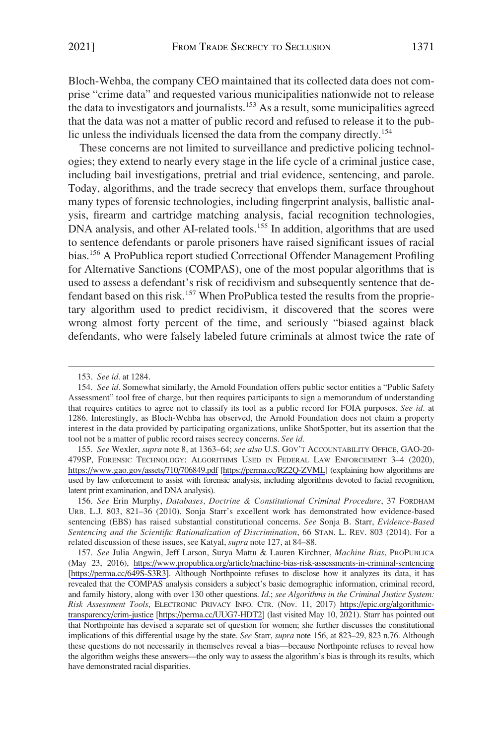Bloch-Wehba, the company CEO maintained that its collected data does not comprise "crime data" and requested various municipalities nationwide not to release the data to investigators and journalists.[153] As a result, some municipalities agreed that the data was not a matter of public record and refused to release it to the public unless the individuals licensed the data from the company directly.[154]

These concerns are not limited to surveillance and predictive policing technologies; they extend to nearly every stage in the life cycle of a criminal justice case, including bail investigations, pretrial and trial evidence, sentencing, and parole. Today, algorithms, and the trade secrecy that envelops them, surface throughout many types of forensic technologies, including fingerprint analysis, ballistic analysis, firearm and cartridge matching analysis, facial recognition technologies, DNA analysis, and other AI-related tools.[155] In addition, algorithms that are used to sentence defendants or parole prisoners have raised significant issues of racial bias.[156] A ProPublica report studied Correctional Offender Management Profiling for Alternative Sanctions (COMPAS), one of the most popular algorithms that is used to assess a defendant's risk of recidivism and subsequently sentence that defendant based on this risk.[157] When ProPublica tested the results from the proprietary algorithm used to predict recidivism, it discovered that the scores were wrong almost forty percent of the time, and seriously "biased against black defendants, who were falsely labeled future criminals at almost twice the rate of

---

153. *See id.* at 1284.

154. *See id.* Somewhat similarly, the Arnold Foundation offers public sector entities a "Public Safety Assessment" tool free of charge, but then requires participants to sign a memorandum of understanding that requires entities to agree not to classify its tool as a public record for FOIA purposes. *See id.* at 1286. Interestingly, as Bloch-Wehba has observed, the Arnold Foundation does not claim a property interest in the data provided by participating organizations, unlike ShotSpotter, but its assertion that the tool not be a matter of public record raises secrecy concerns. *See id.*

155. *See* Wexler, *supra* note 8, at 1363–64; *see also* U.S. GOV'T ACCOUNTABILITY OFFICE, GAO-20-479SP, FORENSIC TECHNOLOGY: ALGORITHMS USED IN FEDERAL LAW ENFORCEMENT 3–4 (2020), https://www.gao.gov/assets/710/706849.pdf [https://perma.cc/RZ2Q-ZVML] (explaining how algorithms are used by law enforcement to assist with forensic analysis, including algorithms devoted to facial recognition, latent print examination, and DNA analysis).

156. *See* Erin Murphy, *Databases, Doctrine & Constitutional Criminal Procedure*, 37 FORDHAM URB. L.J. 803, 821–36 (2010). Sonja Starr's excellent work has demonstrated how evidence-based sentencing (EBS) has raised substantial constitutional concerns. *See* Sonja B. Starr, *Evidence-Based Sentencing and the Scientific Rationalization of Discrimination*, 66 STAN. L. REV. 803 (2014). For a related discussion of these issues, see Katyal, *supra* note 127, at 84–88.

157. *See* Julia Angwin, Jeff Larson, Surya Mattu & Lauren Kirchner, *Machine Bias*, PROPUBLICA (May 23, 2016), https://www.propublica.org/article/machine-bias-risk-assessments-in-criminal-sentencing [https://perma.cc/649S-S3R3]. Although Northpointe refuses to disclose how it analyzes its data, it has revealed that the COMPAS analysis considers a subject's basic demographic information, criminal record, and family history, along with over 130 other questions. *Id.*; *see Algorithms in the Criminal Justice System: Risk Assessment Tools*, ELECTRONIC PRIVACY INFO. CTR. (Nov. 11, 2017) https://epic.org/algorithmic-transparency/crim-justice [https://perma.cc/UUG7-HDT2] (last visited May 10, 2021). Starr has pointed out that Northpointe has devised a separate set of question for women; she further discusses the constitutional implications of this differential usage by the state. *See* Starr, *supra* note 156, at 823–29, 823 n.76. Although these questions do not necessarily in themselves reveal a bias—because Northpointe refuses to reveal how the algorithm weighs these answers—the only way to assess the algorithm's bias is through its results, which have demonstrated racial disparities.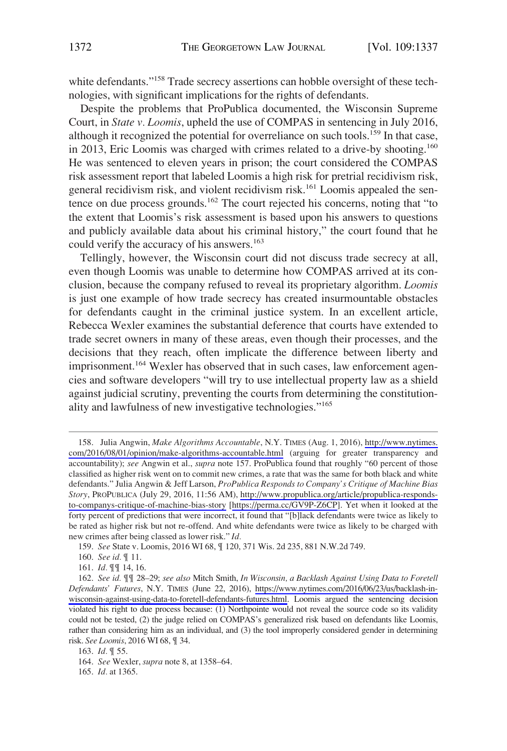white defendants."[158] Trade secrecy assertions can hobble oversight of these technologies, with significant implications for the rights of defendants.

Despite the problems that ProPublica documented, the Wisconsin Supreme Court, in *State v. Loomis*, upheld the use of COMPAS in sentencing in July 2016, although it recognized the potential for overreliance on such tools.[159] In that case, in 2013, Eric Loomis was charged with crimes related to a drive-by shooting.[160] He was sentenced to eleven years in prison; the court considered the COMPAS risk assessment report that labeled Loomis a high risk for pretrial recidivism risk, general recidivism risk, and violent recidivism risk.[161] Loomis appealed the sentence on due process grounds.[162] The court rejected his concerns, noting that "to the extent that Loomis's risk assessment is based upon his answers to questions and publicly available data about his criminal history," the court found that he could verify the accuracy of his answers.[163]

Tellingly, however, the Wisconsin court did not discuss trade secrecy at all, even though Loomis was unable to determine how COMPAS arrived at its conclusion, because the company refused to reveal its proprietary algorithm. *Loomis* is just one example of how trade secrecy has created insurmountable obstacles for defendants caught in the criminal justice system. In an excellent article, Rebecca Wexler examines the substantial deference that courts have extended to trade secret owners in many of these areas, even though their processes, and the decisions that they reach, often implicate the difference between liberty and imprisonment.[164] Wexler has observed that in such cases, law enforcement agencies and software developers "will try to use intellectual property law as a shield against judicial scrutiny, preventing the courts from determining the constitutionality and lawfulness of new investigative technologies."[165]

---

158. Julia Angwin, *Make Algorithms Accountable*, N.Y. TIMES (Aug. 1, 2016), http://www.nytimes.com/2016/08/01/opinion/make-algorithms-accountable.html (arguing for greater transparency and accountability); *see* Angwin et al., *supra* note 157. ProPublica found that roughly "60 percent of those classified as higher risk went on to commit new crimes, a rate that was the same for both black and white defendants." Julia Angwin & Jeff Larson, *ProPublica Responds to Company's Critique of Machine Bias Story*, PROPUBLICA (July 29, 2016, 11:56 AM), http://www.propublica.org/article/propublica-responds-to-companys-critique-of-machine-bias-story [https://perma.cc/GV9P-Z6CP]. Yet when it looked at the forty percent of predictions that were incorrect, it found that "[b]lack defendants were twice as likely to be rated as higher risk but not re-offend. And white defendants were twice as likely to be charged with new crimes after being classed as lower risk." *Id.*

159. *See* State v. Loomis, 2016 WI 68, ¶ 120, 371 Wis. 2d 235, 881 N.W.2d 749.

160. *See id.* ¶ 11.

161. *Id.* ¶¶ 14, 16.

162. *See id.* ¶¶ 28–29; *see also* Mitch Smith, *In Wisconsin, a Backlash Against Using Data to Foretell Defendants' Futures*, N.Y. TIMES (June 22, 2016), https://www.nytimes.com/2016/06/23/us/backlash-in-wisconsin-against-using-data-to-foretell-defendants-futures.html. Loomis argued the sentencing decision violated his right to due process because: (1) Northpointe would not reveal the source code so its validity could not be tested, (2) the judge relied on COMPAS's generalized risk based on defendants like Loomis, rather than considering him as an individual, and (3) the tool improperly considered gender in determining risk. *See Loomis*, 2016 WI 68, ¶ 34.

163. *Id.* ¶ 55.

164. *See* Wexler, *supra* note 8, at 1358–64.

165. *Id.* at 1365.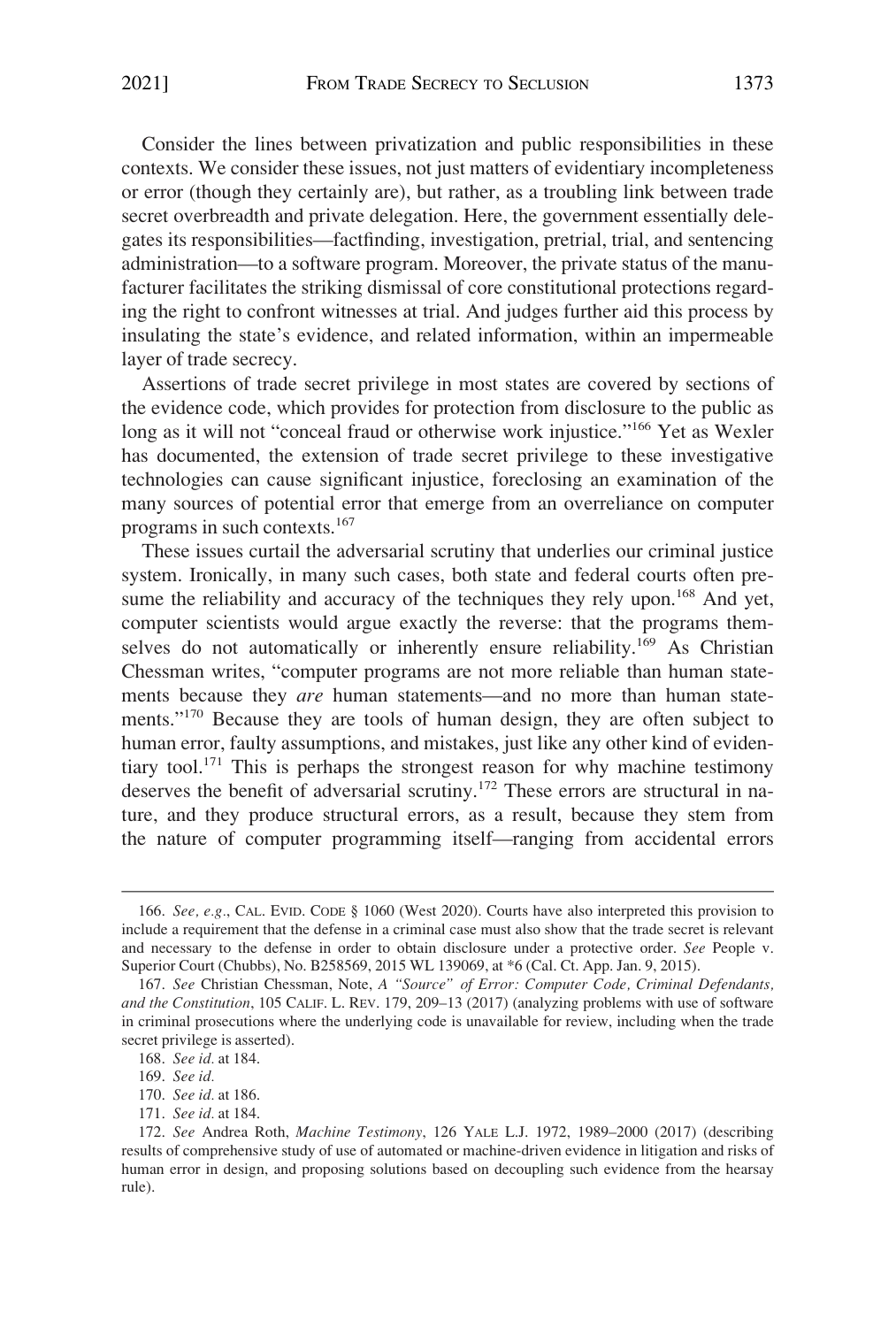Consider the lines between privatization and public responsibilities in these contexts. We consider these issues, not just matters of evidentiary incompleteness or error (though they certainly are), but rather, as a troubling link between trade secret overbreadth and private delegation. Here, the government essentially delegates its responsibilities—factfinding, investigation, pretrial, trial, and sentencing administration—to a software program. Moreover, the private status of the manufacturer facilitates the striking dismissal of core constitutional protections regarding the right to confront witnesses at trial. And judges further aid this process by insulating the state's evidence, and related information, within an impermeable layer of trade secrecy.

Assertions of trade secret privilege in most states are covered by sections of the evidence code, which provides for protection from disclosure to the public as long as it will not "conceal fraud or otherwise work injustice."[166] Yet as Wexler has documented, the extension of trade secret privilege to these investigative technologies can cause significant injustice, foreclosing an examination of the many sources of potential error that emerge from an overreliance on computer programs in such contexts.[167]

These issues curtail the adversarial scrutiny that underlies our criminal justice system. Ironically, in many such cases, both state and federal courts often presume the reliability and accuracy of the techniques they rely upon.[168] And yet, computer scientists would argue exactly the reverse: that the programs themselves do not automatically or inherently ensure reliability.[169] As Christian Chessman writes, "computer programs are not more reliable than human statements because they *are* human statements—and no more than human statements."[170] Because they are tools of human design, they are often subject to human error, faulty assumptions, and mistakes, just like any other kind of evidentiary tool.[171] This is perhaps the strongest reason for why machine testimony deserves the benefit of adversarial scrutiny.[172] These errors are structural in nature, and they produce structural errors, as a result, because they stem from the nature of computer programming itself—ranging from accidental errors

---

166. *See, e.g.*, CAL. EVID. CODE § 1060 (West 2020). Courts have also interpreted this provision to include a requirement that the defense in a criminal case must also show that the trade secret is relevant and necessary to the defense in order to obtain disclosure under a protective order. *See* People v. Superior Court (Chubbs), No. B258569, 2015 WL 139069, at *6 (Cal. Ct. App. Jan. 9, 2015).

167. *See* Christian Chessman, Note, *A "Source" of Error: Computer Code, Criminal Defendants, and the Constitution*, 105 CALIF. L. REV. 179, 209–13 (2017) (analyzing problems with use of software in criminal prosecutions where the underlying code is unavailable for review, including when the trade secret privilege is asserted).

168. *See id.* at 184.

169. *See id.*

170. *See id.* at 186.

171. *See id.* at 184.

172. *See* Andrea Roth, *Machine Testimony*, 126 YALE L.J. 1972, 1989–2000 (2017) (describing results of comprehensive study of use of automated or machine-driven evidence in litigation and risks of human error in design, and proposing solutions based on decoupling such evidence from the hearsay rule).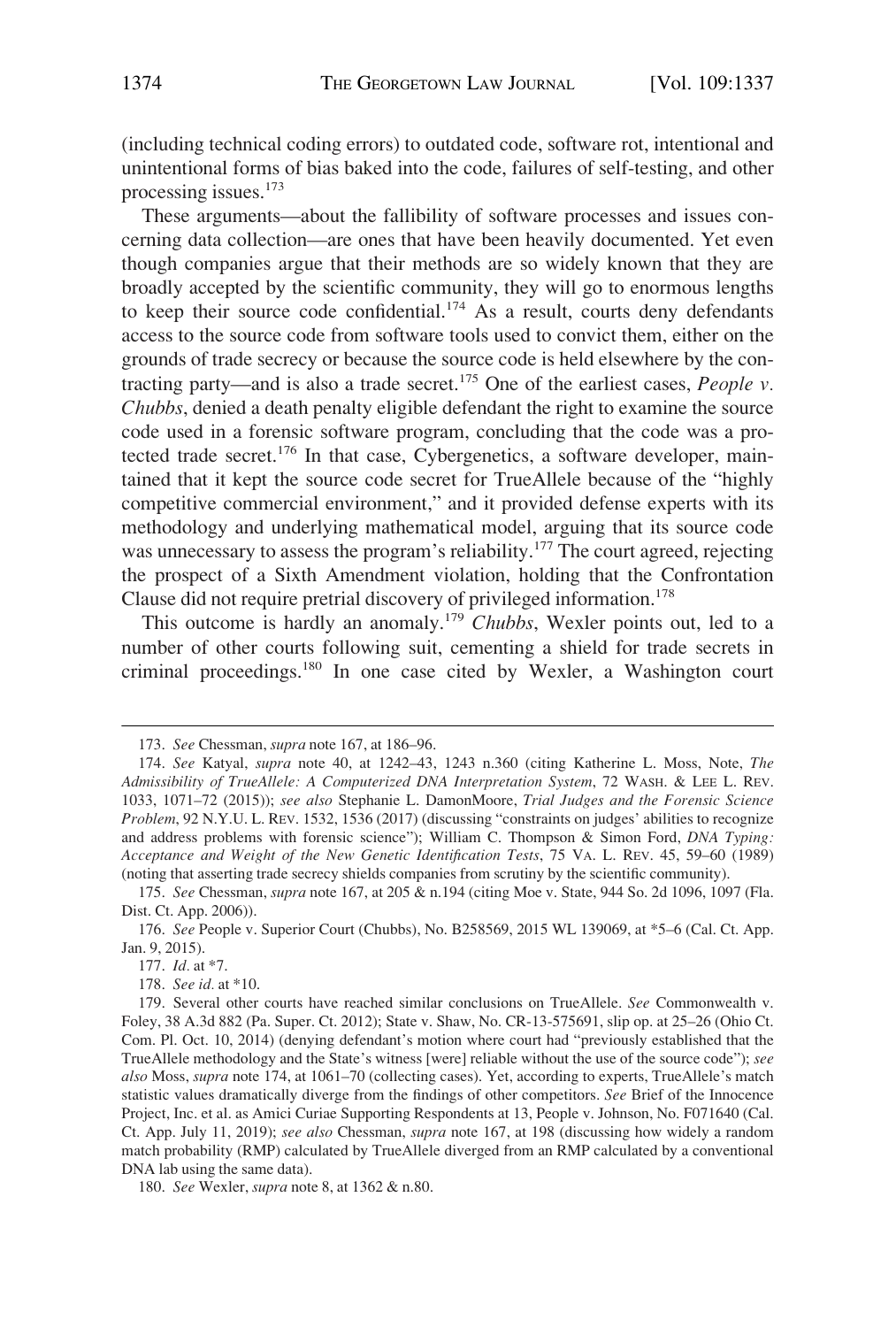(including technical coding errors) to outdated code, software rot, intentional and unintentional forms of bias baked into the code, failures of self-testing, and other processing issues.[173]

These arguments—about the fallibility of software processes and issues concerning data collection—are ones that have been heavily documented. Yet even though companies argue that their methods are so widely known that they are broadly accepted by the scientific community, they will go to enormous lengths to keep their source code confidential.[174] As a result, courts deny defendants access to the source code from software tools used to convict them, either on the grounds of trade secrecy or because the source code is held elsewhere by the contracting party—and is also a trade secret.[175] One of the earliest cases, *People v. Chubbs*, denied a death penalty eligible defendant the right to examine the source code used in a forensic software program, concluding that the code was a protected trade secret.[176] In that case, Cybergenetics, a software developer, maintained that it kept the source code secret for TrueAllele because of the "highly competitive commercial environment," and it provided defense experts with its methodology and underlying mathematical model, arguing that its source code was unnecessary to assess the program's reliability.[177] The court agreed, rejecting the prospect of a Sixth Amendment violation, holding that the Confrontation Clause did not require pretrial discovery of privileged information.[178]

This outcome is hardly an anomaly.[179] *Chubbs*, Wexler points out, led to a number of other courts following suit, cementing a shield for trade secrets in criminal proceedings.[180] In one case cited by Wexler, a Washington court

---

173. *See* Chessman, *supra* note 167, at 186–96.

174. *See* Katyal, *supra* note 40, at 1242–43, 1243 n.360 (citing Katherine L. Moss, Note, *The Admissibility of TrueAllele: A Computerized DNA Interpretation System*, 72 WASH. & LEE L. REV. 1033, 1071–72 (2015)); *see also* Stephanie L. DamonMoore, *Trial Judges and the Forensic Science Problem*, 92 N.Y.U. L. REV. 1532, 1536 (2017) (discussing "constraints on judges' abilities to recognize and address problems with forensic science"); William C. Thompson & Simon Ford, *DNA Typing: Acceptance and Weight of the New Genetic Identification Tests*, 75 VA. L. REV. 45, 59–60 (1989) (noting that asserting trade secrecy shields companies from scrutiny by the scientific community).

175. *See* Chessman, *supra* note 167, at 205 & n.194 (citing Moe v. State, 944 So. 2d 1096, 1097 (Fla. Dist. Ct. App. 2006)).

176. *See* People v. Superior Court (Chubbs), No. B258569, 2015 WL 139069, at *5–6 (Cal. Ct. App. Jan. 9, 2015).

177. *Id.* at *7.

178. *See id.* at *10.

179. Several other courts have reached similar conclusions on TrueAllele. *See* Commonwealth v. Foley, 38 A.3d 882 (Pa. Super. Ct. 2012); State v. Shaw, No. CR-13-575691, slip op. at 25–26 (Ohio Ct. Com. Pl. Oct. 10, 2014) (denying defendant's motion where court had "previously established that the TrueAllele methodology and the State's witness [were] reliable without the use of the source code"); *see also* Moss, *supra* note 174, at 1061–70 (collecting cases). Yet, according to experts, TrueAllele's match statistic values dramatically diverge from the findings of other competitors. *See* Brief of the Innocence Project, Inc. et al. as Amici Curiae Supporting Respondents at 13, People v. Johnson, No. F071640 (Cal. Ct. App. July 11, 2019); *see also* Chessman, *supra* note 167, at 198 (discussing how widely a random match probability (RMP) calculated by TrueAllele diverged from an RMP calculated by a conventional DNA lab using the same data).

180. *See* Wexler, *supra* note 8, at 1362 & n.80.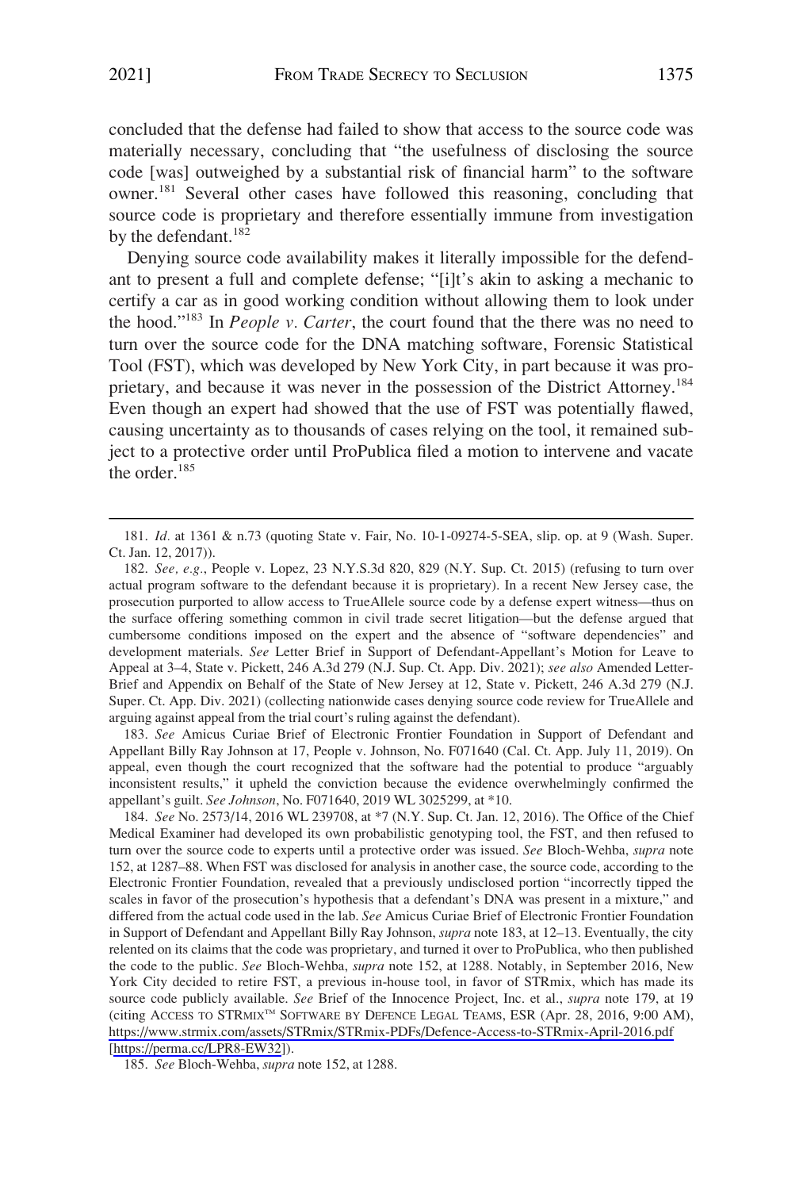concluded that the defense had failed to show that access to the source code was materially necessary, concluding that "the usefulness of disclosing the source code [was] outweighed by a substantial risk of financial harm" to the software owner.[181] Several other cases have followed this reasoning, concluding that source code is proprietary and therefore essentially immune from investigation by the defendant.[182]

Denying source code availability makes it literally impossible for the defendant to present a full and complete defense; "[i]t's akin to asking a mechanic to certify a car as in good working condition without allowing them to look under the hood."[183] In *People v. Carter*, the court found that the there was no need to turn over the source code for the DNA matching software, Forensic Statistical Tool (FST), which was developed by New York City, in part because it was proprietary, and because it was never in the possession of the District Attorney.[184] Even though an expert had showed that the use of FST was potentially flawed, causing uncertainty as to thousands of cases relying on the tool, it remained subject to a protective order until ProPublica filed a motion to intervene and vacate the order.[185]

---

181. *Id.* at 1361 & n.73 (quoting State v. Fair, No. 10-1-09274-5-SEA, slip. op. at 9 (Wash. Super. Ct. Jan. 12, 2017)).

182. *See, e.g.*, People v. Lopez, 23 N.Y.S.3d 820, 829 (N.Y. Sup. Ct. 2015) (refusing to turn over actual program software to the defendant because it is proprietary). In a recent New Jersey case, the prosecution purported to allow access to TrueAllele source code by a defense expert witness—thus on the surface offering something common in civil trade secret litigation—but the defense argued that cumbersome conditions imposed on the expert and the absence of "software dependencies" and development materials. *See* Letter Brief in Support of Defendant-Appellant's Motion for Leave to Appeal at 3–4, State v. Pickett, 246 A.3d 279 (N.J. Sup. Ct. App. Div. 2021); *see also* Amended Letter-Brief and Appendix on Behalf of the State of New Jersey at 12, State v. Pickett, 246 A.3d 279 (N.J. Super. Ct. App. Div. 2021) (collecting nationwide cases denying source code review for TrueAllele and arguing against appeal from the trial court's ruling against the defendant).

183. *See* Amicus Curiae Brief of Electronic Frontier Foundation in Support of Defendant and Appellant Billy Ray Johnson at 17, People v. Johnson, No. F071640 (Cal. Ct. App. July 11, 2019). On appeal, even though the court recognized that the software had the potential to produce "arguably inconsistent results," it upheld the conviction because the evidence overwhelmingly confirmed the appellant's guilt. *See Johnson*, No. F071640, 2019 WL 3025299, at *10.

184. *See* No. 2573/14, 2016 WL 239708, at *7 (N.Y. Sup. Ct. Jan. 12, 2016). The Office of the Chief Medical Examiner had developed its own probabilistic genotyping tool, the FST, and then refused to turn over the source code to experts until a protective order was issued. *See* Bloch-Wehba, *supra* note 152, at 1287–88. When FST was disclosed for analysis in another case, the source code, according to the Electronic Frontier Foundation, revealed that a previously undisclosed portion "incorrectly tipped the scales in favor of the prosecution's hypothesis that a defendant's DNA was present in a mixture," and differed from the actual code used in the lab. *See* Amicus Curiae Brief of Electronic Frontier Foundation in Support of Defendant and Appellant Billy Ray Johnson, *supra* note 183, at 12–13. Eventually, the city relented on its claims that the code was proprietary, and turned it over to ProPublica, who then published the code to the public. *See* Bloch-Wehba, *supra* note 152, at 1288. Notably, in September 2016, New York City decided to retire FST, a previous in-house tool, in favor of STRmix, which has made its source code publicly available. *See* Brief of the Innocence Project, Inc. et al., *supra* note 179, at 19 (citing ACCESS TO STRMIX™ SOFTWARE BY DEFENCE LEGAL TEAMS, ESR (Apr. 28, 2016, 9:00 AM), https://www.strmix.com/assets/STRmix/STRmix-PDFs/Defence-Access-to-STRmix-April-2016.pdf [https://perma.cc/LPR8-EW32]).

185. *See* Bloch-Wehba, *supra* note 152, at 1288.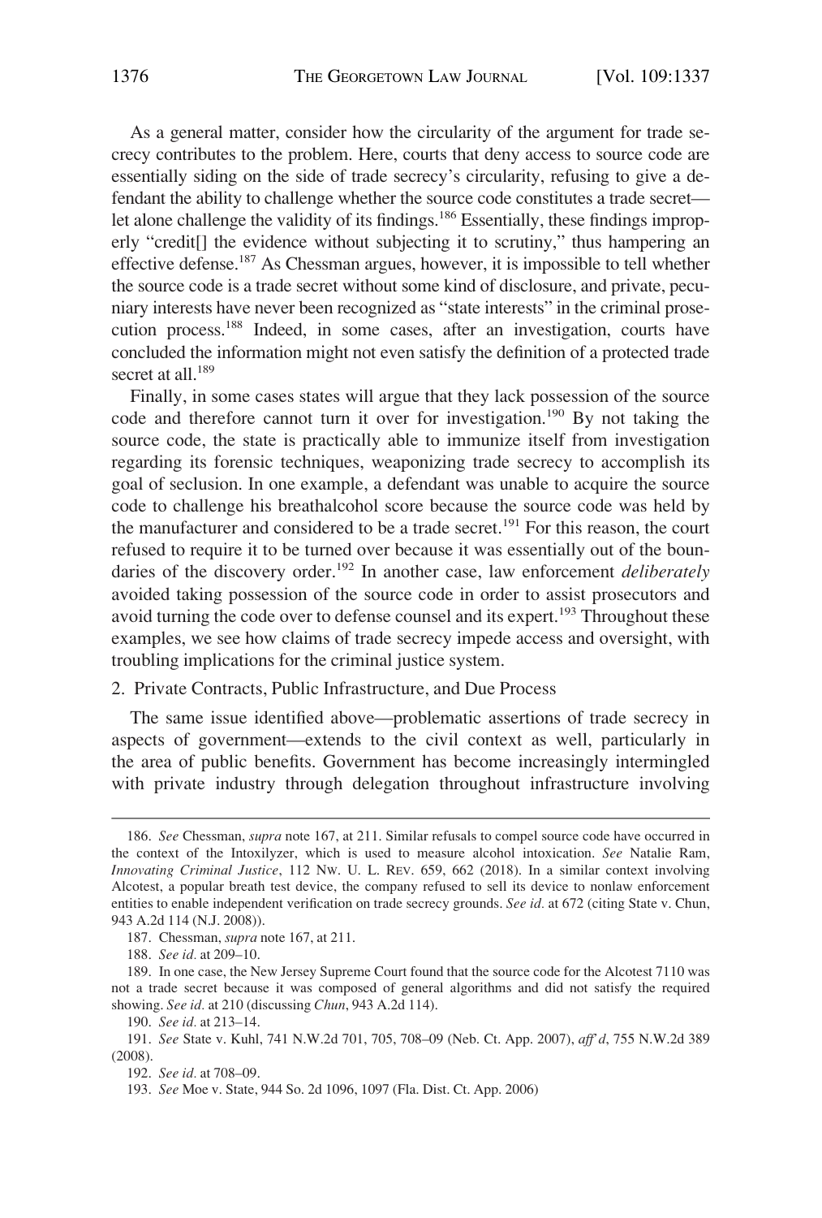As a general matter, consider how the circularity of the argument for trade secrecy contributes to the problem. Here, courts that deny access to source code are essentially siding on the side of trade secrecy's circularity, refusing to give a defendant the ability to challenge whether the source code constitutes a trade secret—let alone challenge the validity of its findings.[186] Essentially, these findings improperly "credit[] the evidence without subjecting it to scrutiny," thus hampering an effective defense.[187] As Chessman argues, however, it is impossible to tell whether the source code is a trade secret without some kind of disclosure, and private, pecuniary interests have never been recognized as "state interests" in the criminal prosecution process.[188] Indeed, in some cases, after an investigation, courts have concluded the information might not even satisfy the definition of a protected trade secret at all.[189]

Finally, in some cases states will argue that they lack possession of the source code and therefore cannot turn it over for investigation.[190] By not taking the source code, the state is practically able to immunize itself from investigation regarding its forensic techniques, weaponizing trade secrecy to accomplish its goal of seclusion. In one example, a defendant was unable to acquire the source code to challenge his breathalcohol score because the source code was held by the manufacturer and considered to be a trade secret.[191] For this reason, the court refused to require it to be turned over because it was essentially out of the boundaries of the discovery order.[192] In another case, law enforcement *deliberately* avoided taking possession of the source code in order to assist prosecutors and avoid turning the code over to defense counsel and its expert.[193] Throughout these examples, we see how claims of trade secrecy impede access and oversight, with troubling implications for the criminal justice system.

2. Private Contracts, Public Infrastructure, and Due Process

The same issue identified above—problematic assertions of trade secrecy in aspects of government—extends to the civil context as well, particularly in the area of public benefits. Government has become increasingly intermingled with private industry through delegation throughout infrastructure involving

---

186. *See* Chessman, *supra* note 167, at 211. Similar refusals to compel source code have occurred in the context of the Intoxilyzer, which is used to measure alcohol intoxication. *See* Natalie Ram, *Innovating Criminal Justice*, 112 NW. U. L. REV. 659, 662 (2018). In a similar context involving Alcotest, a popular breath test device, the company refused to sell its device to nonlaw enforcement entities to enable independent verification on trade secrecy grounds. *See id.* at 672 (citing State v. Chun, 943 A.2d 114 (N.J. 2008)).

187. Chessman, *supra* note 167, at 211.

188. *See id.* at 209–10.

189. In one case, the New Jersey Supreme Court found that the source code for the Alcotest 7110 was not a trade secret because it was composed of general algorithms and did not satisfy the required showing. *See id.* at 210 (discussing *Chun*, 943 A.2d 114).

190. *See id.* at 213–14.

191. *See* State v. Kuhl, 741 N.W.2d 701, 705, 708–09 (Neb. Ct. App. 2007), *aff'd*, 755 N.W.2d 389 (2008).

192. *See id.* at 708–09.

193. *See* Moe v. State, 944 So. 2d 1096, 1097 (Fla. Dist. Ct. App. 2006)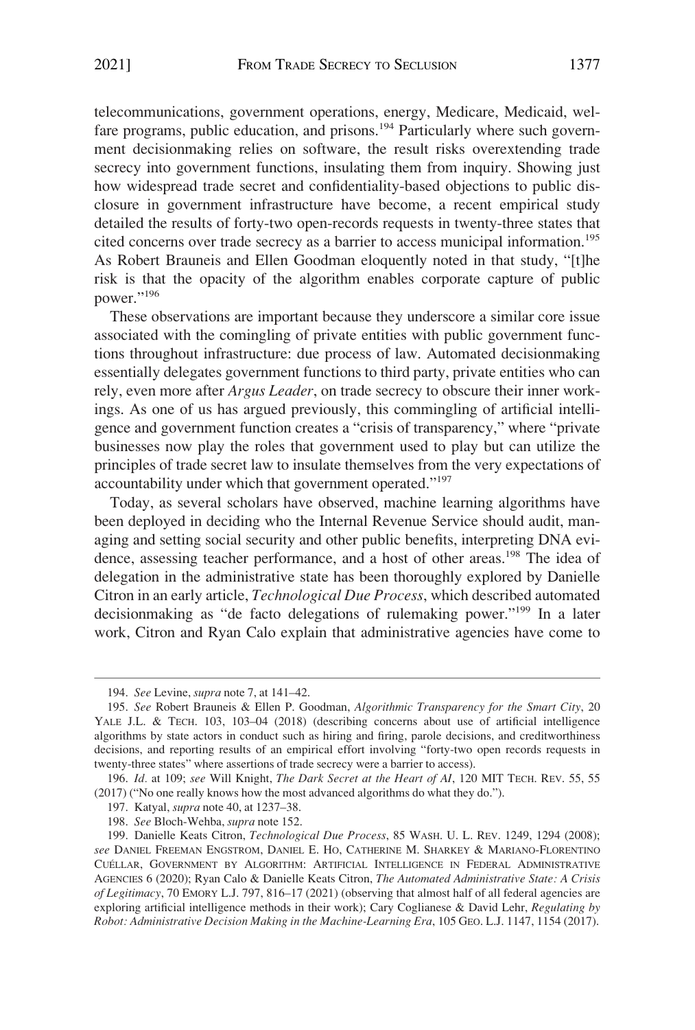telecommunications, government operations, energy, Medicare, Medicaid, welfare programs, public education, and prisons.[194] Particularly where such government decisionmaking relies on software, the result risks overextending trade secrecy into government functions, insulating them from inquiry. Showing just how widespread trade secret and confidentiality-based objections to public disclosure in government infrastructure have become, a recent empirical study detailed the results of forty-two open-records requests in twenty-three states that cited concerns over trade secrecy as a barrier to access municipal information.[195] As Robert Brauneis and Ellen Goodman eloquently noted in that study, "[t]he risk is that the opacity of the algorithm enables corporate capture of public power."[196]

These observations are important because they underscore a similar core issue associated with the comingling of private entities with public government functions throughout infrastructure: due process of law. Automated decisionmaking essentially delegates government functions to third party, private entities who can rely, even more after *Argus Leader*, on trade secrecy to obscure their inner workings. As one of us has argued previously, this commingling of artificial intelligence and government function creates a "crisis of transparency," where "private businesses now play the roles that government used to play but can utilize the principles of trade secret law to insulate themselves from the very expectations of accountability under which that government operated."[197]

Today, as several scholars have observed, machine learning algorithms have been deployed in deciding who the Internal Revenue Service should audit, managing and setting social security and other public benefits, interpreting DNA evidence, assessing teacher performance, and a host of other areas.[198] The idea of delegation in the administrative state has been thoroughly explored by Danielle Citron in an early article, *Technological Due Process*, which described automated decisionmaking as "de facto delegations of rulemaking power."[199] In a later work, Citron and Ryan Calo explain that administrative agencies have come to

---

194. *See* Levine, *supra* note 7, at 141–42.

195. *See* Robert Brauneis & Ellen P. Goodman, *Algorithmic Transparency for the Smart City*, 20 YALE J.L. & TECH. 103, 103–04 (2018) (describing concerns about use of artificial intelligence algorithms by state actors in conduct such as hiring and firing, parole decisions, and creditworthiness decisions, and reporting results of an empirical effort involving "forty-two open records requests in twenty-three states" where assertions of trade secrecy were a barrier to access).

196. *Id.* at 109; *see* Will Knight, *The Dark Secret at the Heart of AI*, 120 MIT TECH. REV. 55, 55 (2017) ("No one really knows how the most advanced algorithms do what they do.").

197. Katyal, *supra* note 40, at 1237–38.

198. *See* Bloch-Wehba, *supra* note 152.

199. Danielle Keats Citron, *Technological Due Process*, 85 WASH. U. L. REV. 1249, 1294 (2008); *see* DANIEL FREEMAN ENGSTROM, DANIEL E. HO, CATHERINE M. SHARKEY & MARIANO-FLORENTINO CUÉLLAR, GOVERNMENT BY ALGORITHM: ARTIFICIAL INTELLIGENCE IN FEDERAL ADMINISTRATIVE AGENCIES 6 (2020); Ryan Calo & Danielle Keats Citron, *The Automated Administrative State: A Crisis of Legitimacy*, 70 EMORY L.J. 797, 816–17 (2021) (observing that almost half of all federal agencies are exploring artificial intelligence methods in their work); Cary Coglianese & David Lehr, *Regulating by Robot: Administrative Decision Making in the Machine-Learning Era*, 105 GEO. L.J. 1147, 1154 (2017).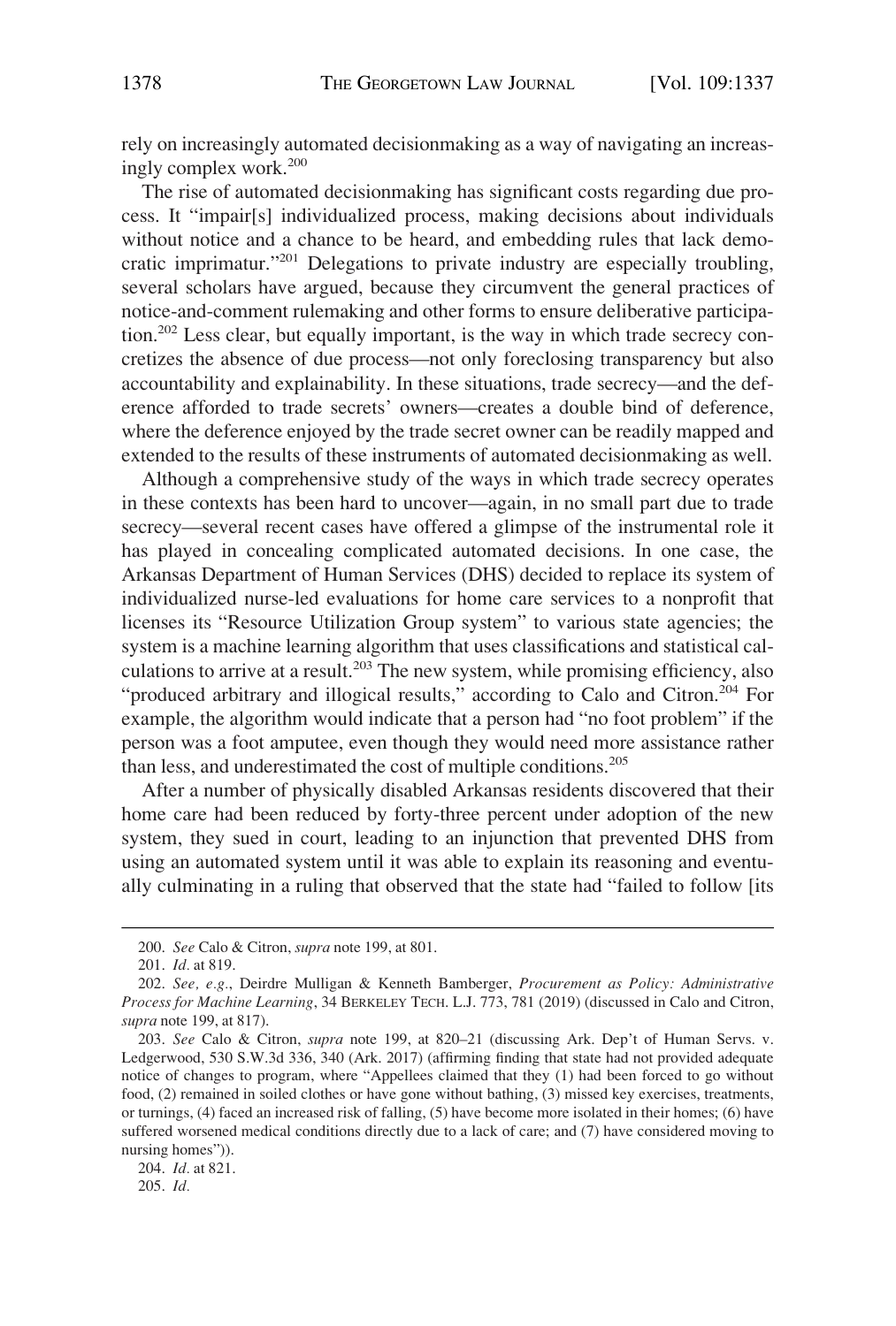rely on increasingly automated decisionmaking as a way of navigating an increasingly complex work.[200]

The rise of automated decisionmaking has significant costs regarding due process. It "impair[s] individualized process, making decisions about individuals without notice and a chance to be heard, and embedding rules that lack democratic imprimatur."[201] Delegations to private industry are especially troubling, several scholars have argued, because they circumvent the general practices of notice-and-comment rulemaking and other forms to ensure deliberative participation.[202] Less clear, but equally important, is the way in which trade secrecy concretizes the absence of due process—not only foreclosing transparency but also accountability and explainability. In these situations, trade secrecy—and the deference afforded to trade secrets' owners—creates a double bind of deference, where the deference enjoyed by the trade secret owner can be readily mapped and extended to the results of these instruments of automated decisionmaking as well.

Although a comprehensive study of the ways in which trade secrecy operates in these contexts has been hard to uncover—again, in no small part due to trade secrecy—several recent cases have offered a glimpse of the instrumental role it has played in concealing complicated automated decisions. In one case, the Arkansas Department of Human Services (DHS) decided to replace its system of individualized nurse-led evaluations for home care services to a nonprofit that licenses its "Resource Utilization Group system" to various state agencies; the system is a machine learning algorithm that uses classifications and statistical calculations to arrive at a result.[203] The new system, while promising efficiency, also "produced arbitrary and illogical results," according to Calo and Citron.[204] For example, the algorithm would indicate that a person had "no foot problem" if the person was a foot amputee, even though they would need more assistance rather than less, and underestimated the cost of multiple conditions.[205]

After a number of physically disabled Arkansas residents discovered that their home care had been reduced by forty-three percent under adoption of the new system, they sued in court, leading to an injunction that prevented DHS from using an automated system until it was able to explain its reasoning and eventually culminating in a ruling that observed that the state had "failed to follow [its

---

200. *See* Calo & Citron, *supra* note 199, at 801.

201. *Id.* at 819.

202. *See, e.g.*, Deirdre Mulligan & Kenneth Bamberger, *Procurement as Policy: Administrative Process for Machine Learning*, 34 BERKELEY TECH. L.J. 773, 781 (2019) (discussed in Calo and Citron, *supra* note 199, at 817).

203. *See* Calo & Citron, *supra* note 199, at 820–21 (discussing Ark. Dep't of Human Servs. v. Ledgerwood, 530 S.W.3d 336, 340 (Ark. 2017) (affirming finding that state had not provided adequate notice of changes to program, where "Appellees claimed that they (1) had been forced to go without food, (2) remained in soiled clothes or have gone without bathing, (3) missed key exercises, treatments, or turnings, (4) faced an increased risk of falling, (5) have become more isolated in their homes; (6) have suffered worsened medical conditions directly due to a lack of care; and (7) have considered moving to nursing homes")).

204. *Id.* at 821.

205. *Id.*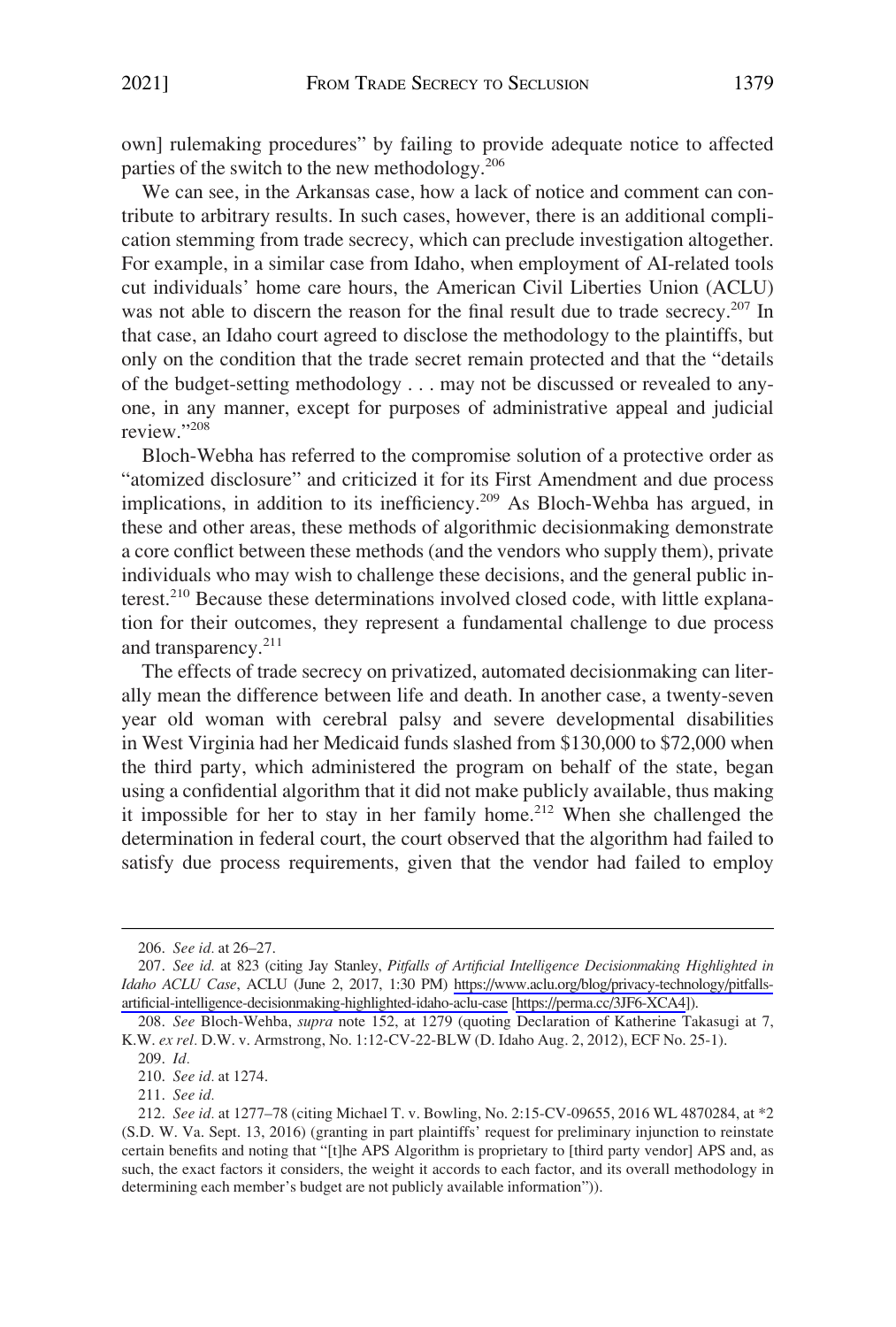own] rulemaking procedures" by failing to provide adequate notice to affected parties of the switch to the new methodology.[206]

We can see, in the Arkansas case, how a lack of notice and comment can contribute to arbitrary results. In such cases, however, there is an additional complication stemming from trade secrecy, which can preclude investigation altogether. For example, in a similar case from Idaho, when employment of AI-related tools cut individuals' home care hours, the American Civil Liberties Union (ACLU) was not able to discern the reason for the final result due to trade secrecy.[207] In that case, an Idaho court agreed to disclose the methodology to the plaintiffs, but only on the condition that the trade secret remain protected and that the "details of the budget-setting methodology . . . may not be discussed or revealed to anyone, in any manner, except for purposes of administrative appeal and judicial review."[208]

Bloch-Webha has referred to the compromise solution of a protective order as "atomized disclosure" and criticized it for its First Amendment and due process implications, in addition to its inefficiency.[209] As Bloch-Wehba has argued, in these and other areas, these methods of algorithmic decisionmaking demonstrate a core conflict between these methods (and the vendors who supply them), private individuals who may wish to challenge these decisions, and the general public interest.[210] Because these determinations involved closed code, with little explanation for their outcomes, they represent a fundamental challenge to due process and transparency.[211]

The effects of trade secrecy on privatized, automated decisionmaking can literally mean the difference between life and death. In another case, a twenty-seven year old woman with cerebral palsy and severe developmental disabilities in West Virginia had her Medicaid funds slashed from $130,000 to $72,000 when the third party, which administered the program on behalf of the state, began using a confidential algorithm that it did not make publicly available, thus making it impossible for her to stay in her family home.[212] When she challenged the determination in federal court, the court observed that the algorithm had failed to satisfy due process requirements, given that the vendor had failed to employ

---

206. *See id.* at 26–27.

207. *See id.* at 823 (citing Jay Stanley, *Pitfalls of Artificial Intelligence Decisionmaking Highlighted in Idaho ACLU Case*, ACLU (June 2, 2017, 1:30 PM) https://www.aclu.org/blog/privacy-technology/pitfalls-artificial-intelligence-decisionmaking-highlighted-idaho-aclu-case [https://perma.cc/3JF6-XCA4]).

208. *See* Bloch-Wehba, *supra* note 152, at 1279 (quoting Declaration of Katherine Takasugi at 7, K.W. *ex rel.* D.W. v. Armstrong, No. 1:12-CV-22-BLW (D. Idaho Aug. 2, 2012), ECF No. 25-1).

209. *Id.*

210. *See id.* at 1274.

211. *See id.*

212. *See id.* at 1277–78 (citing Michael T. v. Bowling, No. 2:15-CV-09655, 2016 WL 4870284, at *2 (S.D. W. Va. Sept. 13, 2016) (granting in part plaintiffs' request for preliminary injunction to reinstate certain benefits and noting that "[t]he APS Algorithm is proprietary to [third party vendor] APS and, as such, the exact factors it considers, the weight it accords to each factor, and its overall methodology in determining each member's budget are not publicly available information")).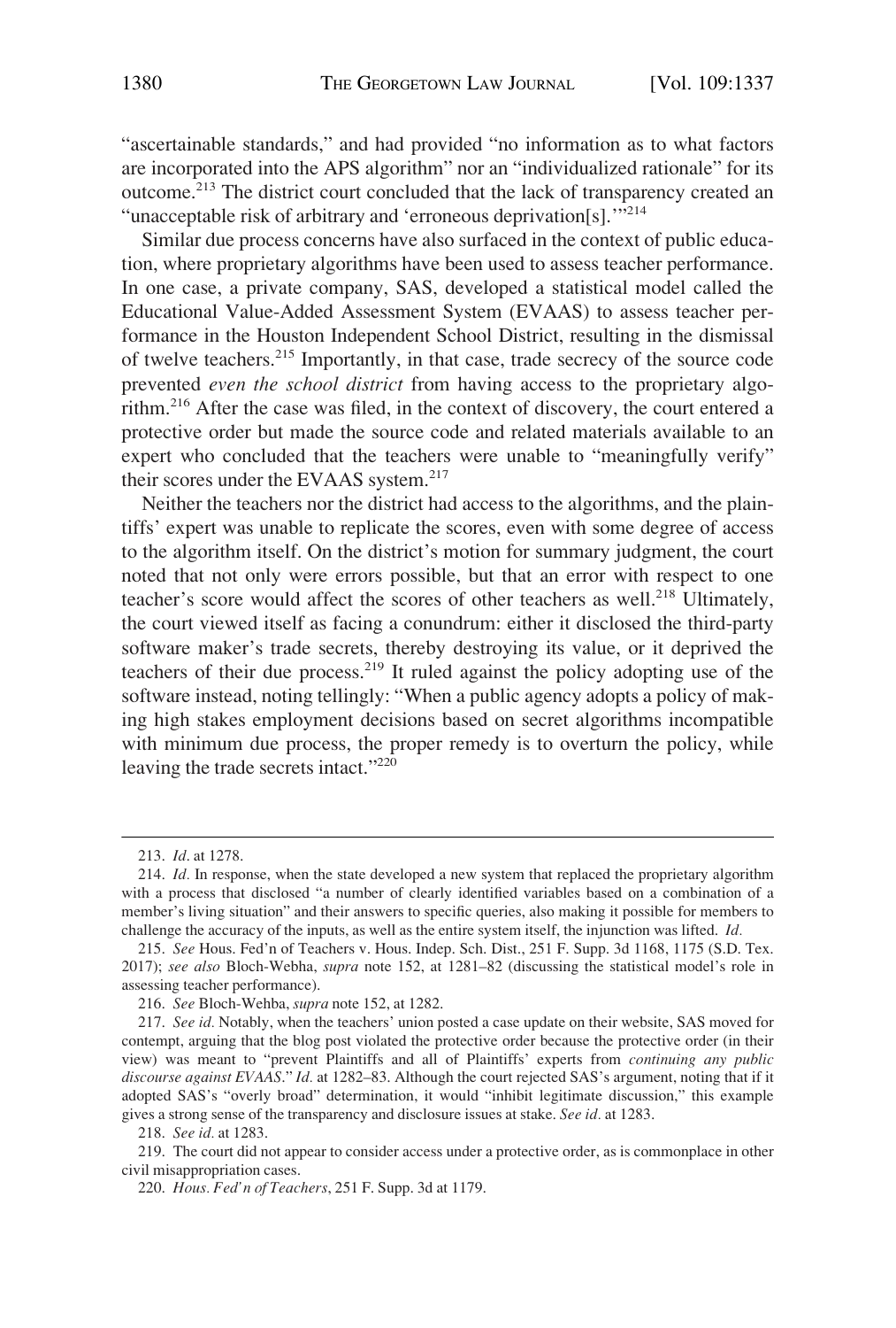"ascertainable standards," and had provided "no information as to what factors are incorporated into the APS algorithm" nor an "individualized rationale" for its outcome.[213] The district court concluded that the lack of transparency created an "unacceptable risk of arbitrary and 'erroneous deprivation[s].'"[214]

Similar due process concerns have also surfaced in the context of public education, where proprietary algorithms have been used to assess teacher performance. In one case, a private company, SAS, developed a statistical model called the Educational Value-Added Assessment System (EVAAS) to assess teacher performance in the Houston Independent School District, resulting in the dismissal of twelve teachers.[215] Importantly, in that case, trade secrecy of the source code prevented *even the school district* from having access to the proprietary algorithm.[216] After the case was filed, in the context of discovery, the court entered a protective order but made the source code and related materials available to an expert who concluded that the teachers were unable to "meaningfully verify" their scores under the EVAAS system.[217]

Neither the teachers nor the district had access to the algorithms, and the plaintiffs' expert was unable to replicate the scores, even with some degree of access to the algorithm itself. On the district's motion for summary judgment, the court noted that not only were errors possible, but that an error with respect to one teacher's score would affect the scores of other teachers as well.[218] Ultimately, the court viewed itself as facing a conundrum: either it disclosed the third-party software maker's trade secrets, thereby destroying its value, or it deprived the teachers of their due process.[219] It ruled against the policy adopting use of the software instead, noting tellingly: "When a public agency adopts a policy of making high stakes employment decisions based on secret algorithms incompatible with minimum due process, the proper remedy is to overturn the policy, while leaving the trade secrets intact."[220]

---

213. *Id*. at 1278.

214. *Id*. In response, when the state developed a new system that replaced the proprietary algorithm with a process that disclosed "a number of clearly identified variables based on a combination of a member's living situation" and their answers to specific queries, also making it possible for members to challenge the accuracy of the inputs, as well as the entire system itself, the injunction was lifted. *Id*.

215. *See* Hous. Fed'n of Teachers v. Hous. Indep. Sch. Dist., 251 F. Supp. 3d 1168, 1175 (S.D. Tex. 2017); *see also* Bloch-Webha, *supra* note 152, at 1281–82 (discussing the statistical model's role in assessing teacher performance).

216. *See* Bloch-Wehba, *supra* note 152, at 1282.

217. *See id*. Notably, when the teachers' union posted a case update on their website, SAS moved for contempt, arguing that the blog post violated the protective order because the protective order (in their view) was meant to "prevent Plaintiffs and all of Plaintiffs' experts from *continuing any public discourse against EVAAS*." *Id*. at 1282–83. Although the court rejected SAS's argument, noting that if it adopted SAS's "overly broad" determination, it would "inhibit legitimate discussion," this example gives a strong sense of the transparency and disclosure issues at stake. *See id*. at 1283.

218. *See id*. at 1283.

219. The court did not appear to consider access under a protective order, as is commonplace in other civil misappropriation cases.

220. *Hous. Fed'n of Teachers*, 251 F. Supp. 3d at 1179.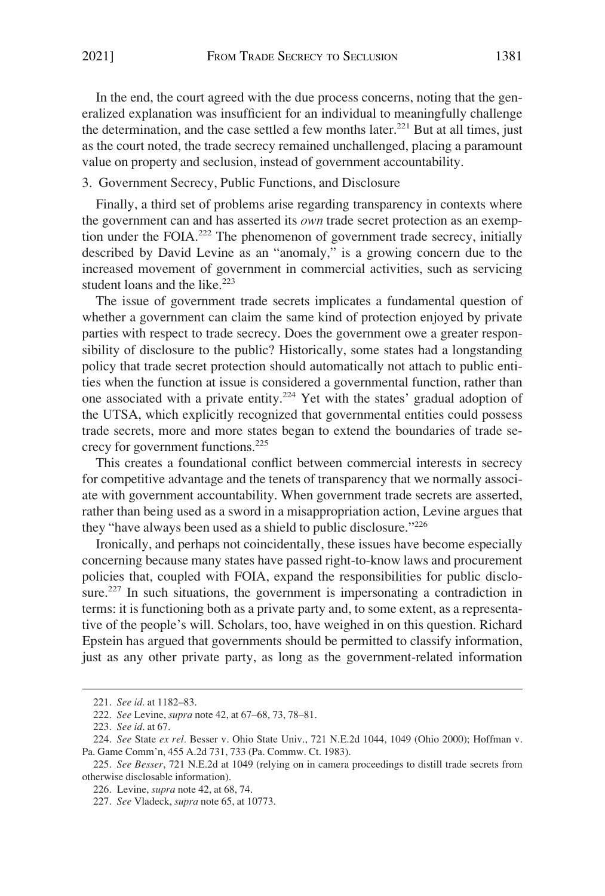In the end, the court agreed with the due process concerns, noting that the generalized explanation was insufficient for an individual to meaningfully challenge the determination, and the case settled a few months later.[221] But at all times, just as the court noted, the trade secrecy remained unchallenged, placing a paramount value on property and seclusion, instead of government accountability.

### 3. Government Secrecy, Public Functions, and Disclosure

Finally, a third set of problems arise regarding transparency in contexts where the government can and has asserted its *own* trade secret protection as an exemption under the FOIA.[222] The phenomenon of government trade secrecy, initially described by David Levine as an "anomaly," is a growing concern due to the increased movement of government in commercial activities, such as servicing student loans and the like.[223]

The issue of government trade secrets implicates a fundamental question of whether a government can claim the same kind of protection enjoyed by private parties with respect to trade secrecy. Does the government owe a greater responsibility of disclosure to the public? Historically, some states had a longstanding policy that trade secret protection should automatically not attach to public entities when the function at issue is considered a governmental function, rather than one associated with a private entity.[224] Yet with the states' gradual adoption of the UTSA, which explicitly recognized that governmental entities could possess trade secrets, more and more states began to extend the boundaries of trade secrecy for government functions.[225]

This creates a foundational conflict between commercial interests in secrecy for competitive advantage and the tenets of transparency that we normally associate with government accountability. When government trade secrets are asserted, rather than being used as a sword in a misappropriation action, Levine argues that they "have always been used as a shield to public disclosure."[226]

Ironically, and perhaps not coincidentally, these issues have become especially concerning because many states have passed right-to-know laws and procurement policies that, coupled with FOIA, expand the responsibilities for public disclosure.[227] In such situations, the government is impersonating a contradiction in terms: it is functioning both as a private party and, to some extent, as a representative of the people's will. Scholars, too, have weighed in on this question. Richard Epstein has argued that governments should be permitted to classify information, just as any other private party, as long as the government-related information

---

221. *See id.* at 1182–83.

222. *See* Levine, *supra* note 42, at 67–68, 73, 78–81.

223. *See id.* at 67.

224. *See* State *ex rel.* Besser v. Ohio State Univ., 721 N.E.2d 1044, 1049 (Ohio 2000); Hoffman v. Pa. Game Comm'n, 455 A.2d 731, 733 (Pa. Commw. Ct. 1983).

225. *See Besser*, 721 N.E.2d at 1049 (relying on in camera proceedings to distill trade secrets from otherwise disclosable information).

226. Levine, *supra* note 42, at 68, 74.

227. *See* Vladeck, *supra* note 65, at 10773.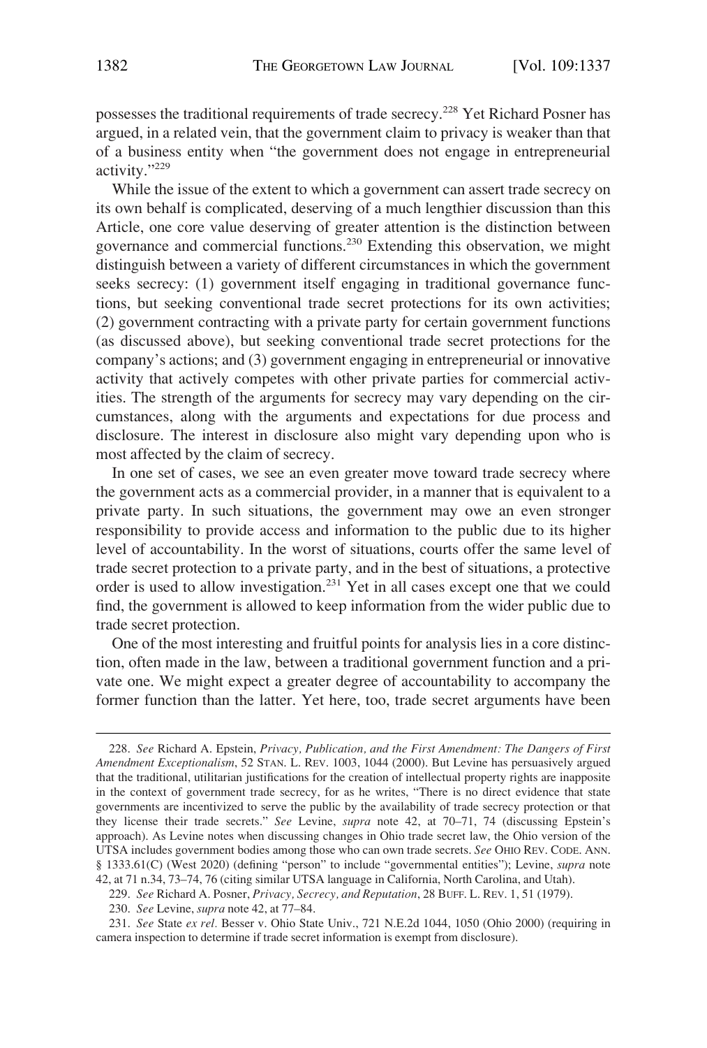possesses the traditional requirements of trade secrecy.[228] Yet Richard Posner has argued, in a related vein, that the government claim to privacy is weaker than that of a business entity when "the government does not engage in entrepreneurial activity."[229]

While the issue of the extent to which a government can assert trade secrecy on its own behalf is complicated, deserving of a much lengthier discussion than this Article, one core value deserving of greater attention is the distinction between governance and commercial functions.[230] Extending this observation, we might distinguish between a variety of different circumstances in which the government seeks secrecy: (1) government itself engaging in traditional governance functions, but seeking conventional trade secret protections for its own activities; (2) government contracting with a private party for certain government functions (as discussed above), but seeking conventional trade secret protections for the company's actions; and (3) government engaging in entrepreneurial or innovative activity that actively competes with other private parties for commercial activities. The strength of the arguments for secrecy may vary depending on the circumstances, along with the arguments and expectations for due process and disclosure. The interest in disclosure also might vary depending upon who is most affected by the claim of secrecy.

In one set of cases, we see an even greater move toward trade secrecy where the government acts as a commercial provider, in a manner that is equivalent to a private party. In such situations, the government may owe an even stronger responsibility to provide access and information to the public due to its higher level of accountability. In the worst of situations, courts offer the same level of trade secret protection to a private party, and in the best of situations, a protective order is used to allow investigation.[231] Yet in all cases except one that we could find, the government is allowed to keep information from the wider public due to trade secret protection.

One of the most interesting and fruitful points for analysis lies in a core distinction, often made in the law, between a traditional government function and a private one. We might expect a greater degree of accountability to accompany the former function than the latter. Yet here, too, trade secret arguments have been

---

228. *See* Richard A. Epstein, *Privacy, Publication, and the First Amendment: The Dangers of First Amendment Exceptionalism*, 52 STAN. L. REV. 1003, 1044 (2000). But Levine has persuasively argued that the traditional, utilitarian justifications for the creation of intellectual property rights are inapposite in the context of government trade secrecy, for as he writes, "There is no direct evidence that state governments are incentivized to serve the public by the availability of trade secrecy protection or that they license their trade secrets." *See* Levine, *supra* note 42, at 70–71, 74 (discussing Epstein's approach). As Levine notes when discussing changes in Ohio trade secret law, the Ohio version of the UTSA includes government bodies among those who can own trade secrets. *See* OHIO REV. CODE. ANN. § 1333.61(C) (West 2020) (defining "person" to include "governmental entities"); Levine, *supra* note 42, at 71 n.34, 73–74, 76 (citing similar UTSA language in California, North Carolina, and Utah).

229. *See* Richard A. Posner, *Privacy, Secrecy, and Reputation*, 28 BUFF. L. REV. 1, 51 (1979).

230. *See* Levine, *supra* note 42, at 77–84.

231. *See* State *ex rel.* Besser v. Ohio State Univ., 721 N.E.2d 1044, 1050 (Ohio 2000) (requiring in camera inspection to determine if trade secret information is exempt from disclosure).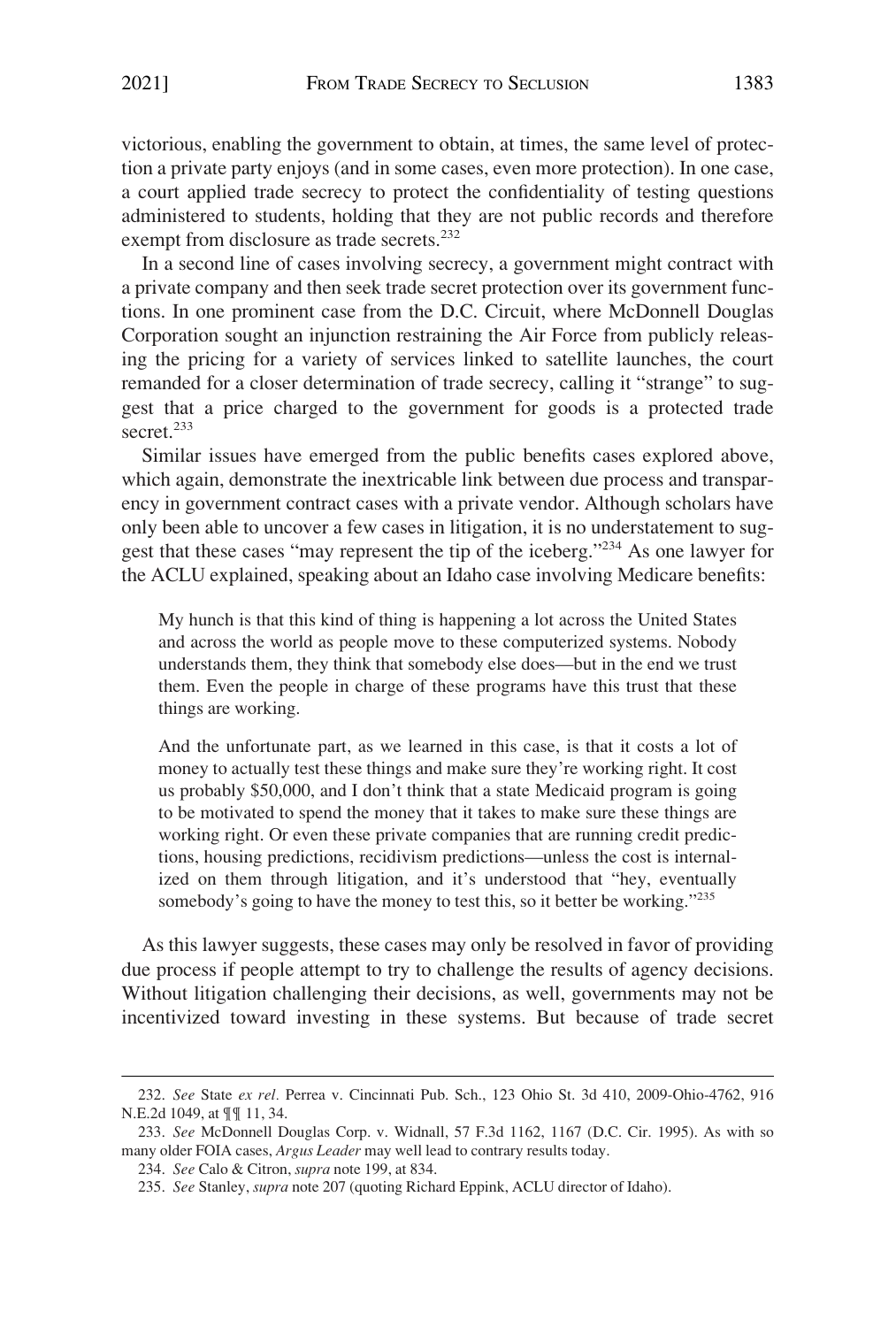victorious, enabling the government to obtain, at times, the same level of protection a private party enjoys (and in some cases, even more protection). In one case, a court applied trade secrecy to protect the confidentiality of testing questions administered to students, holding that they are not public records and therefore exempt from disclosure as trade secrets.[232]

In a second line of cases involving secrecy, a government might contract with a private company and then seek trade secret protection over its government functions. In one prominent case from the D.C. Circuit, where McDonnell Douglas Corporation sought an injunction restraining the Air Force from publicly releasing the pricing for a variety of services linked to satellite launches, the court remanded for a closer determination of trade secrecy, calling it "strange" to suggest that a price charged to the government for goods is a protected trade secret.[233]

Similar issues have emerged from the public benefits cases explored above, which again, demonstrate the inextricable link between due process and transparency in government contract cases with a private vendor. Although scholars have only been able to uncover a few cases in litigation, it is no understatement to suggest that these cases "may represent the tip of the iceberg."[234] As one lawyer for the ACLU explained, speaking about an Idaho case involving Medicare benefits:

> My hunch is that this kind of thing is happening a lot across the United States and across the world as people move to these computerized systems. Nobody understands them, they think that somebody else does—but in the end we trust them. Even the people in charge of these programs have this trust that these things are working.
>
> And the unfortunate part, as we learned in this case, is that it costs a lot of money to actually test these things and make sure they're working right. It cost us probably $50,000, and I don't think that a state Medicaid program is going to be motivated to spend the money that it takes to make sure these things are working right. Or even these private companies that are running credit predictions, housing predictions, recidivism predictions—unless the cost is internalized on them through litigation, and it's understood that "hey, eventually somebody's going to have the money to test this, so it better be working."[235]

As this lawyer suggests, these cases may only be resolved in favor of providing due process if people attempt to try to challenge the results of agency decisions. Without litigation challenging their decisions, as well, governments may not be incentivized toward investing in these systems. But because of trade secret

---

232. *See* State *ex rel.* Perrea v. Cincinnati Pub. Sch., 123 Ohio St. 3d 410, 2009-Ohio-4762, 916 N.E.2d 1049, at ¶¶ 11, 34.

233. *See* McDonnell Douglas Corp. v. Widnall, 57 F.3d 1162, 1167 (D.C. Cir. 1995). As with so many older FOIA cases, *Argus Leader* may well lead to contrary results today.

234. *See* Calo & Citron, *supra* note 199, at 834.

235. *See* Stanley, *supra* note 207 (quoting Richard Eppink, ACLU director of Idaho).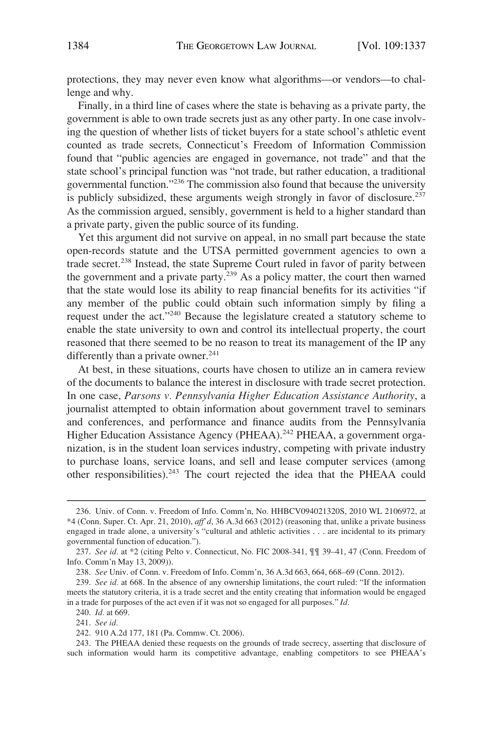protections, they may never even know what algorithms—or vendors—to challenge and why.

Finally, in a third line of cases where the state is behaving as a private party, the government is able to own trade secrets just as any other party. In one case involving the question of whether lists of ticket buyers for a state school's athletic event counted as trade secrets, Connecticut's Freedom of Information Commission found that "public agencies are engaged in governance, not trade" and that the state school's principal function was "not trade, but rather education, a traditional governmental function."[236] The commission also found that because the university is publicly subsidized, these arguments weigh strongly in favor of disclosure.[237] As the commission argued, sensibly, government is held to a higher standard than a private party, given the public source of its funding.

Yet this argument did not survive on appeal, in no small part because the state open-records statute and the UTSA permitted government agencies to own a trade secret.[238] Instead, the state Supreme Court ruled in favor of parity between the government and a private party.[239] As a policy matter, the court then warned that the state would lose its ability to reap financial benefits for its activities "if any member of the public could obtain such information simply by filing a request under the act."[240] Because the legislature created a statutory scheme to enable the state university to own and control its intellectual property, the court reasoned that there seemed to be no reason to treat its management of the IP any differently than a private owner.[241]

At best, in these situations, courts have chosen to utilize an in camera review of the documents to balance the interest in disclosure with trade secret protection. In one case, *Parsons v. Pennsylvania Higher Education Assistance Authority*, a journalist attempted to obtain information about government travel to seminars and conferences, and performance and finance audits from the Pennsylvania Higher Education Assistance Agency (PHEAA).[242] PHEAA, a government organization, is in the student loan services industry, competing with private industry to purchase loans, service loans, and sell and lease computer services (among other responsibilities).[243] The court rejected the idea that the PHEAA could

---

236. Univ. of Conn. v. Freedom of Info. Comm'n, No. HHBCV094021320S, 2010 WL 2106972, at *4 (Conn. Super. Ct. Apr. 21, 2010), *aff'd*, 36 A.3d 663 (2012) (reasoning that, unlike a private business engaged in trade alone, a university's "cultural and athletic activities . . . are incidental to its primary governmental function of education.").

237. *See id.* at *2 (citing Pelto v. Connecticut, No. FIC 2008-341, ¶¶ 39–41, 47 (Conn. Freedom of Info. Comm'n May 13, 2009)).

238. *See* Univ. of Conn. v. Freedom of Info. Comm'n, 36 A.3d 663, 664, 668–69 (Conn. 2012).

239. *See id.* at 668. In the absence of any ownership limitations, the court ruled: "If the information meets the statutory criteria, it is a trade secret and the entity creating that information would be engaged in a trade for purposes of the act even if it was not so engaged for all purposes." *Id.*

240. *Id.* at 669.

241. *See id.*

242. 910 A.2d 177, 181 (Pa. Commw. Ct. 2006).

243. The PHEAA denied these requests on the grounds of trade secrecy, asserting that disclosure of such information would harm its competitive advantage, enabling competitors to see PHEAA's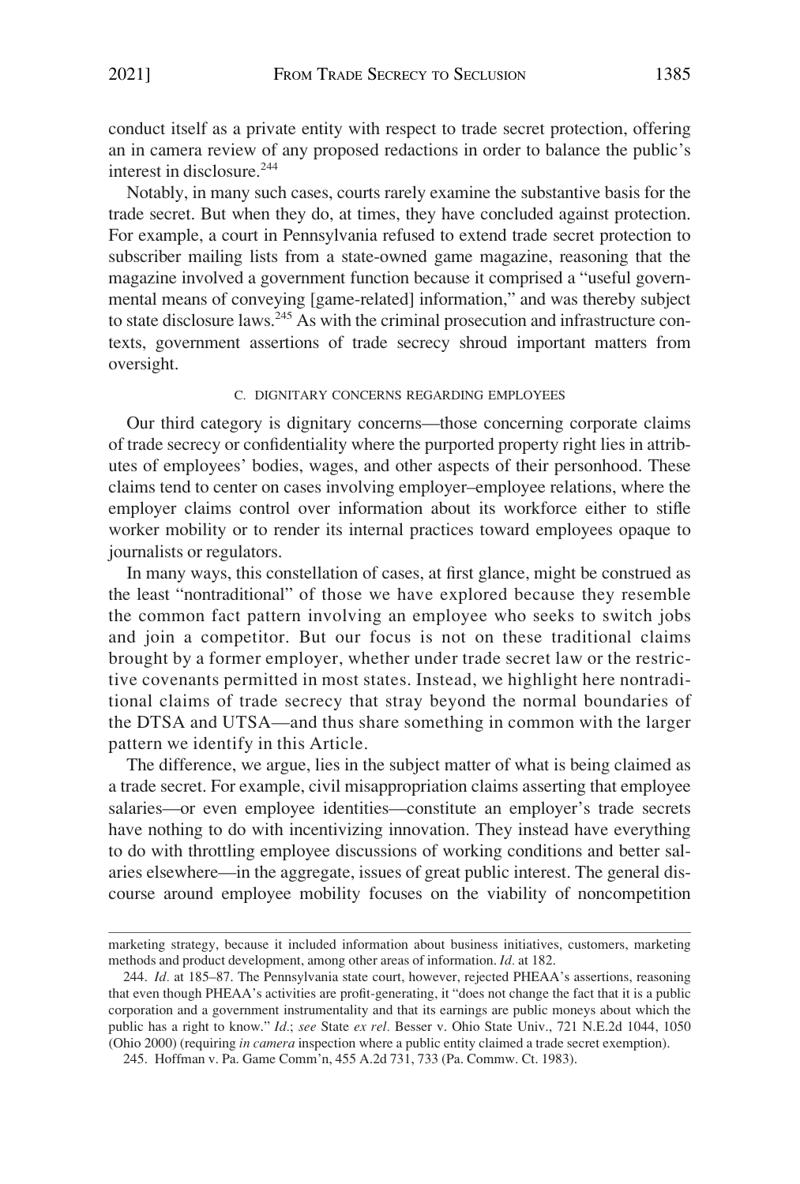conduct itself as a private entity with respect to trade secret protection, offering an in camera review of any proposed redactions in order to balance the public's interest in disclosure.[244]

Notably, in many such cases, courts rarely examine the substantive basis for the trade secret. But when they do, at times, they have concluded against protection. For example, a court in Pennsylvania refused to extend trade secret protection to subscriber mailing lists from a state-owned game magazine, reasoning that the magazine involved a government function because it comprised a "useful governmental means of conveying [game-related] information," and was thereby subject to state disclosure laws.[245] As with the criminal prosecution and infrastructure contexts, government assertions of trade secrecy shroud important matters from oversight.

### C. Dignitary Concerns Regarding Employees

Our third category is dignitary concerns—those concerning corporate claims of trade secrecy or confidentiality where the purported property right lies in attributes of employees' bodies, wages, and other aspects of their personhood. These claims tend to center on cases involving employer–employee relations, where the employer claims control over information about its workforce either to stifle worker mobility or to render its internal practices toward employees opaque to journalists or regulators.

In many ways, this constellation of cases, at first glance, might be construed as the least "nontraditional" of those we have explored because they resemble the common fact pattern involving an employee who seeks to switch jobs and join a competitor. But our focus is not on these traditional claims brought by a former employer, whether under trade secret law or the restrictive covenants permitted in most states. Instead, we highlight here nontraditional claims of trade secrecy that stray beyond the normal boundaries of the DTSA and UTSA—and thus share something in common with the larger pattern we identify in this Article.

The difference, we argue, lies in the subject matter of what is being claimed as a trade secret. For example, civil misappropriation claims asserting that employee salaries—or even employee identities—constitute an employer's trade secrets have nothing to do with incentivizing innovation. They instead have everything to do with throttling employee discussions of working conditions and better salaries elsewhere—in the aggregate, issues of great public interest. The general discourse around employee mobility focuses on the viability of noncompetition

---

marketing strategy, because it included information about business initiatives, customers, marketing methods and product development, among other areas of information. *Id.* at 182.

244. *Id.* at 185–87. The Pennsylvania state court, however, rejected PHEAA's assertions, reasoning that even though PHEAA's activities are profit-generating, it "does not change the fact that it is a public corporation and a government instrumentality and that its earnings are public moneys about which the public has a right to know." *Id.*; *see* State *ex rel.* Besser v. Ohio State Univ., 721 N.E.2d 1044, 1050 (Ohio 2000) (requiring *in camera* inspection where a public entity claimed a trade secret exemption).

245. Hoffman v. Pa. Game Comm'n, 455 A.2d 731, 733 (Pa. Commw. Ct. 1983).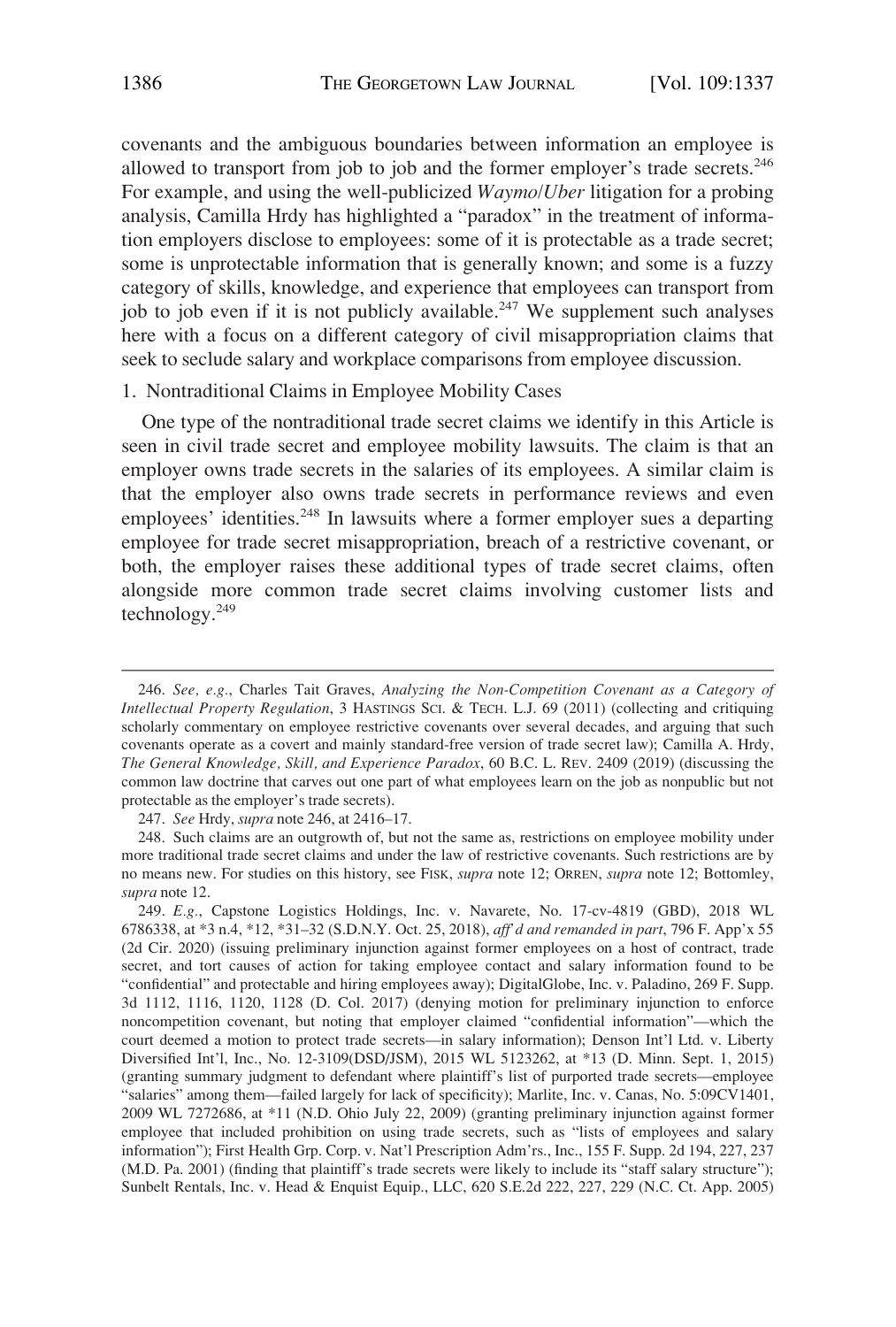covenants and the ambiguous boundaries between information an employee is allowed to transport from job to job and the former employer's trade secrets.[246] For example, and using the well-publicized *Waymo/Uber* litigation for a probing analysis, Camilla Hrdy has highlighted a "paradox" in the treatment of information employers disclose to employees: some of it is protectable as a trade secret; some is unprotectable information that is generally known; and some is a fuzzy category of skills, knowledge, and experience that employees can transport from job to job even if it is not publicly available.[247] We supplement such analyses here with a focus on a different category of civil misappropriation claims that seek to seclude salary and workplace comparisons from employee discussion.

### 1. Nontraditional Claims in Employee Mobility Cases

One type of the nontraditional trade secret claims we identify in this Article is seen in civil trade secret and employee mobility lawsuits. The claim is that an employer owns trade secrets in the salaries of its employees. A similar claim is that the employer also owns trade secrets in performance reviews and even employees' identities.[248] In lawsuits where a former employer sues a departing employee for trade secret misappropriation, breach of a restrictive covenant, or both, the employer raises these additional types of trade secret claims, often alongside more common trade secret claims involving customer lists and technology.[249]

---

246. *See, e.g.*, Charles Tait Graves, *Analyzing the Non-Competition Covenant as a Category of Intellectual Property Regulation*, 3 HASTINGS SCI. & TECH. L.J. 69 (2011) (collecting and critiquing scholarly commentary on employee restrictive covenants over several decades, and arguing that such covenants operate as a covert and mainly standard-free version of trade secret law); Camilla A. Hrdy, *The General Knowledge, Skill, and Experience Paradox*, 60 B.C. L. REV. 2409 (2019) (discussing the common law doctrine that carves out one part of what employees learn on the job as nonpublic but not protectable as the employer's trade secrets).

247. *See* Hrdy, *supra* note 246, at 2416–17.

248. Such claims are an outgrowth of, but not the same as, restrictions on employee mobility under more traditional trade secret claims and under the law of restrictive covenants. Such restrictions are by no means new. For studies on this history, see FISK, *supra* note 12; ORREN, *supra* note 12; Bottomley, *supra* note 12.

249. *E.g.*, Capstone Logistics Holdings, Inc. v. Navarete, No. 17-cv-4819 (GBD), 2018 WL 6786338, at *3 n.4, *12, *31–32 (S.D.N.Y. Oct. 25, 2018), *aff'd and remanded in part*, 796 F. App'x 55 (2d Cir. 2020) (issuing preliminary injunction against former employees on a host of contract, trade secret, and tort causes of action for taking employee contact and salary information found to be "confidential" and protectable and hiring employees away); DigitalGlobe, Inc. v. Paladino, 269 F. Supp. 3d 1112, 1116, 1120, 1128 (D. Col. 2017) (denying motion for preliminary injunction to enforce noncompetition covenant, but noting that employer claimed "confidential information"—which the court deemed a motion to protect trade secrets—in salary information); Denson Int'l Ltd. v. Liberty Diversified Int'l, Inc., No. 12-3109(DSD/JSM), 2015 WL 5123262, at *13 (D. Minn. Sept. 1, 2015) (granting summary judgment to defendant where plaintiff's list of purported trade secrets—employee "salaries" among them—failed largely for lack of specificity); Marlite, Inc. v. Canas, No. 5:09CV1401, 2009 WL 7272686, at *11 (N.D. Ohio July 22, 2009) (granting preliminary injunction against former employee that included prohibition on using trade secrets, such as "lists of employees and salary information"); First Health Grp. Corp. v. Nat'l Prescription Adm'rs., Inc., 155 F. Supp. 2d 194, 227, 237 (M.D. Pa. 2001) (finding that plaintiff's trade secrets were likely to include its "staff salary structure"); Sunbelt Rentals, Inc. v. Head & Enquist Equip., LLC, 620 S.E.2d 222, 227, 229 (N.C. Ct. App. 2005)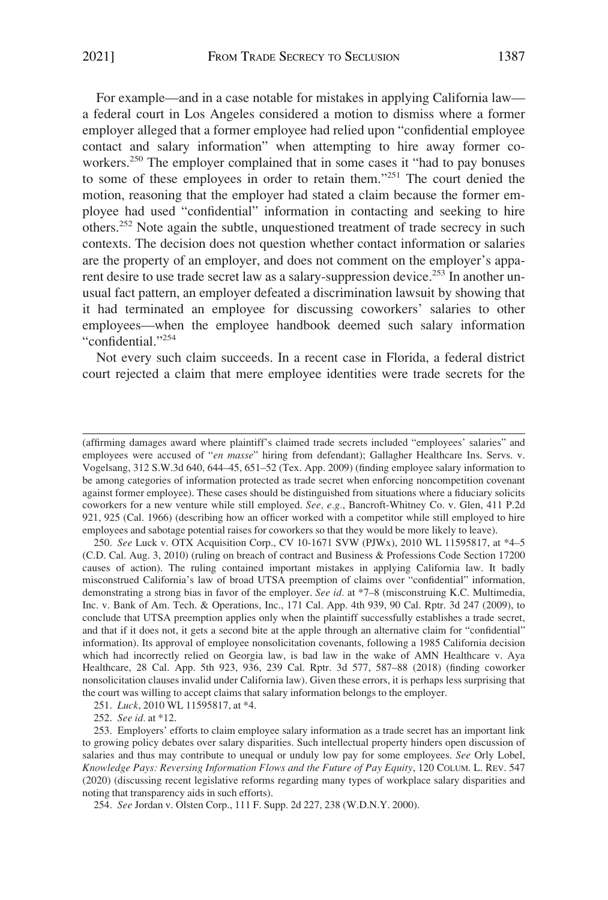For example—and in a case notable for mistakes in applying California law—a federal court in Los Angeles considered a motion to dismiss where a former employer alleged that a former employee had relied upon "confidential employee contact and salary information" when attempting to hire away former co-workers.[250] The employer complained that in some cases it "had to pay bonuses to some of these employees in order to retain them."[251] The court denied the motion, reasoning that the employer had stated a claim because the former employee had used "confidential" information in contacting and seeking to hire others.[252] Note again the subtle, unquestioned treatment of trade secrecy in such contexts. The decision does not question whether contact information or salaries are the property of an employer, and does not comment on the employer's apparent desire to use trade secret law as a salary-suppression device.[253] In another unusual fact pattern, an employer defeated a discrimination lawsuit by showing that it had terminated an employee for discussing coworkers' salaries to other employees—when the employee handbook deemed such salary information "confidential."[254]

Not every such claim succeeds. In a recent case in Florida, a federal district court rejected a claim that mere employee identities were trade secrets for the

---

(affirming damages award where plaintiff's claimed trade secrets included "employees' salaries" and employees were accused of "*en masse*" hiring from defendant); Gallagher Healthcare Ins. Servs. v. Vogelsang, 312 S.W.3d 640, 644–45, 651–52 (Tex. App. 2009) (finding employee salary information to be among categories of information protected as trade secret when enforcing noncompetition covenant against former employee). These cases should be distinguished from situations where a fiduciary solicits coworkers for a new venture while still employed. *See, e.g.*, Bancroft-Whitney Co. v. Glen, 411 P.2d 921, 925 (Cal. 1966) (describing how an officer worked with a competitor while still employed to hire employees and sabotage potential raises for coworkers so that they would be more likely to leave).

250. *See* Luck v. OTX Acquisition Corp., CV 10-1671 SVW (PJWx), 2010 WL 11595817, at *4–5 (C.D. Cal. Aug. 3, 2010) (ruling on breach of contract and Business & Professions Code Section 17200 causes of action). The ruling contained important mistakes in applying California law. It badly misconstrued California's law of broad UTSA preemption of claims over "confidential" information, demonstrating a strong bias in favor of the employer. *See id.* at *7–8 (misconstruing K.C. Multimedia, Inc. v. Bank of Am. Tech. & Operations, Inc., 171 Cal. App. 4th 939, 90 Cal. Rptr. 3d 247 (2009), to conclude that UTSA preemption applies only when the plaintiff successfully establishes a trade secret, and that if it does not, it gets a second bite at the apple through an alternative claim for "confidential" information). Its approval of employee nonsolicitation covenants, following a 1985 California decision which had incorrectly relied on Georgia law, is bad law in the wake of AMN Healthcare v. Aya Healthcare, 28 Cal. App. 5th 923, 936, 239 Cal. Rptr. 3d 577, 587–88 (2018) (finding coworker nonsolicitation clauses invalid under California law). Given these errors, it is perhaps less surprising that the court was willing to accept claims that salary information belongs to the employer.

251. *Luck*, 2010 WL 11595817, at *4.

252. *See id.* at *12.

253. Employers' efforts to claim employee salary information as a trade secret has an important link to growing policy debates over salary disparities. Such intellectual property hinders open discussion of salaries and thus may contribute to unequal or unduly low pay for some employees. *See* Orly Lobel, *Knowledge Pays: Reversing Information Flows and the Future of Pay Equity*, 120 COLUM. L. REV. 547 (2020) (discussing recent legislative reforms regarding many types of workplace salary disparities and noting that transparency aids in such efforts).

254. *See* Jordan v. Olsten Corp., 111 F. Supp. 2d 227, 238 (W.D.N.Y. 2000).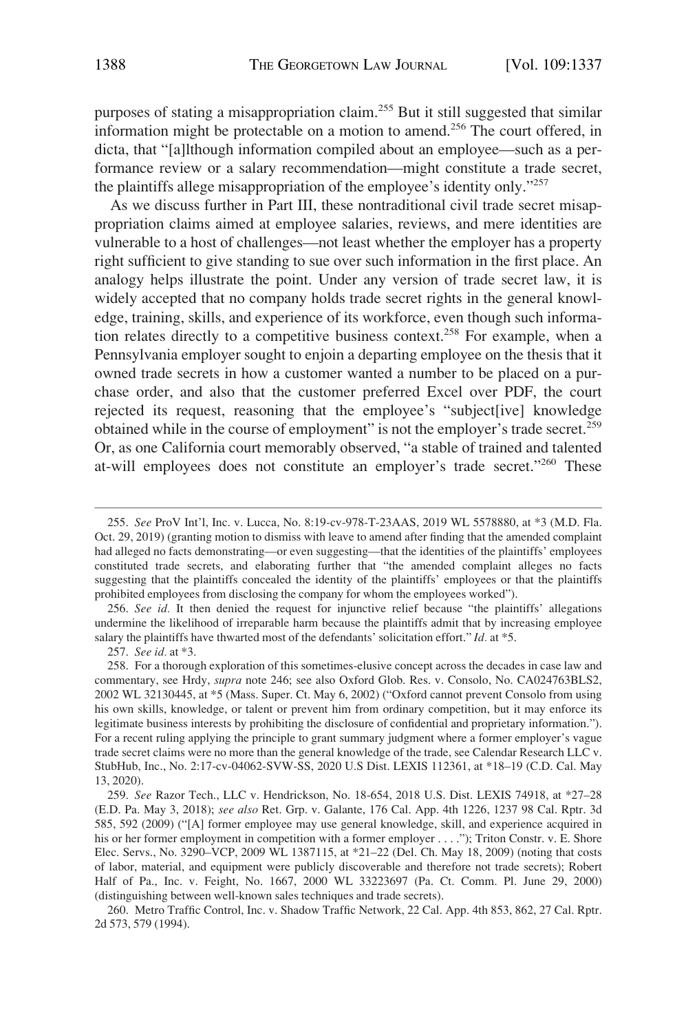purposes of stating a misappropriation claim.[255] But it still suggested that similar information might be protectable on a motion to amend.[256] The court offered, in dicta, that "[a]lthough information compiled about an employee—such as a performance review or a salary recommendation—might constitute a trade secret, the plaintiffs allege misappropriation of the employee's identity only."[257]

As we discuss further in Part III, these nontraditional civil trade secret misappropriation claims aimed at employee salaries, reviews, and mere identities are vulnerable to a host of challenges—not least whether the employer has a property right sufficient to give standing to sue over such information in the first place. An analogy helps illustrate the point. Under any version of trade secret law, it is widely accepted that no company holds trade secret rights in the general knowledge, training, skills, and experience of its workforce, even though such information relates directly to a competitive business context.[258] For example, when a Pennsylvania employer sought to enjoin a departing employee on the thesis that it owned trade secrets in how a customer wanted a number to be placed on a purchase order, and also that the customer preferred Excel over PDF, the court rejected its request, reasoning that the employee's "subject[ive] knowledge obtained while in the course of employment" is not the employer's trade secret.[259] Or, as one California court memorably observed, "a stable of trained and talented at-will employees does not constitute an employer's trade secret."[260] These

---

255. *See* ProV Int'l, Inc. v. Lucca, No. 8:19-cv-978-T-23AAS, 2019 WL 5578880, at *3 (M.D. Fla. Oct. 29, 2019) (granting motion to dismiss with leave to amend after finding that the amended complaint had alleged no facts demonstrating—or even suggesting—that the identities of the plaintiffs' employees constituted trade secrets, and elaborating further that "the amended complaint alleges no facts suggesting that the plaintiffs concealed the identity of the plaintiffs' employees or that the plaintiffs prohibited employees from disclosing the company for whom the employees worked").

256. *See id.* It then denied the request for injunctive relief because "the plaintiffs' allegations undermine the likelihood of irreparable harm because the plaintiffs admit that by increasing employee salary the plaintiffs have thwarted most of the defendants' solicitation effort." *Id.* at *5.

257. *See id.* at *3.

258. For a thorough exploration of this sometimes-elusive concept across the decades in case law and commentary, see Hrdy, *supra* note 246; see also Oxford Glob. Res. v. Consolo, No. CA024763BLS2, 2002 WL 32130445, at *5 (Mass. Super. Ct. May 6, 2002) ("Oxford cannot prevent Consolo from using his own skills, knowledge, or talent or prevent him from ordinary competition, but it may enforce its legitimate business interests by prohibiting the disclosure of confidential and proprietary information."). For a recent ruling applying the principle to grant summary judgment where a former employer's vague trade secret claims were no more than the general knowledge of the trade, see Calendar Research LLC v. StubHub, Inc., No. 2:17-cv-04062-SVW-SS, 2020 U.S Dist. LEXIS 112361, at *18–19 (C.D. Cal. May 13, 2020).

259. *See* Razor Tech., LLC v. Hendrickson, No. 18-654, 2018 U.S. Dist. LEXIS 74918, at *27–28 (E.D. Pa. May 3, 2018); *see also* Ret. Grp. v. Galante, 176 Cal. App. 4th 1226, 1237 98 Cal. Rptr. 3d 585, 592 (2009) ("[A] former employee may use general knowledge, skill, and experience acquired in his or her former employment in competition with a former employer . . . ."); Triton Constr. v. E. Shore Elec. Servs., No. 3290–VCP, 2009 WL 1387115, at *21–22 (Del. Ch. May 18, 2009) (noting that costs of labor, material, and equipment were publicly discoverable and therefore not trade secrets); Robert Half of Pa., Inc. v. Feight, No. 1667, 2000 WL 33223697 (Pa. Ct. Comm. Pl. June 29, 2000) (distinguishing between well-known sales techniques and trade secrets).

260. Metro Traffic Control, Inc. v. Shadow Traffic Network, 22 Cal. App. 4th 853, 862, 27 Cal. Rptr. 2d 573, 579 (1994).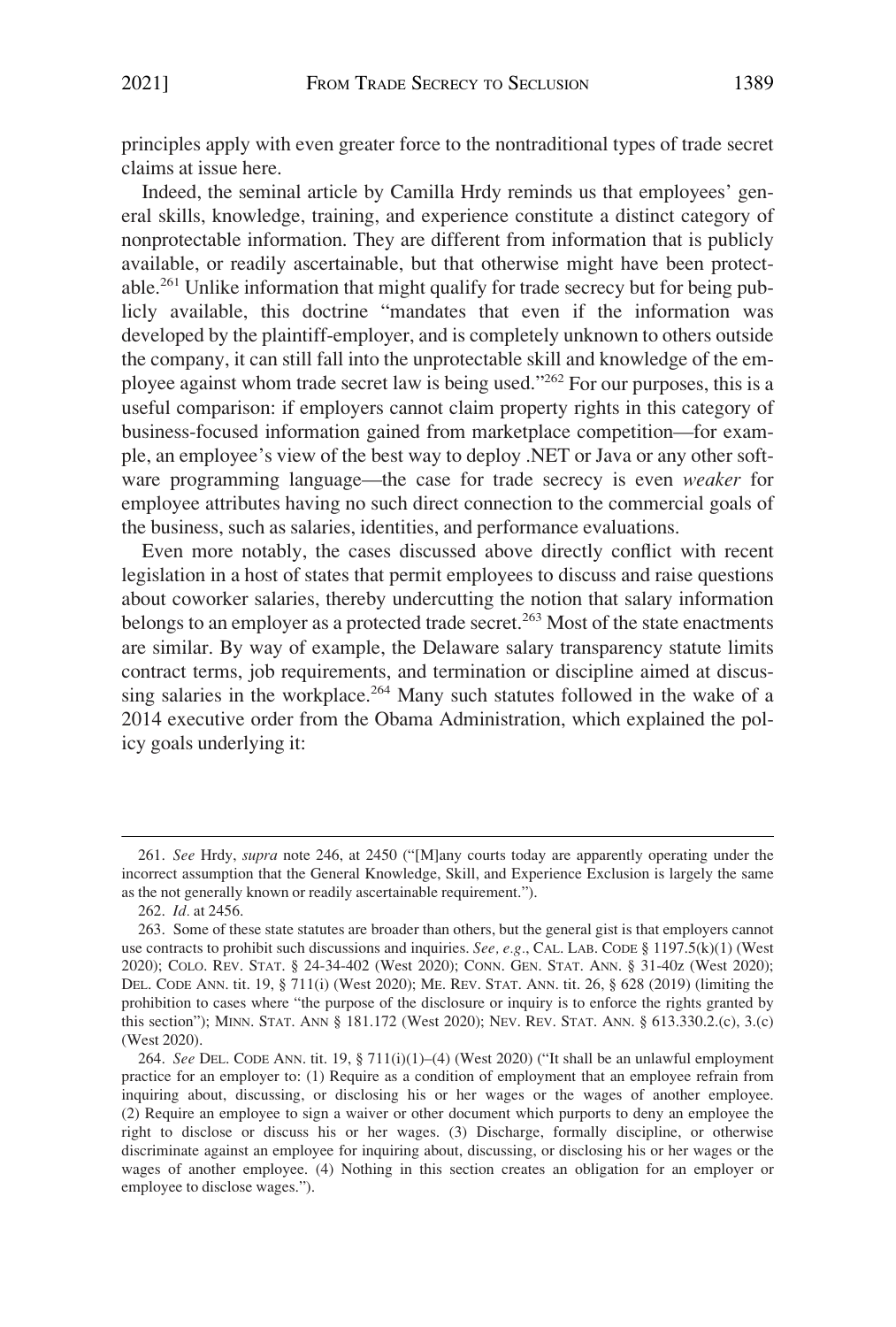principles apply with even greater force to the nontraditional types of trade secret claims at issue here.

Indeed, the seminal article by Camilla Hrdy reminds us that employees' general skills, knowledge, training, and experience constitute a distinct category of nonprotectable information. They are different from information that is publicly available, or readily ascertainable, but that otherwise might have been protectable.[261] Unlike information that might qualify for trade secrecy but for being publicly available, this doctrine "mandates that even if the information was developed by the plaintiff-employer, and is completely unknown to others outside the company, it can still fall into the unprotectable skill and knowledge of the employee against whom trade secret law is being used."[262] For our purposes, this is a useful comparison: if employers cannot claim property rights in this category of business-focused information gained from marketplace competition—for example, an employee's view of the best way to deploy .NET or Java or any other software programming language—the case for trade secrecy is even *weaker* for employee attributes having no such direct connection to the commercial goals of the business, such as salaries, identities, and performance evaluations.

Even more notably, the cases discussed above directly conflict with recent legislation in a host of states that permit employees to discuss and raise questions about coworker salaries, thereby undercutting the notion that salary information belongs to an employer as a protected trade secret.[263] Most of the state enactments are similar. By way of example, the Delaware salary transparency statute limits contract terms, job requirements, and termination or discipline aimed at discussing salaries in the workplace.[264] Many such statutes followed in the wake of a 2014 executive order from the Obama Administration, which explained the policy goals underlying it:

---

261. *See* Hrdy, *supra* note 246, at 2450 ("[M]any courts today are apparently operating under the incorrect assumption that the General Knowledge, Skill, and Experience Exclusion is largely the same as the not generally known or readily ascertainable requirement.").

262. *Id.* at 2456.

263. Some of these state statutes are broader than others, but the general gist is that employers cannot use contracts to prohibit such discussions and inquiries. *See, e.g.*, CAL. LAB. CODE § 1197.5(k)(1) (West 2020); COLO. REV. STAT. § 24-34-402 (West 2020); CONN. GEN. STAT. ANN. § 31-40z (West 2020); DEL. CODE ANN. tit. 19, § 711(i) (West 2020); ME. REV. STAT. ANN. tit. 26, § 628 (2019) (limiting the prohibition to cases where "the purpose of the disclosure or inquiry is to enforce the rights granted by this section"); MINN. STAT. ANN § 181.172 (West 2020); NEV. REV. STAT. ANN. § 613.330.2.(c), 3.(c) (West 2020).

264. *See* DEL. CODE ANN. tit. 19, § 711(i)(1)–(4) (West 2020) ("It shall be an unlawful employment practice for an employer to: (1) Require as a condition of employment that an employee refrain from inquiring about, discussing, or disclosing his or her wages or the wages of another employee. (2) Require an employee to sign a waiver or other document which purports to deny an employee the right to disclose or discuss his or her wages. (3) Discharge, formally discipline, or otherwise discriminate against an employee for inquiring about, discussing, or disclosing his or her wages or the wages of another employee. (4) Nothing in this section creates an obligation for an employer or employee to disclose wages.").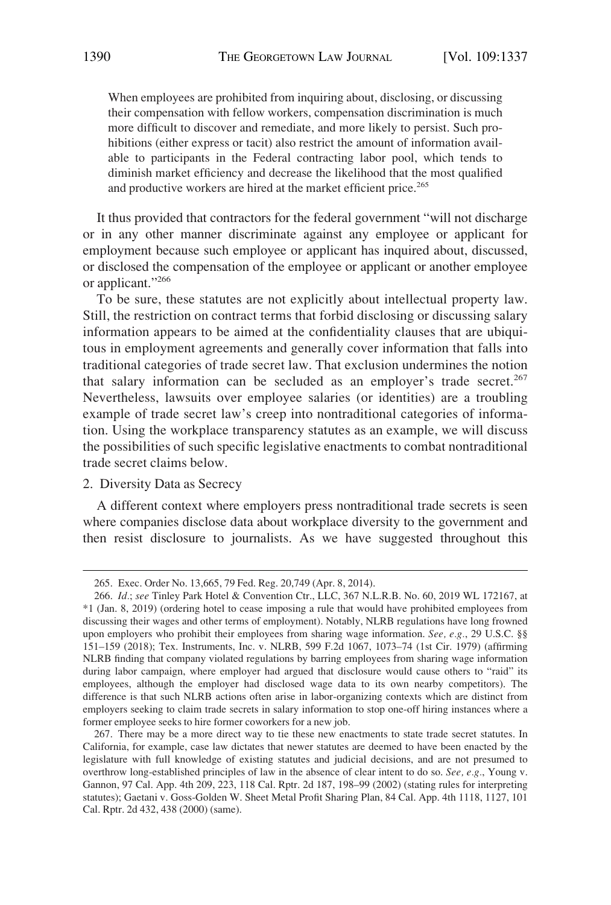> When employees are prohibited from inquiring about, disclosing, or discussing their compensation with fellow workers, compensation discrimination is much more difficult to discover and remediate, and more likely to persist. Such prohibitions (either express or tacit) also restrict the amount of information available to participants in the Federal contracting labor pool, which tends to diminish market efficiency and decrease the likelihood that the most qualified and productive workers are hired at the market efficient price.[265]

It thus provided that contractors for the federal government "will not discharge or in any other manner discriminate against any employee or applicant for employment because such employee or applicant has inquired about, discussed, or disclosed the compensation of the employee or applicant or another employee or applicant."[266]

To be sure, these statutes are not explicitly about intellectual property law. Still, the restriction on contract terms that forbid disclosing or discussing salary information appears to be aimed at the confidentiality clauses that are ubiquitous in employment agreements and generally cover information that falls into traditional categories of trade secret law. That exclusion undermines the notion that salary information can be secluded as an employer's trade secret.[267] Nevertheless, lawsuits over employee salaries (or identities) are a troubling example of trade secret law's creep into nontraditional categories of information. Using the workplace transparency statutes as an example, we will discuss the possibilities of such specific legislative enactments to combat nontraditional trade secret claims below.

2. Diversity Data as Secrecy

A different context where employers press nontraditional trade secrets is seen where companies disclose data about workplace diversity to the government and then resist disclosure to journalists. As we have suggested throughout this

---

265. Exec. Order No. 13,665, 79 Fed. Reg. 20,749 (Apr. 8, 2014).

266. *Id.*; *see* Tinley Park Hotel & Convention Ctr., LLC, 367 N.L.R.B. No. 60, 2019 WL 172167, at *1 (Jan. 8, 2019) (ordering hotel to cease imposing a rule that would have prohibited employees from discussing their wages and other terms of employment). Notably, NLRB regulations have long frowned upon employers who prohibit their employees from sharing wage information. *See, e.g.*, 29 U.S.C. §§ 151–159 (2018); Tex. Instruments, Inc. v. NLRB, 599 F.2d 1067, 1073–74 (1st Cir. 1979) (affirming NLRB finding that company violated regulations by barring employees from sharing wage information during labor campaign, where employer had argued that disclosure would cause others to "raid" its employees, although the employer had disclosed wage data to its own nearby competitors). The difference is that such NLRB actions often arise in labor-organizing contexts which are distinct from employers seeking to claim trade secrets in salary information to stop one-off hiring instances where a former employee seeks to hire former coworkers for a new job.

267. There may be a more direct way to tie these new enactments to state trade secret statutes. In California, for example, case law dictates that newer statutes are deemed to have been enacted by the legislature with full knowledge of existing statutes and judicial decisions, and are not presumed to overthrow long-established principles of law in the absence of clear intent to do so. *See, e.g.*, Young v. Gannon, 97 Cal. App. 4th 209, 223, 118 Cal. Rptr. 2d 187, 198–99 (2002) (stating rules for interpreting statutes); Gaetani v. Goss-Golden W. Sheet Metal Profit Sharing Plan, 84 Cal. App. 4th 1118, 1127, 101 Cal. Rptr. 2d 432, 438 (2000) (same).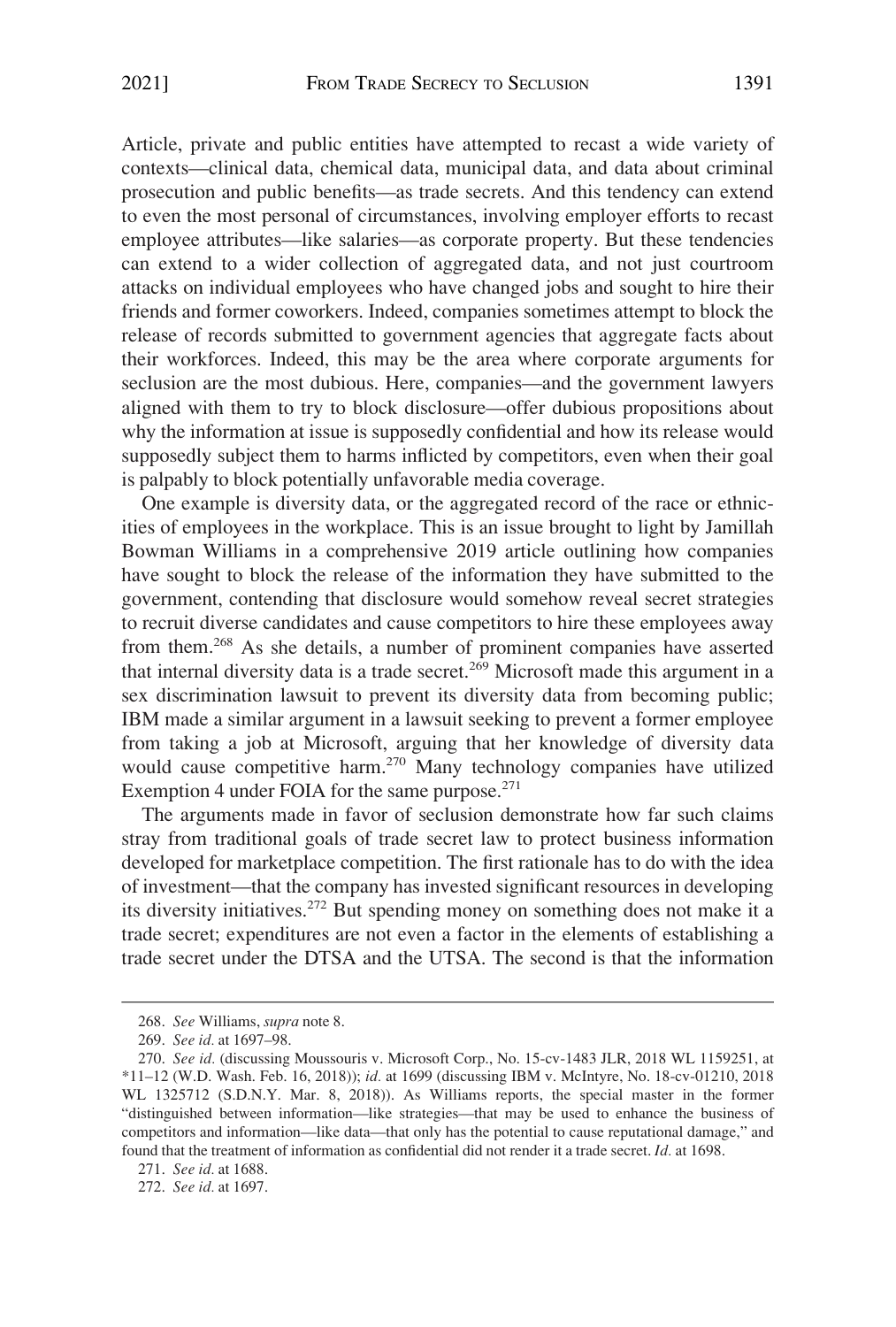Article, private and public entities have attempted to recast a wide variety of contexts—clinical data, chemical data, municipal data, and data about criminal prosecution and public benefits—as trade secrets. And this tendency can extend to even the most personal of circumstances, involving employer efforts to recast employee attributes—like salaries—as corporate property. But these tendencies can extend to a wider collection of aggregated data, and not just courtroom attacks on individual employees who have changed jobs and sought to hire their friends and former coworkers. Indeed, companies sometimes attempt to block the release of records submitted to government agencies that aggregate facts about their workforces. Indeed, this may be the area where corporate arguments for seclusion are the most dubious. Here, companies—and the government lawyers aligned with them to try to block disclosure—offer dubious propositions about why the information at issue is supposedly confidential and how its release would supposedly subject them to harms inflicted by competitors, even when their goal is palpably to block potentially unfavorable media coverage.

One example is diversity data, or the aggregated record of the race or ethnicities of employees in the workplace. This is an issue brought to light by Jamillah Bowman Williams in a comprehensive 2019 article outlining how companies have sought to block the release of the information they have submitted to the government, contending that disclosure would somehow reveal secret strategies to recruit diverse candidates and cause competitors to hire these employees away from them.[268] As she details, a number of prominent companies have asserted that internal diversity data is a trade secret.[269] Microsoft made this argument in a sex discrimination lawsuit to prevent its diversity data from becoming public; IBM made a similar argument in a lawsuit seeking to prevent a former employee from taking a job at Microsoft, arguing that her knowledge of diversity data would cause competitive harm.[270] Many technology companies have utilized Exemption 4 under FOIA for the same purpose.[271]

The arguments made in favor of seclusion demonstrate how far such claims stray from traditional goals of trade secret law to protect business information developed for marketplace competition. The first rationale has to do with the idea of investment—that the company has invested significant resources in developing its diversity initiatives.[272] But spending money on something does not make it a trade secret; expenditures are not even a factor in the elements of establishing a trade secret under the DTSA and the UTSA. The second is that the information

---

268. *See* Williams, *supra* note 8.

269. *See id.* at 1697–98.

270. *See id.* (discussing Moussouris v. Microsoft Corp., No. 15-cv-1483 JLR, 2018 WL 1159251, at \*11–12 (W.D. Wash. Feb. 16, 2018)); *id.* at 1699 (discussing IBM v. McIntyre, No. 18-cv-01210, 2018 WL 1325712 (S.D.N.Y. Mar. 8, 2018)). As Williams reports, the special master in the former "distinguished between information—like strategies—that may be used to enhance the business of competitors and information—like data—that only has the potential to cause reputational damage," and found that the treatment of information as confidential did not render it a trade secret. *Id.* at 1698.

271. *See id.* at 1688.

272. *See id.* at 1697.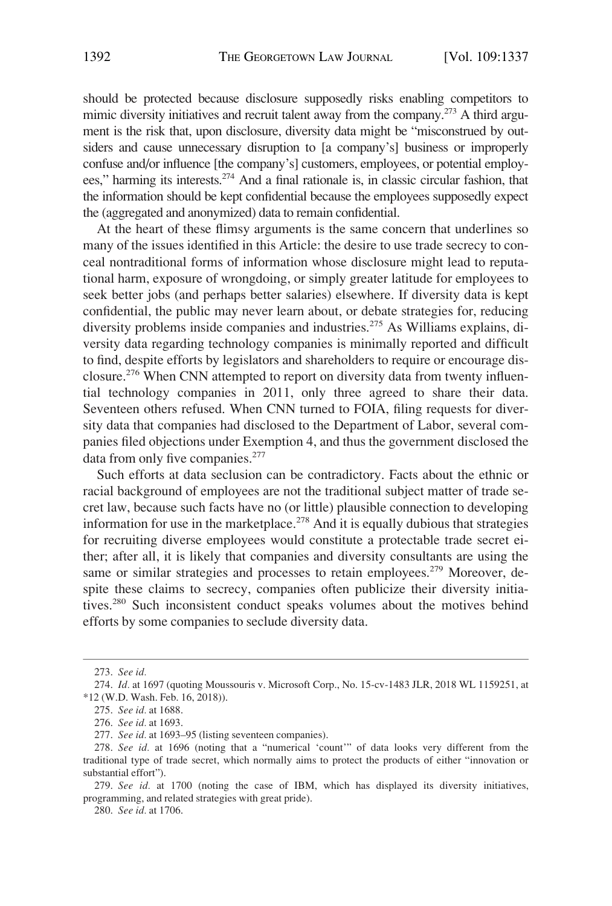should be protected because disclosure supposedly risks enabling competitors to mimic diversity initiatives and recruit talent away from the company.[273] A third argument is the risk that, upon disclosure, diversity data might be "misconstrued by outsiders and cause unnecessary disruption to [a company's] business or improperly confuse and/or influence [the company's] customers, employees, or potential employees," harming its interests.[274] And a final rationale is, in classic circular fashion, that the information should be kept confidential because the employees supposedly expect the (aggregated and anonymized) data to remain confidential.

At the heart of these flimsy arguments is the same concern that underlines so many of the issues identified in this Article: the desire to use trade secrecy to conceal nontraditional forms of information whose disclosure might lead to reputational harm, exposure of wrongdoing, or simply greater latitude for employees to seek better jobs (and perhaps better salaries) elsewhere. If diversity data is kept confidential, the public may never learn about, or debate strategies for, reducing diversity problems inside companies and industries.[275] As Williams explains, diversity data regarding technology companies is minimally reported and difficult to find, despite efforts by legislators and shareholders to require or encourage disclosure.[276] When CNN attempted to report on diversity data from twenty influential technology companies in 2011, only three agreed to share their data. Seventeen others refused. When CNN turned to FOIA, filing requests for diversity data that companies had disclosed to the Department of Labor, several companies filed objections under Exemption 4, and thus the government disclosed the data from only five companies.[277]

Such efforts at data seclusion can be contradictory. Facts about the ethnic or racial background of employees are not the traditional subject matter of trade secret law, because such facts have no (or little) plausible connection to developing information for use in the marketplace.[278] And it is equally dubious that strategies for recruiting diverse employees would constitute a protectable trade secret either; after all, it is likely that companies and diversity consultants are using the same or similar strategies and processes to retain employees.[279] Moreover, despite these claims to secrecy, companies often publicize their diversity initiatives.[280] Such inconsistent conduct speaks volumes about the motives behind efforts by some companies to seclude diversity data.

---

273. *See id.*

274. *Id.* at 1697 (quoting Moussouris v. Microsoft Corp., No. 15-cv-1483 JLR, 2018 WL 1159251, at *12 (W.D. Wash. Feb. 16, 2018)).

275. *See id.* at 1688.

276. *See id.* at 1693.

277. *See id.* at 1693–95 (listing seventeen companies).

278. *See id.* at 1696 (noting that a "numerical 'count'" of data looks very different from the traditional type of trade secret, which normally aims to protect the products of either "innovation or substantial effort").

279. *See id.* at 1700 (noting the case of IBM, which has displayed its diversity initiatives, programming, and related strategies with great pride).

280. *See id.* at 1706.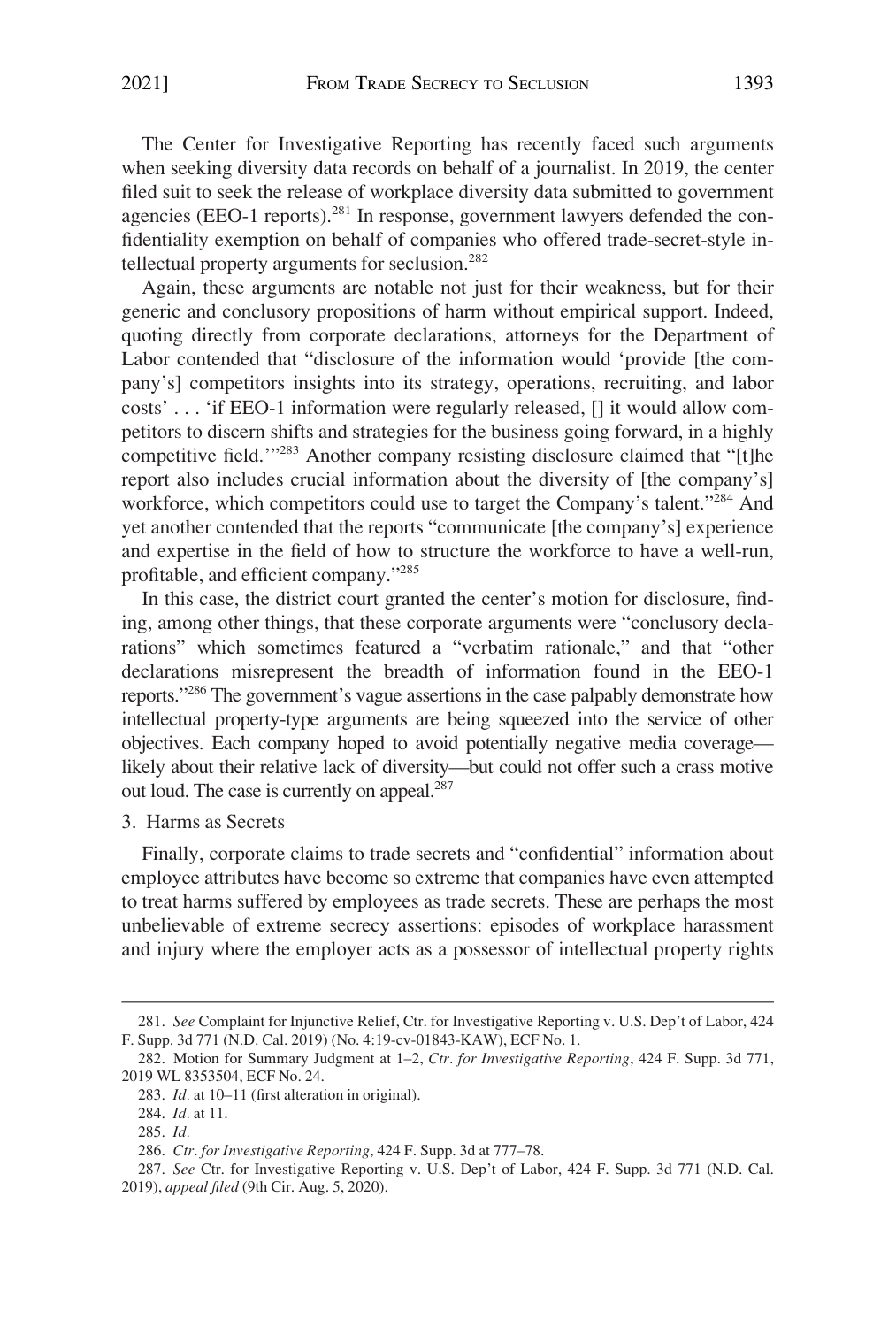The Center for Investigative Reporting has recently faced such arguments when seeking diversity data records on behalf of a journalist. In 2019, the center filed suit to seek the release of workplace diversity data submitted to government agencies (EEO-1 reports).[281] In response, government lawyers defended the confidentiality exemption on behalf of companies who offered trade-secret-style intellectual property arguments for seclusion.[282]

Again, these arguments are notable not just for their weakness, but for their generic and conclusory propositions of harm without empirical support. Indeed, quoting directly from corporate declarations, attorneys for the Department of Labor contended that "disclosure of the information would 'provide [the company's] competitors insights into its strategy, operations, recruiting, and labor costs' . . . 'if EEO-1 information were regularly released, [] it would allow competitors to discern shifts and strategies for the business going forward, in a highly competitive field.'"[283] Another company resisting disclosure claimed that "[t]he report also includes crucial information about the diversity of [the company's] workforce, which competitors could use to target the Company's talent."[284] And yet another contended that the reports "communicate [the company's] experience and expertise in the field of how to structure the workforce to have a well-run, profitable, and efficient company."[285]

In this case, the district court granted the center's motion for disclosure, finding, among other things, that these corporate arguments were "conclusory declarations" which sometimes featured a "verbatim rationale," and that "other declarations misrepresent the breadth of information found in the EEO-1 reports."[286] The government's vague assertions in the case palpably demonstrate how intellectual property-type arguments are being squeezed into the service of other objectives. Each company hoped to avoid potentially negative media coverage—likely about their relative lack of diversity—but could not offer such a crass motive out loud. The case is currently on appeal.[287]

### 3. Harms as Secrets

Finally, corporate claims to trade secrets and "confidential" information about employee attributes have become so extreme that companies have even attempted to treat harms suffered by employees as trade secrets. These are perhaps the most unbelievable of extreme secrecy assertions: episodes of workplace harassment and injury where the employer acts as a possessor of intellectual property rights

---

281. *See* Complaint for Injunctive Relief, Ctr. for Investigative Reporting v. U.S. Dep't of Labor, 424 F. Supp. 3d 771 (N.D. Cal. 2019) (No. 4:19-cv-01843-KAW), ECF No. 1.

282. Motion for Summary Judgment at 1–2, *Ctr. for Investigative Reporting*, 424 F. Supp. 3d 771, 2019 WL 8353504, ECF No. 24.

283. *Id.* at 10–11 (first alteration in original).

284. *Id.* at 11.

285. *Id.*

286. *Ctr. for Investigative Reporting*, 424 F. Supp. 3d at 777–78.

287. *See* Ctr. for Investigative Reporting v. U.S. Dep't of Labor, 424 F. Supp. 3d 771 (N.D. Cal. 2019), *appeal filed* (9th Cir. Aug. 5, 2020).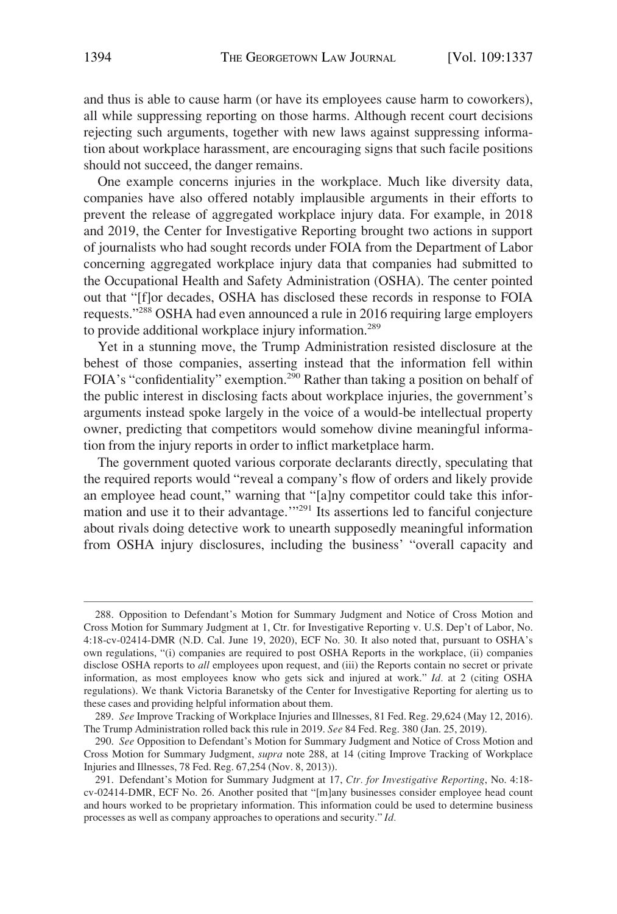and thus is able to cause harm (or have its employees cause harm to coworkers), all while suppressing reporting on those harms. Although recent court decisions rejecting such arguments, together with new laws against suppressing information about workplace harassment, are encouraging signs that such facile positions should not succeed, the danger remains.

One example concerns injuries in the workplace. Much like diversity data, companies have also offered notably implausible arguments in their efforts to prevent the release of aggregated workplace injury data. For example, in 2018 and 2019, the Center for Investigative Reporting brought two actions in support of journalists who had sought records under FOIA from the Department of Labor concerning aggregated workplace injury data that companies had submitted to the Occupational Health and Safety Administration (OSHA). The center pointed out that "[f]or decades, OSHA has disclosed these records in response to FOIA requests."[288] OSHA had even announced a rule in 2016 requiring large employers to provide additional workplace injury information.[289]

Yet in a stunning move, the Trump Administration resisted disclosure at the behest of those companies, asserting instead that the information fell within FOIA's "confidentiality" exemption.[290] Rather than taking a position on behalf of the public interest in disclosing facts about workplace injuries, the government's arguments instead spoke largely in the voice of a would-be intellectual property owner, predicting that competitors would somehow divine meaningful information from the injury reports in order to inflict marketplace harm.

The government quoted various corporate declarants directly, speculating that the required reports would "reveal a company's flow of orders and likely provide an employee head count," warning that "[a]ny competitor could take this information and use it to their advantage.'"[291] Its assertions led to fanciful conjecture about rivals doing detective work to unearth supposedly meaningful information from OSHA injury disclosures, including the business' "overall capacity and

---

288. Opposition to Defendant's Motion for Summary Judgment and Notice of Cross Motion and Cross Motion for Summary Judgment at 1, Ctr. for Investigative Reporting v. U.S. Dep't of Labor, No. 4:18-cv-02414-DMR (N.D. Cal. June 19, 2020), ECF No. 30. It also noted that, pursuant to OSHA's own regulations, "(i) companies are required to post OSHA Reports in the workplace, (ii) companies disclose OSHA reports to *all* employees upon request, and (iii) the Reports contain no secret or private information, as most employees know who gets sick and injured at work." *Id.* at 2 (citing OSHA regulations). We thank Victoria Baranetsky of the Center for Investigative Reporting for alerting us to these cases and providing helpful information about them.

289. *See* Improve Tracking of Workplace Injuries and Illnesses, 81 Fed. Reg. 29,624 (May 12, 2016). The Trump Administration rolled back this rule in 2019. *See* 84 Fed. Reg. 380 (Jan. 25, 2019).

290. *See* Opposition to Defendant's Motion for Summary Judgment and Notice of Cross Motion and Cross Motion for Summary Judgment, *supra* note 288, at 14 (citing Improve Tracking of Workplace Injuries and Illnesses, 78 Fed. Reg. 67,254 (Nov. 8, 2013)).

291. Defendant's Motion for Summary Judgment at 17, *Ctr. for Investigative Reporting*, No. 4:18-cv-02414-DMR, ECF No. 26. Another posited that "[m]any businesses consider employee head count and hours worked to be proprietary information. This information could be used to determine business processes as well as company approaches to operations and security." *Id.*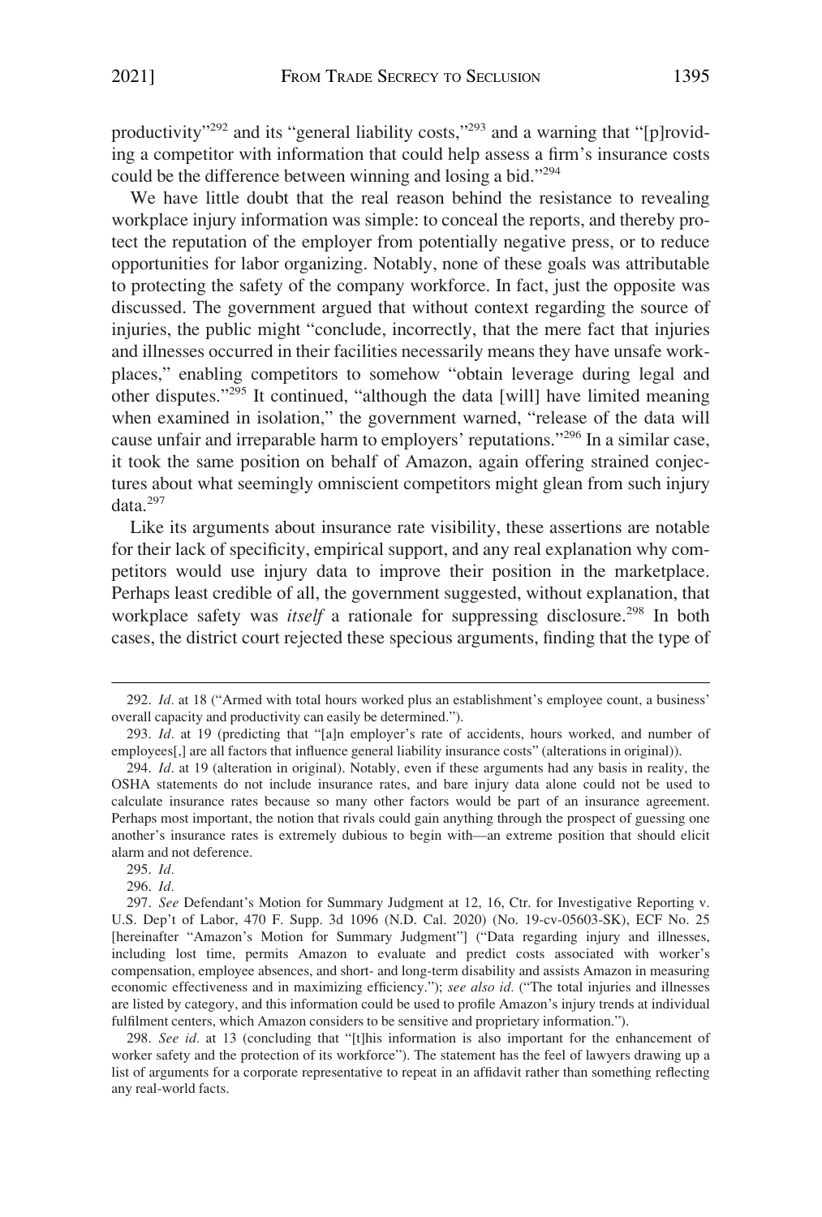productivity"[292] and its "general liability costs,"[293] and a warning that "[p]roviding a competitor with information that could help assess a firm's insurance costs could be the difference between winning and losing a bid."[294]

We have little doubt that the real reason behind the resistance to revealing workplace injury information was simple: to conceal the reports, and thereby protect the reputation of the employer from potentially negative press, or to reduce opportunities for labor organizing. Notably, none of these goals was attributable to protecting the safety of the company workforce. In fact, just the opposite was discussed. The government argued that without context regarding the source of injuries, the public might "conclude, incorrectly, that the mere fact that injuries and illnesses occurred in their facilities necessarily means they have unsafe workplaces," enabling competitors to somehow "obtain leverage during legal and other disputes."[295] It continued, "although the data [will] have limited meaning when examined in isolation," the government warned, "release of the data will cause unfair and irreparable harm to employers' reputations."[296] In a similar case, it took the same position on behalf of Amazon, again offering strained conjectures about what seemingly omniscient competitors might glean from such injury data.[297]

Like its arguments about insurance rate visibility, these assertions are notable for their lack of specificity, empirical support, and any real explanation why competitors would use injury data to improve their position in the marketplace. Perhaps least credible of all, the government suggested, without explanation, that workplace safety was *itself* a rationale for suppressing disclosure.[298] In both cases, the district court rejected these specious arguments, finding that the type of

---

292. *Id.* at 18 ("Armed with total hours worked plus an establishment's employee count, a business' overall capacity and productivity can easily be determined.").

293. *Id.* at 19 (predicting that "[a]n employer's rate of accidents, hours worked, and number of employees[,] are all factors that influence general liability insurance costs" (alterations in original)).

294. *Id.* at 19 (alteration in original). Notably, even if these arguments had any basis in reality, the OSHA statements do not include insurance rates, and bare injury data alone could not be used to calculate insurance rates because so many other factors would be part of an insurance agreement. Perhaps most important, the notion that rivals could gain anything through the prospect of guessing one another's insurance rates is extremely dubious to begin with—an extreme position that should elicit alarm and not deference.

295. *Id.*

296. *Id.*

297. *See* Defendant's Motion for Summary Judgment at 12, 16, Ctr. for Investigative Reporting v. U.S. Dep't of Labor, 470 F. Supp. 3d 1096 (N.D. Cal. 2020) (No. 19-cv-05603-SK), ECF No. 25 [hereinafter "Amazon's Motion for Summary Judgment"] ("Data regarding injury and illnesses, including lost time, permits Amazon to evaluate and predict costs associated with worker's compensation, employee absences, and short- and long-term disability and assists Amazon in measuring economic effectiveness and in maximizing efficiency."); *see also id.* ("The total injuries and illnesses are listed by category, and this information could be used to profile Amazon's injury trends at individual fulfilment centers, which Amazon considers to be sensitive and proprietary information.").

298. *See id.* at 13 (concluding that "[t]his information is also important for the enhancement of worker safety and the protection of its workforce"). The statement has the feel of lawyers drawing up a list of arguments for a corporate representative to repeat in an affidavit rather than something reflecting any real-world facts.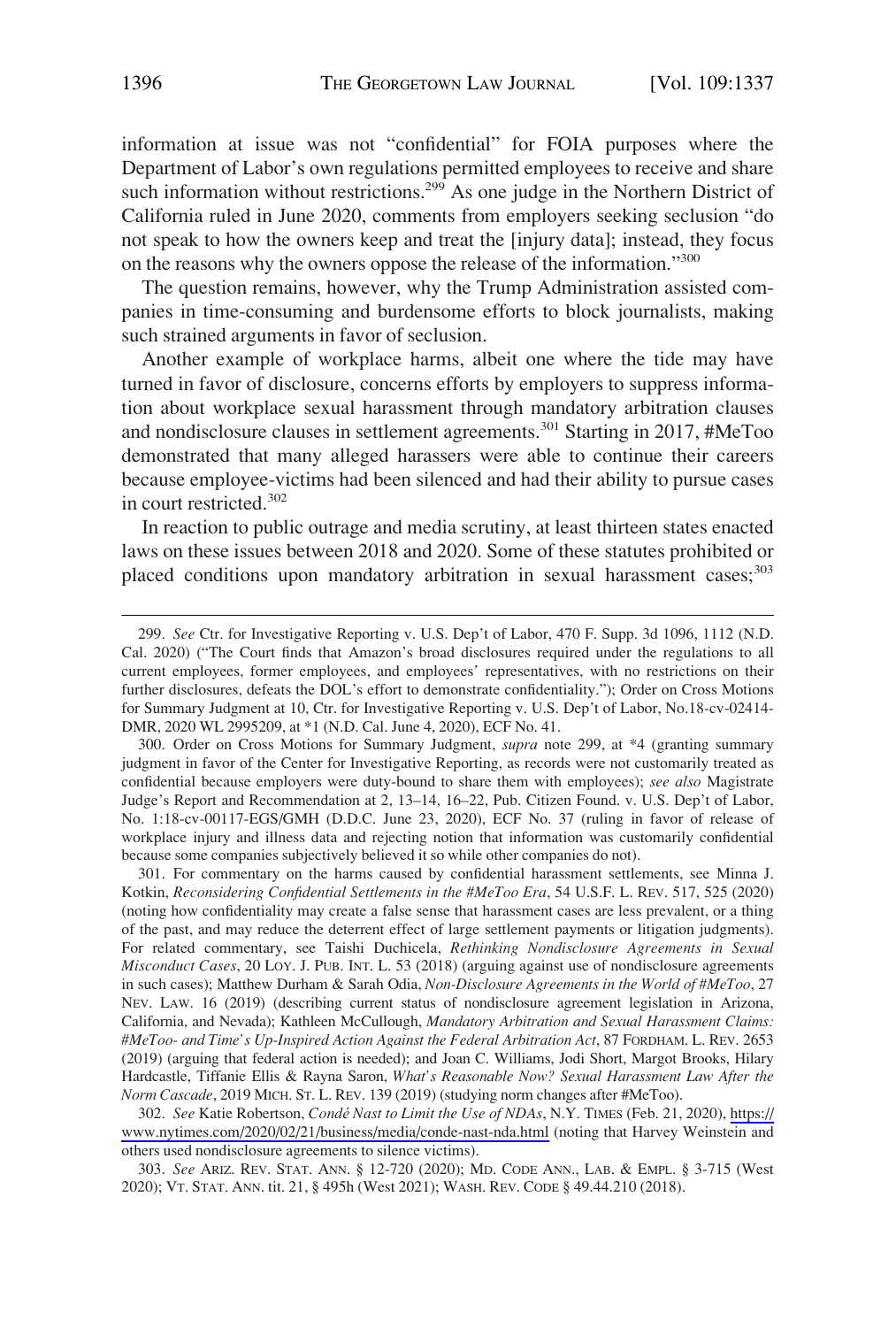information at issue was not "confidential" for FOIA purposes where the Department of Labor's own regulations permitted employees to receive and share such information without restrictions.[299] As one judge in the Northern District of California ruled in June 2020, comments from employers seeking seclusion "do not speak to how the owners keep and treat the [injury data]; instead, they focus on the reasons why the owners oppose the release of the information."[300]

The question remains, however, why the Trump Administration assisted companies in time-consuming and burdensome efforts to block journalists, making such strained arguments in favor of seclusion.

Another example of workplace harms, albeit one where the tide may have turned in favor of disclosure, concerns efforts by employers to suppress information about workplace sexual harassment through mandatory arbitration clauses and nondisclosure clauses in settlement agreements.[301] Starting in 2017, #MeToo demonstrated that many alleged harassers were able to continue their careers because employee-victims had been silenced and had their ability to pursue cases in court restricted.[302]

In reaction to public outrage and media scrutiny, at least thirteen states enacted laws on these issues between 2018 and 2020. Some of these statutes prohibited or placed conditions upon mandatory arbitration in sexual harassment cases;[303]

---

299. *See* Ctr. for Investigative Reporting v. U.S. Dep't of Labor, 470 F. Supp. 3d 1096, 1112 (N.D. Cal. 2020) ("The Court finds that Amazon's broad disclosures required under the regulations to all current employees, former employees, and employees' representatives, with no restrictions on their further disclosures, defeats the DOL's effort to demonstrate confidentiality."); Order on Cross Motions for Summary Judgment at 10, Ctr. for Investigative Reporting v. U.S. Dep't of Labor, No.18-cv-02414-DMR, 2020 WL 2995209, at *1 (N.D. Cal. June 4, 2020), ECF No. 41.

300. Order on Cross Motions for Summary Judgment, *supra* note 299, at *4 (granting summary judgment in favor of the Center for Investigative Reporting, as records were not customarily treated as confidential because employers were duty-bound to share them with employees); *see also* Magistrate Judge's Report and Recommendation at 2, 13–14, 16–22, Pub. Citizen Found. v. U.S. Dep't of Labor, No. 1:18-cv-00117-EGS/GMH (D.D.C. June 23, 2020), ECF No. 37 (ruling in favor of release of workplace injury and illness data and rejecting notion that information was customarily confidential because some companies subjectively believed it so while other companies do not).

301. For commentary on the harms caused by confidential harassment settlements, see Minna J. Kotkin, *Reconsidering Confidential Settlements in the #MeToo Era*, 54 U.S.F. L. REV. 517, 525 (2020) (noting how confidentiality may create a false sense that harassment cases are less prevalent, or a thing of the past, and may reduce the deterrent effect of large settlement payments or litigation judgments). For related commentary, see Taishi Duchicela, *Rethinking Nondisclosure Agreements in Sexual Misconduct Cases*, 20 LOY. J. PUB. INT. L. 53 (2018) (arguing against use of nondisclosure agreements in such cases); Matthew Durham & Sarah Odia, *Non-Disclosure Agreements in the World of #MeToo*, 27 NEV. LAW. 16 (2019) (describing current status of nondisclosure agreement legislation in Arizona, California, and Nevada); Kathleen McCullough, *Mandatory Arbitration and Sexual Harassment Claims: #MeToo- and Time's Up-Inspired Action Against the Federal Arbitration Act*, 87 FORDHAM. L. REV. 2653 (2019) (arguing that federal action is needed); and Joan C. Williams, Jodi Short, Margot Brooks, Hilary Hardcastle, Tiffanie Ellis & Rayna Saron, *What's Reasonable Now? Sexual Harassment Law After the Norm Cascade*, 2019 MICH. ST. L. REV. 139 (2019) (studying norm changes after #MeToo).

302. *See* Katie Robertson, *Condé Nast to Limit the Use of NDAs*, N.Y. TIMES (Feb. 21, 2020), https://www.nytimes.com/2020/02/21/business/media/conde-nast-nda.html (noting that Harvey Weinstein and others used nondisclosure agreements to silence victims).

303. *See* ARIZ. REV. STAT. ANN. § 12-720 (2020); MD. CODE ANN., LAB. & EMPL. § 3-715 (West 2020); VT. STAT. ANN. tit. 21, § 495h (West 2021); WASH. REV. CODE § 49.44.210 (2018).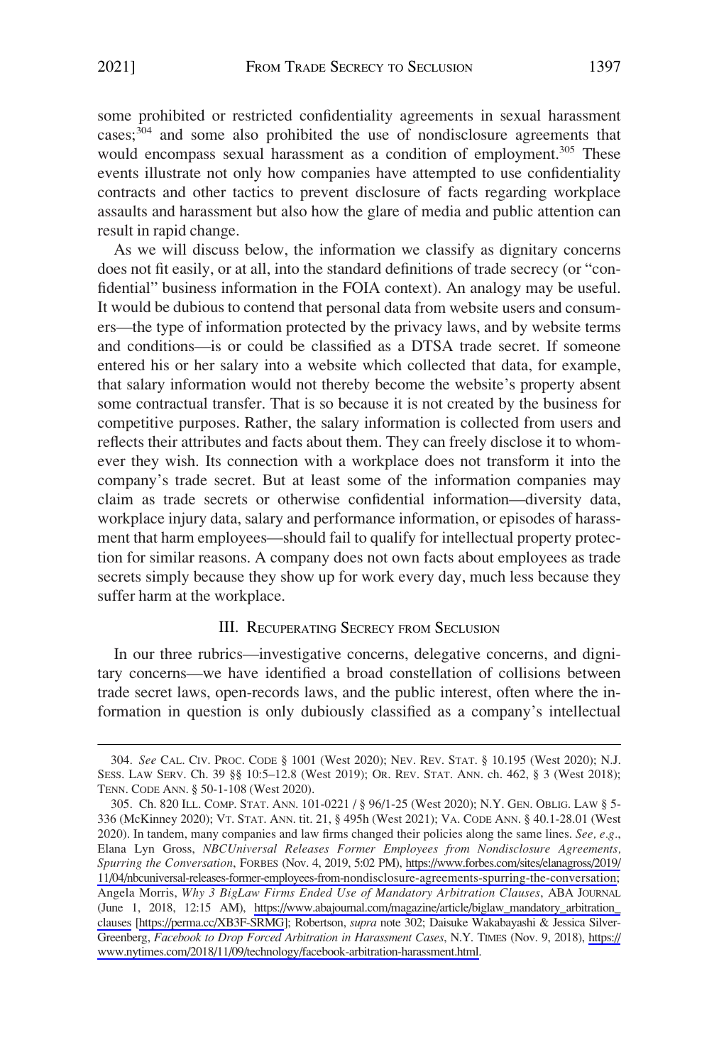some prohibited or restricted confidentiality agreements in sexual harassment cases;[304] and some also prohibited the use of nondisclosure agreements that would encompass sexual harassment as a condition of employment.[305] These events illustrate not only how companies have attempted to use confidentiality contracts and other tactics to prevent disclosure of facts regarding workplace assaults and harassment but also how the glare of media and public attention can result in rapid change.

As we will discuss below, the information we classify as dignitary concerns does not fit easily, or at all, into the standard definitions of trade secrecy (or "confidential" business information in the FOIA context). An analogy may be useful. It would be dubious to contend that personal data from website users and consumers—the type of information protected by the privacy laws, and by website terms and conditions—is or could be classified as a DTSA trade secret. If someone entered his or her salary into a website which collected that data, for example, that salary information would not thereby become the website's property absent some contractual transfer. That is so because it is not created by the business for competitive purposes. Rather, the salary information is collected from users and reflects their attributes and facts about them. They can freely disclose it to whomever they wish. Its connection with a workplace does not transform it into the company's trade secret. But at least some of the information companies may claim as trade secrets or otherwise confidential information—diversity data, workplace injury data, salary and performance information, or episodes of harassment that harm employees—should fail to qualify for intellectual property protection for similar reasons. A company does not own facts about employees as trade secrets simply because they show up for work every day, much less because they suffer harm at the workplace.

## III. Recuperating Secrecy from Seclusion

In our three rubrics—investigative concerns, delegative concerns, and dignitary concerns—we have identified a broad constellation of collisions between trade secret laws, open-records laws, and the public interest, often where the information in question is only dubiously classified as a company's intellectual

---

304. *See* Cal. Civ. Proc. Code § 1001 (West 2020); Nev. Rev. Stat. § 10.195 (West 2020); N.J. Sess. Law Serv. Ch. 39 §§ 10:5–12.8 (West 2019); Or. Rev. Stat. Ann. ch. 462, § 3 (West 2018); Tenn. Code Ann. § 50-1-108 (West 2020).

305. Ch. 820 Ill. Comp. Stat. Ann. 101-0221 / § 96/1-25 (West 2020); N.Y. Gen. Oblig. Law § 5-336 (McKinney 2020); Vt. Stat. Ann. tit. 21, § 495h (West 2021); Va. Code Ann. § 40.1-28.01 (West 2020). In tandem, many companies and law firms changed their policies along the same lines. *See, e.g.*, Elana Lyn Gross, *NBCUniversal Releases Former Employees from Nondisclosure Agreements, Spurring the Conversation*, Forbes (Nov. 4, 2019, 5:02 PM), https://www.forbes.com/sites/elanagross/2019/11/04/nbcuniversal-releases-former-employees-from-nondisclosure-agreements-spurring-the-conversation; Angela Morris, *Why 3 BigLaw Firms Ended Use of Mandatory Arbitration Clauses*, ABA Journal (June 1, 2018, 12:15 AM), https://www.abajournal.com/magazine/article/biglaw_mandatory_arbitration_clauses [https://perma.cc/XB3F-SRMG]; Robertson, *supra* note 302; Daisuke Wakabayashi & Jessica Silver-Greenberg, *Facebook to Drop Forced Arbitration in Harassment Cases*, N.Y. Times (Nov. 9, 2018), https://www.nytimes.com/2018/11/09/technology/facebook-arbitration-harassment.html.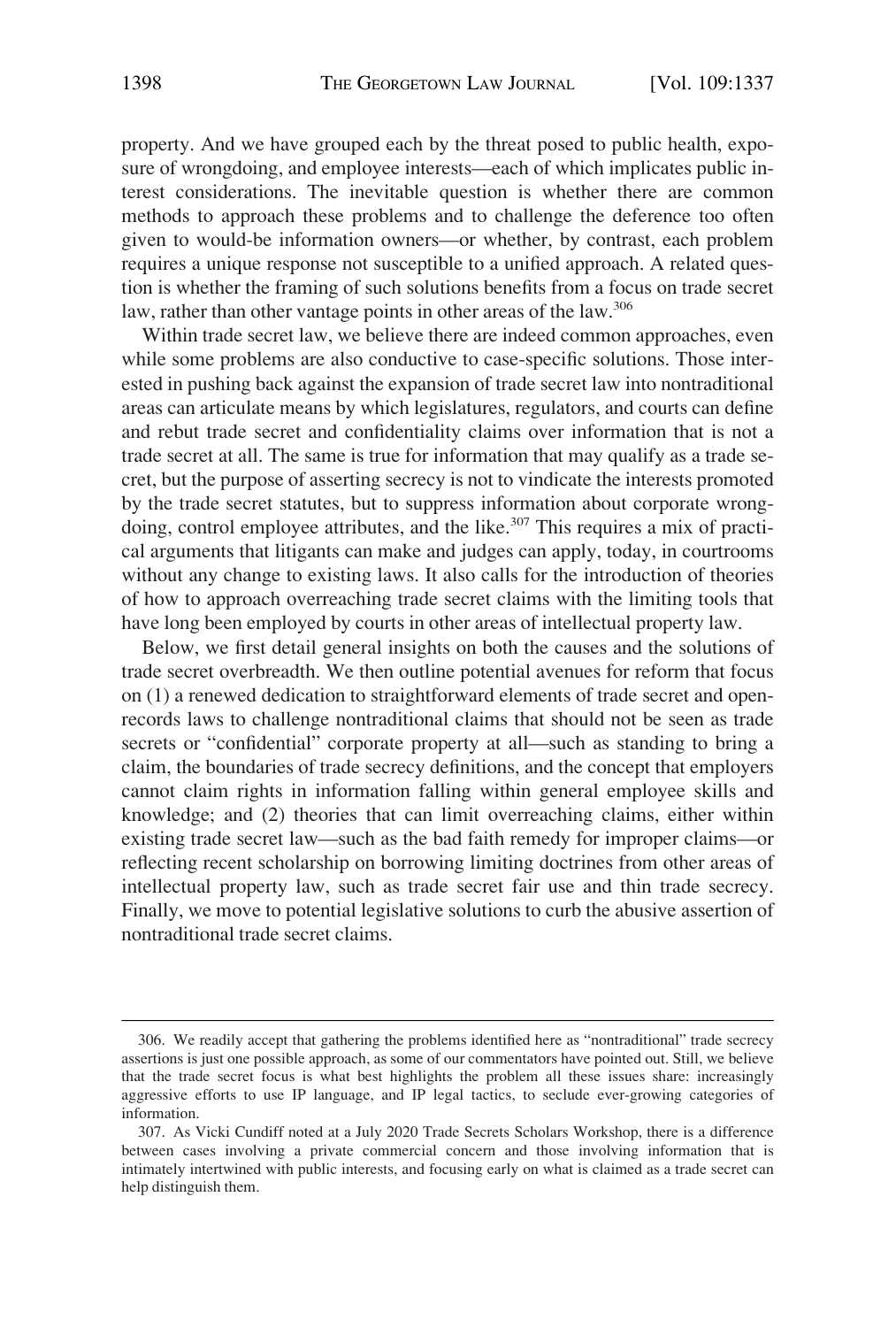property. And we have grouped each by the threat posed to public health, exposure of wrongdoing, and employee interests—each of which implicates public interest considerations. The inevitable question is whether there are common methods to approach these problems and to challenge the deference too often given to would-be information owners—or whether, by contrast, each problem requires a unique response not susceptible to a unified approach. A related question is whether the framing of such solutions benefits from a focus on trade secret law, rather than other vantage points in other areas of the law.[306]

Within trade secret law, we believe there are indeed common approaches, even while some problems are also conductive to case-specific solutions. Those interested in pushing back against the expansion of trade secret law into nontraditional areas can articulate means by which legislatures, regulators, and courts can define and rebut trade secret and confidentiality claims over information that is not a trade secret at all. The same is true for information that may qualify as a trade secret, but the purpose of asserting secrecy is not to vindicate the interests promoted by the trade secret statutes, but to suppress information about corporate wrongdoing, control employee attributes, and the like.[307] This requires a mix of practical arguments that litigants can make and judges can apply, today, in courtrooms without any change to existing laws. It also calls for the introduction of theories of how to approach overreaching trade secret claims with the limiting tools that have long been employed by courts in other areas of intellectual property law.

Below, we first detail general insights on both the causes and the solutions of trade secret overbreadth. We then outline potential avenues for reform that focus on (1) a renewed dedication to straightforward elements of trade secret and open-records laws to challenge nontraditional claims that should not be seen as trade secrets or "confidential" corporate property at all—such as standing to bring a claim, the boundaries of trade secrecy definitions, and the concept that employers cannot claim rights in information falling within general employee skills and knowledge; and (2) theories that can limit overreaching claims, either within existing trade secret law—such as the bad faith remedy for improper claims—or reflecting recent scholarship on borrowing limiting doctrines from other areas of intellectual property law, such as trade secret fair use and thin trade secrecy. Finally, we move to potential legislative solutions to curb the abusive assertion of nontraditional trade secret claims.

---

306. We readily accept that gathering the problems identified here as "nontraditional" trade secrecy assertions is just one possible approach, as some of our commentators have pointed out. Still, we believe that the trade secret focus is what best highlights the problem all these issues share: increasingly aggressive efforts to use IP language, and IP legal tactics, to seclude ever-growing categories of information.

307. As Vicki Cundiff noted at a July 2020 Trade Secrets Scholars Workshop, there is a difference between cases involving a private commercial concern and those involving information that is intimately intertwined with public interests, and focusing early on what is claimed as a trade secret can help distinguish them.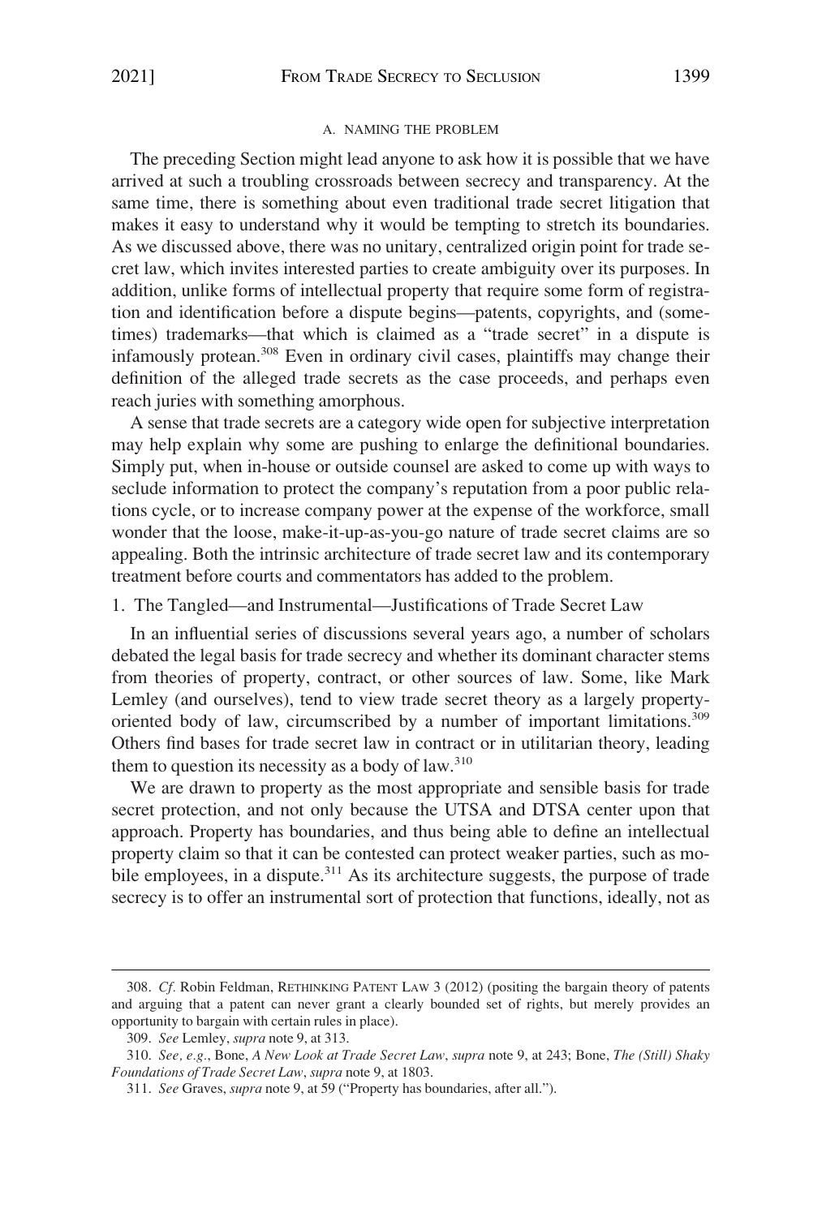### A. NAMING THE PROBLEM

The preceding Section might lead anyone to ask how it is possible that we have arrived at such a troubling crossroads between secrecy and transparency. At the same time, there is something about even traditional trade secret litigation that makes it easy to understand why it would be tempting to stretch its boundaries. As we discussed above, there was no unitary, centralized origin point for trade secret law, which invites interested parties to create ambiguity over its purposes. In addition, unlike forms of intellectual property that require some form of registration and identification before a dispute begins—patents, copyrights, and (sometimes) trademarks—that which is claimed as a "trade secret" in a dispute is infamously protean.[308] Even in ordinary civil cases, plaintiffs may change their definition of the alleged trade secrets as the case proceeds, and perhaps even reach juries with something amorphous.

A sense that trade secrets are a category wide open for subjective interpretation may help explain why some are pushing to enlarge the definitional boundaries. Simply put, when in-house or outside counsel are asked to come up with ways to seclude information to protect the company's reputation from a poor public relations cycle, or to increase company power at the expense of the workforce, small wonder that the loose, make-it-up-as-you-go nature of trade secret claims are so appealing. Both the intrinsic architecture of trade secret law and its contemporary treatment before courts and commentators has added to the problem.

#### 1. The Tangled—and Instrumental—Justifications of Trade Secret Law

In an influential series of discussions several years ago, a number of scholars debated the legal basis for trade secrecy and whether its dominant character stems from theories of property, contract, or other sources of law. Some, like Mark Lemley (and ourselves), tend to view trade secret theory as a largely property-oriented body of law, circumscribed by a number of important limitations.[309] Others find bases for trade secret law in contract or in utilitarian theory, leading them to question its necessity as a body of law.[310]

We are drawn to property as the most appropriate and sensible basis for trade secret protection, and not only because the UTSA and DTSA center upon that approach. Property has boundaries, and thus being able to define an intellectual property claim so that it can be contested can protect weaker parties, such as mobile employees, in a dispute.[311] As its architecture suggests, the purpose of trade secrecy is to offer an instrumental sort of protection that functions, ideally, not as

---

308. *Cf.* Robin Feldman, RETHINKING PATENT LAW 3 (2012) (positing the bargain theory of patents and arguing that a patent can never grant a clearly bounded set of rights, but merely provides an opportunity to bargain with certain rules in place).

309. *See* Lemley, *supra* note 9, at 313.

310. *See, e.g.*, Bone, *A New Look at Trade Secret Law*, *supra* note 9, at 243; Bone, *The (Still) Shaky Foundations of Trade Secret Law*, *supra* note 9, at 1803.

311. *See* Graves, *supra* note 9, at 59 ("Property has boundaries, after all.").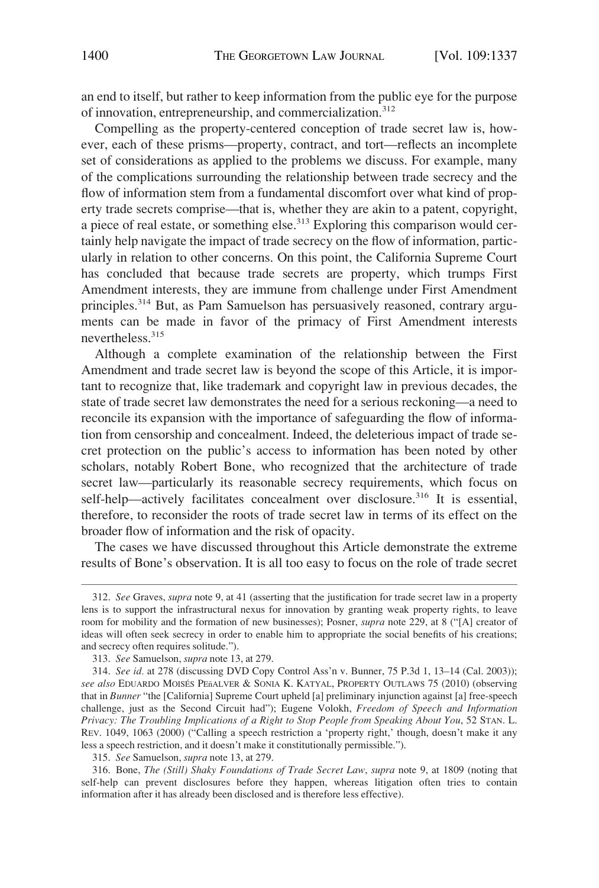an end to itself, but rather to keep information from the public eye for the purpose of innovation, entrepreneurship, and commercialization.[312]

Compelling as the property-centered conception of trade secret law is, however, each of these prisms—property, contract, and tort—reflects an incomplete set of considerations as applied to the problems we discuss. For example, many of the complications surrounding the relationship between trade secrecy and the flow of information stem from a fundamental discomfort over what kind of property trade secrets comprise—that is, whether they are akin to a patent, copyright, a piece of real estate, or something else.[313] Exploring this comparison would certainly help navigate the impact of trade secrecy on the flow of information, particularly in relation to other concerns. On this point, the California Supreme Court has concluded that because trade secrets are property, which trumps First Amendment interests, they are immune from challenge under First Amendment principles.[314] But, as Pam Samuelson has persuasively reasoned, contrary arguments can be made in favor of the primacy of First Amendment interests nevertheless.[315]

Although a complete examination of the relationship between the First Amendment and trade secret law is beyond the scope of this Article, it is important to recognize that, like trademark and copyright law in previous decades, the state of trade secret law demonstrates the need for a serious reckoning—a need to reconcile its expansion with the importance of safeguarding the flow of information from censorship and concealment. Indeed, the deleterious impact of trade secret protection on the public's access to information has been noted by other scholars, notably Robert Bone, who recognized that the architecture of trade secret law—particularly its reasonable secrecy requirements, which focus on self-help—actively facilitates concealment over disclosure.[316] It is essential, therefore, to reconsider the roots of trade secret law in terms of its effect on the broader flow of information and the risk of opacity.

The cases we have discussed throughout this Article demonstrate the extreme results of Bone's observation. It is all too easy to focus on the role of trade secret

---

312. *See* Graves, *supra* note 9, at 41 (asserting that the justification for trade secret law in a property lens is to support the infrastructural nexus for innovation by granting weak property rights, to leave room for mobility and the formation of new businesses); Posner, *supra* note 229, at 8 ("[A] creator of ideas will often seek secrecy in order to enable him to appropriate the social benefits of his creations; and secrecy often requires solitude.").

313. *See* Samuelson, *supra* note 13, at 279.

314. *See id.* at 278 (discussing DVD Copy Control Ass'n v. Bunner, 75 P.3d 1, 13–14 (Cal. 2003)); *see also* EDUARDO MOISÉS PEñALVER & SONIA K. KATYAL, PROPERTY OUTLAWS 75 (2010) (observing that in *Bunner* "the [California] Supreme Court upheld [a] preliminary injunction against [a] free-speech challenge, just as the Second Circuit had"); Eugene Volokh, *Freedom of Speech and Information Privacy: The Troubling Implications of a Right to Stop People from Speaking About You*, 52 STAN. L. REV. 1049, 1063 (2000) ("Calling a speech restriction a 'property right,' though, doesn't make it any less a speech restriction, and it doesn't make it constitutionally permissible.").

315. *See* Samuelson, *supra* note 13, at 279.

316. Bone, *The (Still) Shaky Foundations of Trade Secret Law*, *supra* note 9, at 1809 (noting that self-help can prevent disclosures before they happen, whereas litigation often tries to contain information after it has already been disclosed and is therefore less effective).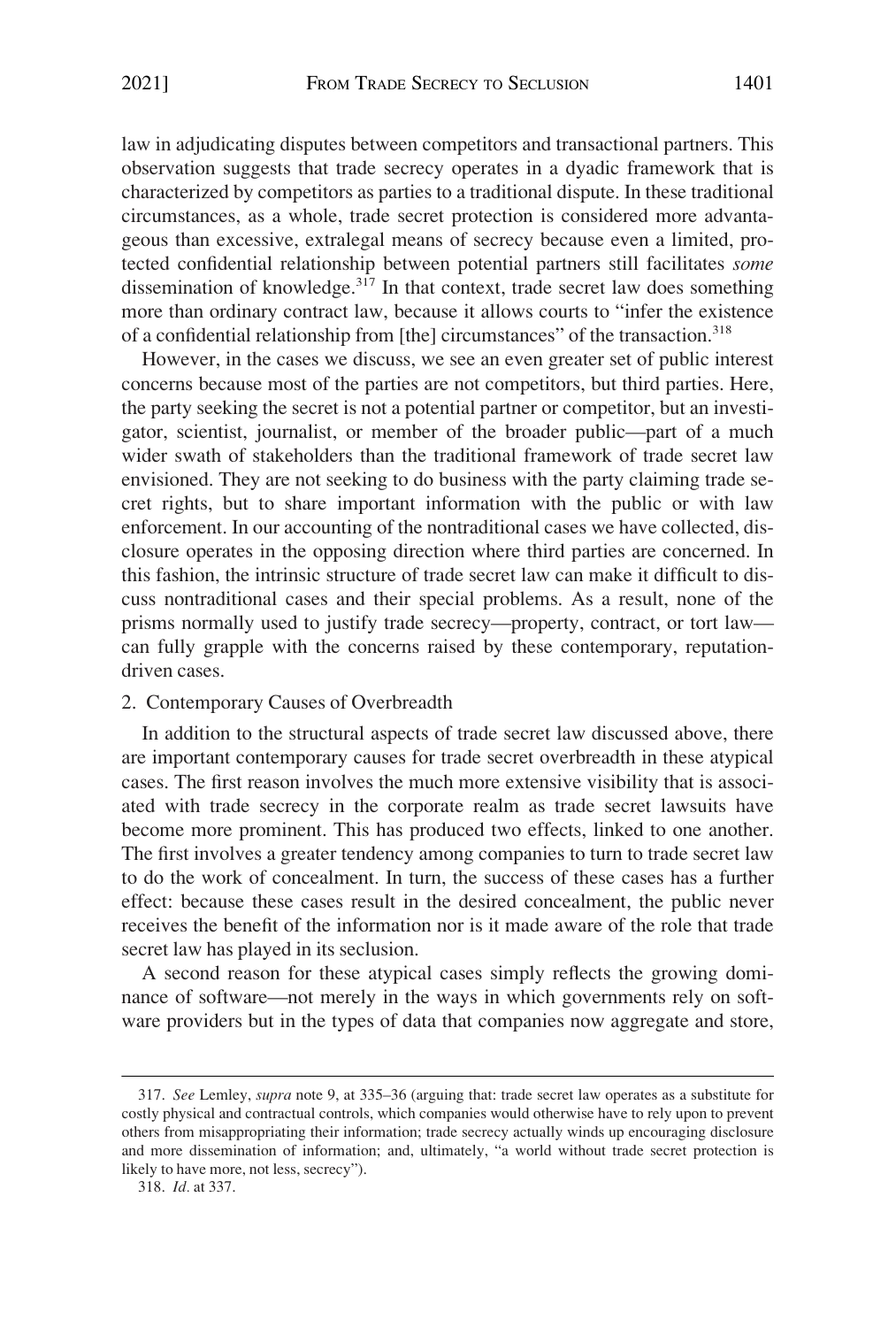law in adjudicating disputes between competitors and transactional partners. This observation suggests that trade secrecy operates in a dyadic framework that is characterized by competitors as parties to a traditional dispute. In these traditional circumstances, as a whole, trade secret protection is considered more advantageous than excessive, extralegal means of secrecy because even a limited, protected confidential relationship between potential partners still facilitates *some* dissemination of knowledge.[317] In that context, trade secret law does something more than ordinary contract law, because it allows courts to "infer the existence of a confidential relationship from [the] circumstances" of the transaction.[318]

However, in the cases we discuss, we see an even greater set of public interest concerns because most of the parties are not competitors, but third parties. Here, the party seeking the secret is not a potential partner or competitor, but an investigator, scientist, journalist, or member of the broader public—part of a much wider swath of stakeholders than the traditional framework of trade secret law envisioned. They are not seeking to do business with the party claiming trade secret rights, but to share important information with the public or with law enforcement. In our accounting of the nontraditional cases we have collected, disclosure operates in the opposing direction where third parties are concerned. In this fashion, the intrinsic structure of trade secret law can make it difficult to discuss nontraditional cases and their special problems. As a result, none of the prisms normally used to justify trade secrecy—property, contract, or tort law—can fully grapple with the concerns raised by these contemporary, reputation-driven cases.

2. Contemporary Causes of Overbreadth

In addition to the structural aspects of trade secret law discussed above, there are important contemporary causes for trade secret overbreadth in these atypical cases. The first reason involves the much more extensive visibility that is associated with trade secrecy in the corporate realm as trade secret lawsuits have become more prominent. This has produced two effects, linked to one another. The first involves a greater tendency among companies to turn to trade secret law to do the work of concealment. In turn, the success of these cases has a further effect: because these cases result in the desired concealment, the public never receives the benefit of the information nor is it made aware of the role that trade secret law has played in its seclusion.

A second reason for these atypical cases simply reflects the growing dominance of software—not merely in the ways in which governments rely on software providers but in the types of data that companies now aggregate and store,

317. *See* Lemley, *supra* note 9, at 335–36 (arguing that: trade secret law operates as a substitute for costly physical and contractual controls, which companies would otherwise have to rely upon to prevent others from misappropriating their information; trade secrecy actually winds up encouraging disclosure and more dissemination of information; and, ultimately, "a world without trade secret protection is likely to have more, not less, secrecy").

318. *Id.* at 337.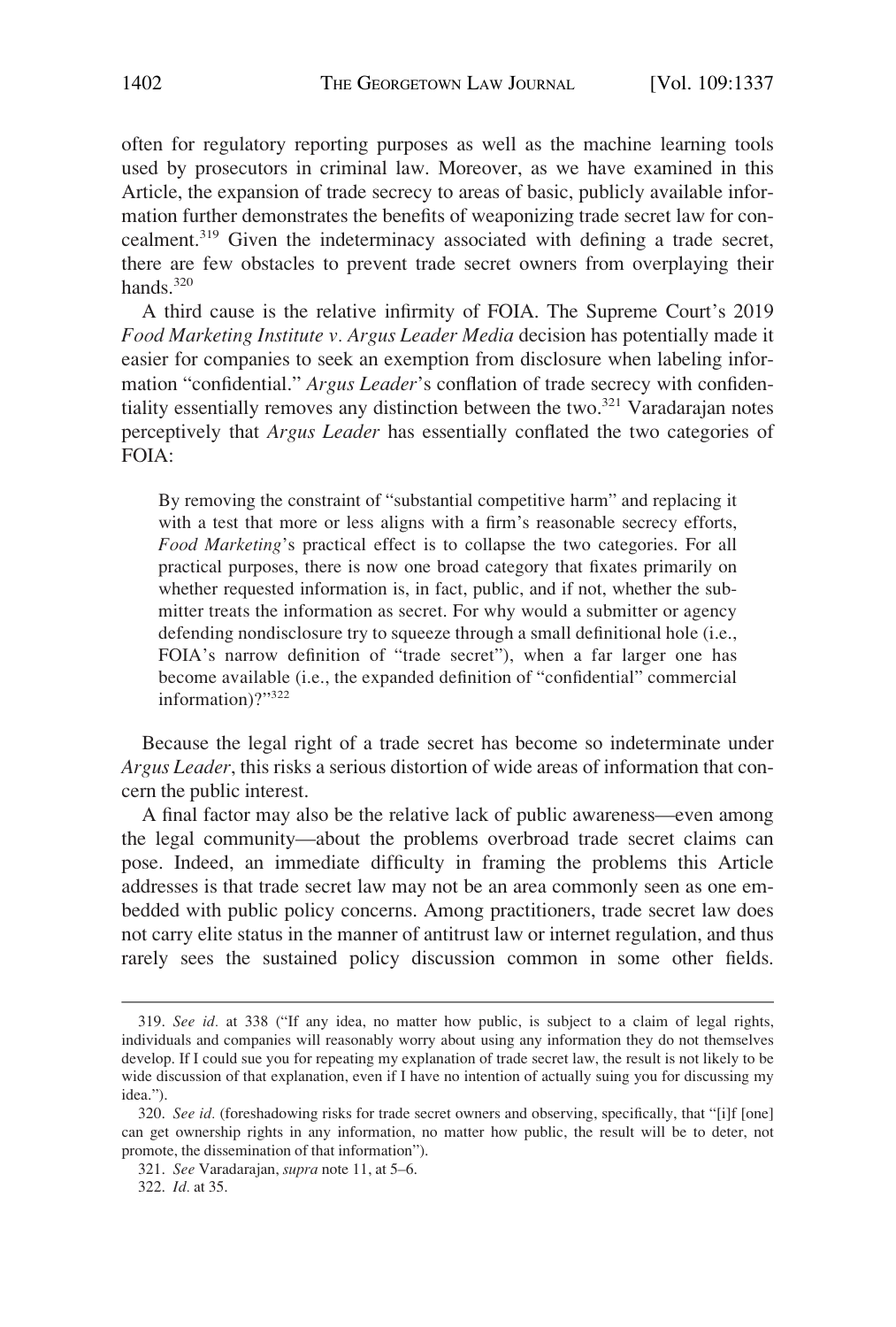often for regulatory reporting purposes as well as the machine learning tools used by prosecutors in criminal law. Moreover, as we have examined in this Article, the expansion of trade secrecy to areas of basic, publicly available information further demonstrates the benefits of weaponizing trade secret law for concealment.[319] Given the indeterminacy associated with defining a trade secret, there are few obstacles to prevent trade secret owners from overplaying their hands.[320]

A third cause is the relative infirmity of FOIA. The Supreme Court's 2019 *Food Marketing Institute v. Argus Leader Media* decision has potentially made it easier for companies to seek an exemption from disclosure when labeling information "confidential." *Argus Leader*'s conflation of trade secrecy with confidentiality essentially removes any distinction between the two.[321] Varadarajan notes perceptively that *Argus Leader* has essentially conflated the two categories of FOIA:

> By removing the constraint of "substantial competitive harm" and replacing it with a test that more or less aligns with a firm's reasonable secrecy efforts, *Food Marketing*'s practical effect is to collapse the two categories. For all practical purposes, there is now one broad category that fixates primarily on whether requested information is, in fact, public, and if not, whether the submitter treats the information as secret. For why would a submitter or agency defending nondisclosure try to squeeze through a small definitional hole (i.e., FOIA's narrow definition of "trade secret"), when a far larger one has become available (i.e., the expanded definition of "confidential" commercial information)?"[322]

Because the legal right of a trade secret has become so indeterminate under *Argus Leader*, this risks a serious distortion of wide areas of information that concern the public interest.

A final factor may also be the relative lack of public awareness—even among the legal community—about the problems overbroad trade secret claims can pose. Indeed, an immediate difficulty in framing the problems this Article addresses is that trade secret law may not be an area commonly seen as one embedded with public policy concerns. Among practitioners, trade secret law does not carry elite status in the manner of antitrust law or internet regulation, and thus rarely sees the sustained policy discussion common in some other fields.

---

319. *See id.* at 338 ("If any idea, no matter how public, is subject to a claim of legal rights, individuals and companies will reasonably worry about using any information they do not themselves develop. If I could sue you for repeating my explanation of trade secret law, the result is not likely to be wide discussion of that explanation, even if I have no intention of actually suing you for discussing my idea.").

320. *See id.* (foreshadowing risks for trade secret owners and observing, specifically, that "[i]f [one] can get ownership rights in any information, no matter how public, the result will be to deter, not promote, the dissemination of that information").

321. *See* Varadarajan, *supra* note 11, at 5–6.

322. *Id.* at 35.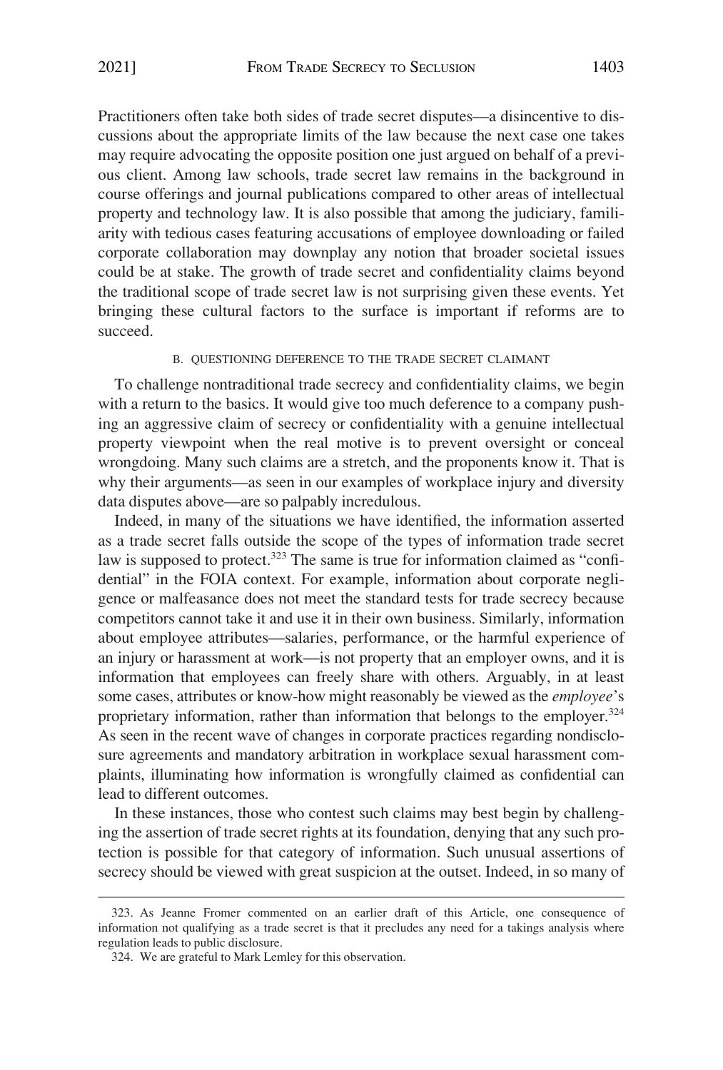Practitioners often take both sides of trade secret disputes—a disincentive to discussions about the appropriate limits of the law because the next case one takes may require advocating the opposite position one just argued on behalf of a previous client. Among law schools, trade secret law remains in the background in course offerings and journal publications compared to other areas of intellectual property and technology law. It is also possible that among the judiciary, familiarity with tedious cases featuring accusations of employee downloading or failed corporate collaboration may downplay any notion that broader societal issues could be at stake. The growth of trade secret and confidentiality claims beyond the traditional scope of trade secret law is not surprising given these events. Yet bringing these cultural factors to the surface is important if reforms are to succeed.

### B. QUESTIONING DEFERENCE TO THE TRADE SECRET CLAIMANT

To challenge nontraditional trade secrecy and confidentiality claims, we begin with a return to the basics. It would give too much deference to a company pushing an aggressive claim of secrecy or confidentiality with a genuine intellectual property viewpoint when the real motive is to prevent oversight or conceal wrongdoing. Many such claims are a stretch, and the proponents know it. That is why their arguments—as seen in our examples of workplace injury and diversity data disputes above—are so palpably incredulous.

Indeed, in many of the situations we have identified, the information asserted as a trade secret falls outside the scope of the types of information trade secret law is supposed to protect.[323] The same is true for information claimed as "confidential" in the FOIA context. For example, information about corporate negligence or malfeasance does not meet the standard tests for trade secrecy because competitors cannot take it and use it in their own business. Similarly, information about employee attributes—salaries, performance, or the harmful experience of an injury or harassment at work—is not property that an employer owns, and it is information that employees can freely share with others. Arguably, in at least some cases, attributes or know-how might reasonably be viewed as the *employee*'s proprietary information, rather than information that belongs to the employer.[324] As seen in the recent wave of changes in corporate practices regarding nondisclosure agreements and mandatory arbitration in workplace sexual harassment complaints, illuminating how information is wrongfully claimed as confidential can lead to different outcomes.

In these instances, those who contest such claims may best begin by challenging the assertion of trade secret rights at its foundation, denying that any such protection is possible for that category of information. Such unusual assertions of secrecy should be viewed with great suspicion at the outset. Indeed, in so many of

---

323. As Jeanne Fromer commented on an earlier draft of this Article, one consequence of information not qualifying as a trade secret is that it precludes any need for a takings analysis where regulation leads to public disclosure.

324. We are grateful to Mark Lemley for this observation.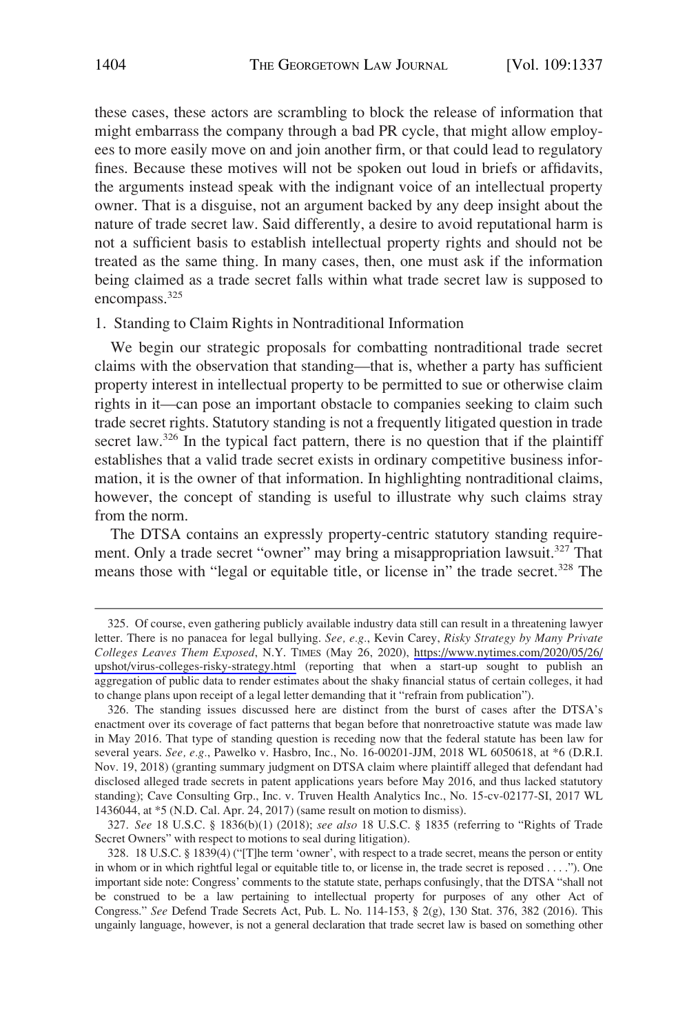these cases, these actors are scrambling to block the release of information that might embarrass the company through a bad PR cycle, that might allow employees to more easily move on and join another firm, or that could lead to regulatory fines. Because these motives will not be spoken out loud in briefs or affidavits, the arguments instead speak with the indignant voice of an intellectual property owner. That is a disguise, not an argument backed by any deep insight about the nature of trade secret law. Said differently, a desire to avoid reputational harm is not a sufficient basis to establish intellectual property rights and should not be treated as the same thing. In many cases, then, one must ask if the information being claimed as a trade secret falls within what trade secret law is supposed to encompass.[325]

### 1. Standing to Claim Rights in Nontraditional Information

We begin our strategic proposals for combatting nontraditional trade secret claims with the observation that standing—that is, whether a party has sufficient property interest in intellectual property to be permitted to sue or otherwise claim rights in it—can pose an important obstacle to companies seeking to claim such trade secret rights. Statutory standing is not a frequently litigated question in trade secret law.[326] In the typical fact pattern, there is no question that if the plaintiff establishes that a valid trade secret exists in ordinary competitive business information, it is the owner of that information. In highlighting nontraditional claims, however, the concept of standing is useful to illustrate why such claims stray from the norm.

The DTSA contains an expressly property-centric statutory standing requirement. Only a trade secret "owner" may bring a misappropriation lawsuit.[327] That means those with "legal or equitable title, or license in" the trade secret.[328] The

---

325. Of course, even gathering publicly available industry data still can result in a threatening lawyer letter. There is no panacea for legal bullying. *See, e.g.*, Kevin Carey, *Risky Strategy by Many Private Colleges Leaves Them Exposed*, N.Y. TIMES (May 26, 2020), https://www.nytimes.com/2020/05/26/upshot/virus-colleges-risky-strategy.html (reporting that when a start-up sought to publish an aggregation of public data to render estimates about the shaky financial status of certain colleges, it had to change plans upon receipt of a legal letter demanding that it "refrain from publication").

326. The standing issues discussed here are distinct from the burst of cases after the DTSA's enactment over its coverage of fact patterns that began before that nonretroactive statute was made law in May 2016. That type of standing question is receding now that the federal statute has been law for several years. *See, e.g.*, Pawelko v. Hasbro, Inc., No. 16-00201-JJM, 2018 WL 6050618, at *6 (D.R.I. Nov. 19, 2018) (granting summary judgment on DTSA claim where plaintiff alleged that defendant had disclosed alleged trade secrets in patent applications years before May 2016, and thus lacked statutory standing); Cave Consulting Grp., Inc. v. Truven Health Analytics Inc., No. 15-cv-02177-SI, 2017 WL 1436044, at *5 (N.D. Cal. Apr. 24, 2017) (same result on motion to dismiss).

327. *See* 18 U.S.C. § 1836(b)(1) (2018); *see also* 18 U.S.C. § 1835 (referring to "Rights of Trade Secret Owners" with respect to motions to seal during litigation).

328. 18 U.S.C. § 1839(4) ("[T]he term 'owner', with respect to a trade secret, means the person or entity in whom or in which rightful legal or equitable title to, or license in, the trade secret is reposed . . . ."). One important side note: Congress' comments to the statute state, perhaps confusingly, that the DTSA "shall not be construed to be a law pertaining to intellectual property for purposes of any other Act of Congress." *See* Defend Trade Secrets Act, Pub. L. No. 114-153, § 2(g), 130 Stat. 376, 382 (2016). This ungainly language, however, is not a general declaration that trade secret law is based on something other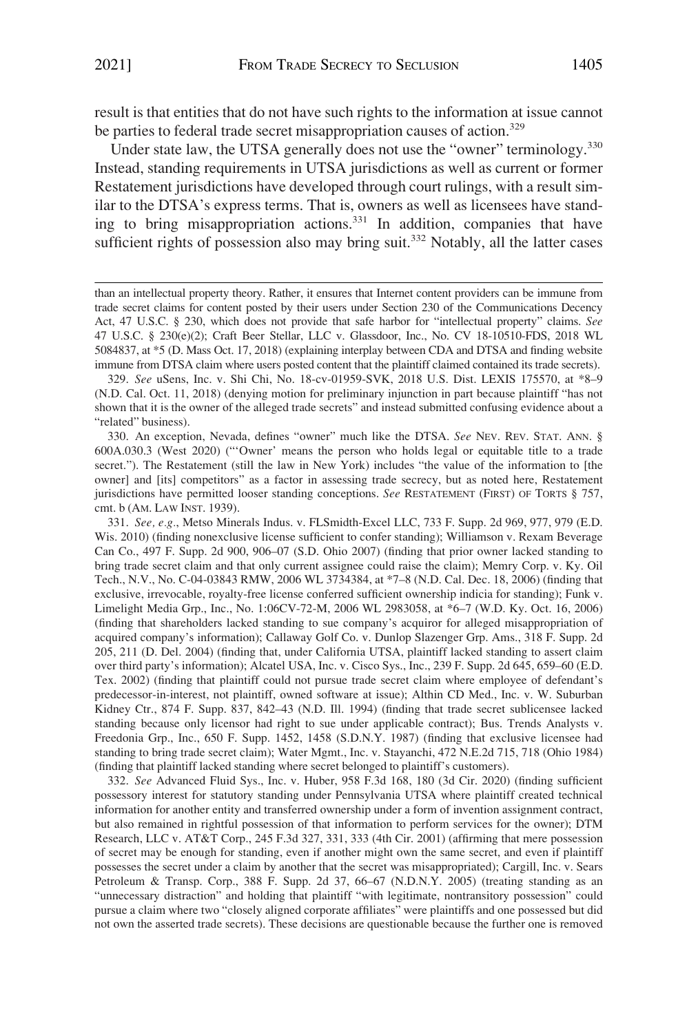result is that entities that do not have such rights to the information at issue cannot be parties to federal trade secret misappropriation causes of action.[329]

Under state law, the UTSA generally does not use the "owner" terminology.[330] Instead, standing requirements in UTSA jurisdictions as well as current or former Restatement jurisdictions have developed through court rulings, with a result similar to the DTSA's express terms. That is, owners as well as licensees have standing to bring misappropriation actions.[331] In addition, companies that have sufficient rights of possession also may bring suit.[332] Notably, all the latter cases

---

than an intellectual property theory. Rather, it ensures that Internet content providers can be immune from trade secret claims for content posted by their users under Section 230 of the Communications Decency Act, 47 U.S.C. § 230, which does not provide that safe harbor for "intellectual property" claims. *See* 47 U.S.C. § 230(e)(2); Craft Beer Stellar, LLC v. Glassdoor, Inc., No. CV 18-10510-FDS, 2018 WL 5084837, at *5 (D. Mass Oct. 17, 2018) (explaining interplay between CDA and DTSA and finding website immune from DTSA claim where users posted content that the plaintiff claimed contained its trade secrets).

329. *See* uSens, Inc. v. Shi Chi, No. 18-cv-01959-SVK, 2018 U.S. Dist. LEXIS 175570, at *8–9 (N.D. Cal. Oct. 11, 2018) (denying motion for preliminary injunction in part because plaintiff "has not shown that it is the owner of the alleged trade secrets" and instead submitted confusing evidence about a "related" business).

330. An exception, Nevada, defines "owner" much like the DTSA. *See* NEV. REV. STAT. ANN. § 600A.030.3 (West 2020) ("'Owner' means the person who holds legal or equitable title to a trade secret."). The Restatement (still the law in New York) includes "the value of the information to [the owner] and [its] competitors" as a factor in assessing trade secrecy, but as noted here, Restatement jurisdictions have permitted looser standing conceptions. *See* RESTATEMENT (FIRST) OF TORTS § 757, cmt. b (AM. LAW INST. 1939).

331. *See, e.g.*, Metso Minerals Indus. v. FLSmidth-Excel LLC, 733 F. Supp. 2d 969, 977, 979 (E.D. Wis. 2010) (finding nonexclusive license sufficient to confer standing); Williamson v. Rexam Beverage Can Co., 497 F. Supp. 2d 900, 906–07 (S.D. Ohio 2007) (finding that prior owner lacked standing to bring trade secret claim and that only current assignee could raise the claim); Memry Corp. v. Ky. Oil Tech., N.V., No. C-04-03843 RMW, 2006 WL 3734384, at *7–8 (N.D. Cal. Dec. 18, 2006) (finding that exclusive, irrevocable, royalty-free license conferred sufficient ownership indicia for standing); Funk v. Limelight Media Grp., Inc., No. 1:06CV-72-M, 2006 WL 2983058, at *6–7 (W.D. Ky. Oct. 16, 2006) (finding that shareholders lacked standing to sue company's acquiror for alleged misappropriation of acquired company's information); Callaway Golf Co. v. Dunlop Slazenger Grp. Ams., 318 F. Supp. 2d 205, 211 (D. Del. 2004) (finding that, under California UTSA, plaintiff lacked standing to assert claim over third party's information); Alcatel USA, Inc. v. Cisco Sys., Inc., 239 F. Supp. 2d 645, 659–60 (E.D. Tex. 2002) (finding that plaintiff could not pursue trade secret claim where employee of defendant's predecessor-in-interest, not plaintiff, owned software at issue); Althin CD Med., Inc. v. W. Suburban Kidney Ctr., 874 F. Supp. 837, 842–43 (N.D. Ill. 1994) (finding that trade secret sublicensee lacked standing because only licensor had right to sue under applicable contract); Bus. Trends Analysts v. Freedonia Grp., Inc., 650 F. Supp. 1452, 1458 (S.D.N.Y. 1987) (finding that exclusive licensee had standing to bring trade secret claim); Water Mgmt., Inc. v. Stayanchi, 472 N.E.2d 715, 718 (Ohio 1984) (finding that plaintiff lacked standing where secret belonged to plaintiff's customers).

332. *See* Advanced Fluid Sys., Inc. v. Huber, 958 F.3d 168, 180 (3d Cir. 2020) (finding sufficient possessory interest for statutory standing under Pennsylvania UTSA where plaintiff created technical information for another entity and transferred ownership under a form of invention assignment contract, but also remained in rightful possession of that information to perform services for the owner); DTM Research, LLC v. AT&T Corp., 245 F.3d 327, 331, 333 (4th Cir. 2001) (affirming that mere possession of secret may be enough for standing, even if another might own the same secret, and even if plaintiff possesses the secret under a claim by another that the secret was misappropriated); Cargill, Inc. v. Sears Petroleum & Transp. Corp., 388 F. Supp. 2d 37, 66–67 (N.D.N.Y. 2005) (treating standing as an "unnecessary distraction" and holding that plaintiff "with legitimate, nontransitory possession" could pursue a claim where two "closely aligned corporate affiliates" were plaintiffs and one possessed but did not own the asserted trade secrets). These decisions are questionable because the further one is removed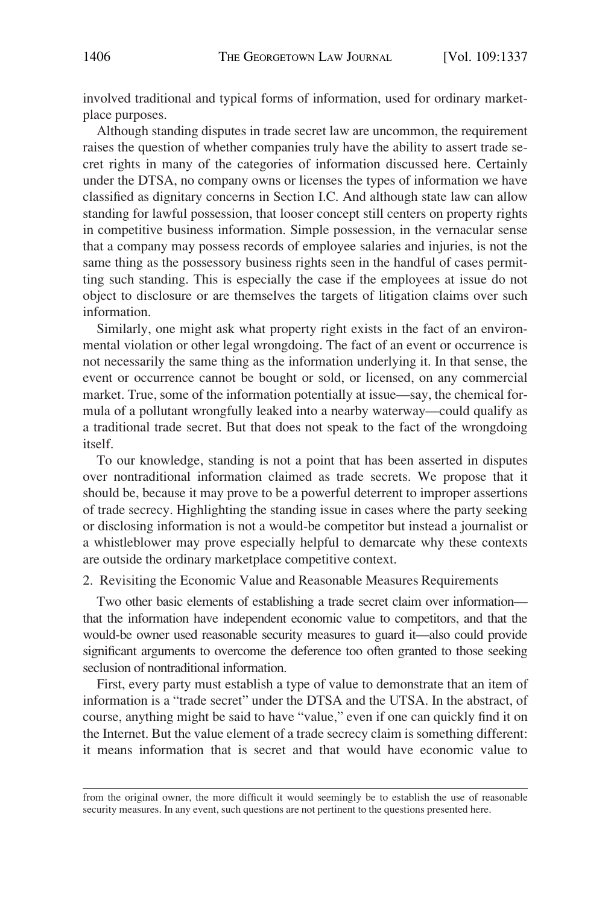involved traditional and typical forms of information, used for ordinary marketplace purposes.

Although standing disputes in trade secret law are uncommon, the requirement raises the question of whether companies truly have the ability to assert trade secret rights in many of the categories of information discussed here. Certainly under the DTSA, no company owns or licenses the types of information we have classified as dignitary concerns in Section I.C. And although state law can allow standing for lawful possession, that looser concept still centers on property rights in competitive business information. Simple possession, in the vernacular sense that a company may possess records of employee salaries and injuries, is not the same thing as the possessory business rights seen in the handful of cases permitting such standing. This is especially the case if the employees at issue do not object to disclosure or are themselves the targets of litigation claims over such information.

Similarly, one might ask what property right exists in the fact of an environmental violation or other legal wrongdoing. The fact of an event or occurrence is not necessarily the same thing as the information underlying it. In that sense, the event or occurrence cannot be bought or sold, or licensed, on any commercial market. True, some of the information potentially at issue—say, the chemical formula of a pollutant wrongfully leaked into a nearby waterway—could qualify as a traditional trade secret. But that does not speak to the fact of the wrongdoing itself.

To our knowledge, standing is not a point that has been asserted in disputes over nontraditional information claimed as trade secrets. We propose that it should be, because it may prove to be a powerful deterrent to improper assertions of trade secrecy. Highlighting the standing issue in cases where the party seeking or disclosing information is not a would-be competitor but instead a journalist or a whistleblower may prove especially helpful to demarcate why these contexts are outside the ordinary marketplace competitive context.

### 2. Revisiting the Economic Value and Reasonable Measures Requirements

Two other basic elements of establishing a trade secret claim over information—that the information have independent economic value to competitors, and that the would-be owner used reasonable security measures to guard it—also could provide significant arguments to overcome the deference too often granted to those seeking seclusion of nontraditional information.

First, every party must establish a type of value to demonstrate that an item of information is a "trade secret" under the DTSA and the UTSA. In the abstract, of course, anything might be said to have "value," even if one can quickly find it on the Internet. But the value element of a trade secrecy claim is something different: it means information that is secret and that would have economic value to

---

from the original owner, the more difficult it would seemingly be to establish the use of reasonable security measures. In any event, such questions are not pertinent to the questions presented here.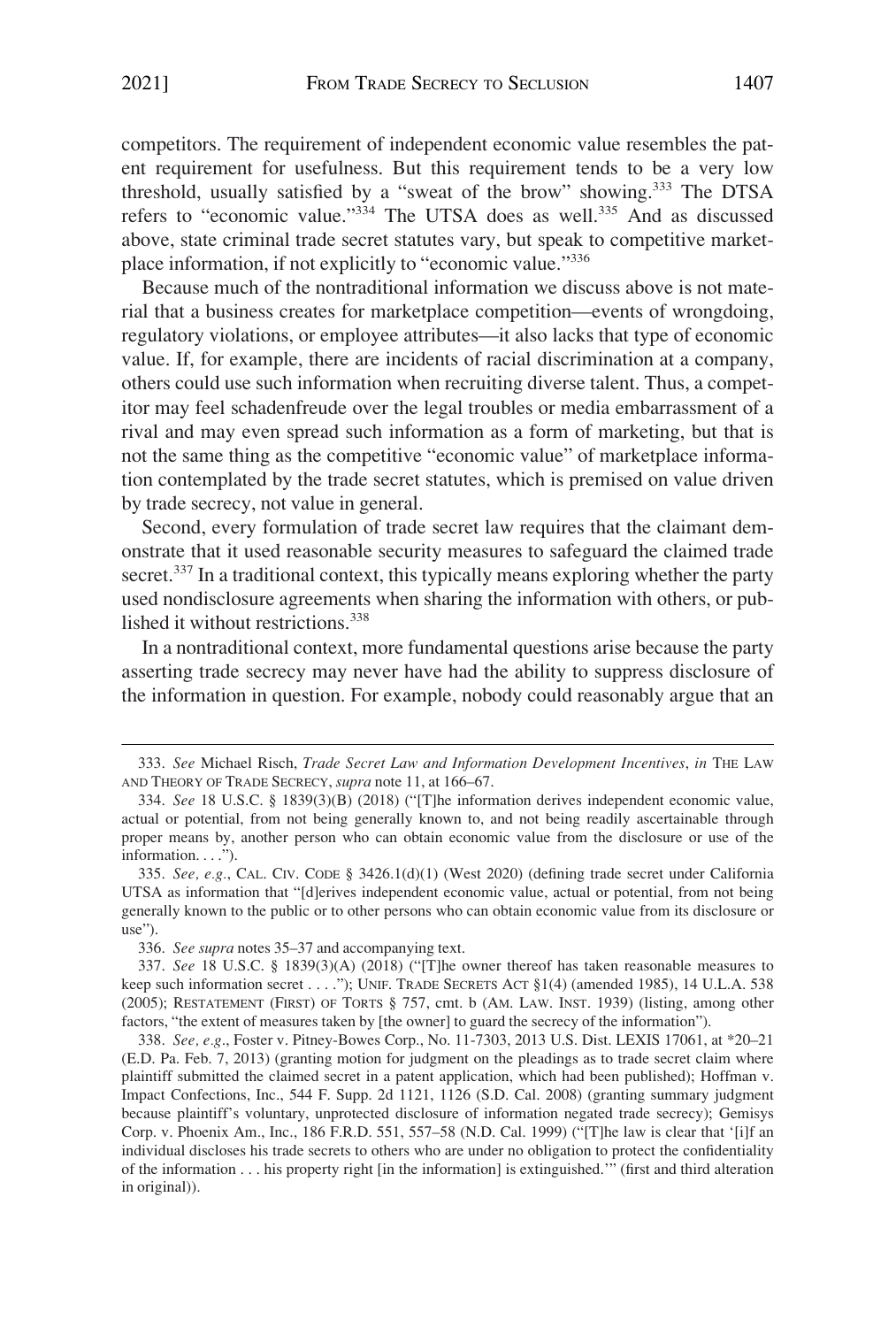competitors. The requirement of independent economic value resembles the patent requirement for usefulness. But this requirement tends to be a very low threshold, usually satisfied by a "sweat of the brow" showing.[333] The DTSA refers to "economic value."[334] The UTSA does as well.[335] And as discussed above, state criminal trade secret statutes vary, but speak to competitive marketplace information, if not explicitly to "economic value."[336]

Because much of the nontraditional information we discuss above is not material that a business creates for marketplace competition—events of wrongdoing, regulatory violations, or employee attributes—it also lacks that type of economic value. If, for example, there are incidents of racial discrimination at a company, others could use such information when recruiting diverse talent. Thus, a competitor may feel schadenfreude over the legal troubles or media embarrassment of a rival and may even spread such information as a form of marketing, but that is not the same thing as the competitive "economic value" of marketplace information contemplated by the trade secret statutes, which is premised on value driven by trade secrecy, not value in general.

Second, every formulation of trade secret law requires that the claimant demonstrate that it used reasonable security measures to safeguard the claimed trade secret.[337] In a traditional context, this typically means exploring whether the party used nondisclosure agreements when sharing the information with others, or published it without restrictions.[338]

In a nontraditional context, more fundamental questions arise because the party asserting trade secrecy may never have had the ability to suppress disclosure of the information in question. For example, nobody could reasonably argue that an

333. *See* Michael Risch, *Trade Secret Law and Information Development Incentives*, *in* THE LAW AND THEORY OF TRADE SECRECY, *supra* note 11, at 166–67.

334. *See* 18 U.S.C. § 1839(3)(B) (2018) ("[T]he information derives independent economic value, actual or potential, from not being generally known to, and not being readily ascertainable through proper means by, another person who can obtain economic value from the disclosure or use of the information. . . .").

335. *See, e.g.*, CAL. CIV. CODE § 3426.1(d)(1) (West 2020) (defining trade secret under California UTSA as information that "[d]erives independent economic value, actual or potential, from not being generally known to the public or to other persons who can obtain economic value from its disclosure or use").

336. *See supra* notes 35–37 and accompanying text.

337. *See* 18 U.S.C. § 1839(3)(A) (2018) ("[T]he owner thereof has taken reasonable measures to keep such information secret . . . ."); UNIF. TRADE SECRETS ACT §1(4) (amended 1985), 14 U.L.A. 538 (2005); RESTATEMENT (FIRST) OF TORTS § 757, cmt. b (AM. LAW. INST. 1939) (listing, among other factors, "the extent of measures taken by [the owner] to guard the secrecy of the information").

338. *See, e.g.*, Foster v. Pitney-Bowes Corp., No. 11-7303, 2013 U.S. Dist. LEXIS 17061, at *20–21 (E.D. Pa. Feb. 7, 2013) (granting motion for judgment on the pleadings as to trade secret claim where plaintiff submitted the claimed secret in a patent application, which had been published); Hoffman v. Impact Confections, Inc., 544 F. Supp. 2d 1121, 1126 (S.D. Cal. 2008) (granting summary judgment because plaintiff's voluntary, unprotected disclosure of information negated trade secrecy); Gemisys Corp. v. Phoenix Am., Inc., 186 F.R.D. 551, 557–58 (N.D. Cal. 1999) ("[T]he law is clear that '[i]f an individual discloses his trade secrets to others who are under no obligation to protect the confidentiality of the information . . . his property right [in the information] is extinguished.'" (first and third alteration in original)).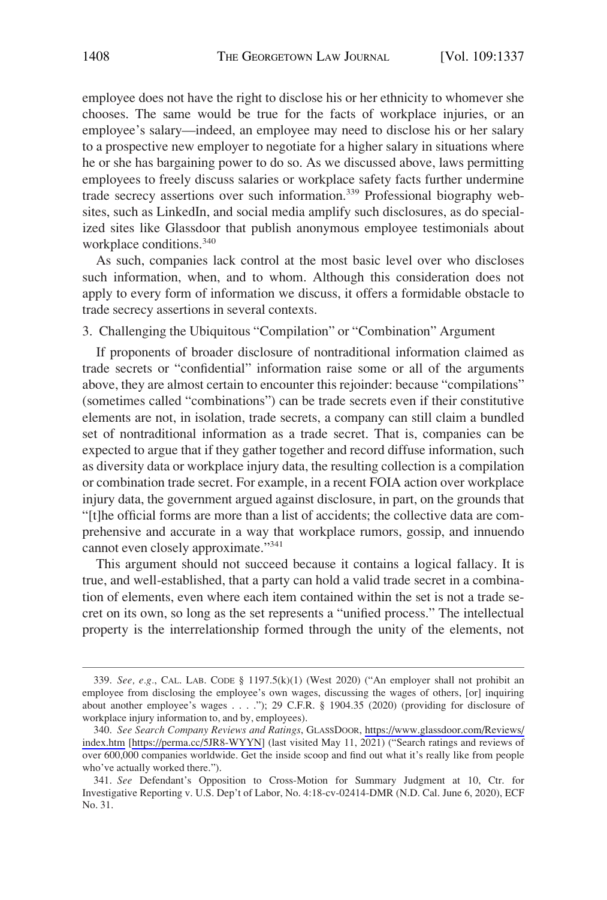employee does not have the right to disclose his or her ethnicity to whomever she chooses. The same would be true for the facts of workplace injuries, or an employee's salary—indeed, an employee may need to disclose his or her salary to a prospective new employer to negotiate for a higher salary in situations where he or she has bargaining power to do so. As we discussed above, laws permitting employees to freely discuss salaries or workplace safety facts further undermine trade secrecy assertions over such information.[339] Professional biography websites, such as LinkedIn, and social media amplify such disclosures, as do specialized sites like Glassdoor that publish anonymous employee testimonials about workplace conditions.[340]

As such, companies lack control at the most basic level over who discloses such information, when, and to whom. Although this consideration does not apply to every form of information we discuss, it offers a formidable obstacle to trade secrecy assertions in several contexts.

### 3. Challenging the Ubiquitous "Compilation" or "Combination" Argument

If proponents of broader disclosure of nontraditional information claimed as trade secrets or "confidential" information raise some or all of the arguments above, they are almost certain to encounter this rejoinder: because "compilations" (sometimes called "combinations") can be trade secrets even if their constitutive elements are not, in isolation, trade secrets, a company can still claim a bundled set of nontraditional information as a trade secret. That is, companies can be expected to argue that if they gather together and record diffuse information, such as diversity data or workplace injury data, the resulting collection is a compilation or combination trade secret. For example, in a recent FOIA action over workplace injury data, the government argued against disclosure, in part, on the grounds that "[t]he official forms are more than a list of accidents; the collective data are comprehensive and accurate in a way that workplace rumors, gossip, and innuendo cannot even closely approximate."[341]

This argument should not succeed because it contains a logical fallacy. It is true, and well-established, that a party can hold a valid trade secret in a combination of elements, even where each item contained within the set is not a trade secret on its own, so long as the set represents a "unified process." The intellectual property is the interrelationship formed through the unity of the elements, not

---

339. *See, e.g.*, CAL. LAB. CODE § 1197.5(k)(1) (West 2020) ("An employer shall not prohibit an employee from disclosing the employee's own wages, discussing the wages of others, [or] inquiring about another employee's wages . . . ."); 29 C.F.R. § 1904.35 (2020) (providing for disclosure of workplace injury information to, and by, employees).

340. *See Search Company Reviews and Ratings*, GLASSDOOR, https://www.glassdoor.com/Reviews/index.htm [https://perma.cc/5JR8-WYYN] (last visited May 11, 2021) ("Search ratings and reviews of over 600,000 companies worldwide. Get the inside scoop and find out what it's really like from people who've actually worked there.").

341. *See* Defendant's Opposition to Cross-Motion for Summary Judgment at 10, Ctr. for Investigative Reporting v. U.S. Dep't of Labor, No. 4:18-cv-02414-DMR (N.D. Cal. June 6, 2020), ECF No. 31.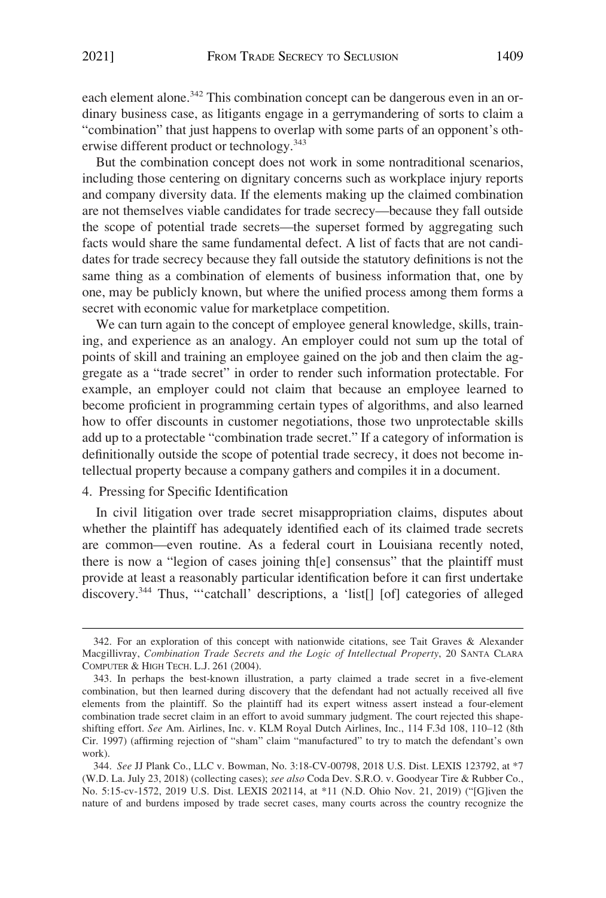each element alone.[342] This combination concept can be dangerous even in an ordinary business case, as litigants engage in a gerrymandering of sorts to claim a "combination" that just happens to overlap with some parts of an opponent's otherwise different product or technology.[343]

But the combination concept does not work in some nontraditional scenarios, including those centering on dignitary concerns such as workplace injury reports and company diversity data. If the elements making up the claimed combination are not themselves viable candidates for trade secrecy—because they fall outside the scope of potential trade secrets—the superset formed by aggregating such facts would share the same fundamental defect. A list of facts that are not candidates for trade secrecy because they fall outside the statutory definitions is not the same thing as a combination of elements of business information that, one by one, may be publicly known, but where the unified process among them forms a secret with economic value for marketplace competition.

We can turn again to the concept of employee general knowledge, skills, training, and experience as an analogy. An employer could not sum up the total of points of skill and training an employee gained on the job and then claim the aggregate as a "trade secret" in order to render such information protectable. For example, an employer could not claim that because an employee learned to become proficient in programming certain types of algorithms, and also learned how to offer discounts in customer negotiations, those two unprotectable skills add up to a protectable "combination trade secret." If a category of information is definitionally outside the scope of potential trade secrecy, it does not become intellectual property because a company gathers and compiles it in a document.

#### 4. Pressing for Specific Identification

In civil litigation over trade secret misappropriation claims, disputes about whether the plaintiff has adequately identified each of its claimed trade secrets are common—even routine. As a federal court in Louisiana recently noted, there is now a "legion of cases joining th[e] consensus" that the plaintiff must provide at least a reasonably particular identification before it can first undertake discovery.[344] Thus, "'catchall' descriptions, a 'list[] [of] categories of alleged

---

342. For an exploration of this concept with nationwide citations, see Tait Graves & Alexander Macgillivray, *Combination Trade Secrets and the Logic of Intellectual Property*, 20 SANTA CLARA COMPUTER & HIGH TECH. L.J. 261 (2004).

343. In perhaps the best-known illustration, a party claimed a trade secret in a five-element combination, but then learned during discovery that the defendant had not actually received all five elements from the plaintiff. So the plaintiff had its expert witness assert instead a four-element combination trade secret claim in an effort to avoid summary judgment. The court rejected this shape-shifting effort. *See* Am. Airlines, Inc. v. KLM Royal Dutch Airlines, Inc., 114 F.3d 108, 110–12 (8th Cir. 1997) (affirming rejection of "sham" claim "manufactured" to try to match the defendant's own work).

344. *See* JJ Plank Co., LLC v. Bowman, No. 3:18-CV-00798, 2018 U.S. Dist. LEXIS 123792, at *7 (W.D. La. July 23, 2018) (collecting cases); *see also* Coda Dev. S.R.O. v. Goodyear Tire & Rubber Co., No. 5:15-cv-1572, 2019 U.S. Dist. LEXIS 202114, at *11 (N.D. Ohio Nov. 21, 2019) ("[G]iven the nature of and burdens imposed by trade secret cases, many courts across the country recognize the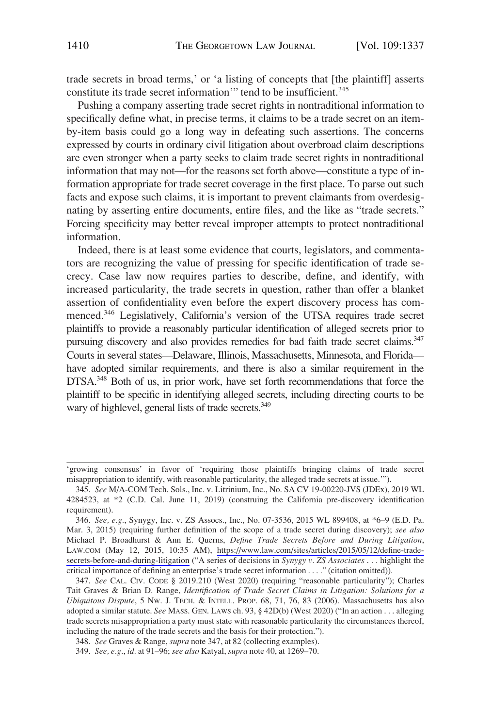trade secrets in broad terms,' or 'a listing of concepts that [the plaintiff] asserts constitute its trade secret information'" tend to be insufficient.[345]

Pushing a company asserting trade secret rights in nontraditional information to specifically define what, in precise terms, it claims to be a trade secret on an item-by-item basis could go a long way in defeating such assertions. The concerns expressed by courts in ordinary civil litigation about overbroad claim descriptions are even stronger when a party seeks to claim trade secret rights in nontraditional information that may not—for the reasons set forth above—constitute a type of information appropriate for trade secret coverage in the first place. To parse out such facts and expose such claims, it is important to prevent claimants from overdesignating by asserting entire documents, entire files, and the like as "trade secrets." Forcing specificity may better reveal improper attempts to protect nontraditional information.

Indeed, there is at least some evidence that courts, legislators, and commentators are recognizing the value of pressing for specific identification of trade secrecy. Case law now requires parties to describe, define, and identify, with increased particularity, the trade secrets in question, rather than offer a blanket assertion of confidentiality even before the expert discovery process has commenced.[346] Legislatively, California's version of the UTSA requires trade secret plaintiffs to provide a reasonably particular identification of alleged secrets prior to pursuing discovery and also provides remedies for bad faith trade secret claims.[347] Courts in several states—Delaware, Illinois, Massachusetts, Minnesota, and Florida—have adopted similar requirements, and there is also a similar requirement in the DTSA.[348] Both of us, in prior work, have set forth recommendations that force the plaintiff to be specific in identifying alleged secrets, including directing courts to be wary of highlevel, general lists of trade secrets.[349]

---

'growing consensus' in favor of 'requiring those plaintiffs bringing claims of trade secret misappropriation to identify, with reasonable particularity, the alleged trade secrets at issue.'").

345. *See* M/A-COM Tech. Sols., Inc. v. Litrinium, Inc., No. SA CV 19-00220-JVS (JDEx), 2019 WL 4284523, at *2 (C.D. Cal. June 11, 2019) (construing the California pre-discovery identification requirement).

346. *See, e.g.*, Synygy, Inc. v. ZS Assocs., Inc., No. 07-3536, 2015 WL 899408, at *6–9 (E.D. Pa. Mar. 3, 2015) (requiring further definition of the scope of a trade secret during discovery); *see also* Michael P. Broadhurst & Ann E. Querns, *Define Trade Secrets Before and During Litigation*, LAW.COM (May 12, 2015, 10:35 AM), https://www.law.com/sites/articles/2015/05/12/define-trade-secrets-before-and-during-litigation ("A series of decisions in *Synygy v. ZS Associates* . . . highlight the critical importance of defining an enterprise's trade secret information . . . ." (citation omitted)).

347. *See* CAL. CIV. CODE § 2019.210 (West 2020) (requiring "reasonable particularity"); Charles Tait Graves & Brian D. Range, *Identification of Trade Secret Claims in Litigation: Solutions for a Ubiquitous Dispute*, 5 NW. J. TECH. & INTELL. PROP. 68, 71, 76, 83 (2006). Massachusetts has also adopted a similar statute. *See* MASS. GEN. LAWS ch. 93, § 42D(b) (West 2020) ("In an action . . . alleging trade secrets misappropriation a party must state with reasonable particularity the circumstances thereof, including the nature of the trade secrets and the basis for their protection.").

348. *See* Graves & Range, *supra* note 347, at 82 (collecting examples).

349. *See, e.g.*, *id.* at 91–96; *see also* Katyal, *supra* note 40, at 1269–70.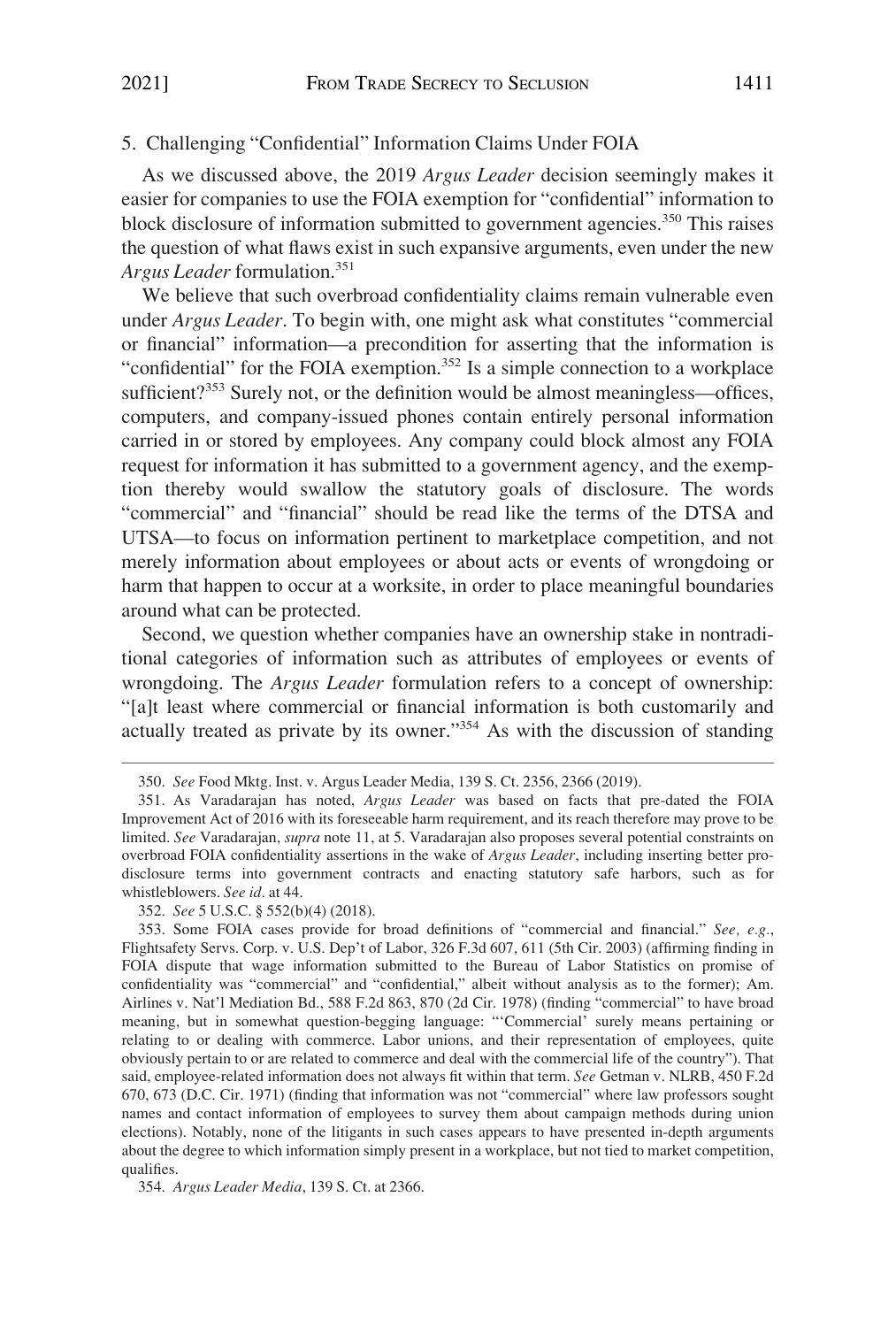### 5. Challenging "Confidential" Information Claims Under FOIA

As we discussed above, the 2019 *Argus Leader* decision seemingly makes it easier for companies to use the FOIA exemption for "confidential" information to block disclosure of information submitted to government agencies.[350] This raises the question of what flaws exist in such expansive arguments, even under the new *Argus Leader* formulation.[351]

We believe that such overbroad confidentiality claims remain vulnerable even under *Argus Leader*. To begin with, one might ask what constitutes "commercial or financial" information—a precondition for asserting that the information is "confidential" for the FOIA exemption.[352] Is a simple connection to a workplace sufficient?[353] Surely not, or the definition would be almost meaningless—offices, computers, and company-issued phones contain entirely personal information carried in or stored by employees. Any company could block almost any FOIA request for information it has submitted to a government agency, and the exemption thereby would swallow the statutory goals of disclosure. The words "commercial" and "financial" should be read like the terms of the DTSA and UTSA—to focus on information pertinent to marketplace competition, and not merely information about employees or about acts or events of wrongdoing or harm that happen to occur at a worksite, in order to place meaningful boundaries around what can be protected.

Second, we question whether companies have an ownership stake in nontraditional categories of information such as attributes of employees or events of wrongdoing. The *Argus Leader* formulation refers to a concept of ownership: "[a]t least where commercial or financial information is both customarily and actually treated as private by its owner."[354] As with the discussion of standing

---

350. *See* Food Mktg. Inst. v. Argus Leader Media, 139 S. Ct. 2356, 2366 (2019).

351. As Varadarajan has noted, *Argus Leader* was based on facts that pre-dated the FOIA Improvement Act of 2016 with its foreseeable harm requirement, and its reach therefore may prove to be limited. *See* Varadarajan, *supra* note 11, at 5. Varadarajan also proposes several potential constraints on overbroad FOIA confidentiality assertions in the wake of *Argus Leader*, including inserting better pro-disclosure terms into government contracts and enacting statutory safe harbors, such as for whistleblowers. *See id.* at 44.

352. *See* 5 U.S.C. § 552(b)(4) (2018).

353. Some FOIA cases provide for broad definitions of "commercial and financial." *See, e.g.*, Flightsafety Servs. Corp. v. U.S. Dep't of Labor, 326 F.3d 607, 611 (5th Cir. 2003) (affirming finding in FOIA dispute that wage information submitted to the Bureau of Labor Statistics on promise of confidentiality was "commercial" and "confidential," albeit without analysis as to the former); Am. Airlines v. Nat'l Mediation Bd., 588 F.2d 863, 870 (2d Cir. 1978) (finding "commercial" to have broad meaning, but in somewhat question-begging language: "'Commercial' surely means pertaining or relating to or dealing with commerce. Labor unions, and their representation of employees, quite obviously pertain to or are related to commerce and deal with the commercial life of the country"). That said, employee-related information does not always fit within that term. *See* Getman v. NLRB, 450 F.2d 670, 673 (D.C. Cir. 1971) (finding that information was not "commercial" where law professors sought names and contact information of employees to survey them about campaign methods during union elections). Notably, none of the litigants in such cases appears to have presented in-depth arguments about the degree to which information simply present in a workplace, but not tied to market competition, qualifies.

354. *Argus Leader Media*, 139 S. Ct. at 2366.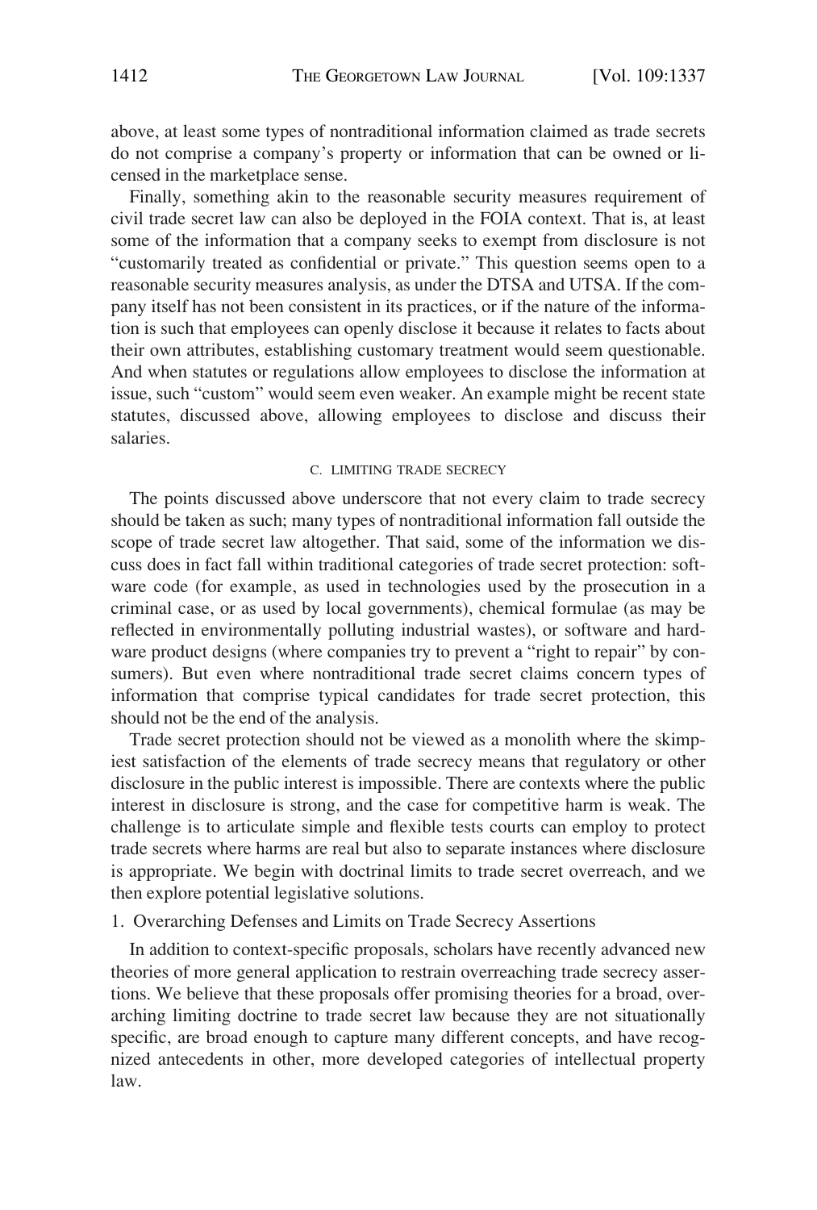above, at least some types of nontraditional information claimed as trade secrets do not comprise a company's property or information that can be owned or licensed in the marketplace sense.

Finally, something akin to the reasonable security measures requirement of civil trade secret law can also be deployed in the FOIA context. That is, at least some of the information that a company seeks to exempt from disclosure is not "customarily treated as confidential or private." This question seems open to a reasonable security measures analysis, as under the DTSA and UTSA. If the company itself has not been consistent in its practices, or if the nature of the information is such that employees can openly disclose it because it relates to facts about their own attributes, establishing customary treatment would seem questionable. And when statutes or regulations allow employees to disclose the information at issue, such "custom" would seem even weaker. An example might be recent state statutes, discussed above, allowing employees to disclose and discuss their salaries.

### C. LIMITING TRADE SECRECY

The points discussed above underscore that not every claim to trade secrecy should be taken as such; many types of nontraditional information fall outside the scope of trade secret law altogether. That said, some of the information we discuss does in fact fall within traditional categories of trade secret protection: software code (for example, as used in technologies used by the prosecution in a criminal case, or as used by local governments), chemical formulae (as may be reflected in environmentally polluting industrial wastes), or software and hardware product designs (where companies try to prevent a "right to repair" by consumers). But even where nontraditional trade secret claims concern types of information that comprise typical candidates for trade secret protection, this should not be the end of the analysis.

Trade secret protection should not be viewed as a monolith where the skimpiest satisfaction of the elements of trade secrecy means that regulatory or other disclosure in the public interest is impossible. There are contexts where the public interest in disclosure is strong, and the case for competitive harm is weak. The challenge is to articulate simple and flexible tests courts can employ to protect trade secrets where harms are real but also to separate instances where disclosure is appropriate. We begin with doctrinal limits to trade secret overreach, and we then explore potential legislative solutions.

#### 1. Overarching Defenses and Limits on Trade Secrecy Assertions

In addition to context-specific proposals, scholars have recently advanced new theories of more general application to restrain overreaching trade secrecy assertions. We believe that these proposals offer promising theories for a broad, overarching limiting doctrine to trade secret law because they are not situationally specific, are broad enough to capture many different concepts, and have recognized antecedents in other, more developed categories of intellectual property law.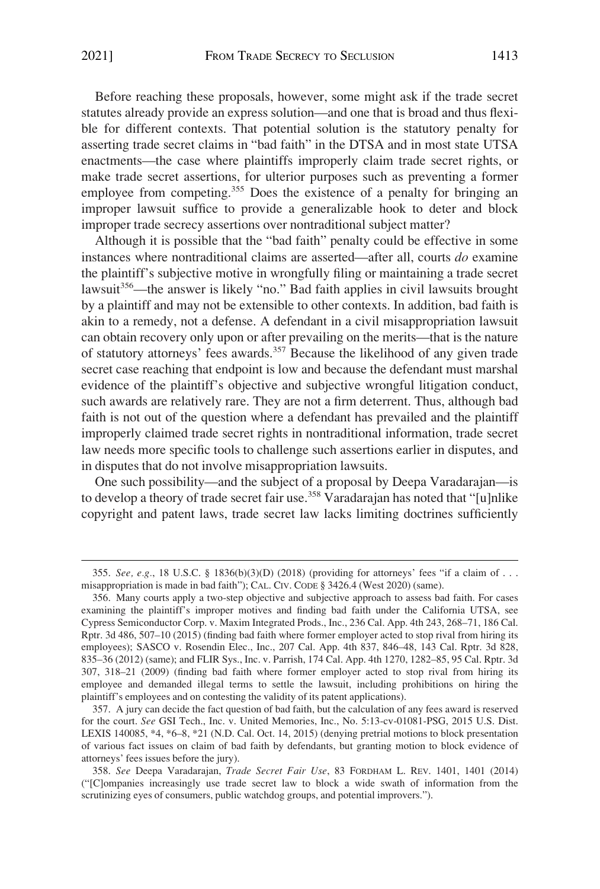Before reaching these proposals, however, some might ask if the trade secret statutes already provide an express solution—and one that is broad and thus flexible for different contexts. That potential solution is the statutory penalty for asserting trade secret claims in "bad faith" in the DTSA and in most state UTSA enactments—the case where plaintiffs improperly claim trade secret rights, or make trade secret assertions, for ulterior purposes such as preventing a former employee from competing.[355] Does the existence of a penalty for bringing an improper lawsuit suffice to provide a generalizable hook to deter and block improper trade secrecy assertions over nontraditional subject matter?

Although it is possible that the "bad faith" penalty could be effective in some instances where nontraditional claims are asserted—after all, courts *do* examine the plaintiff's subjective motive in wrongfully filing or maintaining a trade secret lawsuit[356]—the answer is likely "no." Bad faith applies in civil lawsuits brought by a plaintiff and may not be extensible to other contexts. In addition, bad faith is akin to a remedy, not a defense. A defendant in a civil misappropriation lawsuit can obtain recovery only upon or after prevailing on the merits—that is the nature of statutory attorneys' fees awards.[357] Because the likelihood of any given trade secret case reaching that endpoint is low and because the defendant must marshal evidence of the plaintiff's objective and subjective wrongful litigation conduct, such awards are relatively rare. They are not a firm deterrent. Thus, although bad faith is not out of the question where a defendant has prevailed and the plaintiff improperly claimed trade secret rights in nontraditional information, trade secret law needs more specific tools to challenge such assertions earlier in disputes, and in disputes that do not involve misappropriation lawsuits.

One such possibility—and the subject of a proposal by Deepa Varadarajan—is to develop a theory of trade secret fair use.[358] Varadarajan has noted that "[u]nlike copyright and patent laws, trade secret law lacks limiting doctrines sufficiently

---

355. *See, e.g.*, 18 U.S.C. § 1836(b)(3)(D) (2018) (providing for attorneys' fees "if a claim of . . . misappropriation is made in bad faith"); CAL. CIV. CODE § 3426.4 (West 2020) (same).

356. Many courts apply a two-step objective and subjective approach to assess bad faith. For cases examining the plaintiff's improper motives and finding bad faith under the California UTSA, see Cypress Semiconductor Corp. v. Maxim Integrated Prods., Inc., 236 Cal. App. 4th 243, 268–71, 186 Cal. Rptr. 3d 486, 507–10 (2015) (finding bad faith where former employer acted to stop rival from hiring its employees); SASCO v. Rosendin Elec., Inc., 207 Cal. App. 4th 837, 846–48, 143 Cal. Rptr. 3d 828, 835–36 (2012) (same); and FLIR Sys., Inc. v. Parrish, 174 Cal. App. 4th 1270, 1282–85, 95 Cal. Rptr. 3d 307, 318–21 (2009) (finding bad faith where former employer acted to stop rival from hiring its employee and demanded illegal terms to settle the lawsuit, including prohibitions on hiring the plaintiff's employees and on contesting the validity of its patent applications).

357. A jury can decide the fact question of bad faith, but the calculation of any fees award is reserved for the court. *See* GSI Tech., Inc. v. United Memories, Inc., No. 5:13-cv-01081-PSG, 2015 U.S. Dist. LEXIS 140085, \*4, \*6–8, \*21 (N.D. Cal. Oct. 14, 2015) (denying pretrial motions to block presentation of various fact issues on claim of bad faith by defendants, but granting motion to block evidence of attorneys' fees issues before the jury).

358. *See* Deepa Varadarajan, *Trade Secret Fair Use*, 83 FORDHAM L. REV. 1401, 1401 (2014) ("[C]ompanies increasingly use trade secret law to block a wide swath of information from the scrutinizing eyes of consumers, public watchdog groups, and potential improvers.").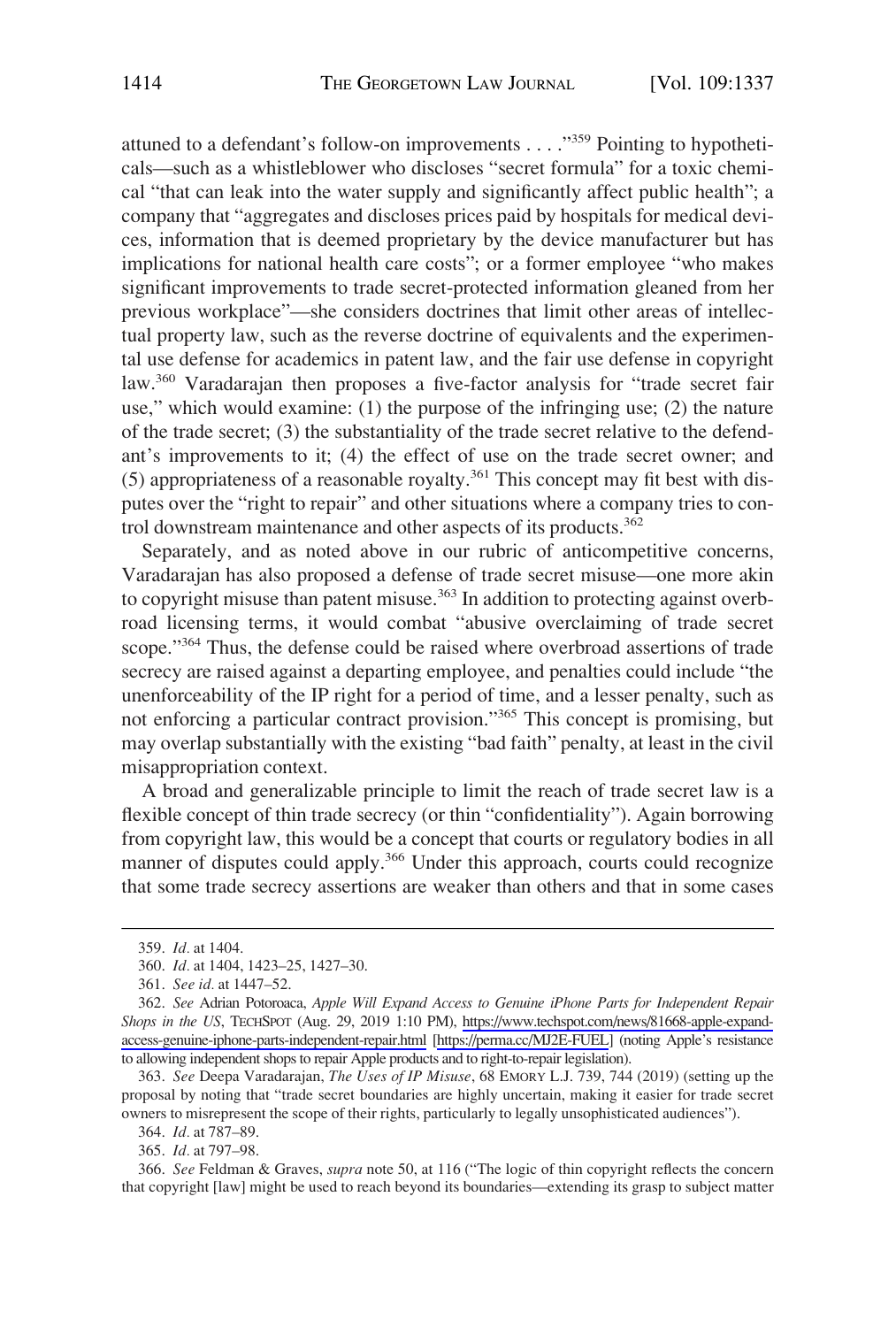attuned to a defendant's follow-on improvements . . . ."[359] Pointing to hypotheticals—such as a whistleblower who discloses "secret formula" for a toxic chemical "that can leak into the water supply and significantly affect public health"; a company that "aggregates and discloses prices paid by hospitals for medical devices, information that is deemed proprietary by the device manufacturer but has implications for national health care costs"; or a former employee "who makes significant improvements to trade secret-protected information gleaned from her previous workplace"—she considers doctrines that limit other areas of intellectual property law, such as the reverse doctrine of equivalents and the experimental use defense for academics in patent law, and the fair use defense in copyright law.[360] Varadarajan then proposes a five-factor analysis for "trade secret fair use," which would examine: (1) the purpose of the infringing use; (2) the nature of the trade secret; (3) the substantiality of the trade secret relative to the defendant's improvements to it; (4) the effect of use on the trade secret owner; and (5) appropriateness of a reasonable royalty.[361] This concept may fit best with disputes over the "right to repair" and other situations where a company tries to control downstream maintenance and other aspects of its products.[362]

Separately, and as noted above in our rubric of anticompetitive concerns, Varadarajan has also proposed a defense of trade secret misuse—one more akin to copyright misuse than patent misuse.[363] In addition to protecting against overbroad licensing terms, it would combat "abusive overclaiming of trade secret scope."[364] Thus, the defense could be raised where overbroad assertions of trade secrecy are raised against a departing employee, and penalties could include "the unenforceability of the IP right for a period of time, and a lesser penalty, such as not enforcing a particular contract provision."[365] This concept is promising, but may overlap substantially with the existing "bad faith" penalty, at least in the civil misappropriation context.

A broad and generalizable principle to limit the reach of trade secret law is a flexible concept of thin trade secrecy (or thin "confidentiality"). Again borrowing from copyright law, this would be a concept that courts or regulatory bodies in all manner of disputes could apply.[366] Under this approach, courts could recognize that some trade secrecy assertions are weaker than others and that in some cases

---

359. *Id.* at 1404.

360. *Id.* at 1404, 1423–25, 1427–30.

361. *See id.* at 1447–52.

362. *See* Adrian Potoroaca, *Apple Will Expand Access to Genuine iPhone Parts for Independent Repair Shops in the US*, TECHSPOT (Aug. 29, 2019 1:10 PM), https://www.techspot.com/news/81668-apple-expand-access-genuine-iphone-parts-independent-repair.html [https://perma.cc/MJ2E-FUEL] (noting Apple's resistance to allowing independent shops to repair Apple products and to right-to-repair legislation).

363. *See* Deepa Varadarajan, *The Uses of IP Misuse*, 68 EMORY L.J. 739, 744 (2019) (setting up the proposal by noting that "trade secret boundaries are highly uncertain, making it easier for trade secret owners to misrepresent the scope of their rights, particularly to legally unsophisticated audiences").

364. *Id.* at 787–89.

365. *Id.* at 797–98.

366. *See* Feldman & Graves, *supra* note 50, at 116 ("The logic of thin copyright reflects the concern that copyright [law] might be used to reach beyond its boundaries—extending its grasp to subject matter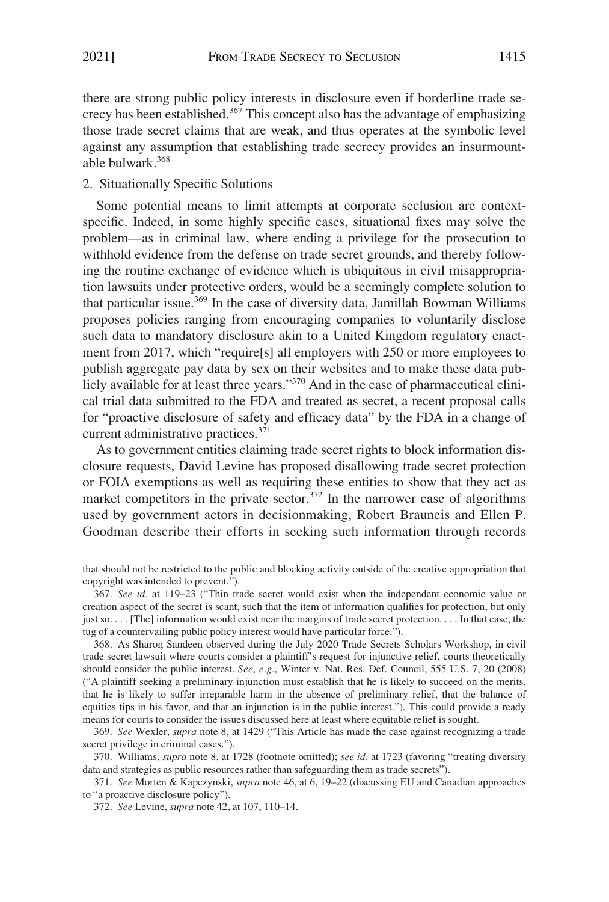there are strong public policy interests in disclosure even if borderline trade secrecy has been established.[367] This concept also has the advantage of emphasizing those trade secret claims that are weak, and thus operates at the symbolic level against any assumption that establishing trade secrecy provides an insurmountable bulwark.[368]

### 2. Situationally Specific Solutions

Some potential means to limit attempts at corporate seclusion are context-specific. Indeed, in some highly specific cases, situational fixes may solve the problem—as in criminal law, where ending a privilege for the prosecution to withhold evidence from the defense on trade secret grounds, and thereby following the routine exchange of evidence which is ubiquitous in civil misappropriation lawsuits under protective orders, would be a seemingly complete solution to that particular issue.[369] In the case of diversity data, Jamillah Bowman Williams proposes policies ranging from encouraging companies to voluntarily disclose such data to mandatory disclosure akin to a United Kingdom regulatory enactment from 2017, which "require[s] all employers with 250 or more employees to publish aggregate pay data by sex on their websites and to make these data publicly available for at least three years."[370] And in the case of pharmaceutical clinical trial data submitted to the FDA and treated as secret, a recent proposal calls for "proactive disclosure of safety and efficacy data" by the FDA in a change of current administrative practices.[371]

As to government entities claiming trade secret rights to block information disclosure requests, David Levine has proposed disallowing trade secret protection or FOIA exemptions as well as requiring these entities to show that they act as market competitors in the private sector.[372] In the narrower case of algorithms used by government actors in decisionmaking, Robert Brauneis and Ellen P. Goodman describe their efforts in seeking such information through records

---

that should not be restricted to the public and blocking activity outside of the creative appropriation that copyright was intended to prevent.").

367. *See id.* at 119–23 ("Thin trade secret would exist when the independent economic value or creation aspect of the secret is scant, such that the item of information qualifies for protection, but only just so. . . . [The] information would exist near the margins of trade secret protection. . . . In that case, the tug of a countervailing public policy interest would have particular force.").

368. As Sharon Sandeen observed during the July 2020 Trade Secrets Scholars Workshop, in civil trade secret lawsuit where courts consider a plaintiff's request for injunctive relief, courts theoretically should consider the public interest. *See, e.g.*, Winter v. Nat. Res. Def. Council, 555 U.S. 7, 20 (2008) ("A plaintiff seeking a preliminary injunction must establish that he is likely to succeed on the merits, that he is likely to suffer irreparable harm in the absence of preliminary relief, that the balance of equities tips in his favor, and that an injunction is in the public interest."). This could provide a ready means for courts to consider the issues discussed here at least where equitable relief is sought.

369. *See* Wexler, *supra* note 8, at 1429 ("This Article has made the case against recognizing a trade secret privilege in criminal cases.").

370. Williams, *supra* note 8, at 1728 (footnote omitted); *see id.* at 1723 (favoring "treating diversity data and strategies as public resources rather than safeguarding them as trade secrets").

371. *See* Morten & Kapczynski, *supra* note 46, at 6, 19–22 (discussing EU and Canadian approaches to "a proactive disclosure policy").

372. *See* Levine, *supra* note 42, at 107, 110–14.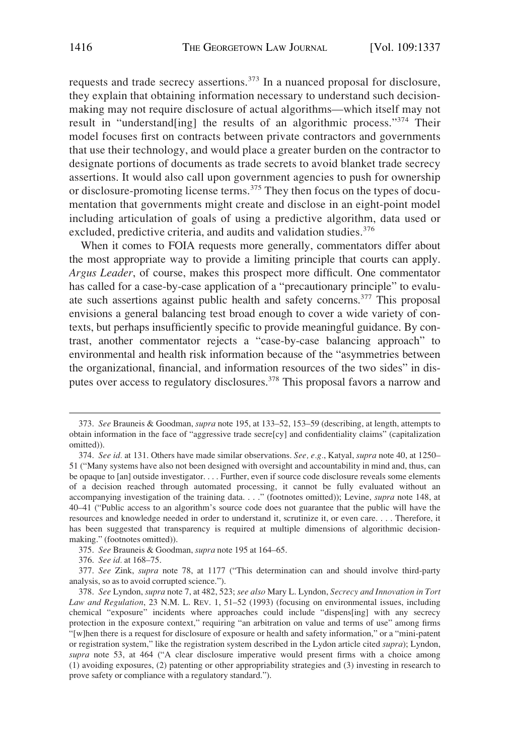requests and trade secrecy assertions.[373] In a nuanced proposal for disclosure, they explain that obtaining information necessary to understand such decision-making may not require disclosure of actual algorithms—which itself may not result in "understand[ing] the results of an algorithmic process."[374] Their model focuses first on contracts between private contractors and governments that use their technology, and would place a greater burden on the contractor to designate portions of documents as trade secrets to avoid blanket trade secrecy assertions. It would also call upon government agencies to push for ownership or disclosure-promoting license terms.[375] They then focus on the types of documentation that governments might create and disclose in an eight-point model including articulation of goals of using a predictive algorithm, data used or excluded, predictive criteria, and audits and validation studies.[376]

When it comes to FOIA requests more generally, commentators differ about the most appropriate way to provide a limiting principle that courts can apply. *Argus Leader*, of course, makes this prospect more difficult. One commentator has called for a case-by-case application of a "precautionary principle" to evaluate such assertions against public health and safety concerns.[377] This proposal envisions a general balancing test broad enough to cover a wide variety of contexts, but perhaps insufficiently specific to provide meaningful guidance. By contrast, another commentator rejects a "case-by-case balancing approach" to environmental and health risk information because of the "asymmetries between the organizational, financial, and information resources of the two sides" in disputes over access to regulatory disclosures.[378] This proposal favors a narrow and

---

373. *See* Brauneis & Goodman, *supra* note 195, at 133–52, 153–59 (describing, at length, attempts to obtain information in the face of "aggressive trade secre[cy] and confidentiality claims" (capitalization omitted)).

374. *See id.* at 131. Others have made similar observations. *See, e.g.*, Katyal, *supra* note 40, at 1250–51 ("Many systems have also not been designed with oversight and accountability in mind and, thus, can be opaque to [an] outside investigator. . . . Further, even if source code disclosure reveals some elements of a decision reached through automated processing, it cannot be fully evaluated without an accompanying investigation of the training data. . . ." (footnotes omitted)); Levine, *supra* note 148, at 40–41 ("Public access to an algorithm's source code does not guarantee that the public will have the resources and knowledge needed in order to understand it, scrutinize it, or even care. . . . Therefore, it has been suggested that transparency is required at multiple dimensions of algorithmic decision-making." (footnotes omitted)).

375. *See* Brauneis & Goodman, *supra* note 195 at 164–65.

376. *See id.* at 168–75.

377. *See* Zink, *supra* note 78, at 1177 ("This determination can and should involve third-party analysis, so as to avoid corrupted science.").

378. *See* Lyndon, *supra* note 7, at 482, 523; *see also* Mary L. Lyndon, *Secrecy and Innovation in Tort Law and Regulation*, 23 N.M. L. REV. 1, 51–52 (1993) (focusing on environmental issues, including chemical "exposure" incidents where approaches could include "dispens[ing] with any secrecy protection in the exposure context," requiring "an arbitration on value and terms of use" among firms "[w]hen there is a request for disclosure of exposure or health and safety information," or a "mini-patent or registration system," like the registration system described in the Lydon article cited *supra*); Lyndon, *supra* note 53, at 464 ("A clear disclosure imperative would present firms with a choice among (1) avoiding exposures, (2) patenting or other appropriability strategies and (3) investing in research to prove safety or compliance with a regulatory standard.").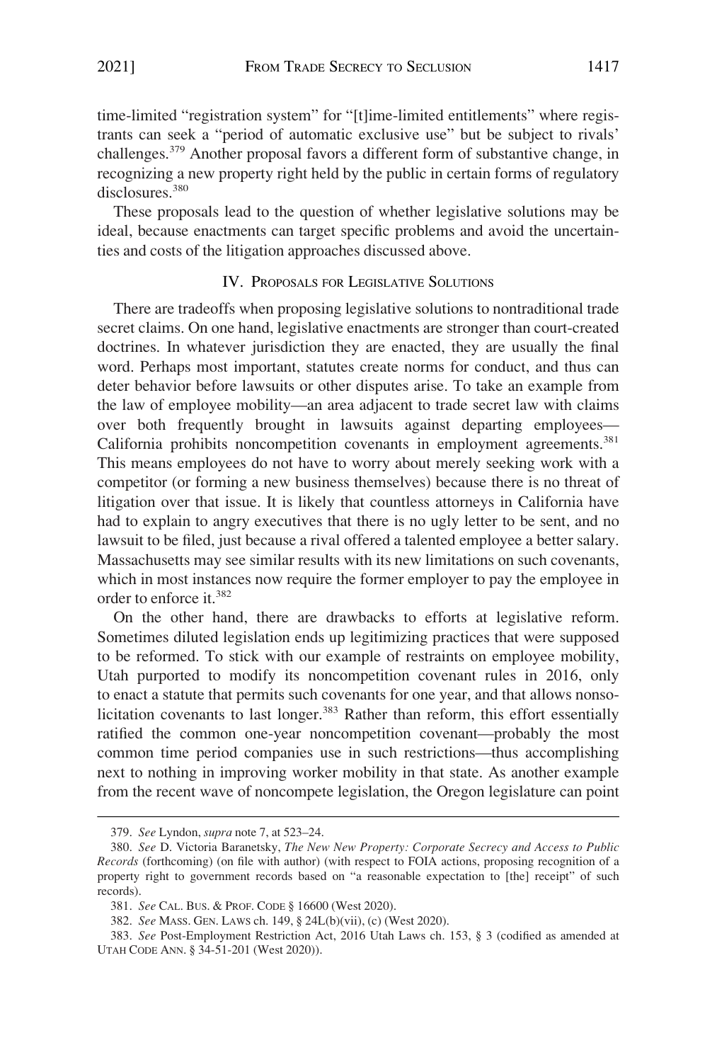time-limited "registration system" for "[t]ime-limited entitlements" where registrants can seek a "period of automatic exclusive use" but be subject to rivals' challenges.[379] Another proposal favors a different form of substantive change, in recognizing a new property right held by the public in certain forms of regulatory disclosures.[380]

These proposals lead to the question of whether legislative solutions may be ideal, because enactments can target specific problems and avoid the uncertainties and costs of the litigation approaches discussed above.

## IV. Proposals for Legislative Solutions

There are tradeoffs when proposing legislative solutions to nontraditional trade secret claims. On one hand, legislative enactments are stronger than court-created doctrines. In whatever jurisdiction they are enacted, they are usually the final word. Perhaps most important, statutes create norms for conduct, and thus can deter behavior before lawsuits or other disputes arise. To take an example from the law of employee mobility—an area adjacent to trade secret law with claims over both frequently brought in lawsuits against departing employees—California prohibits noncompetition covenants in employment agreements.[381] This means employees do not have to worry about merely seeking work with a competitor (or forming a new business themselves) because there is no threat of litigation over that issue. It is likely that countless attorneys in California have had to explain to angry executives that there is no ugly letter to be sent, and no lawsuit to be filed, just because a rival offered a talented employee a better salary. Massachusetts may see similar results with its new limitations on such covenants, which in most instances now require the former employer to pay the employee in order to enforce it.[382]

On the other hand, there are drawbacks to efforts at legislative reform. Sometimes diluted legislation ends up legitimizing practices that were supposed to be reformed. To stick with our example of restraints on employee mobility, Utah purported to modify its noncompetition covenant rules in 2016, only to enact a statute that permits such covenants for one year, and that allows nonsolicitation covenants to last longer.[383] Rather than reform, this effort essentially ratified the common one-year noncompetition covenant—probably the most common time period companies use in such restrictions—thus accomplishing next to nothing in improving worker mobility in that state. As another example from the recent wave of noncompete legislation, the Oregon legislature can point

---

379. *See* Lyndon, *supra* note 7, at 523–24.

380. *See* D. Victoria Baranetsky, *The New New Property: Corporate Secrecy and Access to Public Records* (forthcoming) (on file with author) (with respect to FOIA actions, proposing recognition of a property right to government records based on "a reasonable expectation to [the] receipt" of such records).

381. *See* CAL. BUS. & PROF. CODE § 16600 (West 2020).

382. *See* MASS. GEN. LAWS ch. 149, § 24L(b)(vii), (c) (West 2020).

383. *See* Post-Employment Restriction Act, 2016 Utah Laws ch. 153, § 3 (codified as amended at UTAH CODE ANN. § 34-51-201 (West 2020)).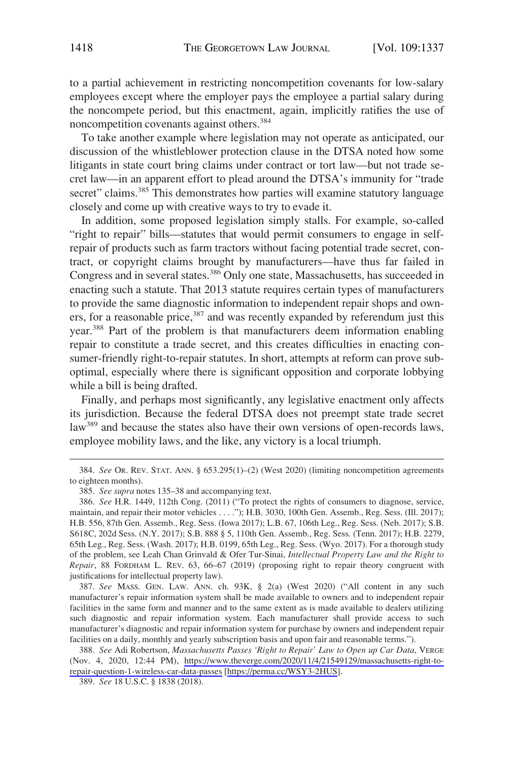to a partial achievement in restricting noncompetition covenants for low-salary employees except where the employer pays the employee a partial salary during the noncompete period, but this enactment, again, implicitly ratifies the use of noncompetition covenants against others.[384]

To take another example where legislation may not operate as anticipated, our discussion of the whistleblower protection clause in the DTSA noted how some litigants in state court bring claims under contract or tort law—but not trade secret law—in an apparent effort to plead around the DTSA's immunity for "trade secret" claims.[385] This demonstrates how parties will examine statutory language closely and come up with creative ways to try to evade it.

In addition, some proposed legislation simply stalls. For example, so-called "right to repair" bills—statutes that would permit consumers to engage in self-repair of products such as farm tractors without facing potential trade secret, contract, or copyright claims brought by manufacturers—have thus far failed in Congress and in several states.[386] Only one state, Massachusetts, has succeeded in enacting such a statute. That 2013 statute requires certain types of manufacturers to provide the same diagnostic information to independent repair shops and owners, for a reasonable price,[387] and was recently expanded by referendum just this year.[388] Part of the problem is that manufacturers deem information enabling repair to constitute a trade secret, and this creates difficulties in enacting consumer-friendly right-to-repair statutes. In short, attempts at reform can prove sub-optimal, especially where there is significant opposition and corporate lobbying while a bill is being drafted.

Finally, and perhaps most significantly, any legislative enactment only affects its jurisdiction. Because the federal DTSA does not preempt state trade secret law[389] and because the states also have their own versions of open-records laws, employee mobility laws, and the like, any victory is a local triumph.

---

384. *See* OR. REV. STAT. ANN. § 653.295(1)–(2) (West 2020) (limiting noncompetition agreements to eighteen months).

385. *See supra* notes 135–38 and accompanying text.

386. *See* H.R. 1449, 112th Cong. (2011) ("To protect the rights of consumers to diagnose, service, maintain, and repair their motor vehicles . . . ."); H.B. 3030, 100th Gen. Assemb., Reg. Sess. (Ill. 2017); H.B. 556, 87th Gen. Assemb., Reg. Sess. (Iowa 2017); L.B. 67, 106th Leg., Reg. Sess. (Neb. 2017); S.B. S618C, 202d Sess. (N.Y. 2017); S.B. 888 § 5, 110th Gen. Assemb., Reg. Sess. (Tenn. 2017); H.B. 2279, 65th Leg., Reg. Sess. (Wash. 2017); H.B. 0199, 65th Leg., Reg. Sess. (Wyo. 2017). For a thorough study of the problem, see Leah Chan Grinvald & Ofer Tur-Sinai, *Intellectual Property Law and the Right to Repair*, 88 FORDHAM L. REV. 63, 66–67 (2019) (proposing right to repair theory congruent with justifications for intellectual property law).

387. *See* MASS. GEN. LAW. ANN. ch. 93K, § 2(a) (West 2020) ("All content in any such manufacturer's repair information system shall be made available to owners and to independent repair facilities in the same form and manner and to the same extent as is made available to dealers utilizing such diagnostic and repair information system. Each manufacturer shall provide access to such manufacturer's diagnostic and repair information system for purchase by owners and independent repair facilities on a daily, monthly and yearly subscription basis and upon fair and reasonable terms.").

388. *See* Adi Robertson, *Massachusetts Passes 'Right to Repair' Law to Open up Car Data*, VERGE (Nov. 4, 2020, 12:44 PM), https://www.theverge.com/2020/11/4/21549129/massachusetts-right-to-repair-question-1-wireless-car-data-passes [https://perma.cc/WSY3-2HUS].

389. *See* 18 U.S.C. § 1838 (2018).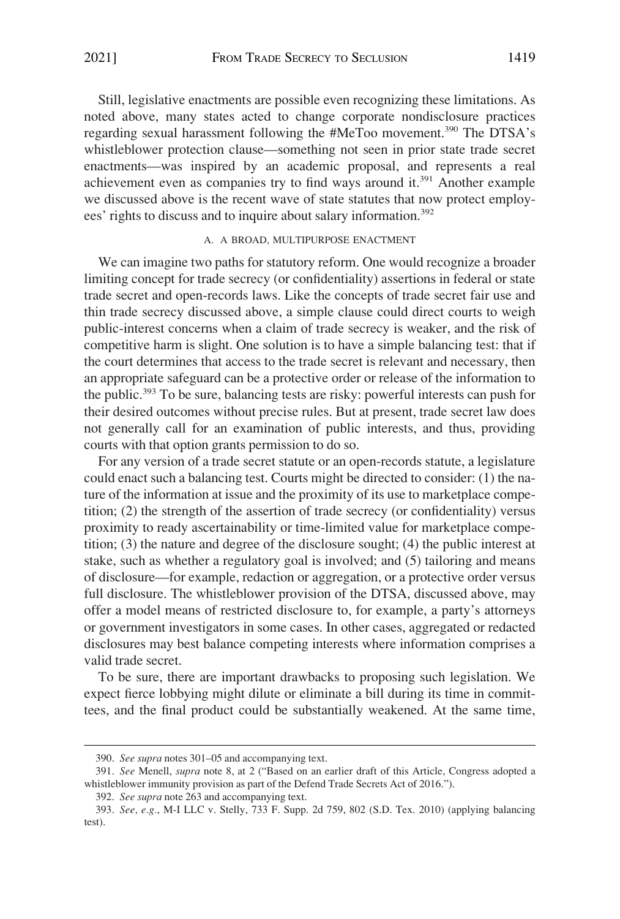Still, legislative enactments are possible even recognizing these limitations. As noted above, many states acted to change corporate nondisclosure practices regarding sexual harassment following the #MeToo movement.[390] The DTSA's whistleblower protection clause—something not seen in prior state trade secret enactments—was inspired by an academic proposal, and represents a real achievement even as companies try to find ways around it.[391] Another example we discussed above is the recent wave of state statutes that now protect employees' rights to discuss and to inquire about salary information.[392]

### A. A BROAD, MULTIPURPOSE ENACTMENT

We can imagine two paths for statutory reform. One would recognize a broader limiting concept for trade secrecy (or confidentiality) assertions in federal or state trade secret and open-records laws. Like the concepts of trade secret fair use and thin trade secrecy discussed above, a simple clause could direct courts to weigh public-interest concerns when a claim of trade secrecy is weaker, and the risk of competitive harm is slight. One solution is to have a simple balancing test: that if the court determines that access to the trade secret is relevant and necessary, then an appropriate safeguard can be a protective order or release of the information to the public.[393] To be sure, balancing tests are risky: powerful interests can push for their desired outcomes without precise rules. But at present, trade secret law does not generally call for an examination of public interests, and thus, providing courts with that option grants permission to do so.

For any version of a trade secret statute or an open-records statute, a legislature could enact such a balancing test. Courts might be directed to consider: (1) the nature of the information at issue and the proximity of its use to marketplace competition; (2) the strength of the assertion of trade secrecy (or confidentiality) versus proximity to ready ascertainability or time-limited value for marketplace competition; (3) the nature and degree of the disclosure sought; (4) the public interest at stake, such as whether a regulatory goal is involved; and (5) tailoring and means of disclosure—for example, redaction or aggregation, or a protective order versus full disclosure. The whistleblower provision of the DTSA, discussed above, may offer a model means of restricted disclosure to, for example, a party's attorneys or government investigators in some cases. In other cases, aggregated or redacted disclosures may best balance competing interests where information comprises a valid trade secret.

To be sure, there are important drawbacks to proposing such legislation. We expect fierce lobbying might dilute or eliminate a bill during its time in committees, and the final product could be substantially weakened. At the same time,

---

390. *See supra* notes 301–05 and accompanying text.

391. *See* Menell, *supra* note 8, at 2 ("Based on an earlier draft of this Article, Congress adopted a whistleblower immunity provision as part of the Defend Trade Secrets Act of 2016.").

392. *See supra* note 263 and accompanying text.

393. *See, e.g.*, M-I LLC v. Stelly, 733 F. Supp. 2d 759, 802 (S.D. Tex. 2010) (applying balancing test).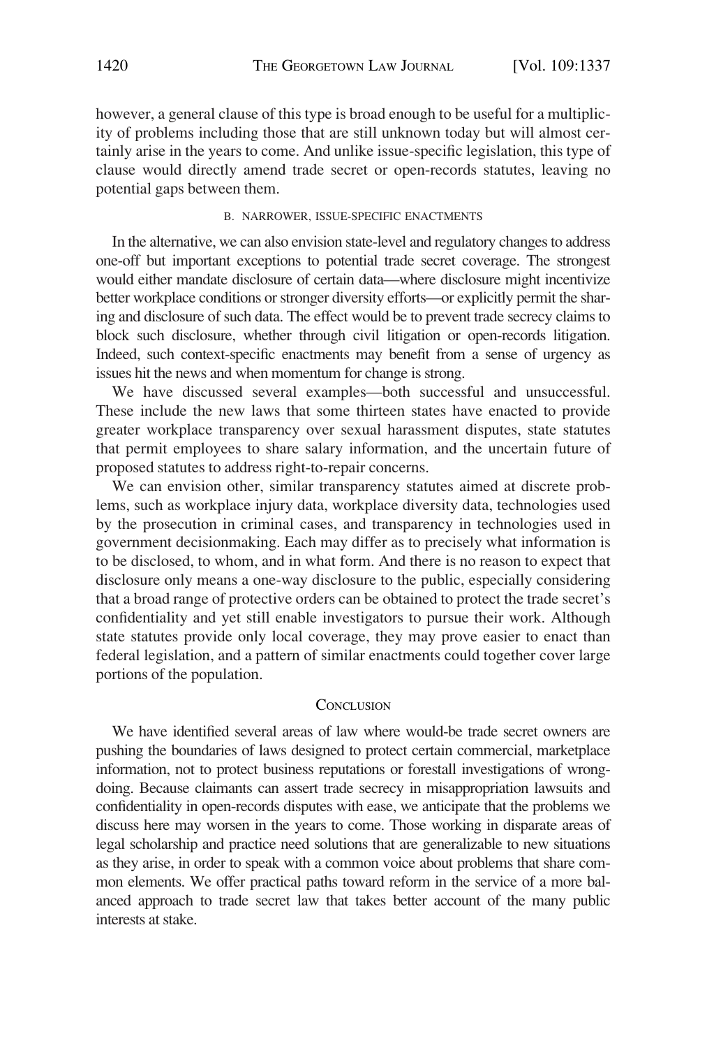however, a general clause of this type is broad enough to be useful for a multiplicity of problems including those that are still unknown today but will almost certainly arise in the years to come. And unlike issue-specific legislation, this type of clause would directly amend trade secret or open-records statutes, leaving no potential gaps between them.

### B. Narrower, Issue-Specific Enactments

In the alternative, we can also envision state-level and regulatory changes to address one-off but important exceptions to potential trade secret coverage. The strongest would either mandate disclosure of certain data—where disclosure might incentivize better workplace conditions or stronger diversity efforts—or explicitly permit the sharing and disclosure of such data. The effect would be to prevent trade secrecy claims to block such disclosure, whether through civil litigation or open-records litigation. Indeed, such context-specific enactments may benefit from a sense of urgency as issues hit the news and when momentum for change is strong.

We have discussed several examples—both successful and unsuccessful. These include the new laws that some thirteen states have enacted to provide greater workplace transparency over sexual harassment disputes, state statutes that permit employees to share salary information, and the uncertain future of proposed statutes to address right-to-repair concerns.

We can envision other, similar transparency statutes aimed at discrete problems, such as workplace injury data, workplace diversity data, technologies used by the prosecution in criminal cases, and transparency in technologies used in government decisionmaking. Each may differ as to precisely what information is to be disclosed, to whom, and in what form. And there is no reason to expect that disclosure only means a one-way disclosure to the public, especially considering that a broad range of protective orders can be obtained to protect the trade secret's confidentiality and yet still enable investigators to pursue their work. Although state statutes provide only local coverage, they may prove easier to enact than federal legislation, and a pattern of similar enactments could together cover large portions of the population.

## Conclusion

We have identified several areas of law where would-be trade secret owners are pushing the boundaries of laws designed to protect certain commercial, marketplace information, not to protect business reputations or forestall investigations of wrongdoing. Because claimants can assert trade secrecy in misappropriation lawsuits and confidentiality in open-records disputes with ease, we anticipate that the problems we discuss here may worsen in the years to come. Those working in disparate areas of legal scholarship and practice need solutions that are generalizable to new situations as they arise, in order to speak with a common voice about problems that share common elements. We offer practical paths toward reform in the service of a more balanced approach to trade secret law that takes better account of the many public interests at stake.